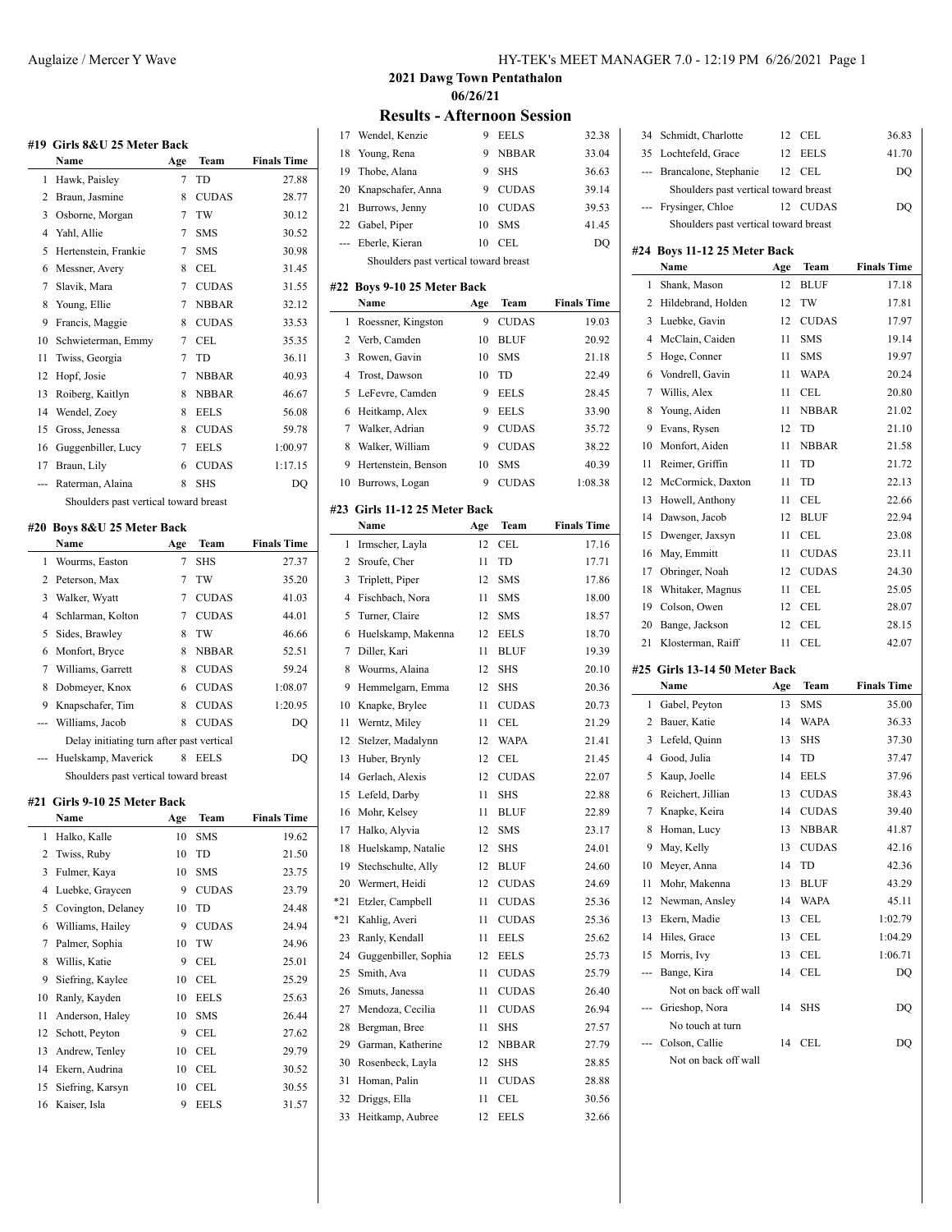## 2021 Dawg Town Pentathalon

06/26/21

### Results - Afternoon Session

#### #19 Girls 8&U 25 Meter Back

| | Name | Age | Team | Finals Time |
|---|---|---|---|---|
| 1 | Hawk, Paisley | 7 | TD | 27.88 |
| 2 | Braun, Jasmine | 8 | CUDAS | 28.77 |
| 3 | Osborne, Morgan | 7 | TW | 30.12 |
| 4 | Yahl, Allie | 7 | SMS | 30.52 |
| 5 | Hertenstein, Frankie | 7 | SMS | 30.98 |
| 6 | Messner, Avery | 8 | CEL | 31.45 |
| 7 | Slavik, Mara | 7 | CUDAS | 31.55 |
| 8 | Young, Ellie | 7 | NBBAR | 32.12 |
| 9 | Francis, Maggie | 8 | CUDAS | 33.53 |
| 10 | Schwieterman, Emmy | 7 | CEL | 35.35 |
| 11 | Twiss, Georgia | 7 | TD | 36.11 |
| 12 | Hopf, Josie | 7 | NBBAR | 40.93 |
| 13 | Roiberg, Kaitlyn | 8 | NBBAR | 46.67 |
| 14 | Wendel, Zoey | 8 | EELS | 56.08 |
| 15 | Gross, Jenessa | 8 | CUDAS | 59.78 |
| 16 | Guggenbiller, Lucy | 7 | EELS | 1:00.97 |
| 17 | Braun, Lily | 6 | CUDAS | 1:17.15 |
| --- | Raterman, Alaina | 8 | SHS | DQ |
| | Shoulders past vertical toward breast | | | |

#### #20 Boys 8&U 25 Meter Back

| | Name | Age | Team | Finals Time |
|---|---|---|---|---|
| 1 | Wourms, Easton | 7 | SHS | 27.37 |
| 2 | Peterson, Max | 7 | TW | 35.20 |
| 3 | Walker, Wyatt | 7 | CUDAS | 41.03 |
| 4 | Schlarman, Kolton | 7 | CUDAS | 44.01 |
| 5 | Sides, Brawley | 8 | TW | 46.66 |
| 6 | Monfort, Bryce | 8 | NBBAR | 52.51 |
| 7 | Williams, Garrett | 8 | CUDAS | 59.24 |
| 8 | Dobmeyer, Knox | 6 | CUDAS | 1:08.07 |
| 9 | Knapschafer, Tim | 8 | CUDAS | 1:20.95 |
| --- | Williams, Jacob | 8 | CUDAS | DQ |
| | Delay initiating turn after past vertical | | | |
| --- | Huelskamp, Maverick | 8 | EELS | DQ |
| | Shoulders past vertical toward breast | | | |

#### #21 Girls 9-10 25 Meter Back

| | Name | Age | Team | Finals Time |
|---|---|---|---|---|
| 1 | Halko, Kalle | 10 | SMS | 19.62 |
| 2 | Twiss, Ruby | 10 | TD | 21.50 |
| 3 | Fulmer, Kaya | 10 | SMS | 23.75 |
| 4 | Luebke, Graycen | 9 | CUDAS | 23.79 |
| 5 | Covington, Delaney | 10 | TD | 24.48 |
| 6 | Williams, Hailey | 9 | CUDAS | 24.94 |
| 7 | Palmer, Sophia | 10 | TW | 24.96 |
| 8 | Willis, Katie | 9 | CEL | 25.01 |
| 9 | Siefring, Kaylee | 10 | CEL | 25.29 |
| 10 | Ranly, Kayden | 10 | EELS | 25.63 |
| 11 | Anderson, Haley | 10 | SMS | 26.44 |
| 12 | Schott, Peyton | 9 | CEL | 27.62 |
| 13 | Andrew, Tenley | 10 | CEL | 29.79 |
| 14 | Ekern, Audrina | 10 | CEL | 30.52 |
| 15 | Siefring, Karsyn | 10 | CEL | 30.55 |
| 16 | Kaiser, Isla | 9 | EELS | 31.57 |
| 17 | Wendel, Kenzie | 9 | EELS | 32.38 |
| 18 | Young, Rena | 9 | NBBAR | 33.04 |
| 19 | Thobe, Alana | 9 | SHS | 36.63 |
| 20 | Knapschafer, Anna | 9 | CUDAS | 39.14 |
| 21 | Burrows, Jenny | 10 | CUDAS | 39.53 |
| 22 | Gabel, Piper | 10 | SMS | 41.45 |
| --- | Eberle, Kieran | 10 | CEL | DQ |
| | Shoulders past vertical toward breast | | | |

#### #22 Boys 9-10 25 Meter Back

| | Name | Age | Team | Finals Time |
|---|---|---|---|---|
| 1 | Roessner, Kingston | 9 | CUDAS | 19.03 |
| 2 | Verb, Camden | 10 | BLUF | 20.92 |
| 3 | Rowen, Gavin | 10 | SMS | 21.18 |
| 4 | Trost, Dawson | 10 | TD | 22.49 |
| 5 | LeFevre, Camden | 9 | EELS | 28.45 |
| 6 | Heitkamp, Alex | 9 | EELS | 33.90 |
| 7 | Walker, Adrian | 9 | CUDAS | 35.72 |
| 8 | Walker, William | 9 | CUDAS | 38.22 |
| 9 | Hertenstein, Benson | 10 | SMS | 40.39 |
| 10 | Burrows, Logan | 9 | CUDAS | 1:08.38 |

#### #23 Girls 11-12 25 Meter Back

| | Name | Age | Team | Finals Time |
|---|---|---|---|---|
| 1 | Irmscher, Layla | 12 | CEL | 17.16 |
| 2 | Sroufe, Cher | 11 | TD | 17.71 |
| 3 | Triplett, Piper | 12 | SMS | 17.86 |
| 4 | Fischbach, Nora | 11 | SMS | 18.00 |
| 5 | Turner, Claire | 12 | SMS | 18.57 |
| 6 | Huelskamp, Makenna | 12 | EELS | 18.70 |
| 7 | Diller, Kari | 11 | BLUF | 19.39 |
| 8 | Wourms, Alaina | 12 | SHS | 20.10 |
| 9 | Hemmelgarn, Emma | 12 | SHS | 20.36 |
| 10 | Knapke, Brylee | 11 | CUDAS | 20.73 |
| 11 | Werntz, Miley | 11 | CEL | 21.29 |
| 12 | Stelzer, Madalynn | 12 | WAPA | 21.41 |
| 13 | Huber, Brynly | 12 | CEL | 21.45 |
| 14 | Gerlach, Alexis | 12 | CUDAS | 22.07 |
| 15 | Lefeld, Darby | 11 | SHS | 22.88 |
| 16 | Mohr, Kelsey | 11 | BLUF | 22.89 |
| 17 | Halko, Alyvia | 12 | SMS | 23.17 |
| 18 | Huelskamp, Natalie | 12 | SHS | 24.01 |
| 19 | Stechschulte, Ally | 12 | BLUF | 24.60 |
| 20 | Wermert, Heidi | 12 | CUDAS | 24.69 |
| *21 | Etzler, Campbell | 11 | CUDAS | 25.36 |
| *21 | Kahlig, Averi | 11 | CUDAS | 25.36 |
| 23 | Ranly, Kendall | 11 | EELS | 25.62 |
| 24 | Guggenbiller, Sophia | 12 | EELS | 25.73 |
| 25 | Smith, Ava | 11 | CUDAS | 25.79 |
| 26 | Smuts, Janessa | 11 | CUDAS | 26.40 |
| 27 | Mendoza, Cecilia | 11 | CUDAS | 26.94 |
| 28 | Bergman, Bree | 11 | SHS | 27.57 |
| 29 | Garman, Katherine | 12 | NBBAR | 27.79 |
| 30 | Rosenbeck, Layla | 12 | SHS | 28.85 |
| 31 | Homan, Palin | 11 | CUDAS | 28.88 |
| 32 | Driggs, Ella | 11 | CEL | 30.56 |
| 33 | Heitkamp, Aubree | 12 | EELS | 32.66 |
| 34 | Schmidt, Charlotte | 12 | CEL | 36.83 |
| 35 | Lochtefeld, Grace | 12 | EELS | 41.70 |
| --- | Brancalone, Stephanie | 12 | CEL | DQ |
| | Shoulders past vertical toward breast | | | |
| --- | Frysinger, Chloe | 12 | CUDAS | DQ |
| | Shoulders past vertical toward breast | | | |

#### #24 Boys 11-12 25 Meter Back

| | Name | Age | Team | Finals Time |
|---|---|---|---|---|
| 1 | Shank, Mason | 12 | BLUF | 17.18 |
| 2 | Hildebrand, Holden | 12 | TW | 17.81 |
| 3 | Luebke, Gavin | 12 | CUDAS | 17.97 |
| 4 | McClain, Caiden | 11 | SMS | 19.14 |
| 5 | Hoge, Conner | 11 | SMS | 19.97 |
| 6 | Vondrell, Gavin | 11 | WAPA | 20.24 |
| 7 | Willis, Alex | 11 | CEL | 20.80 |
| 8 | Young, Aiden | 11 | NBBAR | 21.02 |
| 9 | Evans, Rysen | 12 | TD | 21.10 |
| 10 | Monfort, Aiden | 11 | NBBAR | 21.58 |
| 11 | Reimer, Griffin | 11 | TD | 21.72 |
| 12 | McCormick, Daxton | 11 | TD | 22.13 |
| 13 | Howell, Anthony | 11 | CEL | 22.66 |
| 14 | Dawson, Jacob | 12 | BLUF | 22.94 |
| 15 | Dwenger, Jaxsyn | 11 | CEL | 23.08 |
| 16 | May, Emmitt | 11 | CUDAS | 23.11 |
| 17 | Obringer, Noah | 12 | CUDAS | 24.30 |
| 18 | Whitaker, Magnus | 11 | CEL | 25.05 |
| 19 | Colson, Owen | 12 | CEL | 28.07 |
| 20 | Bange, Jackson | 12 | CEL | 28.15 |
| 21 | Klosterman, Raiff | 11 | CEL | 42.07 |

#### #25 Girls 13-14 50 Meter Back

| | Name | Age | Team | Finals Time |
|---|---|---|---|---|
| 1 | Gabel, Peyton | 13 | SMS | 35.00 |
| 2 | Bauer, Katie | 14 | WAPA | 36.33 |
| 3 | Lefeld, Quinn | 13 | SHS | 37.30 |
| 4 | Good, Julia | 14 | TD | 37.47 |
| 5 | Kaup, Joelle | 14 | EELS | 37.96 |
| 6 | Reichert, Jillian | 13 | CUDAS | 38.43 |
| 7 | Knapke, Keira | 14 | CUDAS | 39.40 |
| 8 | Homan, Lucy | 13 | NBBAR | 41.87 |
| 9 | May, Kelly | 13 | CUDAS | 42.16 |
| 10 | Meyer, Anna | 14 | TD | 42.36 |
| 11 | Mohr, Makenna | 13 | BLUF | 43.29 |
| 12 | Newman, Ansley | 14 | WAPA | 45.11 |
| 13 | Ekern, Madie | 13 | CEL | 1:02.79 |
| 14 | Hiles, Grace | 13 | CEL | 1:04.29 |
| 15 | Morris, Ivy | 13 | CEL | 1:06.71 |
| --- | Bange, Kira | 14 | CEL | DQ |
| | Not on back off wall | | | |
| --- | Grieshop, Nora | 14 | SHS | DQ |
| | No touch at turn | | | |
| --- | Colson, Callie | 14 | CEL | DQ |
| | Not on back off wall | | | |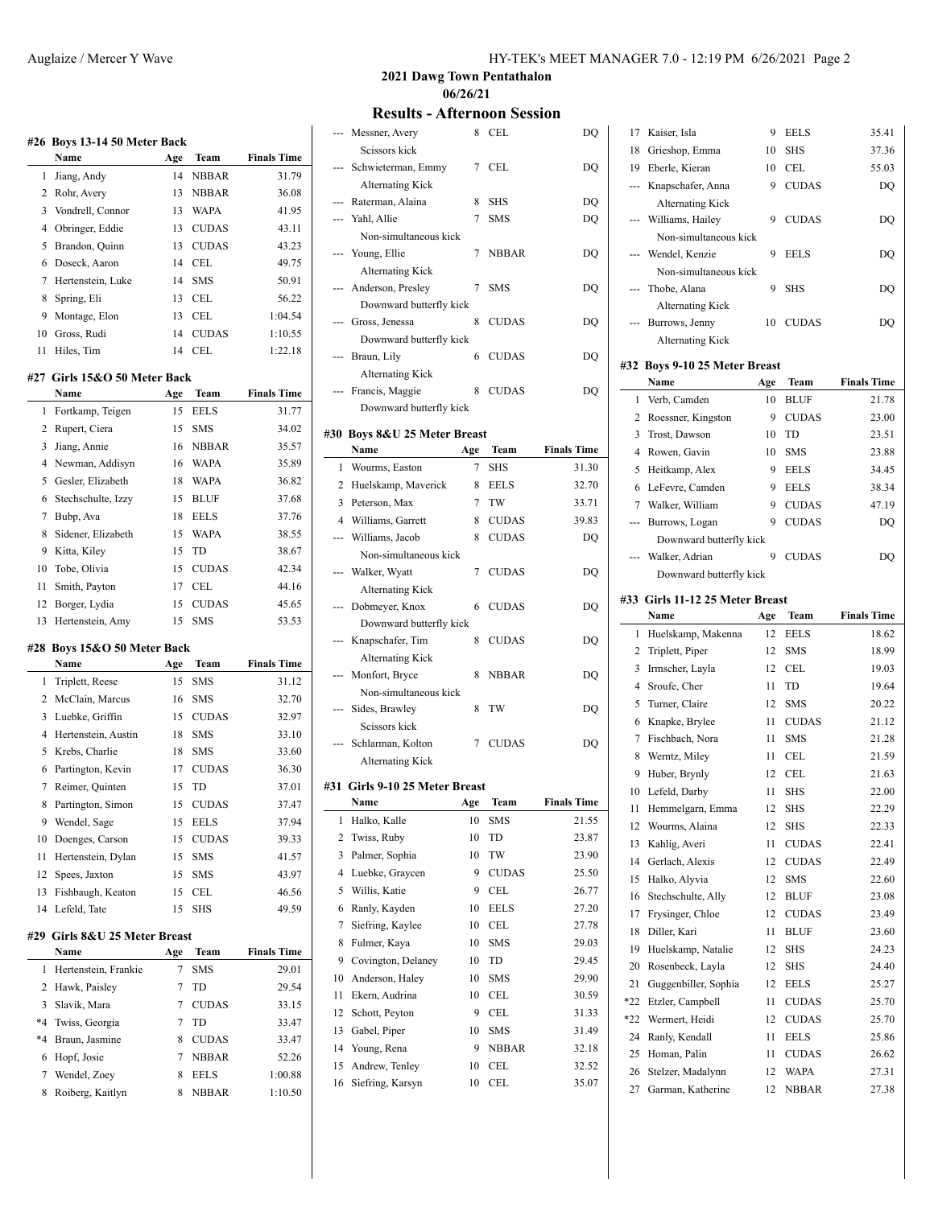## 2021 Dawg Town Pentathalon

### 06/26/21

### Results - Afternoon Session

#### #26 Boys 13-14 50 Meter Back

| | Name | Age | Team | Finals Time |
|---|---|---|---|---|
| 1 | Jiang, Andy | 14 | NBBAR | 31.79 |
| 2 | Rohr, Avery | 13 | NBBAR | 36.08 |
| 3 | Vondrell, Connor | 13 | WAPA | 41.95 |
| 4 | Obringer, Eddie | 13 | CUDAS | 43.11 |
| 5 | Brandon, Quinn | 13 | CUDAS | 43.23 |
| 6 | Doseck, Aaron | 14 | CEL | 49.75 |
| 7 | Hertenstein, Luke | 14 | SMS | 50.91 |
| 8 | Spring, Eli | 13 | CEL | 56.22 |
| 9 | Montage, Elon | 13 | CEL | 1:04.54 |
| 10 | Gross, Rudi | 14 | CUDAS | 1:10.55 |
| 11 | Hiles, Tim | 14 | CEL | 1:22.18 |

#### #27 Girls 15&O 50 Meter Back

| | Name | Age | Team | Finals Time |
|---|---|---|---|---|
| 1 | Fortkamp, Teigen | 15 | EELS | 31.77 |
| 2 | Rupert, Ciera | 15 | SMS | 34.02 |
| 3 | Jiang, Annie | 16 | NBBAR | 35.57 |
| 4 | Newman, Addisyn | 16 | WAPA | 35.89 |
| 5 | Gesler, Elizabeth | 18 | WAPA | 36.82 |
| 6 | Stechschulte, Izzy | 15 | BLUF | 37.68 |
| 7 | Bubp, Ava | 18 | EELS | 37.76 |
| 8 | Sidener, Elizabeth | 15 | WAPA | 38.55 |
| 9 | Kitta, Kiley | 15 | TD | 38.67 |
| 10 | Tobe, Olivia | 15 | CUDAS | 42.34 |
| 11 | Smith, Payton | 17 | CEL | 44.16 |
| 12 | Borger, Lydia | 15 | CUDAS | 45.65 |
| 13 | Hertenstein, Amy | 15 | SMS | 53.53 |

#### #28 Boys 15&O 50 Meter Back

| | Name | Age | Team | Finals Time |
|---|---|---|---|---|
| 1 | Triplett, Reese | 15 | SMS | 31.12 |
| 2 | McClain, Marcus | 16 | SMS | 32.70 |
| 3 | Luebke, Griffin | 15 | CUDAS | 32.97 |
| 4 | Hertenstein, Austin | 18 | SMS | 33.10 |
| 5 | Krebs, Charlie | 18 | SMS | 33.60 |
| 6 | Partington, Kevin | 17 | CUDAS | 36.30 |
| 7 | Reimer, Quinten | 15 | TD | 37.01 |
| 8 | Partington, Simon | 15 | CUDAS | 37.47 |
| 9 | Wendel, Sage | 15 | EELS | 37.94 |
| 10 | Doenges, Carson | 15 | CUDAS | 39.33 |
| 11 | Hertenstein, Dylan | 15 | SMS | 41.57 |
| 12 | Spees, Jaxton | 15 | SMS | 43.97 |
| 13 | Fishbaugh, Keaton | 15 | CEL | 46.56 |
| 14 | Lefeld, Tate | 15 | SHS | 49.59 |

#### #29 Girls 8&U 25 Meter Breast

| | Name | Age | Team | Finals Time |
|---|---|---|---|---|
| 1 | Hertenstein, Frankie | 7 | SMS | 29.01 |
| 2 | Hawk, Paisley | 7 | TD | 29.54 |
| 3 | Slavik, Mara | 7 | CUDAS | 33.15 |
| *4 | Twiss, Georgia | 7 | TD | 33.47 |
| *4 | Braun, Jasmine | 8 | CUDAS | 33.47 |
| 6 | Hopf, Josie | 7 | NBBAR | 52.26 |
| 7 | Wendel, Zoey | 8 | EELS | 1:00.88 |
| 8 | Roiberg, Kaitlyn | 8 | NBBAR | 1:10.50 |
| --- | Messner, Avery | 8 | CEL | DQ |
| | Scissors kick | | | |
| --- | Schwieterman, Emmy | 7 | CEL | DQ |
| | Alternating Kick | | | |
| --- | Raterman, Alaina | 8 | SHS | DQ |
| --- | Yahl, Allie | 7 | SMS | DQ |
| | Non-simultaneous kick | | | |
| --- | Young, Ellie | 7 | NBBAR | DQ |
| | Alternating Kick | | | |
| --- | Anderson, Presley | 7 | SMS | DQ |
| | Downward butterfly kick | | | |
| --- | Gross, Jenessa | 8 | CUDAS | DQ |
| | Downward butterfly kick | | | |
| --- | Braun, Lily | 6 | CUDAS | DQ |
| | Alternating Kick | | | |
| --- | Francis, Maggie | 8 | CUDAS | DQ |
| | Downward butterfly kick | | | |

#### #30 Boys 8&U 25 Meter Breast

| | Name | Age | Team | Finals Time |
|---|---|---|---|---|
| 1 | Wourms, Easton | 7 | SHS | 31.30 |
| 2 | Huelskamp, Maverick | 8 | EELS | 32.70 |
| 3 | Peterson, Max | 7 | TW | 33.71 |
| 4 | Williams, Garrett | 8 | CUDAS | 39.83 |
| --- | Williams, Jacob | 8 | CUDAS | DQ |
| | Non-simultaneous kick | | | |
| --- | Walker, Wyatt | 7 | CUDAS | DQ |
| | Alternating Kick | | | |
| --- | Dobmeyer, Knox | 6 | CUDAS | DQ |
| | Downward butterfly kick | | | |
| --- | Knapschafer, Tim | 8 | CUDAS | DQ |
| | Alternating Kick | | | |
| --- | Monfort, Bryce | 8 | NBBAR | DQ |
| | Non-simultaneous kick | | | |
| --- | Sides, Brawley | 8 | TW | DQ |
| | Scissors kick | | | |
| --- | Schlarman, Kolton | 7 | CUDAS | DQ |
| | Alternating Kick | | | |

#### #31 Girls 9-10 25 Meter Breast

| | Name | Age | Team | Finals Time |
|---|---|---|---|---|
| 1 | Halko, Kalle | 10 | SMS | 21.55 |
| 2 | Twiss, Ruby | 10 | TD | 23.87 |
| 3 | Palmer, Sophia | 10 | TW | 23.90 |
| 4 | Luebke, Graycen | 9 | CUDAS | 25.50 |
| 5 | Willis, Katie | 9 | CEL | 26.77 |
| 6 | Ranly, Kayden | 10 | EELS | 27.20 |
| 7 | Siefring, Kaylee | 10 | CEL | 27.78 |
| 8 | Fulmer, Kaya | 10 | SMS | 29.03 |
| 9 | Covington, Delaney | 10 | TD | 29.45 |
| 10 | Anderson, Haley | 10 | SMS | 29.90 |
| 11 | Ekern, Audrina | 10 | CEL | 30.59 |
| 12 | Schott, Peyton | 9 | CEL | 31.33 |
| 13 | Gabel, Piper | 10 | SMS | 31.49 |
| 14 | Young, Rena | 9 | NBBAR | 32.18 |
| 15 | Andrew, Tenley | 10 | CEL | 32.52 |
| 16 | Siefring, Karsyn | 10 | CEL | 35.07 |
| 17 | Kaiser, Isla | 9 | EELS | 35.41 |
| 18 | Grieshop, Emma | 10 | SHS | 37.36 |
| 19 | Eberle, Kieran | 10 | CEL | 55.03 |
| --- | Knapschafer, Anna | 9 | CUDAS | DQ |
| | Alternating Kick | | | |
| --- | Williams, Hailey | 9 | CUDAS | DQ |
| | Non-simultaneous kick | | | |
| --- | Wendel, Kenzie | 9 | EELS | DQ |
| | Non-simultaneous kick | | | |
| --- | Thobe, Alana | 9 | SHS | DQ |
| | Alternating Kick | | | |
| --- | Burrows, Jenny | 10 | CUDAS | DQ |
| | Alternating Kick | | | |

#### #32 Boys 9-10 25 Meter Breast

| | Name | Age | Team | Finals Time |
|---|---|---|---|---|
| 1 | Verb, Camden | 10 | BLUF | 21.78 |
| 2 | Roessner, Kingston | 9 | CUDAS | 23.00 |
| 3 | Trost, Dawson | 10 | TD | 23.51 |
| 4 | Rowen, Gavin | 10 | SMS | 23.88 |
| 5 | Heitkamp, Alex | 9 | EELS | 34.45 |
| 6 | LeFevre, Camden | 9 | EELS | 38.34 |
| 7 | Walker, William | 9 | CUDAS | 47.19 |
| --- | Burrows, Logan | 9 | CUDAS | DQ |
| | Downward butterfly kick | | | |
| --- | Walker, Adrian | 9 | CUDAS | DQ |
| | Downward butterfly kick | | | |

#### #33 Girls 11-12 25 Meter Breast

| | Name | Age | Team | Finals Time |
|---|---|---|---|---|
| 1 | Huelskamp, Makenna | 12 | EELS | 18.62 |
| 2 | Triplett, Piper | 12 | SMS | 18.99 |
| 3 | Irmscher, Layla | 12 | CEL | 19.03 |
| 4 | Sroufe, Cher | 11 | TD | 19.64 |
| 5 | Turner, Claire | 12 | SMS | 20.22 |
| 6 | Knapke, Brylee | 11 | CUDAS | 21.12 |
| 7 | Fischbach, Nora | 11 | SMS | 21.28 |
| 8 | Werntz, Miley | 11 | CEL | 21.59 |
| 9 | Huber, Brynly | 12 | CEL | 21.63 |
| 10 | Lefeld, Darby | 11 | SHS | 22.00 |
| 11 | Hemmelgarn, Emma | 12 | SHS | 22.29 |
| 12 | Wourms, Alaina | 12 | SHS | 22.33 |
| 13 | Kahlig, Averi | 11 | CUDAS | 22.41 |
| 14 | Gerlach, Alexis | 12 | CUDAS | 22.49 |
| 15 | Halko, Alyvia | 12 | SMS | 22.60 |
| 16 | Stechschulte, Ally | 12 | BLUF | 23.08 |
| 17 | Frysinger, Chloe | 12 | CUDAS | 23.49 |
| 18 | Diller, Kari | 11 | BLUF | 23.60 |
| 19 | Huelskamp, Natalie | 12 | SHS | 24.23 |
| 20 | Rosenbeck, Layla | 12 | SHS | 24.40 |
| 21 | Guggenbiller, Sophia | 12 | EELS | 25.27 |
| *22 | Etzler, Campbell | 11 | CUDAS | 25.70 |
| *22 | Wermert, Heidi | 12 | CUDAS | 25.70 |
| 24 | Ranly, Kendall | 11 | EELS | 25.86 |
| 25 | Homan, Palin | 11 | CUDAS | 26.62 |
| 26 | Stelzer, Madalynn | 12 | WAPA | 27.31 |
| 27 | Garman, Katherine | 12 | NBBAR | 27.38 |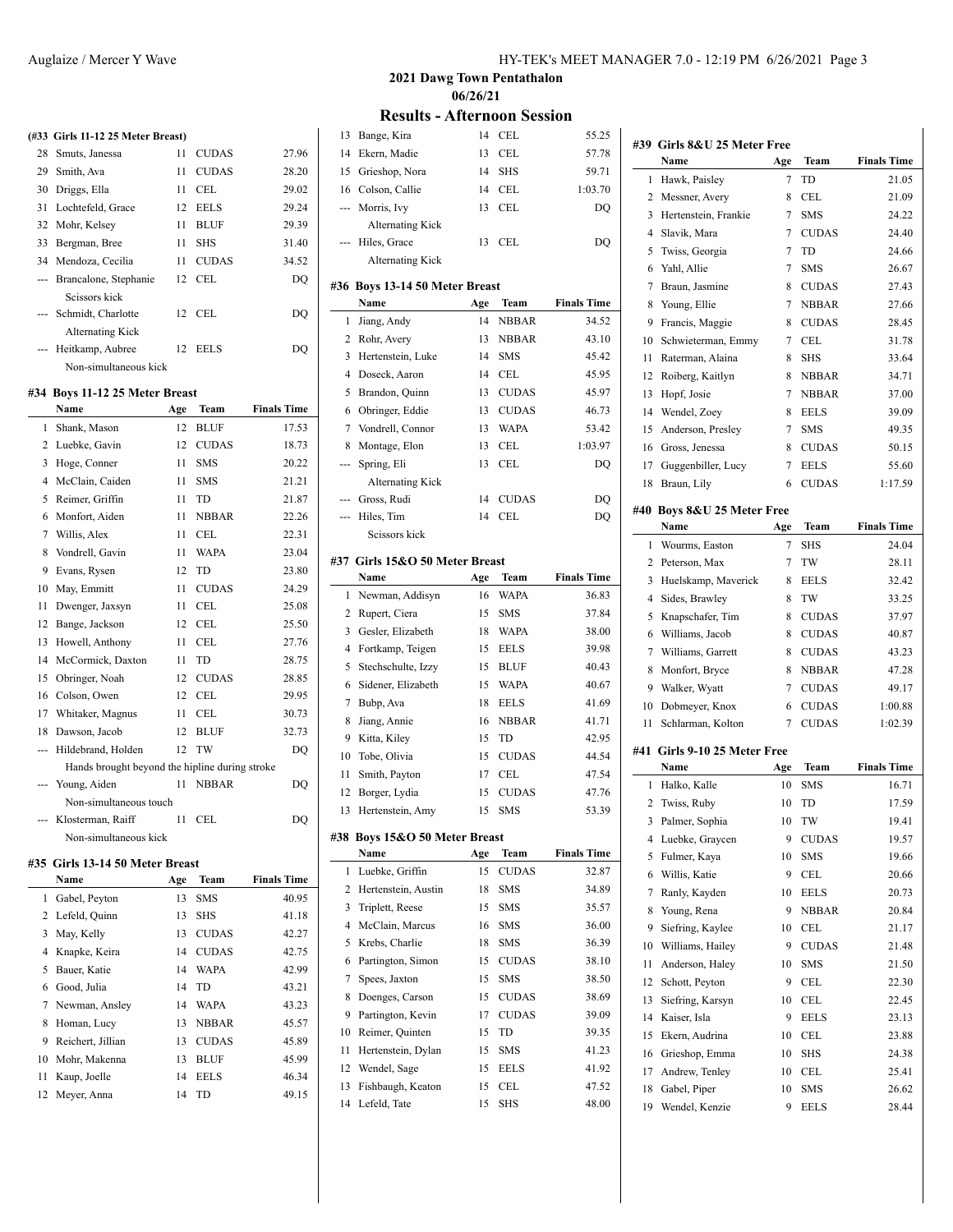## 2021 Dawg Town Pentathalon

### 06/26/21

## Results - Afternoon Session

### (#33 Girls 11-12 25 Meter Breast)

| | Name | Age | Team | Finals Time |
|---|---|---|---|---|
| 28 | Smuts, Janessa | 11 | CUDAS | 27.96 |
| 29 | Smith, Ava | 11 | CUDAS | 28.20 |
| 30 | Driggs, Ella | 11 | CEL | 29.02 |
| 31 | Lochtefeld, Grace | 12 | EELS | 29.24 |
| 32 | Mohr, Kelsey | 11 | BLUF | 29.39 |
| 33 | Bergman, Bree | 11 | SHS | 31.40 |
| 34 | Mendoza, Cecilia | 11 | CUDAS | 34.52 |
| --- | Brancalone, Stephanie | 12 | CEL | DQ |
| | Scissors kick | | | |
| --- | Schmidt, Charlotte | 12 | CEL | DQ |
| | Alternating Kick | | | |
| --- | Heitkamp, Aubree | 12 | EELS | DQ |
| | Non-simultaneous kick | | | |

### #34 Boys 11-12 25 Meter Breast

| | Name | Age | Team | Finals Time |
|---|---|---|---|---|
| 1 | Shank, Mason | 12 | BLUF | 17.53 |
| 2 | Luebke, Gavin | 12 | CUDAS | 18.73 |
| 3 | Hoge, Conner | 11 | SMS | 20.22 |
| 4 | McClain, Caiden | 11 | SMS | 21.21 |
| 5 | Reimer, Griffin | 11 | TD | 21.87 |
| 6 | Monfort, Aiden | 11 | NBBAR | 22.26 |
| 7 | Willis, Alex | 11 | CEL | 22.31 |
| 8 | Vondrell, Gavin | 11 | WAPA | 23.04 |
| 9 | Evans, Rysen | 12 | TD | 23.80 |
| 10 | May, Emmitt | 11 | CUDAS | 24.29 |
| 11 | Dwenger, Jaxsyn | 11 | CEL | 25.08 |
| 12 | Bange, Jackson | 12 | CEL | 25.50 |
| 13 | Howell, Anthony | 11 | CEL | 27.76 |
| 14 | McCormick, Daxton | 11 | TD | 28.75 |
| 15 | Obringer, Noah | 12 | CUDAS | 28.85 |
| 16 | Colson, Owen | 12 | CEL | 29.95 |
| 17 | Whitaker, Magnus | 11 | CEL | 30.73 |
| 18 | Dawson, Jacob | 12 | BLUF | 32.73 |
| --- | Hildebrand, Holden | 12 | TW | DQ |
| | Hands brought beyond the hipline during stroke | | | |
| --- | Young, Aiden | 11 | NBBAR | DQ |
| | Non-simultaneous touch | | | |
| --- | Klosterman, Raiff | 11 | CEL | DQ |
| | Non-simultaneous kick | | | |

### #35 Girls 13-14 50 Meter Breast

| | Name | Age | Team | Finals Time |
|---|---|---|---|---|
| 1 | Gabel, Peyton | 13 | SMS | 40.95 |
| 2 | Lefeld, Quinn | 13 | SHS | 41.18 |
| 3 | May, Kelly | 13 | CUDAS | 42.27 |
| 4 | Knapke, Keira | 14 | CUDAS | 42.75 |
| 5 | Bauer, Katie | 14 | WAPA | 42.99 |
| 6 | Good, Julia | 14 | TD | 43.21 |
| 7 | Newman, Ansley | 14 | WAPA | 43.23 |
| 8 | Homan, Lucy | 13 | NBBAR | 45.57 |
| 9 | Reichert, Jillian | 13 | CUDAS | 45.89 |
| 10 | Mohr, Makenna | 13 | BLUF | 45.99 |
| 11 | Kaup, Joelle | 14 | EELS | 46.34 |
| 12 | Meyer, Anna | 14 | TD | 49.15 |
| 13 | Bange, Kira | 14 | CEL | 55.25 |
| 14 | Ekern, Madie | 13 | CEL | 57.78 |
| 15 | Grieshop, Nora | 14 | SHS | 59.71 |
| 16 | Colson, Callie | 14 | CEL | 1:03.70 |
| --- | Morris, Ivy | 13 | CEL | DQ |
| | Alternating Kick | | | |
| --- | Hiles, Grace | 13 | CEL | DQ |
| | Alternating Kick | | | |

### #36 Boys 13-14 50 Meter Breast

| | Name | Age | Team | Finals Time |
|---|---|---|---|---|
| 1 | Jiang, Andy | 14 | NBBAR | 34.52 |
| 2 | Rohr, Avery | 13 | NBBAR | 43.10 |
| 3 | Hertenstein, Luke | 14 | SMS | 45.42 |
| 4 | Doseck, Aaron | 14 | CEL | 45.95 |
| 5 | Brandon, Quinn | 13 | CUDAS | 45.97 |
| 6 | Obringer, Eddie | 13 | CUDAS | 46.73 |
| 7 | Vondrell, Connor | 13 | WAPA | 53.42 |
| 8 | Montage, Elon | 13 | CEL | 1:03.97 |
| --- | Spring, Eli | 13 | CEL | DQ |
| | Alternating Kick | | | |
| --- | Gross, Rudi | 14 | CUDAS | DQ |
| --- | Hiles, Tim | 14 | CEL | DQ |
| | Scissors kick | | | |

### #37 Girls 15&O 50 Meter Breast

| | Name | Age | Team | Finals Time |
|---|---|---|---|---|
| 1 | Newman, Addisyn | 16 | WAPA | 36.83 |
| 2 | Rupert, Ciera | 15 | SMS | 37.84 |
| 3 | Gesler, Elizabeth | 18 | WAPA | 38.00 |
| 4 | Fortkamp, Teigen | 15 | EELS | 39.98 |
| 5 | Stechschulte, Izzy | 15 | BLUF | 40.43 |
| 6 | Sidener, Elizabeth | 15 | WAPA | 40.67 |
| 7 | Bubp, Ava | 18 | EELS | 41.69 |
| 8 | Jiang, Annie | 16 | NBBAR | 41.71 |
| 9 | Kitta, Kiley | 15 | TD | 42.95 |
| 10 | Tobe, Olivia | 15 | CUDAS | 44.54 |
| 11 | Smith, Payton | 17 | CEL | 47.54 |
| 12 | Borger, Lydia | 15 | CUDAS | 47.76 |
| 13 | Hertenstein, Amy | 15 | SMS | 53.39 |

### #38 Boys 15&O 50 Meter Breast

| | Name | Age | Team | Finals Time |
|---|---|---|---|---|
| 1 | Luebke, Griffin | 15 | CUDAS | 32.87 |
| 2 | Hertenstein, Austin | 18 | SMS | 34.89 |
| 3 | Triplett, Reese | 15 | SMS | 35.57 |
| 4 | McClain, Marcus | 16 | SMS | 36.00 |
| 5 | Krebs, Charlie | 18 | SMS | 36.39 |
| 6 | Partington, Simon | 15 | CUDAS | 38.10 |
| 7 | Spees, Jaxton | 15 | SMS | 38.50 |
| 8 | Doenges, Carson | 15 | CUDAS | 38.69 |
| 9 | Partington, Kevin | 17 | CUDAS | 39.09 |
| 10 | Reimer, Quinten | 15 | TD | 39.35 |
| 11 | Hertenstein, Dylan | 15 | SMS | 41.23 |
| 12 | Wendel, Sage | 15 | EELS | 41.92 |
| 13 | Fishbaugh, Keaton | 15 | CEL | 47.52 |
| 14 | Lefeld, Tate | 15 | SHS | 48.00 |

### #39 Girls 8&U 25 Meter Free

| | Name | Age | Team | Finals Time |
|---|---|---|---|---|
| 1 | Hawk, Paisley | 7 | TD | 21.05 |
| 2 | Messner, Avery | 8 | CEL | 21.09 |
| 3 | Hertenstein, Frankie | 7 | SMS | 24.22 |
| 4 | Slavik, Mara | 7 | CUDAS | 24.40 |
| 5 | Twiss, Georgia | 7 | TD | 24.66 |
| 6 | Yahl, Allie | 7 | SMS | 26.67 |
| 7 | Braun, Jasmine | 8 | CUDAS | 27.43 |
| 8 | Young, Ellie | 7 | NBBAR | 27.66 |
| 9 | Francis, Maggie | 8 | CUDAS | 28.45 |
| 10 | Schwieterman, Emmy | 7 | CEL | 31.78 |
| 11 | Raterman, Alaina | 8 | SHS | 33.64 |
| 12 | Roiberg, Kaitlyn | 8 | NBBAR | 34.71 |
| 13 | Hopf, Josie | 7 | NBBAR | 37.00 |
| 14 | Wendel, Zoey | 8 | EELS | 39.09 |
| 15 | Anderson, Presley | 7 | SMS | 49.35 |
| 16 | Gross, Jenessa | 8 | CUDAS | 50.15 |
| 17 | Guggenbiller, Lucy | 7 | EELS | 55.60 |
| 18 | Braun, Lily | 6 | CUDAS | 1:17.59 |

### #40 Boys 8&U 25 Meter Free

| | Name | Age | Team | Finals Time |
|---|---|---|---|---|
| 1 | Wourms, Easton | 7 | SHS | 24.04 |
| 2 | Peterson, Max | 7 | TW | 28.11 |
| 3 | Huelskamp, Maverick | 8 | EELS | 32.42 |
| 4 | Sides, Brawley | 8 | TW | 33.25 |
| 5 | Knapschafer, Tim | 8 | CUDAS | 37.97 |
| 6 | Williams, Jacob | 8 | CUDAS | 40.87 |
| 7 | Williams, Garrett | 8 | CUDAS | 43.23 |
| 8 | Monfort, Bryce | 8 | NBBAR | 47.28 |
| 9 | Walker, Wyatt | 7 | CUDAS | 49.17 |
| 10 | Dobmeyer, Knox | 6 | CUDAS | 1:00.88 |
| 11 | Schlarman, Kolton | 7 | CUDAS | 1:02.39 |

### #41 Girls 9-10 25 Meter Free

| | Name | Age | Team | Finals Time |
|---|---|---|---|---|
| 1 | Halko, Kalle | 10 | SMS | 16.71 |
| 2 | Twiss, Ruby | 10 | TD | 17.59 |
| 3 | Palmer, Sophia | 10 | TW | 19.41 |
| 4 | Luebke, Graycen | 9 | CUDAS | 19.57 |
| 5 | Fulmer, Kaya | 10 | SMS | 19.66 |
| 6 | Willis, Katie | 9 | CEL | 20.66 |
| 7 | Ranly, Kayden | 10 | EELS | 20.73 |
| 8 | Young, Rena | 9 | NBBAR | 20.84 |
| 9 | Siefring, Kaylee | 10 | CEL | 21.17 |
| 10 | Williams, Hailey | 9 | CUDAS | 21.48 |
| 11 | Anderson, Haley | 10 | SMS | 21.50 |
| 12 | Schott, Peyton | 9 | CEL | 22.30 |
| 13 | Siefring, Karsyn | 10 | CEL | 22.45 |
| 14 | Kaiser, Isla | 9 | EELS | 23.13 |
| 15 | Ekern, Audrina | 10 | CEL | 23.88 |
| 16 | Grieshop, Emma | 10 | SHS | 24.38 |
| 17 | Andrew, Tenley | 10 | CEL | 25.41 |
| 18 | Gabel, Piper | 10 | SMS | 26.62 |
| 19 | Wendel, Kenzie | 9 | EELS | 28.44 |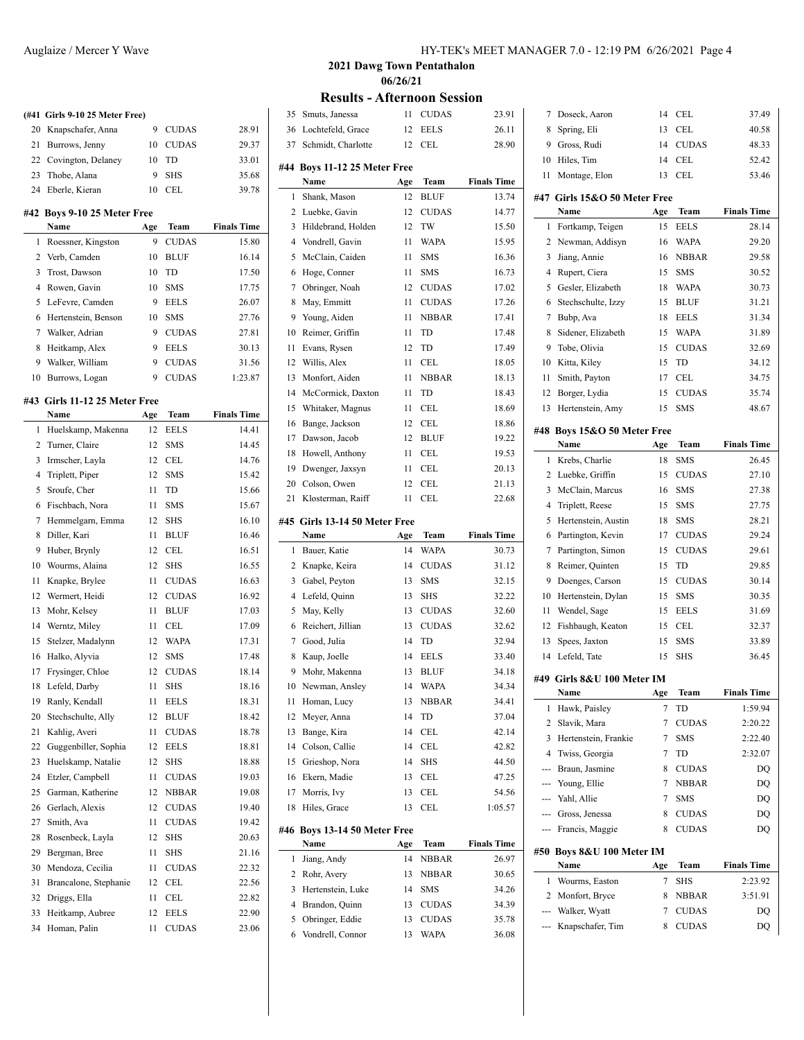## 2021 Dawg Town Pentathalon

**06/26/21**

### Results - Afternoon Session

**(#41 Girls 9-10 25 Meter Free)**

| | Name | Age | Team | Finals Time |
|---|---|---|---|---|
| 20 | Knapschafer, Anna | 9 | CUDAS | 28.91 |
| 21 | Burrows, Jenny | 10 | CUDAS | 29.37 |
| 22 | Covington, Delaney | 10 | TD | 33.01 |
| 23 | Thobe, Alana | 9 | SHS | 35.68 |
| 24 | Eberle, Kieran | 10 | CEL | 39.78 |

**#42 Boys 9-10 25 Meter Free**

| | Name | Age | Team | Finals Time |
|---|---|---|---|---|
| 1 | Roessner, Kingston | 9 | CUDAS | 15.80 |
| 2 | Verb, Camden | 10 | BLUF | 16.14 |
| 3 | Trost, Dawson | 10 | TD | 17.50 |
| 4 | Rowen, Gavin | 10 | SMS | 17.75 |
| 5 | LeFevre, Camden | 9 | EELS | 26.07 |
| 6 | Hertenstein, Benson | 10 | SMS | 27.76 |
| 7 | Walker, Adrian | 9 | CUDAS | 27.81 |
| 8 | Heitkamp, Alex | 9 | EELS | 30.13 |
| 9 | Walker, William | 9 | CUDAS | 31.56 |
| 10 | Burrows, Logan | 9 | CUDAS | 1:23.87 |

**#43 Girls 11-12 25 Meter Free**

| | Name | Age | Team | Finals Time |
|---|---|---|---|---|
| 1 | Huelskamp, Makenna | 12 | EELS | 14.41 |
| 2 | Turner, Claire | 12 | SMS | 14.45 |
| 3 | Irmscher, Layla | 12 | CEL | 14.76 |
| 4 | Triplett, Piper | 12 | SMS | 15.42 |
| 5 | Sroufe, Cher | 11 | TD | 15.66 |
| 6 | Fischbach, Nora | 11 | SMS | 15.67 |
| 7 | Hemmelgarn, Emma | 12 | SHS | 16.10 |
| 8 | Diller, Kari | 11 | BLUF | 16.46 |
| 9 | Huber, Brynly | 12 | CEL | 16.51 |
| 10 | Wourms, Alaina | 12 | SHS | 16.55 |
| 11 | Knapke, Brylee | 11 | CUDAS | 16.63 |
| 12 | Wermert, Heidi | 12 | CUDAS | 16.92 |
| 13 | Mohr, Kelsey | 11 | BLUF | 17.03 |
| 14 | Werntz, Miley | 11 | CEL | 17.09 |
| 15 | Stelzer, Madalynn | 12 | WAPA | 17.31 |
| 16 | Halko, Alyvia | 12 | SMS | 17.48 |
| 17 | Frysinger, Chloe | 12 | CUDAS | 18.14 |
| 18 | Lefeld, Darby | 11 | SHS | 18.16 |
| 19 | Ranly, Kendall | 11 | EELS | 18.31 |
| 20 | Stechschulte, Ally | 12 | BLUF | 18.42 |
| 21 | Kahlig, Averi | 11 | CUDAS | 18.78 |
| 22 | Guggenbiller, Sophia | 12 | EELS | 18.81 |
| 23 | Huelskamp, Natalie | 12 | SHS | 18.88 |
| 24 | Etzler, Campbell | 11 | CUDAS | 19.03 |
| 25 | Garman, Katherine | 12 | NBBAR | 19.08 |
| 26 | Gerlach, Alexis | 12 | CUDAS | 19.40 |
| 27 | Smith, Ava | 11 | CUDAS | 19.42 |
| 28 | Rosenbeck, Layla | 12 | SHS | 20.63 |
| 29 | Bergman, Bree | 11 | SHS | 21.16 |
| 30 | Mendoza, Cecilia | 11 | CUDAS | 22.32 |
| 31 | Brancalone, Stephanie | 12 | CEL | 22.56 |
| 32 | Driggs, Ella | 11 | CEL | 22.82 |
| 33 | Heitkamp, Aubree | 12 | EELS | 22.90 |
| 34 | Homan, Palin | 11 | CUDAS | 23.06 |
| 35 | Smuts, Janessa | 11 | CUDAS | 23.91 |
| 36 | Lochtefeld, Grace | 12 | EELS | 26.11 |
| 37 | Schmidt, Charlotte | 12 | CEL | 28.90 |

**#44 Boys 11-12 25 Meter Free**

| | Name | Age | Team | Finals Time |
|---|---|---|---|---|
| 1 | Shank, Mason | 12 | BLUF | 13.74 |
| 2 | Luebke, Gavin | 12 | CUDAS | 14.77 |
| 3 | Hildebrand, Holden | 12 | TW | 15.50 |
| 4 | Vondrell, Gavin | 11 | WAPA | 15.95 |
| 5 | McClain, Caiden | 11 | SMS | 16.36 |
| 6 | Hoge, Conner | 11 | SMS | 16.73 |
| 7 | Obringer, Noah | 12 | CUDAS | 17.02 |
| 8 | May, Emmitt | 11 | CUDAS | 17.26 |
| 9 | Young, Aiden | 11 | NBBAR | 17.41 |
| 10 | Reimer, Griffin | 11 | TD | 17.48 |
| 11 | Evans, Rysen | 12 | TD | 17.49 |
| 12 | Willis, Alex | 11 | CEL | 18.05 |
| 13 | Monfort, Aiden | 11 | NBBAR | 18.13 |
| 14 | McCormick, Daxton | 11 | TD | 18.43 |
| 15 | Whitaker, Magnus | 11 | CEL | 18.69 |
| 16 | Bange, Jackson | 12 | CEL | 18.86 |
| 17 | Dawson, Jacob | 12 | BLUF | 19.22 |
| 18 | Howell, Anthony | 11 | CEL | 19.53 |
| 19 | Dwenger, Jaxsyn | 11 | CEL | 20.13 |
| 20 | Colson, Owen | 12 | CEL | 21.13 |
| 21 | Klosterman, Raiff | 11 | CEL | 22.68 |

**#45 Girls 13-14 50 Meter Free**

| | Name | Age | Team | Finals Time |
|---|---|---|---|---|
| 1 | Bauer, Katie | 14 | WAPA | 30.73 |
| 2 | Knapke, Keira | 14 | CUDAS | 31.12 |
| 3 | Gabel, Peyton | 13 | SMS | 32.15 |
| 4 | Lefeld, Quinn | 13 | SHS | 32.22 |
| 5 | May, Kelly | 13 | CUDAS | 32.60 |
| 6 | Reichert, Jillian | 13 | CUDAS | 32.62 |
| 7 | Good, Julia | 14 | TD | 32.94 |
| 8 | Kaup, Joelle | 14 | EELS | 33.40 |
| 9 | Mohr, Makenna | 13 | BLUF | 34.18 |
| 10 | Newman, Ansley | 14 | WAPA | 34.34 |
| 11 | Homan, Lucy | 13 | NBBAR | 34.41 |
| 12 | Meyer, Anna | 14 | TD | 37.04 |
| 13 | Bange, Kira | 14 | CEL | 42.14 |
| 14 | Colson, Callie | 14 | CEL | 42.82 |
| 15 | Grieshop, Nora | 14 | SHS | 44.50 |
| 16 | Ekern, Madie | 13 | CEL | 47.25 |
| 17 | Morris, Ivy | 13 | CEL | 54.56 |
| 18 | Hiles, Grace | 13 | CEL | 1:05.57 |

**#46 Boys 13-14 50 Meter Free**

| | Name | Age | Team | Finals Time |
|---|---|---|---|---|
| 1 | Jiang, Andy | 14 | NBBAR | 26.97 |
| 2 | Rohr, Avery | 13 | NBBAR | 30.65 |
| 3 | Hertenstein, Luke | 14 | SMS | 34.26 |
| 4 | Brandon, Quinn | 13 | CUDAS | 34.39 |
| 5 | Obringer, Eddie | 13 | CUDAS | 35.78 |
| 6 | Vondrell, Connor | 13 | WAPA | 36.08 |
| 7 | Doseck, Aaron | 14 | CEL | 37.49 |
| 8 | Spring, Eli | 13 | CEL | 40.58 |
| 9 | Gross, Rudi | 14 | CUDAS | 48.33 |
| 10 | Hiles, Tim | 14 | CEL | 52.42 |
| 11 | Montage, Elon | 13 | CEL | 53.46 |

**#47 Girls 15&O 50 Meter Free**

| | Name | Age | Team | Finals Time |
|---|---|---|---|---|
| 1 | Fortkamp, Teigen | 15 | EELS | 28.14 |
| 2 | Newman, Addisyn | 16 | WAPA | 29.20 |
| 3 | Jiang, Annie | 16 | NBBAR | 29.58 |
| 4 | Rupert, Ciera | 15 | SMS | 30.52 |
| 5 | Gesler, Elizabeth | 18 | WAPA | 30.73 |
| 6 | Stechschulte, Izzy | 15 | BLUF | 31.21 |
| 7 | Bubp, Ava | 18 | EELS | 31.34 |
| 8 | Sidener, Elizabeth | 15 | WAPA | 31.89 |
| 9 | Tobe, Olivia | 15 | CUDAS | 32.69 |
| 10 | Kitta, Kiley | 15 | TD | 34.12 |
| 11 | Smith, Payton | 17 | CEL | 34.75 |
| 12 | Borger, Lydia | 15 | CUDAS | 35.74 |
| 13 | Hertenstein, Amy | 15 | SMS | 48.67 |

**#48 Boys 15&O 50 Meter Free**

| | Name | Age | Team | Finals Time |
|---|---|---|---|---|
| 1 | Krebs, Charlie | 18 | SMS | 26.45 |
| 2 | Luebke, Griffin | 15 | CUDAS | 27.10 |
| 3 | McClain, Marcus | 16 | SMS | 27.38 |
| 4 | Triplett, Reese | 15 | SMS | 27.75 |
| 5 | Hertenstein, Austin | 18 | SMS | 28.21 |
| 6 | Partington, Kevin | 17 | CUDAS | 29.24 |
| 7 | Partington, Simon | 15 | CUDAS | 29.61 |
| 8 | Reimer, Quinten | 15 | TD | 29.85 |
| 9 | Doenges, Carson | 15 | CUDAS | 30.14 |
| 10 | Hertenstein, Dylan | 15 | SMS | 30.35 |
| 11 | Wendel, Sage | 15 | EELS | 31.69 |
| 12 | Fishbaugh, Keaton | 15 | CEL | 32.37 |
| 13 | Spees, Jaxton | 15 | SMS | 33.89 |
| 14 | Lefeld, Tate | 15 | SHS | 36.45 |

**#49 Girls 8&U 100 Meter IM**

| | Name | Age | Team | Finals Time |
|---|---|---|---|---|
| 1 | Hawk, Paisley | 7 | TD | 1:59.94 |
| 2 | Slavik, Mara | 7 | CUDAS | 2:20.22 |
| 3 | Hertenstein, Frankie | 7 | SMS | 2:22.40 |
| 4 | Twiss, Georgia | 7 | TD | 2:32.07 |
| --- | Braun, Jasmine | 8 | CUDAS | DQ |
| --- | Young, Ellie | 7 | NBBAR | DQ |
| --- | Yahl, Allie | 7 | SMS | DQ |
| --- | Gross, Jenessa | 8 | CUDAS | DQ |
| --- | Francis, Maggie | 8 | CUDAS | DQ |

**#50 Boys 8&U 100 Meter IM**

| | Name | Age | Team | Finals Time |
|---|---|---|---|---|
| 1 | Wourms, Easton | 7 | SHS | 2:23.92 |
| 2 | Monfort, Bryce | 8 | NBBAR | 3:51.91 |
| --- | Walker, Wyatt | 7 | CUDAS | DQ |
| --- | Knapschafer, Tim | 8 | CUDAS | DQ |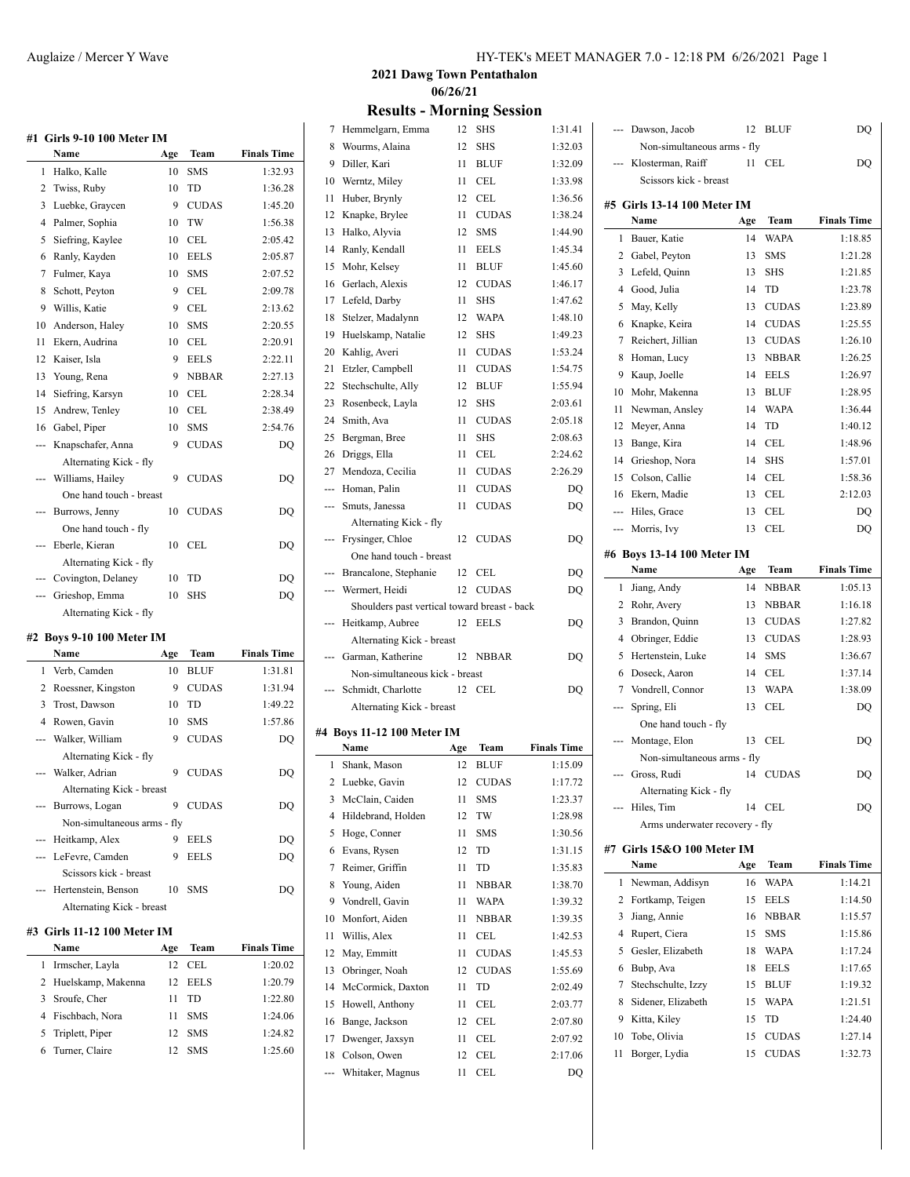Auglaize / Mercer Y Wave

## 2021 Dawg Town Pentathalon
### 06/26/21
## Results - Morning Session

### #1 Girls 9-10 100 Meter IM

| | Name | Age | Team | Finals Time |
|---|---|---|---|---|
| 1 | Halko, Kalle | 10 | SMS | 1:32.93 |
| 2 | Twiss, Ruby | 10 | TD | 1:36.28 |
| 3 | Luebke, Graycen | 9 | CUDAS | 1:45.20 |
| 4 | Palmer, Sophia | 10 | TW | 1:56.38 |
| 5 | Siefring, Kaylee | 10 | CEL | 2:05.42 |
| 6 | Ranly, Kayden | 10 | EELS | 2:05.87 |
| 7 | Fulmer, Kaya | 10 | SMS | 2:07.52 |
| 8 | Schott, Peyton | 9 | CEL | 2:09.78 |
| 9 | Willis, Katie | 9 | CEL | 2:13.62 |
| 10 | Anderson, Haley | 10 | SMS | 2:20.55 |
| 11 | Ekern, Audrina | 10 | CEL | 2:20.91 |
| 12 | Kaiser, Isla | 9 | EELS | 2:22.11 |
| 13 | Young, Rena | 9 | NBBAR | 2:27.13 |
| 14 | Siefring, Karsyn | 10 | CEL | 2:28.34 |
| 15 | Andrew, Tenley | 10 | CEL | 2:38.49 |
| 16 | Gabel, Piper | 10 | SMS | 2:54.76 |
| --- | Knapschafer, Anna | 9 | CUDAS | DQ |
| | Alternating Kick - fly | | | |
| --- | Williams, Hailey | 9 | CUDAS | DQ |
| | One hand touch - breast | | | |
| --- | Burrows, Jenny | 10 | CUDAS | DQ |
| | One hand touch - fly | | | |
| --- | Eberle, Kieran | 10 | CEL | DQ |
| | Alternating Kick - fly | | | |
| --- | Covington, Delaney | 10 | TD | DQ |
| --- | Grieshop, Emma | 10 | SHS | DQ |
| | Alternating Kick - fly | | | |

### #2 Boys 9-10 100 Meter IM

| | Name | Age | Team | Finals Time |
|---|---|---|---|---|
| 1 | Verb, Camden | 10 | BLUF | 1:31.81 |
| 2 | Roessner, Kingston | 9 | CUDAS | 1:31.94 |
| 3 | Trost, Dawson | 10 | TD | 1:49.22 |
| 4 | Rowen, Gavin | 10 | SMS | 1:57.86 |
| --- | Walker, William | 9 | CUDAS | DQ |
| | Alternating Kick - fly | | | |
| --- | Walker, Adrian | 9 | CUDAS | DQ |
| | Alternating Kick - breast | | | |
| --- | Burrows, Logan | 9 | CUDAS | DQ |
| | Non-simultaneous arms - fly | | | |
| --- | Heitkamp, Alex | 9 | EELS | DQ |
| --- | LeFevre, Camden | 9 | EELS | DQ |
| | Scissors kick - breast | | | |
| --- | Hertenstein, Benson | 10 | SMS | DQ |
| | Alternating Kick - breast | | | |

### #3 Girls 11-12 100 Meter IM

| | Name | Age | Team | Finals Time |
|---|---|---|---|---|
| 1 | Irmscher, Layla | 12 | CEL | 1:20.02 |
| 2 | Huelskamp, Makenna | 12 | EELS | 1:20.79 |
| 3 | Sroufe, Cher | 11 | TD | 1:22.80 |
| 4 | Fischbach, Nora | 11 | SMS | 1:24.06 |
| 5 | Triplett, Piper | 12 | SMS | 1:24.82 |
| 6 | Turner, Claire | 12 | SMS | 1:25.60 |
| 7 | Hemmelgarn, Emma | 12 | SHS | 1:31.41 |
| 8 | Wourms, Alaina | 12 | SHS | 1:32.03 |
| 9 | Diller, Kari | 11 | BLUF | 1:32.09 |
| 10 | Werntz, Miley | 11 | CEL | 1:33.98 |
| 11 | Huber, Brynly | 12 | CEL | 1:36.56 |
| 12 | Knapke, Brylee | 11 | CUDAS | 1:38.24 |
| 13 | Halko, Alyvia | 12 | SMS | 1:44.90 |
| 14 | Ranly, Kendall | 11 | EELS | 1:45.34 |
| 15 | Mohr, Kelsey | 11 | BLUF | 1:45.60 |
| 16 | Gerlach, Alexis | 12 | CUDAS | 1:46.17 |
| 17 | Lefeld, Darby | 11 | SHS | 1:47.62 |
| 18 | Stelzer, Madalynn | 12 | WAPA | 1:48.10 |
| 19 | Huelskamp, Natalie | 12 | SHS | 1:49.23 |
| 20 | Kahlig, Averi | 11 | CUDAS | 1:53.24 |
| 21 | Etzler, Campbell | 11 | CUDAS | 1:54.75 |
| 22 | Stechschulte, Ally | 12 | BLUF | 1:55.94 |
| 23 | Rosenbeck, Layla | 12 | SHS | 2:03.61 |
| 24 | Smith, Ava | 11 | CUDAS | 2:05.18 |
| 25 | Bergman, Bree | 11 | SHS | 2:08.63 |
| 26 | Driggs, Ella | 11 | CEL | 2:24.62 |
| 27 | Mendoza, Cecilia | 11 | CUDAS | 2:26.29 |
| --- | Homan, Palin | 11 | CUDAS | DQ |
| --- | Smuts, Janessa | 11 | CUDAS | DQ |
| | Alternating Kick - fly | | | |
| --- | Frysinger, Chloe | 12 | CUDAS | DQ |
| | One hand touch - breast | | | |
| --- | Brancalone, Stephanie | 12 | CEL | DQ |
| --- | Wermert, Heidi | 12 | CUDAS | DQ |
| | Shoulders past vertical toward breast - back | | | |
| --- | Heitkamp, Aubree | 12 | EELS | DQ |
| | Alternating Kick - breast | | | |
| --- | Garman, Katherine | 12 | NBBAR | DQ |
| | Non-simultaneous kick - breast | | | |
| --- | Schmidt, Charlotte | 12 | CEL | DQ |
| | Alternating Kick - breast | | | |

### #4 Boys 11-12 100 Meter IM

| | Name | Age | Team | Finals Time |
|---|---|---|---|---|
| 1 | Shank, Mason | 12 | BLUF | 1:15.09 |
| 2 | Luebke, Gavin | 12 | CUDAS | 1:17.72 |
| 3 | McClain, Caiden | 11 | SMS | 1:23.37 |
| 4 | Hildebrand, Holden | 12 | TW | 1:28.98 |
| 5 | Hoge, Conner | 11 | SMS | 1:30.56 |
| 6 | Evans, Rysen | 12 | TD | 1:31.15 |
| 7 | Reimer, Griffin | 11 | TD | 1:35.83 |
| 8 | Young, Aiden | 11 | NBBAR | 1:38.70 |
| 9 | Vondrell, Gavin | 11 | WAPA | 1:39.32 |
| 10 | Monfort, Aiden | 11 | NBBAR | 1:39.35 |
| 11 | Willis, Alex | 11 | CEL | 1:42.53 |
| 12 | May, Emmitt | 11 | CUDAS | 1:45.53 |
| 13 | Obringer, Noah | 12 | CUDAS | 1:55.69 |
| 14 | McCormick, Daxton | 11 | TD | 2:02.49 |
| 15 | Howell, Anthony | 11 | CEL | 2:03.77 |
| 16 | Bange, Jackson | 12 | CEL | 2:07.80 |
| 17 | Dwenger, Jaxsyn | 11 | CEL | 2:07.92 |
| 18 | Colson, Owen | 12 | CEL | 2:17.06 |
| --- | Whitaker, Magnus | 11 | CEL | DQ |
| --- | Dawson, Jacob | 12 | BLUF | DQ |
| | Non-simultaneous arms - fly | | | |
| --- | Klosterman, Raiff | 11 | CEL | DQ |
| | Scissors kick - breast | | | |

### #5 Girls 13-14 100 Meter IM

| | Name | Age | Team | Finals Time |
|---|---|---|---|---|
| 1 | Bauer, Katie | 14 | WAPA | 1:18.85 |
| 2 | Gabel, Peyton | 13 | SMS | 1:21.28 |
| 3 | Lefeld, Quinn | 13 | SHS | 1:21.85 |
| 4 | Good, Julia | 14 | TD | 1:23.78 |
| 5 | May, Kelly | 13 | CUDAS | 1:23.89 |
| 6 | Knapke, Keira | 14 | CUDAS | 1:25.55 |
| 7 | Reichert, Jillian | 13 | CUDAS | 1:26.10 |
| 8 | Homan, Lucy | 13 | NBBAR | 1:26.25 |
| 9 | Kaup, Joelle | 14 | EELS | 1:26.97 |
| 10 | Mohr, Makenna | 13 | BLUF | 1:28.95 |
| 11 | Newman, Ansley | 14 | WAPA | 1:36.44 |
| 12 | Meyer, Anna | 14 | TD | 1:40.12 |
| 13 | Bange, Kira | 14 | CEL | 1:48.96 |
| 14 | Grieshop, Nora | 14 | SHS | 1:57.01 |
| 15 | Colson, Callie | 14 | CEL | 1:58.36 |
| 16 | Ekern, Madie | 13 | CEL | 2:12.03 |
| --- | Hiles, Grace | 13 | CEL | DQ |
| --- | Morris, Ivy | 13 | CEL | DQ |

### #6 Boys 13-14 100 Meter IM

| | Name | Age | Team | Finals Time |
|---|---|---|---|---|
| 1 | Jiang, Andy | 14 | NBBAR | 1:05.13 |
| 2 | Rohr, Avery | 13 | NBBAR | 1:16.18 |
| 3 | Brandon, Quinn | 13 | CUDAS | 1:27.82 |
| 4 | Obringer, Eddie | 13 | CUDAS | 1:28.93 |
| 5 | Hertenstein, Luke | 14 | SMS | 1:36.67 |
| 6 | Doseck, Aaron | 14 | CEL | 1:37.14 |
| 7 | Vondrell, Connor | 13 | WAPA | 1:38.09 |
| --- | Spring, Eli | 13 | CEL | DQ |
| | One hand touch - fly | | | |
| --- | Montage, Elon | 13 | CEL | DQ |
| | Non-simultaneous arms - fly | | | |
| --- | Gross, Rudi | 14 | CUDAS | DQ |
| | Alternating Kick - fly | | | |
| --- | Hiles, Tim | 14 | CEL | DQ |
| | Arms underwater recovery - fly | | | |

### #7 Girls 15&O 100 Meter IM

| | Name | Age | Team | Finals Time |
|---|---|---|---|---|
| 1 | Newman, Addisyn | 16 | WAPA | 1:14.21 |
| 2 | Fortkamp, Teigen | 15 | EELS | 1:14.50 |
| 3 | Jiang, Annie | 16 | NBBAR | 1:15.57 |
| 4 | Rupert, Ciera | 15 | SMS | 1:15.86 |
| 5 | Gesler, Elizabeth | 18 | WAPA | 1:17.24 |
| 6 | Bubp, Ava | 18 | EELS | 1:17.65 |
| 7 | Stechschulte, Izzy | 15 | BLUF | 1:19.32 |
| 8 | Sidener, Elizabeth | 15 | WAPA | 1:21.51 |
| 9 | Kitta, Kiley | 15 | TD | 1:24.40 |
| 10 | Tobe, Olivia | 15 | CUDAS | 1:27.14 |
| 11 | Borger, Lydia | 15 | CUDAS | 1:32.73 |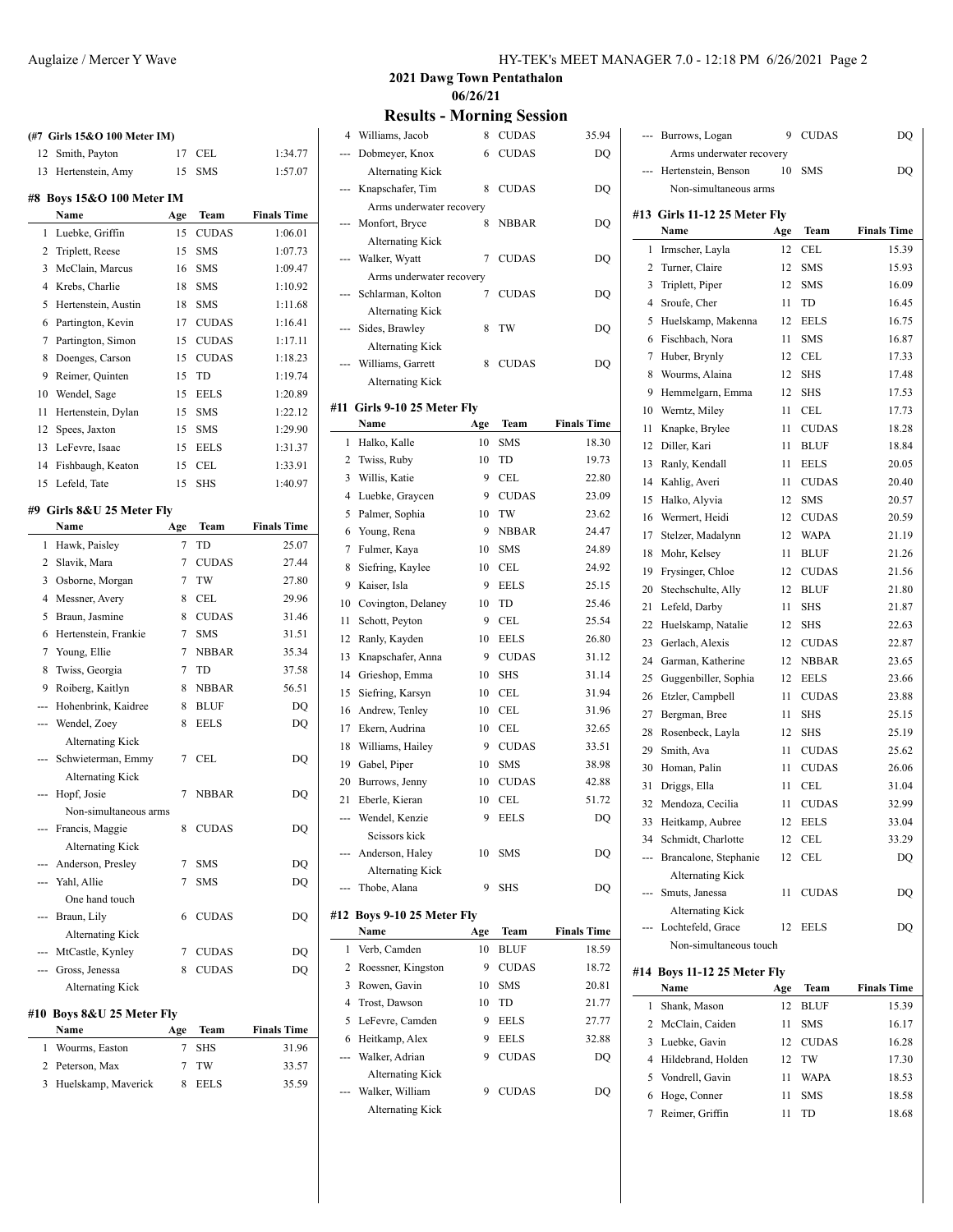## 2021 Dawg Town Pentathalon

### 06/26/21

### Results - Morning Session

**(#7 Girls 15&O 100 Meter IM)**

| | Name | Age | Team | Finals Time |
|---|---|---|---|---|
| 12 | Smith, Payton | 17 | CEL | 1:34.77 |
| 13 | Hertenstein, Amy | 15 | SMS | 1:57.07 |

**#8 Boys 15&O 100 Meter IM**

| | Name | Age | Team | Finals Time |
|---|---|---|---|---|
| 1 | Luebke, Griffin | 15 | CUDAS | 1:06.01 |
| 2 | Triplett, Reese | 15 | SMS | 1:07.73 |
| 3 | McClain, Marcus | 16 | SMS | 1:09.47 |
| 4 | Krebs, Charlie | 18 | SMS | 1:10.92 |
| 5 | Hertenstein, Austin | 18 | SMS | 1:11.68 |
| 6 | Partington, Kevin | 17 | CUDAS | 1:16.41 |
| 7 | Partington, Simon | 15 | CUDAS | 1:17.11 |
| 8 | Doenges, Carson | 15 | CUDAS | 1:18.23 |
| 9 | Reimer, Quinten | 15 | TD | 1:19.74 |
| 10 | Wendel, Sage | 15 | EELS | 1:20.89 |
| 11 | Hertenstein, Dylan | 15 | SMS | 1:22.12 |
| 12 | Spees, Jaxton | 15 | SMS | 1:29.90 |
| 13 | LeFevre, Isaac | 15 | EELS | 1:31.37 |
| 14 | Fishbaugh, Keaton | 15 | CEL | 1:33.91 |
| 15 | Lefeld, Tate | 15 | SHS | 1:40.97 |

**#9 Girls 8&U 25 Meter Fly**

| | Name | Age | Team | Finals Time |
|---|---|---|---|---|
| 1 | Hawk, Paisley | 7 | TD | 25.07 |
| 2 | Slavik, Mara | 7 | CUDAS | 27.44 |
| 3 | Osborne, Morgan | 7 | TW | 27.80 |
| 4 | Messner, Avery | 8 | CEL | 29.96 |
| 5 | Braun, Jasmine | 8 | CUDAS | 31.46 |
| 6 | Hertenstein, Frankie | 7 | SMS | 31.51 |
| 7 | Young, Ellie | 7 | NBBAR | 35.34 |
| 8 | Twiss, Georgia | 7 | TD | 37.58 |
| 9 | Roiberg, Kaitlyn | 8 | NBBAR | 56.51 |
| --- | Hohenbrink, Kaidree | 8 | BLUF | DQ |
| --- | Wendel, Zoey | 8 | EELS | DQ |
| | Alternating Kick | | | |
| --- | Schwieterman, Emmy | 7 | CEL | DQ |
| | Alternating Kick | | | |
| --- | Hopf, Josie | 7 | NBBAR | DQ |
| | Non-simultaneous arms | | | |
| --- | Francis, Maggie | 8 | CUDAS | DQ |
| | Alternating Kick | | | |
| --- | Anderson, Presley | 7 | SMS | DQ |
| --- | Yahl, Allie | 7 | SMS | DQ |
| | One hand touch | | | |
| --- | Braun, Lily | 6 | CUDAS | DQ |
| | Alternating Kick | | | |
| --- | MtCastle, Kynley | 7 | CUDAS | DQ |
| --- | Gross, Jenessa | 8 | CUDAS | DQ |
| | Alternating Kick | | | |

**#10 Boys 8&U 25 Meter Fly**

| | Name | Age | Team | Finals Time |
|---|---|---|---|---|
| 1 | Wourms, Easton | 7 | SHS | 31.96 |
| 2 | Peterson, Max | 7 | TW | 33.57 |
| 3 | Huelskamp, Maverick | 8 | EELS | 35.59 |
| 4 | Williams, Jacob | 8 | CUDAS | 35.94 |
| --- | Dobmeyer, Knox | 6 | CUDAS | DQ |
| | Alternating Kick | | | |
| --- | Knapschafer, Tim | 8 | CUDAS | DQ |
| | Arms underwater recovery | | | |
| --- | Monfort, Bryce | 8 | NBBAR | DQ |
| | Alternating Kick | | | |
| --- | Walker, Wyatt | 7 | CUDAS | DQ |
| | Arms underwater recovery | | | |
| --- | Schlarman, Kolton | 7 | CUDAS | DQ |
| | Alternating Kick | | | |
| --- | Sides, Brawley | 8 | TW | DQ |
| | Alternating Kick | | | |
| --- | Williams, Garrett | 8 | CUDAS | DQ |
| | Alternating Kick | | | |

**#11 Girls 9-10 25 Meter Fly**

| | Name | Age | Team | Finals Time |
|---|---|---|---|---|
| 1 | Halko, Kalle | 10 | SMS | 18.30 |
| 2 | Twiss, Ruby | 10 | TD | 19.73 |
| 3 | Willis, Katie | 9 | CEL | 22.80 |
| 4 | Luebke, Graycen | 9 | CUDAS | 23.09 |
| 5 | Palmer, Sophia | 10 | TW | 23.62 |
| 6 | Young, Rena | 9 | NBBAR | 24.47 |
| 7 | Fulmer, Kaya | 10 | SMS | 24.89 |
| 8 | Siefring, Kaylee | 10 | CEL | 24.92 |
| 9 | Kaiser, Isla | 9 | EELS | 25.15 |
| 10 | Covington, Delaney | 10 | TD | 25.46 |
| 11 | Schott, Peyton | 9 | CEL | 25.54 |
| 12 | Ranly, Kayden | 10 | EELS | 26.80 |
| 13 | Knapschafer, Anna | 9 | CUDAS | 31.12 |
| 14 | Grieshop, Emma | 10 | SHS | 31.14 |
| 15 | Siefring, Karsyn | 10 | CEL | 31.94 |
| 16 | Andrew, Tenley | 10 | CEL | 31.96 |
| 17 | Ekern, Audrina | 10 | CEL | 32.65 |
| 18 | Williams, Hailey | 9 | CUDAS | 33.51 |
| 19 | Gabel, Piper | 10 | SMS | 38.98 |
| 20 | Burrows, Jenny | 10 | CUDAS | 42.88 |
| 21 | Eberle, Kieran | 10 | CEL | 51.72 |
| --- | Wendel, Kenzie | 9 | EELS | DQ |
| | Scissors kick | | | |
| --- | Anderson, Haley | 10 | SMS | DQ |
| | Alternating Kick | | | |
| --- | Thobe, Alana | 9 | SHS | DQ |

**#12 Boys 9-10 25 Meter Fly**

| | Name | Age | Team | Finals Time |
|---|---|---|---|---|
| 1 | Verb, Camden | 10 | BLUF | 18.59 |
| 2 | Roessner, Kingston | 9 | CUDAS | 18.72 |
| 3 | Rowen, Gavin | 10 | SMS | 20.81 |
| 4 | Trost, Dawson | 10 | TD | 21.77 |
| 5 | LeFevre, Camden | 9 | EELS | 27.77 |
| 6 | Heitkamp, Alex | 9 | EELS | 32.88 |
| --- | Walker, Adrian | 9 | CUDAS | DQ |
| | Alternating Kick | | | |
| --- | Walker, William | 9 | CUDAS | DQ |
| | Alternating Kick | | | |
| --- | Burrows, Logan | 9 | CUDAS | DQ |
| | Arms underwater recovery | | | |
| --- | Hertenstein, Benson | 10 | SMS | DQ |
| | Non-simultaneous arms | | | |

**#13 Girls 11-12 25 Meter Fly**

| | Name | Age | Team | Finals Time |
|---|---|---|---|---|
| 1 | Irmscher, Layla | 12 | CEL | 15.39 |
| 2 | Turner, Claire | 12 | SMS | 15.93 |
| 3 | Triplett, Piper | 12 | SMS | 16.09 |
| 4 | Sroufe, Cher | 11 | TD | 16.45 |
| 5 | Huelskamp, Makenna | 12 | EELS | 16.75 |
| 6 | Fischbach, Nora | 11 | SMS | 16.87 |
| 7 | Huber, Brynly | 12 | CEL | 17.33 |
| 8 | Wourms, Alaina | 12 | SHS | 17.48 |
| 9 | Hemmelgarn, Emma | 12 | SHS | 17.53 |
| 10 | Werntz, Miley | 11 | CEL | 17.73 |
| 11 | Knapke, Brylee | 11 | CUDAS | 18.28 |
| 12 | Diller, Kari | 11 | BLUF | 18.84 |
| 13 | Ranly, Kendall | 11 | EELS | 20.05 |
| 14 | Kahlig, Averi | 11 | CUDAS | 20.40 |
| 15 | Halko, Alyvia | 12 | SMS | 20.57 |
| 16 | Wermert, Heidi | 12 | CUDAS | 20.59 |
| 17 | Stelzer, Madalynn | 12 | WAPA | 21.19 |
| 18 | Mohr, Kelsey | 11 | BLUF | 21.26 |
| 19 | Frysinger, Chloe | 12 | CUDAS | 21.56 |
| 20 | Stechschulte, Ally | 12 | BLUF | 21.80 |
| 21 | Lefeld, Darby | 11 | SHS | 21.87 |
| 22 | Huelskamp, Natalie | 12 | SHS | 22.63 |
| 23 | Gerlach, Alexis | 12 | CUDAS | 22.87 |
| 24 | Garman, Katherine | 12 | NBBAR | 23.65 |
| 25 | Guggenbiller, Sophia | 12 | EELS | 23.66 |
| 26 | Etzler, Campbell | 11 | CUDAS | 23.88 |
| 27 | Bergman, Bree | 11 | SHS | 25.15 |
| 28 | Rosenbeck, Layla | 12 | SHS | 25.19 |
| 29 | Smith, Ava | 11 | CUDAS | 25.62 |
| 30 | Homan, Palin | 11 | CUDAS | 26.06 |
| 31 | Driggs, Ella | 11 | CEL | 31.04 |
| 32 | Mendoza, Cecilia | 11 | CUDAS | 32.99 |
| 33 | Heitkamp, Aubree | 12 | EELS | 33.04 |
| 34 | Schmidt, Charlotte | 12 | CEL | 33.29 |
| --- | Brancalone, Stephanie | 12 | CEL | DQ |
| | Alternating Kick | | | |
| --- | Smuts, Janessa | 11 | CUDAS | DQ |
| | Alternating Kick | | | |
| --- | Lochtefeld, Grace | 12 | EELS | DQ |
| | Non-simultaneous touch | | | |

**#14 Boys 11-12 25 Meter Fly**

| | Name | Age | Team | Finals Time |
|---|---|---|---|---|
| 1 | Shank, Mason | 12 | BLUF | 15.39 |
| 2 | McClain, Caiden | 11 | SMS | 16.17 |
| 3 | Luebke, Gavin | 12 | CUDAS | 16.28 |
| 4 | Hildebrand, Holden | 12 | TW | 17.30 |
| 5 | Vondrell, Gavin | 11 | WAPA | 18.53 |
| 6 | Hoge, Conner | 11 | SMS | 18.58 |
| 7 | Reimer, Griffin | 11 | TD | 18.68 |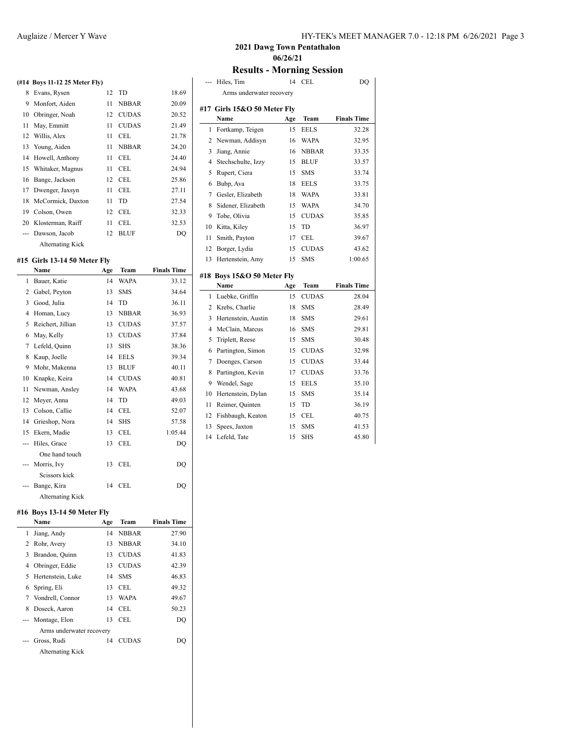## 2021 Dawg Town Pentathalon

### 06/26/21

### Results - Morning Session

**(#14 Boys 11-12 25 Meter Fly)**

| | Name | Age | Team | Finals Time |
|---|---|---|---|---|
| 8 | Evans, Rysen | 12 | TD | 18.69 |
| 9 | Monfort, Aiden | 11 | NBBAR | 20.09 |
| 10 | Obringer, Noah | 12 | CUDAS | 20.52 |
| 11 | May, Emmitt | 11 | CUDAS | 21.49 |
| 12 | Willis, Alex | 11 | CEL | 21.78 |
| 13 | Young, Aiden | 11 | NBBAR | 24.20 |
| 14 | Howell, Anthony | 11 | CEL | 24.40 |
| 15 | Whitaker, Magnus | 11 | CEL | 24.94 |
| 16 | Bange, Jackson | 12 | CEL | 25.86 |
| 17 | Dwenger, Jaxsyn | 11 | CEL | 27.11 |
| 18 | McCormick, Daxton | 11 | TD | 27.54 |
| 19 | Colson, Owen | 12 | CEL | 32.33 |
| 20 | Klosterman, Raiff | 11 | CEL | 32.53 |
| --- | Dawson, Jacob | 12 | BLUF | DQ |
| | Alternating Kick | | | |

**#15 Girls 13-14 50 Meter Fly**

| | Name | Age | Team | Finals Time |
|---|---|---|---|---|
| 1 | Bauer, Katie | 14 | WAPA | 33.12 |
| 2 | Gabel, Peyton | 13 | SMS | 34.64 |
| 3 | Good, Julia | 14 | TD | 36.11 |
| 4 | Homan, Lucy | 13 | NBBAR | 36.93 |
| 5 | Reichert, Jillian | 13 | CUDAS | 37.57 |
| 6 | May, Kelly | 13 | CUDAS | 37.84 |
| 7 | Lefeld, Quinn | 13 | SHS | 38.36 |
| 8 | Kaup, Joelle | 14 | EELS | 39.34 |
| 9 | Mohr, Makenna | 13 | BLUF | 40.11 |
| 10 | Knapke, Keira | 14 | CUDAS | 40.81 |
| 11 | Newman, Ansley | 14 | WAPA | 43.68 |
| 12 | Meyer, Anna | 14 | TD | 49.03 |
| 13 | Colson, Callie | 14 | CEL | 52.07 |
| 14 | Grieshop, Nora | 14 | SHS | 57.58 |
| 15 | Ekern, Madie | 13 | CEL | 1:05.44 |
| --- | Hiles, Grace | 13 | CEL | DQ |
| | One hand touch | | | |
| --- | Morris, Ivy | 13 | CEL | DQ |
| | Scissors kick | | | |
| --- | Bange, Kira | 14 | CEL | DQ |
| | Alternating Kick | | | |

**#16 Boys 13-14 50 Meter Fly**

| | Name | Age | Team | Finals Time |
|---|---|---|---|---|
| 1 | Jiang, Andy | 14 | NBBAR | 27.90 |
| 2 | Rohr, Avery | 13 | NBBAR | 34.10 |
| 3 | Brandon, Quinn | 13 | CUDAS | 41.83 |
| 4 | Obringer, Eddie | 13 | CUDAS | 42.39 |
| 5 | Hertenstein, Luke | 14 | SMS | 46.83 |
| 6 | Spring, Eli | 13 | CEL | 49.32 |
| 7 | Vondrell, Connor | 13 | WAPA | 49.67 |
| 8 | Doseck, Aaron | 14 | CEL | 50.23 |
| --- | Montage, Elon | 13 | CEL | DQ |
| | Arms underwater recovery | | | |
| --- | Gross, Rudi | 14 | CUDAS | DQ |
| | Alternating Kick | | | |
| --- | Hiles, Tim | 14 | CEL | DQ |
| | Arms underwater recovery | | | |

**#17 Girls 15&O 50 Meter Fly**

| | Name | Age | Team | Finals Time |
|---|---|---|---|---|
| 1 | Fortkamp, Teigen | 15 | EELS | 32.28 |
| 2 | Newman, Addisyn | 16 | WAPA | 32.95 |
| 3 | Jiang, Annie | 16 | NBBAR | 33.35 |
| 4 | Stechschulte, Izzy | 15 | BLUF | 33.57 |
| 5 | Rupert, Ciera | 15 | SMS | 33.74 |
| 6 | Bubp, Ava | 18 | EELS | 33.75 |
| 7 | Gesler, Elizabeth | 18 | WAPA | 33.81 |
| 8 | Sidener, Elizabeth | 15 | WAPA | 34.70 |
| 9 | Tobe, Olivia | 15 | CUDAS | 35.85 |
| 10 | Kitta, Kiley | 15 | TD | 36.97 |
| 11 | Smith, Payton | 17 | CEL | 39.67 |
| 12 | Borger, Lydia | 15 | CUDAS | 43.62 |
| 13 | Hertenstein, Amy | 15 | SMS | 1:00.65 |

**#18 Boys 15&O 50 Meter Fly**

| | Name | Age | Team | Finals Time |
|---|---|---|---|---|
| 1 | Luebke, Griffin | 15 | CUDAS | 28.04 |
| 2 | Krebs, Charlie | 18 | SMS | 28.49 |
| 3 | Hertenstein, Austin | 18 | SMS | 29.61 |
| 4 | McClain, Marcus | 16 | SMS | 29.81 |
| 5 | Triplett, Reese | 15 | SMS | 30.48 |
| 6 | Partington, Simon | 15 | CUDAS | 32.98 |
| 7 | Doenges, Carson | 15 | CUDAS | 33.44 |
| 8 | Partington, Kevin | 17 | CUDAS | 33.76 |
| 9 | Wendel, Sage | 15 | EELS | 35.10 |
| 10 | Hertenstein, Dylan | 15 | SMS | 35.14 |
| 11 | Reimer, Quinten | 15 | TD | 36.19 |
| 12 | Fishbaugh, Keaton | 15 | CEL | 40.75 |
| 13 | Spees, Jaxton | 15 | SMS | 41.53 |
| 14 | Lefeld, Tate | 15 | SHS | 45.80 |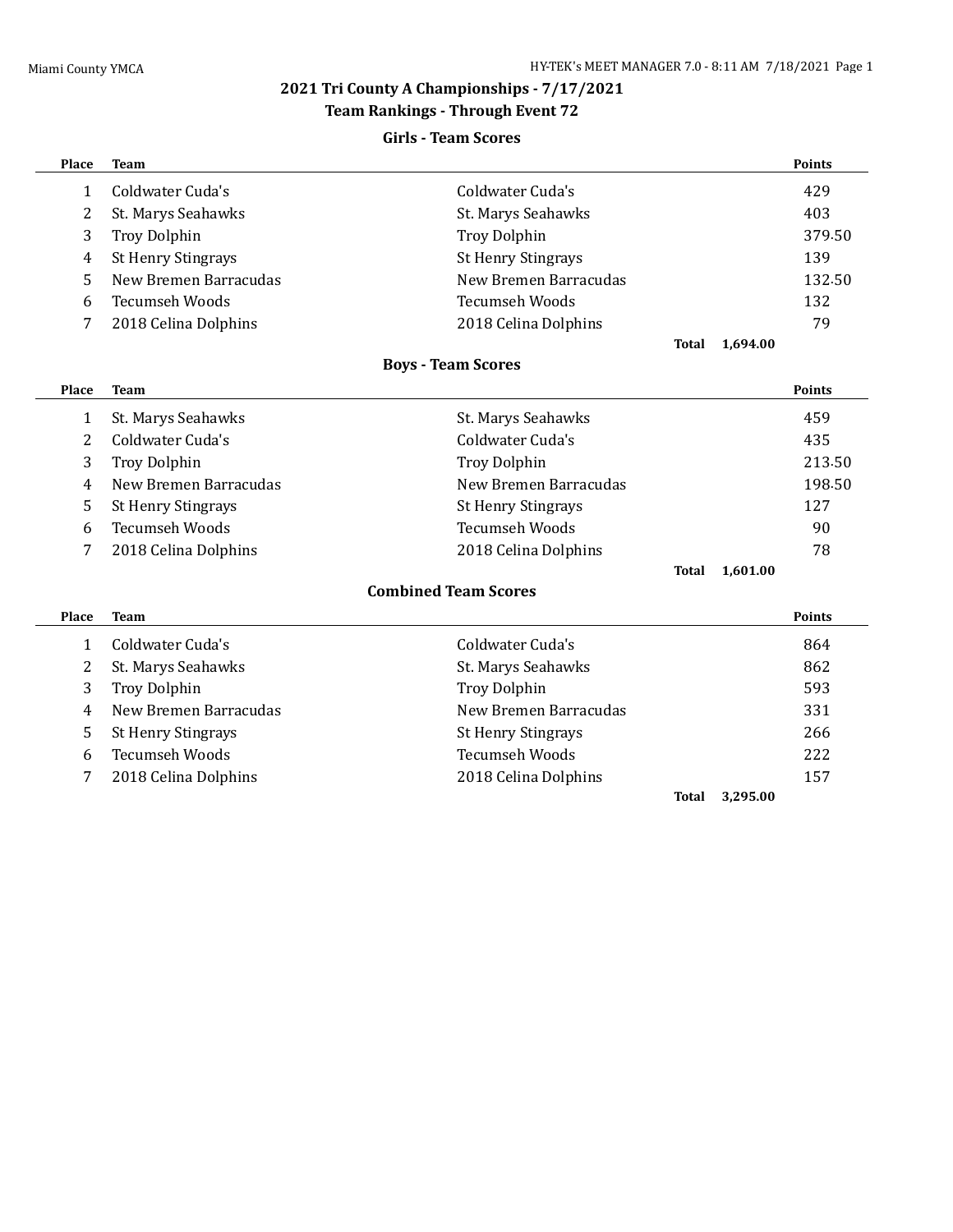## 2021 Tri County A Championships - 7/17/2021

### Team Rankings - Through Event 72

#### Girls - Team Scores

| Place | Team | | Points |
|---|---|---|---|
| 1 | Coldwater Cuda's | Coldwater Cuda's | 429 |
| 2 | St. Marys Seahawks | St. Marys Seahawks | 403 |
| 3 | Troy Dolphin | Troy Dolphin | 379.50 |
| 4 | St Henry Stingrays | St Henry Stingrays | 139 |
| 5 | New Bremen Barracudas | New Bremen Barracudas | 132.50 |
| 6 | Tecumseh Woods | Tecumseh Woods | 132 |
| 7 | 2018 Celina Dolphins | 2018 Celina Dolphins | 79 |
| | | **Total** | 1,694.00 |

#### Boys - Team Scores

| Place | Team | | Points |
|---|---|---|---|
| 1 | St. Marys Seahawks | St. Marys Seahawks | 459 |
| 2 | Coldwater Cuda's | Coldwater Cuda's | 435 |
| 3 | Troy Dolphin | Troy Dolphin | 213.50 |
| 4 | New Bremen Barracudas | New Bremen Barracudas | 198.50 |
| 5 | St Henry Stingrays | St Henry Stingrays | 127 |
| 6 | Tecumseh Woods | Tecumseh Woods | 90 |
| 7 | 2018 Celina Dolphins | 2018 Celina Dolphins | 78 |
| | | **Total** | 1,601.00 |

#### Combined Team Scores

| Place | Team | | Points |
|---|---|---|---|
| 1 | Coldwater Cuda's | Coldwater Cuda's | 864 |
| 2 | St. Marys Seahawks | St. Marys Seahawks | 862 |
| 3 | Troy Dolphin | Troy Dolphin | 593 |
| 4 | New Bremen Barracudas | New Bremen Barracudas | 331 |
| 5 | St Henry Stingrays | St Henry Stingrays | 266 |
| 6 | Tecumseh Woods | Tecumseh Woods | 222 |
| 7 | 2018 Celina Dolphins | 2018 Celina Dolphins | 157 |
| | | **Total** | 3,295.00 |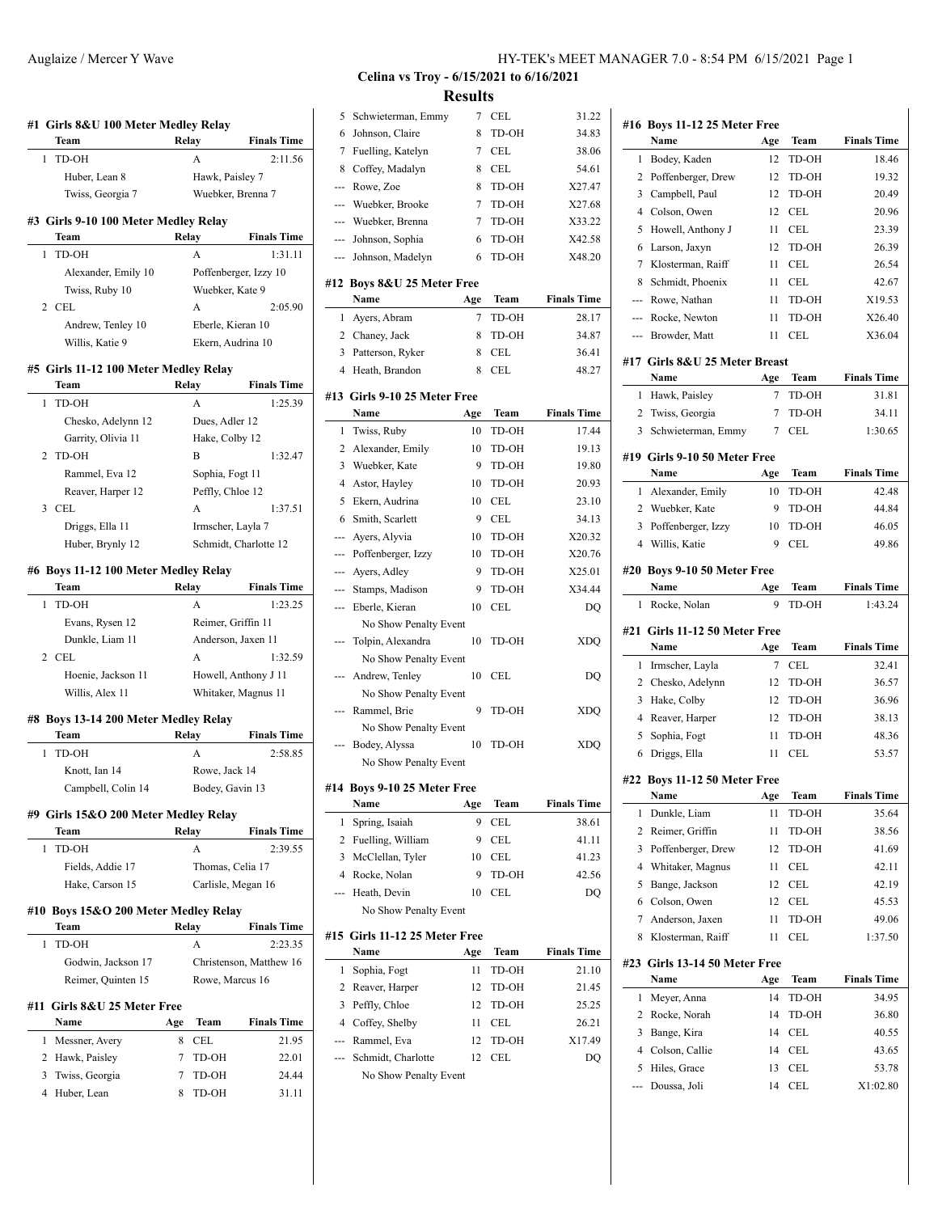**Celina vs Troy - 6/15/2021 to 6/16/2021**

## Results

### #1 Girls 8&U 100 Meter Medley Relay

| | Team | Relay | Finals Time |
|---|---|---|---|
| 1 | TD-OH | A | 2:11.56 |
| | Huber, Lean 8 | Hawk, Paisley 7 | |
| | Twiss, Georgia 7 | Wuebker, Brenna 7 | |

### #3 Girls 9-10 100 Meter Medley Relay

| | Team | Relay | Finals Time |
|---|---|---|---|
| 1 | TD-OH | A | 1:31.11 |
| | Alexander, Emily 10 | Poffenberger, Izzy 10 | |
| | Twiss, Ruby 10 | Wuebker, Kate 9 | |
| 2 | CEL | A | 2:05.90 |
| | Andrew, Tenley 10 | Eberle, Kieran 10 | |
| | Willis, Katie 9 | Ekern, Audrina 10 | |

### #5 Girls 11-12 100 Meter Medley Relay

| | Team | Relay | Finals Time |
|---|---|---|---|
| 1 | TD-OH | A | 1:25.39 |
| | Chesko, Adelynn 12 | Dues, Adler 12 | |
| | Garrity, Olivia 11 | Hake, Colby 12 | |
| 2 | TD-OH | B | 1:32.47 |
| | Rammel, Eva 12 | Sophia, Fogt 11 | |
| | Reaver, Harper 12 | Peffly, Chloe 12 | |
| 3 | CEL | A | 1:37.51 |
| | Driggs, Ella 11 | Irmscher, Layla 7 | |
| | Huber, Brynly 12 | Schmidt, Charlotte 12 | |

### #6 Boys 11-12 100 Meter Medley Relay

| | Team | Relay | Finals Time |
|---|---|---|---|
| 1 | TD-OH | A | 1:23.25 |
| | Evans, Rysen 12 | Reimer, Griffin 11 | |
| | Dunkle, Liam 11 | Anderson, Jaxen 11 | |
| 2 | CEL | A | 1:32.59 |
| | Hoenie, Jackson 11 | Howell, Anthony J 11 | |
| | Willis, Alex 11 | Whitaker, Magnus 11 | |

### #8 Boys 13-14 200 Meter Medley Relay

| | Team | Relay | Finals Time |
|---|---|---|---|
| 1 | TD-OH | A | 2:58.85 |
| | Knott, Ian 14 | Rowe, Jack 14 | |
| | Campbell, Colin 14 | Bodey, Gavin 13 | |

### #9 Girls 15&O 200 Meter Medley Relay

| | Team | Relay | Finals Time |
|---|---|---|---|
| 1 | TD-OH | A | 2:39.55 |
| | Fields, Addie 17 | Thomas, Celia 17 | |
| | Hake, Carson 15 | Carlisle, Megan 16 | |

### #10 Boys 15&O 200 Meter Medley Relay

| | Team | Relay | Finals Time |
|---|---|---|---|
| 1 | TD-OH | A | 2:23.35 |
| | Godwin, Jackson 17 | Christenson, Matthew 16 | |
| | Reimer, Quinten 15 | Rowe, Marcus 16 | |

### #11 Girls 8&U 25 Meter Free

| | Name | Age | Team | Finals Time |
|---|---|---|---|---|
| 1 | Messner, Avery | 8 | CEL | 21.95 |
| 2 | Hawk, Paisley | 7 | TD-OH | 22.01 |
| 3 | Twiss, Georgia | 7 | TD-OH | 24.44 |
| 4 | Huber, Lean | 8 | TD-OH | 31.11 |
| 5 | Schwieterman, Emmy | 7 | CEL | 31.22 |
| 6 | Johnson, Claire | 8 | TD-OH | 34.83 |
| 7 | Fuelling, Katelyn | 7 | CEL | 38.06 |
| 8 | Coffey, Madalyn | 8 | CEL | 54.61 |
| --- | Rowe, Zoe | 8 | TD-OH | X27.47 |
| --- | Wuebker, Brooke | 7 | TD-OH | X27.68 |
| --- | Wuebker, Brenna | 7 | TD-OH | X33.22 |
| --- | Johnson, Sophia | 6 | TD-OH | X42.58 |
| --- | Johnson, Madelyn | 6 | TD-OH | X48.20 |

### #12 Boys 8&U 25 Meter Free

| | Name | Age | Team | Finals Time |
|---|---|---|---|---|
| 1 | Ayers, Abram | 7 | TD-OH | 28.17 |
| 2 | Chaney, Jack | 8 | TD-OH | 34.87 |
| 3 | Patterson, Ryker | 8 | CEL | 36.41 |
| 4 | Heath, Brandon | 8 | CEL | 48.27 |

### #13 Girls 9-10 25 Meter Free

| | Name | Age | Team | Finals Time |
|---|---|---|---|---|
| 1 | Twiss, Ruby | 10 | TD-OH | 17.44 |
| 2 | Alexander, Emily | 10 | TD-OH | 19.13 |
| 3 | Wuebker, Kate | 9 | TD-OH | 19.80 |
| 4 | Astor, Hayley | 10 | TD-OH | 20.93 |
| 5 | Ekern, Audrina | 10 | CEL | 23.10 |
| 6 | Smith, Scarlett | 9 | CEL | 34.13 |
| --- | Ayers, Alyvia | 10 | TD-OH | X20.32 |
| --- | Poffenberger, Izzy | 10 | TD-OH | X20.76 |
| --- | Ayers, Adley | 9 | TD-OH | X25.01 |
| --- | Stamps, Madison | 9 | TD-OH | X34.44 |
| --- | Eberle, Kieran | 10 | CEL | DQ |
| | No Show Penalty Event | | | |
| --- | Tolpin, Alexandra | 10 | TD-OH | XDQ |
| | No Show Penalty Event | | | |
| --- | Andrew, Tenley | 10 | CEL | DQ |
| | No Show Penalty Event | | | |
| --- | Rammel, Brie | 9 | TD-OH | XDQ |
| | No Show Penalty Event | | | |
| --- | Bodey, Alyssa | 10 | TD-OH | XDQ |
| | No Show Penalty Event | | | |

### #14 Boys 9-10 25 Meter Free

| | Name | Age | Team | Finals Time |
|---|---|---|---|---|
| 1 | Spring, Isaiah | 9 | CEL | 38.61 |
| 2 | Fuelling, William | 9 | CEL | 41.11 |
| 3 | McClellan, Tyler | 10 | CEL | 41.23 |
| 4 | Rocke, Nolan | 9 | TD-OH | 42.56 |
| --- | Heath, Devin | 10 | CEL | DQ |
| | No Show Penalty Event | | | |

### #15 Girls 11-12 25 Meter Free

| | Name | Age | Team | Finals Time |
|---|---|---|---|---|
| 1 | Sophia, Fogt | 11 | TD-OH | 21.10 |
| 2 | Reaver, Harper | 12 | TD-OH | 21.45 |
| 3 | Peffly, Chloe | 12 | TD-OH | 25.25 |
| 4 | Coffey, Shelby | 11 | CEL | 26.21 |
| --- | Rammel, Eva | 12 | TD-OH | X17.49 |
| --- | Schmidt, Charlotte | 12 | CEL | DQ |
| | No Show Penalty Event | | | |

### #16 Boys 11-12 25 Meter Free

| | Name | Age | Team | Finals Time |
|---|---|---|---|---|
| 1 | Bodey, Kaden | 12 | TD-OH | 18.46 |
| 2 | Poffenberger, Drew | 12 | TD-OH | 19.32 |
| 3 | Campbell, Paul | 12 | TD-OH | 20.49 |
| 4 | Colson, Owen | 12 | CEL | 20.96 |
| 5 | Howell, Anthony J | 11 | CEL | 23.39 |
| 6 | Larson, Jaxyn | 12 | TD-OH | 26.39 |
| 7 | Klosterman, Raiff | 11 | CEL | 26.54 |
| 8 | Schmidt, Phoenix | 11 | CEL | 42.67 |
| --- | Rowe, Nathan | 11 | TD-OH | X19.53 |
| --- | Rocke, Newton | 11 | TD-OH | X26.40 |
| --- | Browder, Matt | 11 | CEL | X36.04 |

### #17 Girls 8&U 25 Meter Breast

| | Name | Age | Team | Finals Time |
|---|---|---|---|---|
| 1 | Hawk, Paisley | 7 | TD-OH | 31.81 |
| 2 | Twiss, Georgia | 7 | TD-OH | 34.11 |
| 3 | Schwieterman, Emmy | 7 | CEL | 1:30.65 |

### #19 Girls 9-10 50 Meter Free

| | Name | Age | Team | Finals Time |
|---|---|---|---|---|
| 1 | Alexander, Emily | 10 | TD-OH | 42.48 |
| 2 | Wuebker, Kate | 9 | TD-OH | 44.84 |
| 3 | Poffenberger, Izzy | 10 | TD-OH | 46.05 |
| 4 | Willis, Katie | 9 | CEL | 49.86 |

### #20 Boys 9-10 50 Meter Free

| | Name | Age | Team | Finals Time |
|---|---|---|---|---|
| 1 | Rocke, Nolan | 9 | TD-OH | 1:43.24 |

### #21 Girls 11-12 50 Meter Free

| | Name | Age | Team | Finals Time |
|---|---|---|---|---|
| 1 | Irmscher, Layla | 7 | CEL | 32.41 |
| 2 | Chesko, Adelynn | 12 | TD-OH | 36.57 |
| 3 | Hake, Colby | 12 | TD-OH | 36.96 |
| 4 | Reaver, Harper | 12 | TD-OH | 38.13 |
| 5 | Sophia, Fogt | 11 | TD-OH | 48.36 |
| 6 | Driggs, Ella | 11 | CEL | 53.57 |

### #22 Boys 11-12 50 Meter Free

| | Name | Age | Team | Finals Time |
|---|---|---|---|---|
| 1 | Dunkle, Liam | 11 | TD-OH | 35.64 |
| 2 | Reimer, Griffin | 11 | TD-OH | 38.56 |
| 3 | Poffenberger, Drew | 12 | TD-OH | 41.69 |
| 4 | Whitaker, Magnus | 11 | CEL | 42.11 |
| 5 | Bange, Jackson | 12 | CEL | 42.19 |
| 6 | Colson, Owen | 12 | CEL | 45.53 |
| 7 | Anderson, Jaxen | 11 | TD-OH | 49.06 |
| 8 | Klosterman, Raiff | 11 | CEL | 1:37.50 |

### #23 Girls 13-14 50 Meter Free

| | Name | Age | Team | Finals Time |
|---|---|---|---|---|
| 1 | Meyer, Anna | 14 | TD-OH | 34.95 |
| 2 | Rocke, Norah | 14 | TD-OH | 36.80 |
| 3 | Bange, Kira | 14 | CEL | 40.55 |
| 4 | Colson, Callie | 14 | CEL | 43.65 |
| 5 | Hiles, Grace | 13 | CEL | 53.78 |
| --- | Doussa, Joli | 14 | CEL | X1:02.80 |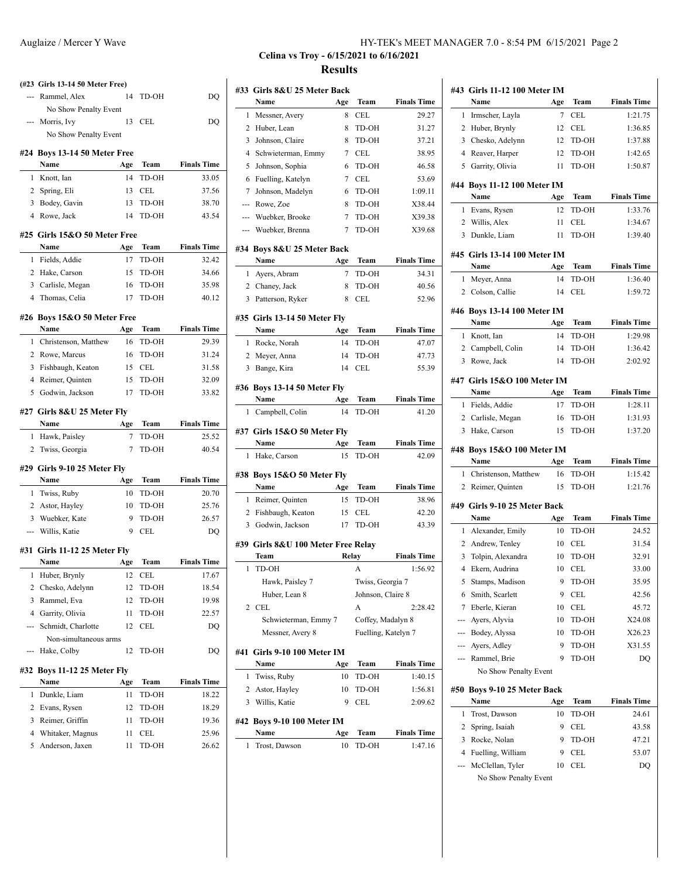## Celina vs Troy - 6/15/2021 to 6/16/2021

## Results

### (#23 Girls 13-14 50 Meter Free)

| | Name | Age | Team | Finals Time |
|---|---|---|---|---|
| --- | Rammel, Alex | 14 | TD-OH | DQ |
| | No Show Penalty Event | | | |
| --- | Morris, Ivy | 13 | CEL | DQ |
| | No Show Penalty Event | | | |

### #24 Boys 13-14 50 Meter Free

| | Name | Age | Team | Finals Time |
|---|---|---|---|---|
| 1 | Knott, Ian | 14 | TD-OH | 33.05 |
| 2 | Spring, Eli | 13 | CEL | 37.56 |
| 3 | Bodey, Gavin | 13 | TD-OH | 38.70 |
| 4 | Rowe, Jack | 14 | TD-OH | 43.54 |

### #25 Girls 15&O 50 Meter Free

| | Name | Age | Team | Finals Time |
|---|---|---|---|---|
| 1 | Fields, Addie | 17 | TD-OH | 32.42 |
| 2 | Hake, Carson | 15 | TD-OH | 34.66 |
| 3 | Carlisle, Megan | 16 | TD-OH | 35.98 |
| 4 | Thomas, Celia | 17 | TD-OH | 40.12 |

### #26 Boys 15&O 50 Meter Free

| | Name | Age | Team | Finals Time |
|---|---|---|---|---|
| 1 | Christenson, Matthew | 16 | TD-OH | 29.39 |
| 2 | Rowe, Marcus | 16 | TD-OH | 31.24 |
| 3 | Fishbaugh, Keaton | 15 | CEL | 31.58 |
| 4 | Reimer, Quinten | 15 | TD-OH | 32.09 |
| 5 | Godwin, Jackson | 17 | TD-OH | 33.82 |

### #27 Girls 8&U 25 Meter Fly

| | Name | Age | Team | Finals Time |
|---|---|---|---|---|
| 1 | Hawk, Paisley | 7 | TD-OH | 25.52 |
| 2 | Twiss, Georgia | 7 | TD-OH | 40.54 |

### #29 Girls 9-10 25 Meter Fly

| | Name | Age | Team | Finals Time |
|---|---|---|---|---|
| 1 | Twiss, Ruby | 10 | TD-OH | 20.70 |
| 2 | Astor, Hayley | 10 | TD-OH | 25.76 |
| 3 | Wuebker, Kate | 9 | TD-OH | 26.57 |
| --- | Willis, Katie | 9 | CEL | DQ |

### #31 Girls 11-12 25 Meter Fly

| | Name | Age | Team | Finals Time |
|---|---|---|---|---|
| 1 | Huber, Brynly | 12 | CEL | 17.67 |
| 2 | Chesko, Adelynn | 12 | TD-OH | 18.54 |
| 3 | Rammel, Eva | 12 | TD-OH | 19.98 |
| 4 | Garrity, Olivia | 11 | TD-OH | 22.57 |
| --- | Schmidt, Charlotte | 12 | CEL | DQ |
| | Non-simultaneous arms | | | |
| --- | Hake, Colby | 12 | TD-OH | DQ |

### #32 Boys 11-12 25 Meter Fly

| | Name | Age | Team | Finals Time |
|---|---|---|---|---|
| 1 | Dunkle, Liam | 11 | TD-OH | 18.22 |
| 2 | Evans, Rysen | 12 | TD-OH | 18.29 |
| 3 | Reimer, Griffin | 11 | TD-OH | 19.36 |
| 4 | Whitaker, Magnus | 11 | CEL | 25.96 |
| 5 | Anderson, Jaxen | 11 | TD-OH | 26.62 |

### #33 Girls 8&U 25 Meter Back

| | Name | Age | Team | Finals Time |
|---|---|---|---|---|
| 1 | Messner, Avery | 8 | CEL | 29.27 |
| 2 | Huber, Lean | 8 | TD-OH | 31.27 |
| 3 | Johnson, Claire | 8 | TD-OH | 37.21 |
| 4 | Schwieterman, Emmy | 7 | CEL | 38.95 |
| 5 | Johnson, Sophia | 6 | TD-OH | 46.58 |
| 6 | Fuelling, Katelyn | 7 | CEL | 53.69 |
| 7 | Johnson, Madelyn | 6 | TD-OH | 1:09.11 |
| --- | Rowe, Zoe | 8 | TD-OH | X38.44 |
| --- | Wuebker, Brooke | 7 | TD-OH | X39.38 |
| --- | Wuebker, Brenna | 7 | TD-OH | X39.68 |

### #34 Boys 8&U 25 Meter Back

| | Name | Age | Team | Finals Time |
|---|---|---|---|---|
| 1 | Ayers, Abram | 7 | TD-OH | 34.31 |
| 2 | Chaney, Jack | 8 | TD-OH | 40.56 |
| 3 | Patterson, Ryker | 8 | CEL | 52.96 |

### #35 Girls 13-14 50 Meter Fly

| | Name | Age | Team | Finals Time |
|---|---|---|---|---|
| 1 | Rocke, Norah | 14 | TD-OH | 47.07 |
| 2 | Meyer, Anna | 14 | TD-OH | 47.73 |
| 3 | Bange, Kira | 14 | CEL | 55.39 |

### #36 Boys 13-14 50 Meter Fly

| | Name | Age | Team | Finals Time |
|---|---|---|---|---|
| 1 | Campbell, Colin | 14 | TD-OH | 41.20 |

### #37 Girls 15&O 50 Meter Fly

| | Name | Age | Team | Finals Time |
|---|---|---|---|---|
| 1 | Hake, Carson | 15 | TD-OH | 42.09 |

### #38 Boys 15&O 50 Meter Fly

| | Name | Age | Team | Finals Time |
|---|---|---|---|---|
| 1 | Reimer, Quinten | 15 | TD-OH | 38.96 |
| 2 | Fishbaugh, Keaton | 15 | CEL | 42.20 |
| 3 | Godwin, Jackson | 17 | TD-OH | 43.39 |

### #39 Girls 8&U 100 Meter Free Relay

| | Team | Relay | Finals Time |
|---|---|---|---|
| 1 | TD-OH | A | 1:56.92 |
| | Hawk, Paisley 7 | Twiss, Georgia 7 | |
| | Huber, Lean 8 | Johnson, Claire 8 | |
| 2 | CEL | A | 2:28.42 |
| | Schwieterman, Emmy 7 | Coffey, Madalyn 8 | |
| | Messner, Avery 8 | Fuelling, Katelyn 7 | |

### #41 Girls 9-10 100 Meter IM

| | Name | Age | Team | Finals Time |
|---|---|---|---|---|
| 1 | Twiss, Ruby | 10 | TD-OH | 1:40.15 |
| 2 | Astor, Hayley | 10 | TD-OH | 1:56.81 |
| 3 | Willis, Katie | 9 | CEL | 2:09.62 |

### #42 Boys 9-10 100 Meter IM

| | Name | Age | Team | Finals Time |
|---|---|---|---|---|
| 1 | Trost, Dawson | 10 | TD-OH | 1:47.16 |

### #43 Girls 11-12 100 Meter IM

| | Name | Age | Team | Finals Time |
|---|---|---|---|---|
| 1 | Irmscher, Layla | 7 | CEL | 1:21.75 |
| 2 | Huber, Brynly | 12 | CEL | 1:36.85 |
| 3 | Chesko, Adelynn | 12 | TD-OH | 1:37.88 |
| 4 | Reaver, Harper | 12 | TD-OH | 1:42.65 |
| 5 | Garrity, Olivia | 11 | TD-OH | 1:50.87 |

### #44 Boys 11-12 100 Meter IM

| | Name | Age | Team | Finals Time |
|---|---|---|---|---|
| 1 | Evans, Rysen | 12 | TD-OH | 1:33.76 |
| 2 | Willis, Alex | 11 | CEL | 1:34.67 |
| 3 | Dunkle, Liam | 11 | TD-OH | 1:39.40 |

### #45 Girls 13-14 100 Meter IM

| | Name | Age | Team | Finals Time |
|---|---|---|---|---|
| 1 | Meyer, Anna | 14 | TD-OH | 1:36.40 |
| 2 | Colson, Callie | 14 | CEL | 1:59.72 |

### #46 Boys 13-14 100 Meter IM

| | Name | Age | Team | Finals Time |
|---|---|---|---|---|
| 1 | Knott, Ian | 14 | TD-OH | 1:29.98 |
| 2 | Campbell, Colin | 14 | TD-OH | 1:36.42 |
| 3 | Rowe, Jack | 14 | TD-OH | 2:02.92 |

### #47 Girls 15&O 100 Meter IM

| | Name | Age | Team | Finals Time |
|---|---|---|---|---|
| 1 | Fields, Addie | 17 | TD-OH | 1:28.11 |
| 2 | Carlisle, Megan | 16 | TD-OH | 1:31.93 |
| 3 | Hake, Carson | 15 | TD-OH | 1:37.20 |

### #48 Boys 15&O 100 Meter IM

| | Name | Age | Team | Finals Time |
|---|---|---|---|---|
| 1 | Christenson, Matthew | 16 | TD-OH | 1:15.42 |
| 2 | Reimer, Quinten | 15 | TD-OH | 1:21.76 |

### #49 Girls 9-10 25 Meter Back

| | Name | Age | Team | Finals Time |
|---|---|---|---|---|
| 1 | Alexander, Emily | 10 | TD-OH | 24.52 |
| 2 | Andrew, Tenley | 10 | CEL | 31.54 |
| 3 | Tolpin, Alexandra | 10 | TD-OH | 32.91 |
| 4 | Ekern, Audrina | 10 | CEL | 33.00 |
| 5 | Stamps, Madison | 9 | TD-OH | 35.95 |
| 6 | Smith, Scarlett | 9 | CEL | 42.56 |
| 7 | Eberle, Kieran | 10 | CEL | 45.72 |
| --- | Ayers, Alyvia | 10 | TD-OH | X24.08 |
| --- | Bodey, Alyssa | 10 | TD-OH | X26.23 |
| --- | Ayers, Adley | 9 | TD-OH | X31.55 |
| --- | Rammel, Brie | 9 | TD-OH | DQ |
| | No Show Penalty Event | | | |

### #50 Boys 9-10 25 Meter Back

| | Name | Age | Team | Finals Time |
|---|---|---|---|---|
| 1 | Trost, Dawson | 10 | TD-OH | 24.61 |
| 2 | Spring, Isaiah | 9 | CEL | 43.58 |
| 3 | Rocke, Nolan | 9 | TD-OH | 47.21 |
| 4 | Fuelling, William | 9 | CEL | 53.07 |
| --- | McClellan, Tyler | 10 | CEL | DQ |
| | No Show Penalty Event | | | |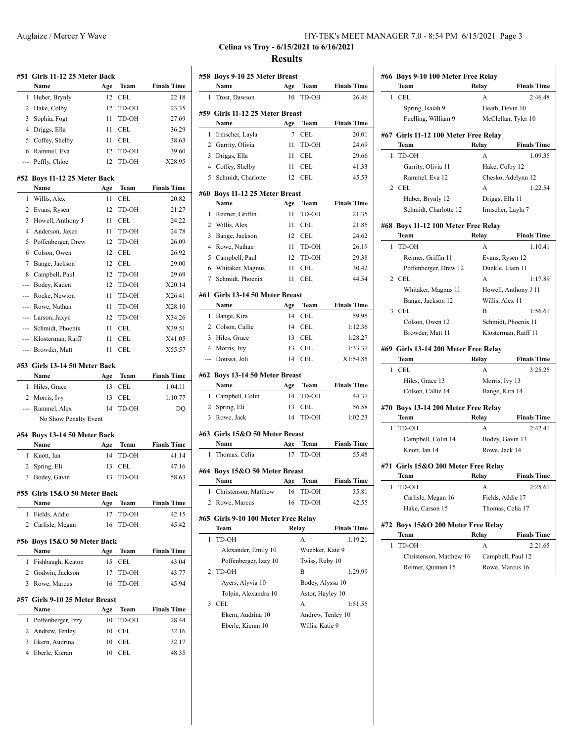**Celina vs Troy - 6/15/2021 to 6/16/2021**

**Results**

#### #51 Girls 11-12 25 Meter Back

| | Name | Age | Team | Finals Time |
|---|---|---|---|---|
| 1 | Huber, Brynly | 12 | CEL | 22.18 |
| 2 | Hake, Colby | 12 | TD-OH | 23.35 |
| 3 | Sophia, Fogt | 11 | TD-OH | 27.69 |
| 4 | Driggs, Ella | 11 | CEL | 36.29 |
| 5 | Coffey, Shelby | 11 | CEL | 38.63 |
| 6 | Rammel, Eva | 12 | TD-OH | 39.60 |
| --- | Peffly, Chloe | 12 | TD-OH | X28.95 |

#### #52 Boys 11-12 25 Meter Back

| | Name | Age | Team | Finals Time |
|---|---|---|---|---|
| 1 | Willis, Alex | 11 | CEL | 20.82 |
| 2 | Evans, Rysen | 12 | TD-OH | 21.27 |
| 3 | Howell, Anthony J | 11 | CEL | 24.22 |
| 4 | Anderson, Jaxen | 11 | TD-OH | 24.78 |
| 5 | Poffenberger, Drew | 12 | TD-OH | 26.09 |
| 6 | Colson, Owen | 12 | CEL | 26.92 |
| 7 | Bange, Jackson | 12 | CEL | 29.00 |
| 8 | Campbell, Paul | 12 | TD-OH | 29.69 |
| --- | Bodey, Kaden | 12 | TD-OH | X20.14 |
| --- | Rocke, Newton | 11 | TD-OH | X26.41 |
| --- | Rowe, Nathan | 11 | TD-OH | X28.10 |
| --- | Larson, Jaxyn | 12 | TD-OH | X34.26 |
| --- | Schmidt, Phoenix | 11 | CEL | X39.51 |
| --- | Klosterman, Raiff | 11 | CEL | X41.05 |
| --- | Browder, Matt | 11 | CEL | X55.57 |

#### #53 Girls 13-14 50 Meter Back

| | Name | Age | Team | Finals Time |
|---|---|---|---|---|
| 1 | Hiles, Grace | 13 | CEL | 1:04.11 |
| 2 | Morris, Ivy | 13 | CEL | 1:10.77 |
| --- | Rammel, Alex | 14 | TD-OH | DQ |
| | No Show Penalty Event | | | |

#### #54 Boys 13-14 50 Meter Back

| | Name | Age | Team | Finals Time |
|---|---|---|---|---|
| 1 | Knott, Ian | 14 | TD-OH | 41.14 |
| 2 | Spring, Eli | 13 | CEL | 47.16 |
| 3 | Bodey, Gavin | 13 | TD-OH | 58.63 |

#### #55 Girls 15&O 50 Meter Back

| | Name | Age | Team | Finals Time |
|---|---|---|---|---|
| 1 | Fields, Addie | 17 | TD-OH | 42.15 |
| 2 | Carlisle, Megan | 16 | TD-OH | 45.42 |

#### #56 Boys 15&O 50 Meter Back

| | Name | Age | Team | Finals Time |
|---|---|---|---|---|
| 1 | Fishbaugh, Keaton | 15 | CEL | 43.04 |
| 2 | Godwin, Jackson | 17 | TD-OH | 43.77 |
| 3 | Rowe, Marcus | 16 | TD-OH | 45.94 |

#### #57 Girls 9-10 25 Meter Breast

| | Name | Age | Team | Finals Time |
|---|---|---|---|---|
| 1 | Poffenberger, Izzy | 10 | TD-OH | 28.44 |
| 2 | Andrew, Tenley | 10 | CEL | 32.16 |
| 3 | Ekern, Audrina | 10 | CEL | 32.17 |
| 4 | Eberle, Kieran | 10 | CEL | 48.35 |

#### #58 Boys 9-10 25 Meter Breast

| | Name | Age | Team | Finals Time |
|---|---|---|---|---|
| 1 | Trost, Dawson | 10 | TD-OH | 26.46 |

#### #59 Girls 11-12 25 Meter Breast

| | Name | Age | Team | Finals Time |
|---|---|---|---|---|
| 1 | Irmscher, Layla | 7 | CEL | 20.01 |
| 2 | Garrity, Olivia | 11 | TD-OH | 24.69 |
| 3 | Driggs, Ella | 11 | CEL | 29.66 |
| 4 | Coffey, Shelby | 11 | CEL | 41.33 |
| 5 | Schmidt, Charlotte | 12 | CEL | 45.53 |

#### #60 Boys 11-12 25 Meter Breast

| | Name | Age | Team | Finals Time |
|---|---|---|---|---|
| 1 | Reimer, Griffin | 11 | TD-OH | 21.35 |
| 2 | Willis, Alex | 11 | CEL | 21.85 |
| 3 | Bange, Jackson | 12 | CEL | 24.62 |
| 4 | Rowe, Nathan | 11 | TD-OH | 26.19 |
| 5 | Campbell, Paul | 12 | TD-OH | 29.38 |
| 6 | Whitaker, Magnus | 11 | CEL | 30.42 |
| 7 | Schmidt, Phoenix | 11 | CEL | 44.54 |

#### #61 Girls 13-14 50 Meter Breast

| | Name | Age | Team | Finals Time |
|---|---|---|---|---|
| 1 | Bange, Kira | 14 | CEL | 59.95 |
| 2 | Colson, Callie | 14 | CEL | 1:12.36 |
| 3 | Hiles, Grace | 13 | CEL | 1:28.27 |
| 4 | Morris, Ivy | 13 | CEL | 1:33.37 |
| --- | Doussa, Joli | 14 | CEL | X1:54.85 |

#### #62 Boys 13-14 50 Meter Breast

| | Name | Age | Team | Finals Time |
|---|---|---|---|---|
| 1 | Campbell, Colin | 14 | TD-OH | 44.37 |
| 2 | Spring, Eli | 13 | CEL | 56.58 |
| 3 | Rowe, Jack | 14 | TD-OH | 1:02.23 |

#### #63 Girls 15&O 50 Meter Breast

| | Name | Age | Team | Finals Time |
|---|---|---|---|---|
| 1 | Thomas, Celia | 17 | TD-OH | 55.48 |

#### #64 Boys 15&O 50 Meter Breast

| | Name | Age | Team | Finals Time |
|---|---|---|---|---|
| 1 | Christenson, Matthew | 16 | TD-OH | 35.81 |
| 2 | Rowe, Marcus | 16 | TD-OH | 42.55 |

#### #65 Girls 9-10 100 Meter Free Relay

| | Team | Relay | Finals Time |
|---|---|---|---|
| 1 | TD-OH | A | 1:19.21 |
| | Alexander, Emily 10 | Wuebker, Kate 9 | |
| | Poffenberger, Izzy 10 | Twiss, Ruby 10 | |
| 2 | TD-OH | B | 1:29.99 |
| | Ayers, Alyvia 10 | Bodey, Alyssa 10 | |
| | Tolpin, Alexandra 10 | Astor, Hayley 10 | |
| 3 | CEL | A | 1:51.55 |
| | Ekern, Audrina 10 | Andrew, Tenley 10 | |
| | Eberle, Kieran 10 | Willis, Katie 9 | |

#### #66 Boys 9-10 100 Meter Free Relay

| | Team | Relay | Finals Time |
|---|---|---|---|
| 1 | CEL | A | 2:46.48 |
| | Spring, Isaiah 9 | Heath, Devin 10 | |
| | Fuelling, William 9 | McClellan, Tyler 10 | |

#### #67 Girls 11-12 100 Meter Free Relay

| | Team | Relay | Finals Time |
|---|---|---|---|
| 1 | TD-OH | A | 1:09.35 |
| | Garrity, Olivia 11 | Hake, Colby 12 | |
| | Rammel, Eva 12 | Chesko, Adelynn 12 | |
| 2 | CEL | A | 1:22.54 |
| | Huber, Brynly 12 | Driggs, Ella 11 | |
| | Schmidt, Charlotte 12 | Irmscher, Layla 7 | |

#### #68 Boys 11-12 100 Meter Free Relay

| | Team | Relay | Finals Time |
|---|---|---|---|
| 1 | TD-OH | A | 1:10.41 |
| | Reimer, Griffin 11 | Evans, Rysen 12 | |
| | Poffenberger, Drew 12 | Dunkle, Liam 11 | |
| 2 | CEL | A | 1:17.89 |
| | Whitaker, Magnus 11 | Howell, Anthony J 11 | |
| | Bange, Jackson 12 | Willis, Alex 11 | |
| 3 | CEL | B | 1:56.61 |
| | Colson, Owen 12 | Schmidt, Phoenix 11 | |
| | Browder, Matt 11 | Klosterman, Raiff 11 | |

#### #69 Girls 13-14 200 Meter Free Relay

| | Team | Relay | Finals Time |
|---|---|---|---|
| 1 | CEL | A | 3:25.25 |
| | Hiles, Grace 13 | Morris, Ivy 13 | |
| | Colson, Callie 14 | Bange, Kira 14 | |

#### #70 Boys 13-14 200 Meter Free Relay

| | Team | Relay | Finals Time |
|---|---|---|---|
| 1 | TD-OH | A | 2:42.41 |
| | Campbell, Colin 14 | Bodey, Gavin 13 | |
| | Knott, Ian 14 | Rowe, Jack 14 | |

#### #71 Girls 15&O 200 Meter Free Relay

| | Team | Relay | Finals Time |
|---|---|---|---|
| 1 | TD-OH | A | 2:25.61 |
| | Carlisle, Megan 16 | Fields, Addie 17 | |
| | Hake, Carson 15 | Thomas, Celia 17 | |

#### #72 Boys 15&O 200 Meter Free Relay

| | Team | Relay | Finals Time |
|---|---|---|---|
| 1 | TD-OH | A | 2:21.65 |
| | Christenson, Matthew 16 | Campbell, Paul 12 | |
| | Reimer, Quinten 15 | Rowe, Marcus 16 | |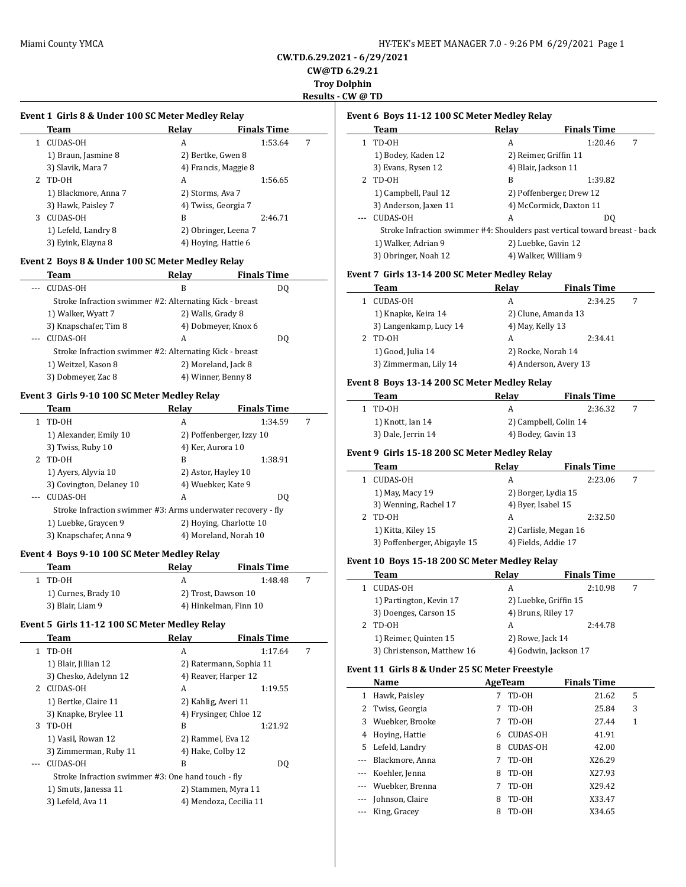Miami County YMCA

HY-TEK's MEET MANAGER 7.0 - 9:26 PM 6/29/2021

**CW.TD.6.29.2021 - 6/29/2021**

**CW@TD 6.29.21**

**Troy Dolphin**

**Results - CW @ TD**

### Event 1 Girls 8 & Under 100 SC Meter Medley Relay

| | Team | Relay | Finals Time | |
|---|---|---|---|---|
| 1 | CUDAS-OH | A | 1:53.64 | 7 |
| | 1) Braun, Jasmine 8 | 2) Bertke, Gwen 8 | | |
| | 3) Slavik, Mara 7 | 4) Francis, Maggie 8 | | |
| 2 | TD-OH | A | 1:56.65 | |
| | 1) Blackmore, Anna 7 | 2) Storms, Ava 7 | | |
| | 3) Hawk, Paisley 7 | 4) Twiss, Georgia 7 | | |
| 3 | CUDAS-OH | B | 2:46.71 | |
| | 1) Lefeld, Landry 8 | 2) Obringer, Leena 7 | | |
| | 3) Eyink, Elayna 8 | 4) Hoying, Hattie 6 | | |

### Event 2 Boys 8 & Under 100 SC Meter Medley Relay

| | Team | Relay | Finals Time |
|---|---|---|---|
| --- | CUDAS-OH | B | DQ |
| | Stroke Infraction swimmer #2: Alternating Kick - breast | | |
| | 1) Walker, Wyatt 7 | 2) Walls, Grady 8 | |
| | 3) Knapschafer, Tim 8 | 4) Dobmeyer, Knox 6 | |
| --- | CUDAS-OH | A | DQ |
| | Stroke Infraction swimmer #2: Alternating Kick - breast | | |
| | 1) Weitzel, Kason 8 | 2) Moreland, Jack 8 | |
| | 3) Dobmeyer, Zac 8 | 4) Winner, Benny 8 | |

### Event 3 Girls 9-10 100 SC Meter Medley Relay

| | Team | Relay | Finals Time | |
|---|---|---|---|---|
| 1 | TD-OH | A | 1:34.59 | 7 |
| | 1) Alexander, Emily 10 | 2) Poffenberger, Izzy 10 | | |
| | 3) Twiss, Ruby 10 | 4) Ker, Aurora 10 | | |
| 2 | TD-OH | B | 1:38.91 | |
| | 1) Ayers, Alyvia 10 | 2) Astor, Hayley 10 | | |
| | 3) Covington, Delaney 10 | 4) Wuebker, Kate 9 | | |
| --- | CUDAS-OH | A | DQ | |
| | Stroke Infraction swimmer #3: Arms underwater recovery - fly | | | |
| | 1) Luebke, Graycen 9 | 2) Hoying, Charlotte 10 | | |
| | 3) Knapschafer, Anna 9 | 4) Moreland, Norah 10 | | |

### Event 4 Boys 9-10 100 SC Meter Medley Relay

| | Team | Relay | Finals Time | |
|---|---|---|---|---|
| 1 | TD-OH | A | 1:48.48 | 7 |
| | 1) Curnes, Brady 10 | 2) Trost, Dawson 10 | | |
| | 3) Blair, Liam 9 | 4) Hinkelman, Finn 10 | | |

### Event 5 Girls 11-12 100 SC Meter Medley Relay

| | Team | Relay | Finals Time | |
|---|---|---|---|---|
| 1 | TD-OH | A | 1:17.64 | 7 |
| | 1) Blair, Jillian 12 | 2) Ratermann, Sophia 11 | | |
| | 3) Chesko, Adelynn 12 | 4) Reaver, Harper 12 | | |
| 2 | CUDAS-OH | A | 1:19.55 | |
| | 1) Bertke, Claire 11 | 2) Kahlig, Averi 11 | | |
| | 3) Knapke, Brylee 11 | 4) Frysinger, Chloe 12 | | |
| 3 | TD-OH | B | 1:21.92 | |
| | 1) Vasil, Rowan 12 | 2) Rammel, Eva 12 | | |
| | 3) Zimmerman, Ruby 11 | 4) Hake, Colby 12 | | |
| --- | CUDAS-OH | B | DQ | |
| | Stroke Infraction swimmer #3: One hand touch - fly | | | |
| | 1) Smuts, Janessa 11 | 2) Stammen, Myra 11 | | |
| | 3) Lefeld, Ava 11 | 4) Mendoza, Cecilia 11 | | |

### Event 6 Boys 11-12 100 SC Meter Medley Relay

| | Team | Relay | Finals Time | |
|---|---|---|---|---|
| 1 | TD-OH | A | 1:20.46 | 7 |
| | 1) Bodey, Kaden 12 | 2) Reimer, Griffin 11 | | |
| | 3) Evans, Rysen 12 | 4) Blair, Jackson 11 | | |
| 2 | TD-OH | B | 1:39.82 | |
| | 1) Campbell, Paul 12 | 2) Poffenberger, Drew 12 | | |
| | 3) Anderson, Jaxen 11 | 4) McCormick, Daxton 11 | | |
| --- | CUDAS-OH | A | DQ | |
| | Stroke Infraction swimmer #4: Shoulders past vertical toward breast - back | | | |
| | 1) Walker, Adrian 9 | 2) Luebke, Gavin 12 | | |
| | 3) Obringer, Noah 12 | 4) Walker, William 9 | | |

### Event 7 Girls 13-14 200 SC Meter Medley Relay

| | Team | Relay | Finals Time | |
|---|---|---|---|---|
| 1 | CUDAS-OH | A | 2:34.25 | 7 |
| | 1) Knapke, Keira 14 | 2) Clune, Amanda 13 | | |
| | 3) Langenkamp, Lucy 14 | 4) May, Kelly 13 | | |
| 2 | TD-OH | A | 2:34.41 | |
| | 1) Good, Julia 14 | 2) Rocke, Norah 14 | | |
| | 3) Zimmerman, Lily 14 | 4) Anderson, Avery 13 | | |

### Event 8 Boys 13-14 200 SC Meter Medley Relay

| | Team | Relay | Finals Time | |
|---|---|---|---|---|
| 1 | TD-OH | A | 2:36.32 | 7 |
| | 1) Knott, Ian 14 | 2) Campbell, Colin 14 | | |
| | 3) Dale, Jerrin 14 | 4) Bodey, Gavin 13 | | |

### Event 9 Girls 15-18 200 SC Meter Medley Relay

| | Team | Relay | Finals Time | |
|---|---|---|---|---|
| 1 | CUDAS-OH | A | 2:23.06 | 7 |
| | 1) May, Macy 19 | 2) Borger, Lydia 15 | | |
| | 3) Wenning, Rachel 17 | 4) Byer, Isabel 15 | | |
| 2 | TD-OH | A | 2:32.50 | |
| | 1) Kitta, Kiley 15 | 2) Carlisle, Megan 16 | | |
| | 3) Poffenberger, Abigayle 15 | 4) Fields, Addie 17 | | |

### Event 10 Boys 15-18 200 SC Meter Medley Relay

| | Team | Relay | Finals Time | |
|---|---|---|---|---|
| 1 | CUDAS-OH | A | 2:10.98 | 7 |
| | 1) Partington, Kevin 17 | 2) Luebke, Griffin 15 | | |
| | 3) Doenges, Carson 15 | 4) Bruns, Riley 17 | | |
| 2 | TD-OH | A | 2:44.78 | |
| | 1) Reimer, Quinten 15 | 2) Rowe, Jack 14 | | |
| | 3) Christenson, Matthew 16 | 4) Godwin, Jackson 17 | | |

### Event 11 Girls 8 & Under 25 SC Meter Freestyle

| | Name | Age | Team | Finals Time | |
|---|---|---|---|---|---|
| 1 | Hawk, Paisley | 7 | TD-OH | 21.62 | 5 |
| 2 | Twiss, Georgia | 7 | TD-OH | 25.84 | 3 |
| 3 | Wuebker, Brooke | 7 | TD-OH | 27.44 | 1 |
| 4 | Hoying, Hattie | 6 | CUDAS-OH | 41.91 | |
| 5 | Lefeld, Landry | 8 | CUDAS-OH | 42.00 | |
| --- | Blackmore, Anna | 7 | TD-OH | X26.29 | |
| --- | Koehler, Jenna | 8 | TD-OH | X27.93 | |
| --- | Wuebker, Brenna | 7 | TD-OH | X29.42 | |
| --- | Johnson, Claire | 8 | TD-OH | X33.47 | |
| --- | King, Gracey | 8 | TD-OH | X34.65 | |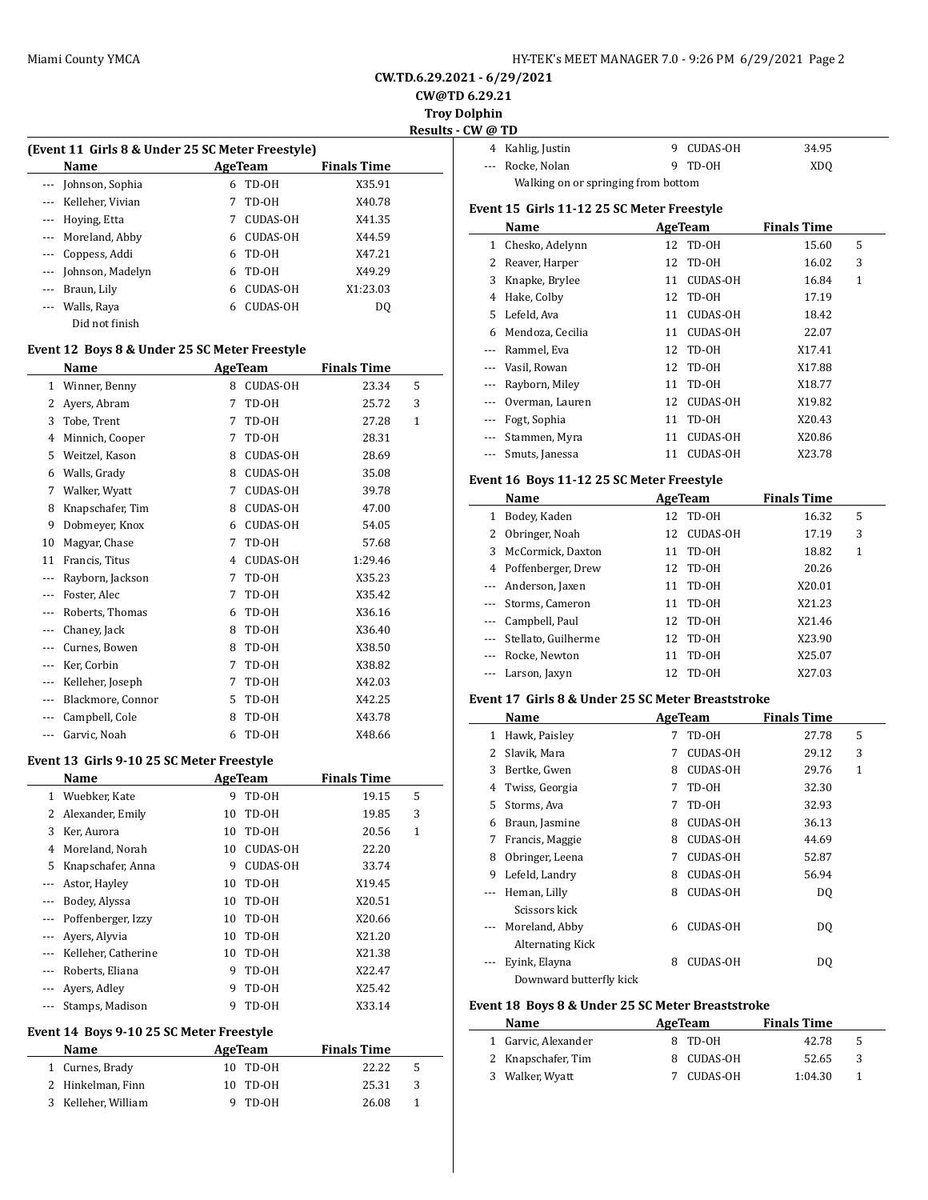CW.TD.6.29.2021 - 6/29/2021

CW@TD 6.29.21

Troy Dolphin

Results - CW @ TD

**(Event 11 Girls 8 & Under 25 SC Meter Freestyle)**

| | Name | Age | Team | Finals Time | |
|---|---|---|---|---|---|
| --- | Johnson, Sophia | 6 | TD-OH | X35.91 | |
| --- | Kelleher, Vivian | 7 | TD-OH | X40.78 | |
| --- | Hoying, Etta | 7 | CUDAS-OH | X41.35 | |
| --- | Moreland, Abby | 6 | CUDAS-OH | X44.59 | |
| --- | Coppess, Addi | 6 | TD-OH | X47.21 | |
| --- | Johnson, Madelyn | 6 | TD-OH | X49.29 | |
| --- | Braun, Lily | 6 | CUDAS-OH | X1:23.03 | |
| --- | Walls, Raya | 6 | CUDAS-OH | DQ | |
| | Did not finish | | | | |

**Event 12 Boys 8 & Under 25 SC Meter Freestyle**

| | Name | Age | Team | Finals Time | |
|---|---|---|---|---|---|
| 1 | Winner, Benny | 8 | CUDAS-OH | 23.34 | 5 |
| 2 | Ayers, Abram | 7 | TD-OH | 25.72 | 3 |
| 3 | Tobe, Trent | 7 | TD-OH | 27.28 | 1 |
| 4 | Minnich, Cooper | 7 | TD-OH | 28.31 | |
| 5 | Weitzel, Kason | 8 | CUDAS-OH | 28.69 | |
| 6 | Walls, Grady | 8 | CUDAS-OH | 35.08 | |
| 7 | Walker, Wyatt | 7 | CUDAS-OH | 39.78 | |
| 8 | Knapschafer, Tim | 8 | CUDAS-OH | 47.00 | |
| 9 | Dobmeyer, Knox | 6 | CUDAS-OH | 54.05 | |
| 10 | Magyar, Chase | 7 | TD-OH | 57.68 | |
| 11 | Francis, Titus | 4 | CUDAS-OH | 1:29.46 | |
| --- | Rayborn, Jackson | 7 | TD-OH | X35.23 | |
| --- | Foster, Alec | 7 | TD-OH | X35.42 | |
| --- | Roberts, Thomas | 6 | TD-OH | X36.16 | |
| --- | Chaney, Jack | 8 | TD-OH | X36.40 | |
| --- | Curnes, Bowen | 8 | TD-OH | X38.50 | |
| --- | Ker, Corbin | 7 | TD-OH | X38.82 | |
| --- | Kelleher, Joseph | 7 | TD-OH | X42.03 | |
| --- | Blackmore, Connor | 5 | TD-OH | X42.25 | |
| --- | Campbell, Cole | 8 | TD-OH | X43.78 | |
| --- | Garvic, Noah | 6 | TD-OH | X48.66 | |

**Event 13 Girls 9-10 25 SC Meter Freestyle**

| | Name | Age | Team | Finals Time | |
|---|---|---|---|---|---|
| 1 | Wuebker, Kate | 9 | TD-OH | 19.15 | 5 |
| 2 | Alexander, Emily | 10 | TD-OH | 19.85 | 3 |
| 3 | Ker, Aurora | 10 | TD-OH | 20.56 | 1 |
| 4 | Moreland, Norah | 10 | CUDAS-OH | 22.20 | |
| 5 | Knapschafer, Anna | 9 | CUDAS-OH | 33.74 | |
| --- | Astor, Hayley | 10 | TD-OH | X19.45 | |
| --- | Bodey, Alyssa | 10 | TD-OH | X20.51 | |
| --- | Poffenberger, Izzy | 10 | TD-OH | X20.66 | |
| --- | Ayers, Alyvia | 10 | TD-OH | X21.20 | |
| --- | Kelleher, Catherine | 10 | TD-OH | X21.38 | |
| --- | Roberts, Eliana | 9 | TD-OH | X22.47 | |
| --- | Ayers, Adley | 9 | TD-OH | X25.42 | |
| --- | Stamps, Madison | 9 | TD-OH | X33.14 | |

**Event 14 Boys 9-10 25 SC Meter Freestyle**

| | Name | Age | Team | Finals Time | |
|---|---|---|---|---|---|
| 1 | Curnes, Brady | 10 | TD-OH | 22.22 | 5 |
| 2 | Hinkelman, Finn | 10 | TD-OH | 25.31 | 3 |
| 3 | Kelleher, William | 9 | TD-OH | 26.08 | 1 |
| 4 | Kahlig, Justin | 9 | CUDAS-OH | 34.95 | |
| --- | Rocke, Nolan | 9 | TD-OH | XDQ | |
| | Walking on or springing from bottom | | | | |

**Event 15 Girls 11-12 25 SC Meter Freestyle**

| | Name | Age | Team | Finals Time | |
|---|---|---|---|---|---|
| 1 | Chesko, Adelynn | 12 | TD-OH | 15.60 | 5 |
| 2 | Reaver, Harper | 12 | TD-OH | 16.02 | 3 |
| 3 | Knapke, Brylee | 11 | CUDAS-OH | 16.84 | 1 |
| 4 | Hake, Colby | 12 | TD-OH | 17.19 | |
| 5 | Lefeld, Ava | 11 | CUDAS-OH | 18.42 | |
| 6 | Mendoza, Cecilia | 11 | CUDAS-OH | 22.07 | |
| --- | Rammel, Eva | 12 | TD-OH | X17.41 | |
| --- | Vasil, Rowan | 12 | TD-OH | X17.88 | |
| --- | Rayborn, Miley | 11 | TD-OH | X18.77 | |
| --- | Overman, Lauren | 12 | CUDAS-OH | X19.82 | |
| --- | Fogt, Sophia | 11 | TD-OH | X20.43 | |
| --- | Stammen, Myra | 11 | CUDAS-OH | X20.86 | |
| --- | Smuts, Janessa | 11 | CUDAS-OH | X23.78 | |

**Event 16 Boys 11-12 25 SC Meter Freestyle**

| | Name | Age | Team | Finals Time | |
|---|---|---|---|---|---|
| 1 | Bodey, Kaden | 12 | TD-OH | 16.32 | 5 |
| 2 | Obringer, Noah | 12 | CUDAS-OH | 17.19 | 3 |
| 3 | McCormick, Daxton | 11 | TD-OH | 18.82 | 1 |
| 4 | Poffenberger, Drew | 12 | TD-OH | 20.26 | |
| --- | Anderson, Jaxen | 11 | TD-OH | X20.01 | |
| --- | Storms, Cameron | 11 | TD-OH | X21.23 | |
| --- | Campbell, Paul | 12 | TD-OH | X21.46 | |
| --- | Stellato, Guilherme | 12 | TD-OH | X23.90 | |
| --- | Rocke, Newton | 11 | TD-OH | X25.07 | |
| --- | Larson, Jaxyn | 12 | TD-OH | X27.03 | |

**Event 17 Girls 8 & Under 25 SC Meter Breaststroke**

| | Name | Age | Team | Finals Time | |
|---|---|---|---|---|---|
| 1 | Hawk, Paisley | 7 | TD-OH | 27.78 | 5 |
| 2 | Slavik, Mara | 7 | CUDAS-OH | 29.12 | 3 |
| 3 | Bertke, Gwen | 8 | CUDAS-OH | 29.76 | 1 |
| 4 | Twiss, Georgia | 7 | TD-OH | 32.30 | |
| 5 | Storms, Ava | 7 | TD-OH | 32.93 | |
| 6 | Braun, Jasmine | 8 | CUDAS-OH | 36.13 | |
| 7 | Francis, Maggie | 8 | CUDAS-OH | 44.69 | |
| 8 | Obringer, Leena | 7 | CUDAS-OH | 52.87 | |
| 9 | Lefeld, Landry | 8 | CUDAS-OH | 56.94 | |
| --- | Heman, Lilly | 8 | CUDAS-OH | DQ | |
| | Scissors kick | | | | |
| --- | Moreland, Abby | 6 | CUDAS-OH | DQ | |
| | Alternating Kick | | | | |
| --- | Eyink, Elayna | 8 | CUDAS-OH | DQ | |
| | Downward butterfly kick | | | | |

**Event 18 Boys 8 & Under 25 SC Meter Breaststroke**

| | Name | Age | Team | Finals Time | |
|---|---|---|---|---|---|
| 1 | Garvic, Alexander | 8 | TD-OH | 42.78 | 5 |
| 2 | Knapschafer, Tim | 8 | CUDAS-OH | 52.65 | 3 |
| 3 | Walker, Wyatt | 7 | CUDAS-OH | 1:04.30 | 1 |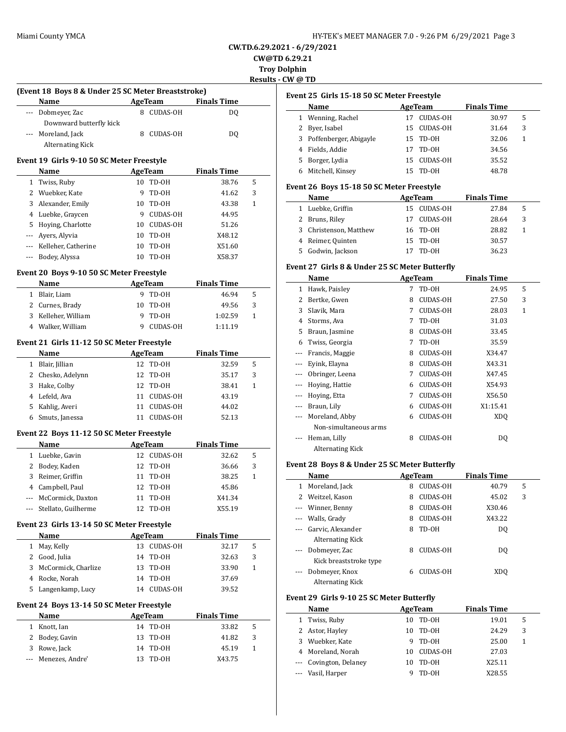**CW.TD.6.29.2021 - 6/29/2021**

**CW@TD 6.29.21**

**Troy Dolphin**

**Results - CW @ TD**

### (Event 18 Boys 8 & Under 25 SC Meter Breaststroke)

| | Name | Age | Team | Finals Time | |
|---|---|---|---|---|---|
| --- | Dobmeyer, Zac | 8 | CUDAS-OH | DQ | |
| | Downward butterfly kick | | | | |
| --- | Moreland, Jack | 8 | CUDAS-OH | DQ | |
| | Alternating Kick | | | | |

### Event 19 Girls 9-10 50 SC Meter Freestyle

| | Name | Age | Team | Finals Time | |
|---|---|---|---|---|---|
| 1 | Twiss, Ruby | 10 | TD-OH | 38.76 | 5 |
| 2 | Wuebker, Kate | 9 | TD-OH | 41.62 | 3 |
| 3 | Alexander, Emily | 10 | TD-OH | 43.38 | 1 |
| 4 | Luebke, Graycen | 9 | CUDAS-OH | 44.95 | |
| 5 | Hoying, Charlotte | 10 | CUDAS-OH | 51.26 | |
| --- | Ayers, Alyvia | 10 | TD-OH | X48.12 | |
| --- | Kelleher, Catherine | 10 | TD-OH | X51.60 | |
| --- | Bodey, Alyssa | 10 | TD-OH | X58.37 | |

### Event 20 Boys 9-10 50 SC Meter Freestyle

| | Name | Age | Team | Finals Time | |
|---|---|---|---|---|---|
| 1 | Blair, Liam | 9 | TD-OH | 46.94 | 5 |
| 2 | Curnes, Brady | 10 | TD-OH | 49.56 | 3 |
| 3 | Kelleher, William | 9 | TD-OH | 1:02.59 | 1 |
| 4 | Walker, William | 9 | CUDAS-OH | 1:11.19 | |

### Event 21 Girls 11-12 50 SC Meter Freestyle

| | Name | Age | Team | Finals Time | |
|---|---|---|---|---|---|
| 1 | Blair, Jillian | 12 | TD-OH | 32.59 | 5 |
| 2 | Chesko, Adelynn | 12 | TD-OH | 35.17 | 3 |
| 3 | Hake, Colby | 12 | TD-OH | 38.41 | 1 |
| 4 | Lefeld, Ava | 11 | CUDAS-OH | 43.19 | |
| 5 | Kahlig, Averi | 11 | CUDAS-OH | 44.02 | |
| 6 | Smuts, Janessa | 11 | CUDAS-OH | 52.13 | |

### Event 22 Boys 11-12 50 SC Meter Freestyle

| | Name | Age | Team | Finals Time | |
|---|---|---|---|---|---|
| 1 | Luebke, Gavin | 12 | CUDAS-OH | 32.62 | 5 |
| 2 | Bodey, Kaden | 12 | TD-OH | 36.66 | 3 |
| 3 | Reimer, Griffin | 11 | TD-OH | 38.25 | 1 |
| 4 | Campbell, Paul | 12 | TD-OH | 45.86 | |
| --- | McCormick, Daxton | 11 | TD-OH | X41.34 | |
| --- | Stellato, Guilherme | 12 | TD-OH | X55.19 | |

### Event 23 Girls 13-14 50 SC Meter Freestyle

| | Name | Age | Team | Finals Time | |
|---|---|---|---|---|---|
| 1 | May, Kelly | 13 | CUDAS-OH | 32.17 | 5 |
| 2 | Good, Julia | 14 | TD-OH | 32.63 | 3 |
| 3 | McCormick, Charlize | 13 | TD-OH | 33.90 | 1 |
| 4 | Rocke, Norah | 14 | TD-OH | 37.69 | |
| 5 | Langenkamp, Lucy | 14 | CUDAS-OH | 39.52 | |

### Event 24 Boys 13-14 50 SC Meter Freestyle

| | Name | Age | Team | Finals Time | |
|---|---|---|---|---|---|
| 1 | Knott, Ian | 14 | TD-OH | 33.82 | 5 |
| 2 | Bodey, Gavin | 13 | TD-OH | 41.82 | 3 |
| 3 | Rowe, Jack | 14 | TD-OH | 45.19 | 1 |
| --- | Menezes, Andre' | 13 | TD-OH | X43.75 | |

### Event 25 Girls 15-18 50 SC Meter Freestyle

| | Name | Age | Team | Finals Time | |
|---|---|---|---|---|---|
| 1 | Wenning, Rachel | 17 | CUDAS-OH | 30.97 | 5 |
| 2 | Byer, Isabel | 15 | CUDAS-OH | 31.64 | 3 |
| 3 | Poffenberger, Abigayle | 15 | TD-OH | 32.06 | 1 |
| 4 | Fields, Addie | 17 | TD-OH | 34.56 | |
| 5 | Borger, Lydia | 15 | CUDAS-OH | 35.52 | |
| 6 | Mitchell, Kinsey | 15 | TD-OH | 48.78 | |

### Event 26 Boys 15-18 50 SC Meter Freestyle

| | Name | Age | Team | Finals Time | |
|---|---|---|---|---|---|
| 1 | Luebke, Griffin | 15 | CUDAS-OH | 27.84 | 5 |
| 2 | Bruns, Riley | 17 | CUDAS-OH | 28.64 | 3 |
| 3 | Christenson, Matthew | 16 | TD-OH | 28.82 | 1 |
| 4 | Reimer, Quinten | 15 | TD-OH | 30.57 | |
| 5 | Godwin, Jackson | 17 | TD-OH | 36.23 | |

### Event 27 Girls 8 & Under 25 SC Meter Butterfly

| | Name | Age | Team | Finals Time | |
|---|---|---|---|---|---|
| 1 | Hawk, Paisley | 7 | TD-OH | 24.95 | 5 |
| 2 | Bertke, Gwen | 8 | CUDAS-OH | 27.50 | 3 |
| 3 | Slavik, Mara | 7 | CUDAS-OH | 28.03 | 1 |
| 4 | Storms, Ava | 7 | TD-OH | 31.03 | |
| 5 | Braun, Jasmine | 8 | CUDAS-OH | 33.45 | |
| 6 | Twiss, Georgia | 7 | TD-OH | 35.59 | |
| --- | Francis, Maggie | 8 | CUDAS-OH | X34.47 | |
| --- | Eyink, Elayna | 8 | CUDAS-OH | X43.31 | |
| --- | Obringer, Leena | 7 | CUDAS-OH | X47.45 | |
| --- | Hoying, Hattie | 6 | CUDAS-OH | X54.93 | |
| --- | Hoying, Etta | 7 | CUDAS-OH | X56.50 | |
| --- | Braun, Lily | 6 | CUDAS-OH | X1:15.41 | |
| --- | Moreland, Abby | 6 | CUDAS-OH | XDQ | |
| | Non-simultaneous arms | | | | |
| --- | Heman, Lilly | 8 | CUDAS-OH | DQ | |
| | Alternating Kick | | | | |

### Event 28 Boys 8 & Under 25 SC Meter Butterfly

| | Name | Age | Team | Finals Time | |
|---|---|---|---|---|---|
| 1 | Moreland, Jack | 8 | CUDAS-OH | 40.79 | 5 |
| 2 | Weitzel, Kason | 8 | CUDAS-OH | 45.02 | 3 |
| --- | Winner, Benny | 8 | CUDAS-OH | X30.46 | |
| --- | Walls, Grady | 8 | CUDAS-OH | X43.22 | |
| --- | Garvic, Alexander | 8 | TD-OH | DQ | |
| | Alternating Kick | | | | |
| --- | Dobmeyer, Zac | 8 | CUDAS-OH | DQ | |
| | Kick breaststroke type | | | | |
| --- | Dobmeyer, Knox | 6 | CUDAS-OH | XDQ | |
| | Alternating Kick | | | | |

### Event 29 Girls 9-10 25 SC Meter Butterfly

| | Name | Age | Team | Finals Time | |
|---|---|---|---|---|---|
| 1 | Twiss, Ruby | 10 | TD-OH | 19.01 | 5 |
| 2 | Astor, Hayley | 10 | TD-OH | 24.29 | 3 |
| 3 | Wuebker, Kate | 9 | TD-OH | 25.00 | 1 |
| 4 | Moreland, Norah | 10 | CUDAS-OH | 27.03 | |
| --- | Covington, Delaney | 10 | TD-OH | X25.11 | |
| --- | Vasil, Harper | 9 | TD-OH | X28.55 | |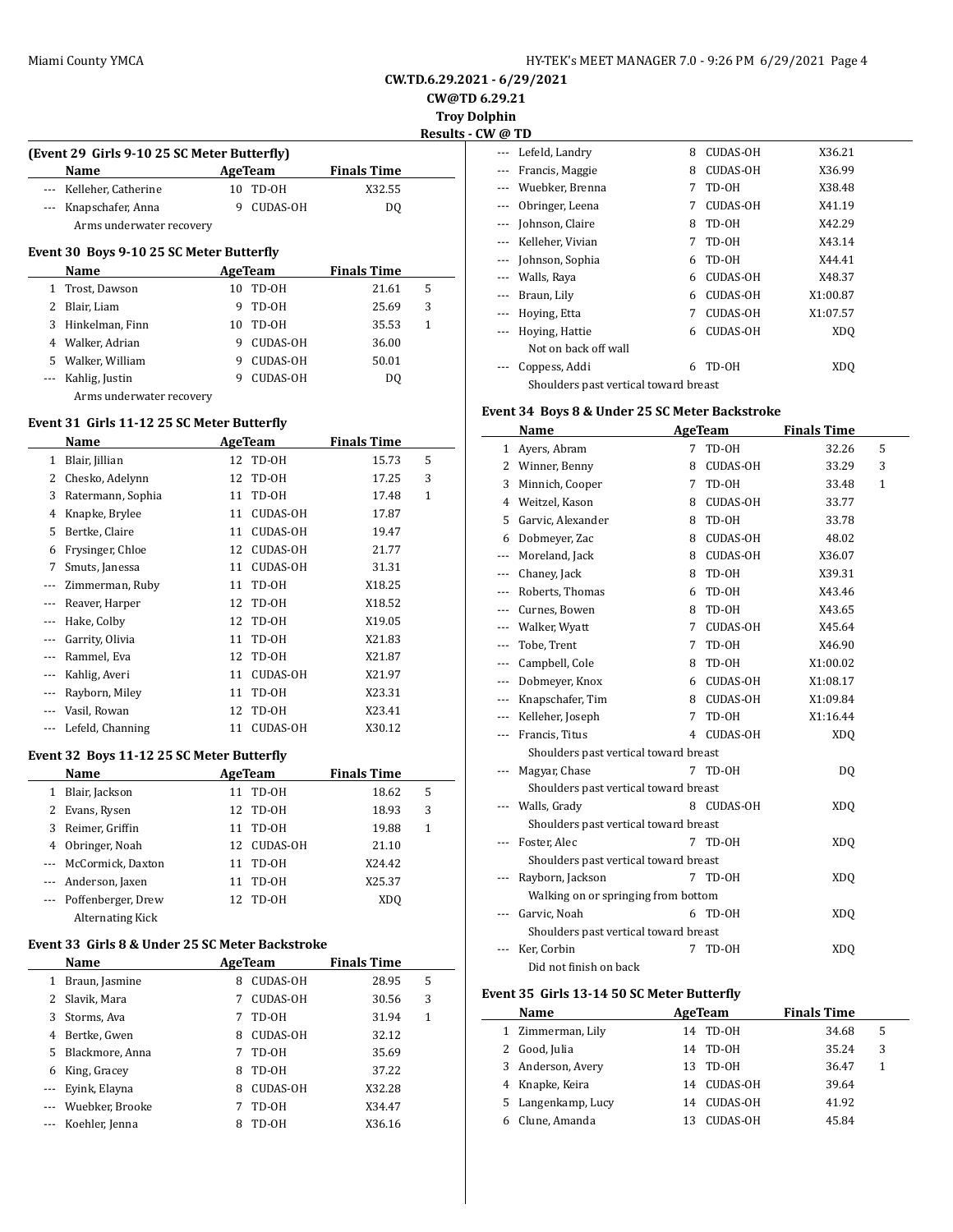**CW.TD.6.29.2021 - 6/29/2021**

**CW@TD 6.29.21**

**Troy Dolphin**

**Results - CW @ TD**

### (Event 29 Girls 9-10 25 SC Meter Butterfly)

| | Name | Age | Team | Finals Time | |
|---|---|---|---|---|---|
| --- | Kelleher, Catherine | 10 | TD-OH | X32.55 | |
| --- | Knapschafer, Anna | 9 | CUDAS-OH | DQ | |
| | Arms underwater recovery | | | | |

### Event 30 Boys 9-10 25 SC Meter Butterfly

| | Name | Age | Team | Finals Time | |
|---|---|---|---|---|---|
| 1 | Trost, Dawson | 10 | TD-OH | 21.61 | 5 |
| 2 | Blair, Liam | 9 | TD-OH | 25.69 | 3 |
| 3 | Hinkelman, Finn | 10 | TD-OH | 35.53 | 1 |
| 4 | Walker, Adrian | 9 | CUDAS-OH | 36.00 | |
| 5 | Walker, William | 9 | CUDAS-OH | 50.01 | |
| --- | Kahlig, Justin | 9 | CUDAS-OH | DQ | |
| | Arms underwater recovery | | | | |

### Event 31 Girls 11-12 25 SC Meter Butterfly

| | Name | Age | Team | Finals Time | |
|---|---|---|---|---|---|
| 1 | Blair, Jillian | 12 | TD-OH | 15.73 | 5 |
| 2 | Chesko, Adelynn | 12 | TD-OH | 17.25 | 3 |
| 3 | Ratermann, Sophia | 11 | TD-OH | 17.48 | 1 |
| 4 | Knapke, Brylee | 11 | CUDAS-OH | 17.87 | |
| 5 | Bertke, Claire | 11 | CUDAS-OH | 19.47 | |
| 6 | Frysinger, Chloe | 12 | CUDAS-OH | 21.77 | |
| 7 | Smuts, Janessa | 11 | CUDAS-OH | 31.31 | |
| --- | Zimmerman, Ruby | 11 | TD-OH | X18.25 | |
| --- | Reaver, Harper | 12 | TD-OH | X18.52 | |
| --- | Hake, Colby | 12 | TD-OH | X19.05 | |
| --- | Garrity, Olivia | 11 | TD-OH | X21.83 | |
| --- | Rammel, Eva | 12 | TD-OH | X21.87 | |
| --- | Kahlig, Averi | 11 | CUDAS-OH | X21.97 | |
| --- | Rayborn, Miley | 11 | TD-OH | X23.31 | |
| --- | Vasil, Rowan | 12 | TD-OH | X23.41 | |
| --- | Lefeld, Channing | 11 | CUDAS-OH | X30.12 | |

### Event 32 Boys 11-12 25 SC Meter Butterfly

| | Name | Age | Team | Finals Time | |
|---|---|---|---|---|---|
| 1 | Blair, Jackson | 11 | TD-OH | 18.62 | 5 |
| 2 | Evans, Rysen | 12 | TD-OH | 18.93 | 3 |
| 3 | Reimer, Griffin | 11 | TD-OH | 19.88 | 1 |
| 4 | Obringer, Noah | 12 | CUDAS-OH | 21.10 | |
| --- | McCormick, Daxton | 11 | TD-OH | X24.42 | |
| --- | Anderson, Jaxen | 11 | TD-OH | X25.37 | |
| --- | Poffenberger, Drew | 12 | TD-OH | XDQ | |
| | Alternating Kick | | | | |

### Event 33 Girls 8 & Under 25 SC Meter Backstroke

| | Name | Age | Team | Finals Time | |
|---|---|---|---|---|---|
| 1 | Braun, Jasmine | 8 | CUDAS-OH | 28.95 | 5 |
| 2 | Slavik, Mara | 7 | CUDAS-OH | 30.56 | 3 |
| 3 | Storms, Ava | 7 | TD-OH | 31.94 | 1 |
| 4 | Bertke, Gwen | 8 | CUDAS-OH | 32.12 | |
| 5 | Blackmore, Anna | 7 | TD-OH | 35.69 | |
| 6 | King, Gracey | 8 | TD-OH | 37.22 | |
| --- | Eyink, Elayna | 8 | CUDAS-OH | X32.28 | |
| --- | Wuebker, Brooke | 7 | TD-OH | X34.47 | |
| --- | Koehler, Jenna | 8 | TD-OH | X36.16 | |
| --- | Lefeld, Landry | 8 | CUDAS-OH | X36.21 | |
| --- | Francis, Maggie | 8 | CUDAS-OH | X36.99 | |
| --- | Wuebker, Brenna | 7 | TD-OH | X38.48 | |
| --- | Obringer, Leena | 7 | CUDAS-OH | X41.19 | |
| --- | Johnson, Claire | 8 | TD-OH | X42.29 | |
| --- | Kelleher, Vivian | 7 | TD-OH | X43.14 | |
| --- | Johnson, Sophia | 6 | TD-OH | X44.41 | |
| --- | Walls, Raya | 6 | CUDAS-OH | X48.37 | |
| --- | Braun, Lily | 6 | CUDAS-OH | X1:00.87 | |
| --- | Hoying, Etta | 7 | CUDAS-OH | X1:07.57 | |
| --- | Hoying, Hattie | 6 | CUDAS-OH | XDQ | |
| | Not on back off wall | | | | |
| --- | Coppess, Addi | 6 | TD-OH | XDQ | |
| | Shoulders past vertical toward breast | | | | |

### Event 34 Boys 8 & Under 25 SC Meter Backstroke

| | Name | Age | Team | Finals Time | |
|---|---|---|---|---|---|
| 1 | Ayers, Abram | 7 | TD-OH | 32.26 | 5 |
| 2 | Winner, Benny | 8 | CUDAS-OH | 33.29 | 3 |
| 3 | Minnich, Cooper | 7 | TD-OH | 33.48 | 1 |
| 4 | Weitzel, Kason | 8 | CUDAS-OH | 33.77 | |
| 5 | Garvic, Alexander | 8 | TD-OH | 33.78 | |
| 6 | Dobmeyer, Zac | 8 | CUDAS-OH | 48.02 | |
| --- | Moreland, Jack | 8 | CUDAS-OH | X36.07 | |
| --- | Chaney, Jack | 8 | TD-OH | X39.31 | |
| --- | Roberts, Thomas | 6 | TD-OH | X43.46 | |
| --- | Curnes, Bowen | 8 | TD-OH | X43.65 | |
| --- | Walker, Wyatt | 7 | CUDAS-OH | X45.64 | |
| --- | Tobe, Trent | 7 | TD-OH | X46.90 | |
| --- | Campbell, Cole | 8 | TD-OH | X1:00.02 | |
| --- | Dobmeyer, Knox | 6 | CUDAS-OH | X1:08.17 | |
| --- | Knapschafer, Tim | 8 | CUDAS-OH | X1:09.84 | |
| --- | Kelleher, Joseph | 7 | TD-OH | X1:16.44 | |
| --- | Francis, Titus | 4 | CUDAS-OH | XDQ | |
| | Shoulders past vertical toward breast | | | | |
| --- | Magyar, Chase | 7 | TD-OH | DQ | |
| | Shoulders past vertical toward breast | | | | |
| --- | Walls, Grady | 8 | CUDAS-OH | XDQ | |
| | Shoulders past vertical toward breast | | | | |
| --- | Foster, Alec | 7 | TD-OH | XDQ | |
| | Shoulders past vertical toward breast | | | | |
| --- | Rayborn, Jackson | 7 | TD-OH | XDQ | |
| | Walking on or springing from bottom | | | | |
| --- | Garvic, Noah | 6 | TD-OH | XDQ | |
| | Shoulders past vertical toward breast | | | | |
| --- | Ker, Corbin | 7 | TD-OH | XDQ | |
| | Did not finish on back | | | | |

### Event 35 Girls 13-14 50 SC Meter Butterfly

| | Name | Age | Team | Finals Time | |
|---|---|---|---|---|---|
| 1 | Zimmerman, Lily | 14 | TD-OH | 34.68 | 5 |
| 2 | Good, Julia | 14 | TD-OH | 35.24 | 3 |
| 3 | Anderson, Avery | 13 | TD-OH | 36.47 | 1 |
| 4 | Knapke, Keira | 14 | CUDAS-OH | 39.64 | |
| 5 | Langenkamp, Lucy | 14 | CUDAS-OH | 41.92 | |
| 6 | Clune, Amanda | 13 | CUDAS-OH | 45.84 | |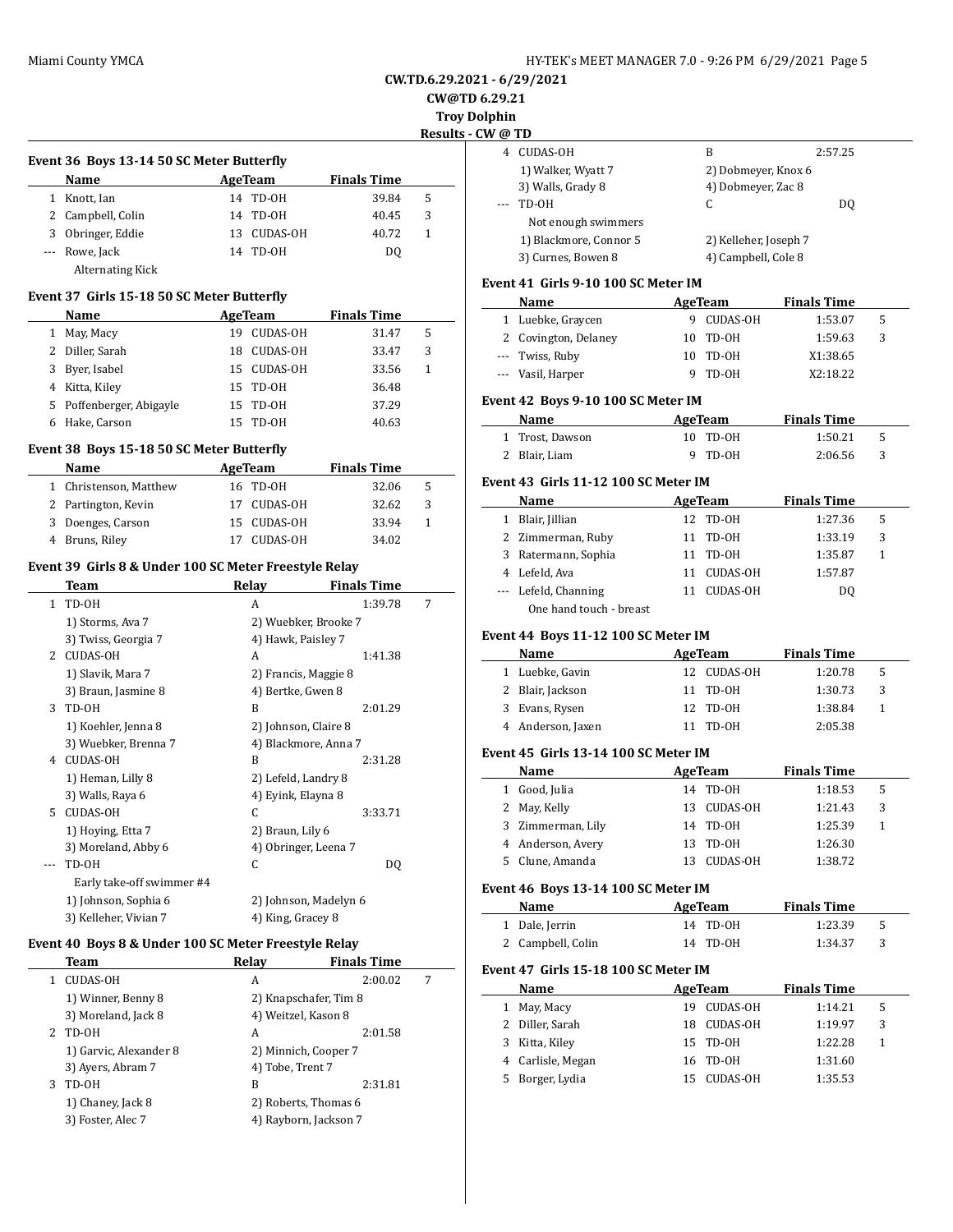**CW.TD.6.29.2021 - 6/29/2021**

**CW@TD 6.29.21**

**Troy Dolphin**

**Results - CW @ TD**

### Event 36 Boys 13-14 50 SC Meter Butterfly

| | Name | Age | Team | Finals Time | |
|---|---|---|---|---|---|
| 1 | Knott, Ian | 14 | TD-OH | 39.84 | 5 |
| 2 | Campbell, Colin | 14 | TD-OH | 40.45 | 3 |
| 3 | Obringer, Eddie | 13 | CUDAS-OH | 40.72 | 1 |
| --- | Rowe, Jack | 14 | TD-OH | DQ | |
| | Alternating Kick | | | | |

### Event 37 Girls 15-18 50 SC Meter Butterfly

| | Name | Age | Team | Finals Time | |
|---|---|---|---|---|---|
| 1 | May, Macy | 19 | CUDAS-OH | 31.47 | 5 |
| 2 | Diller, Sarah | 18 | CUDAS-OH | 33.47 | 3 |
| 3 | Byer, Isabel | 15 | CUDAS-OH | 33.56 | 1 |
| 4 | Kitta, Kiley | 15 | TD-OH | 36.48 | |
| 5 | Poffenberger, Abigayle | 15 | TD-OH | 37.29 | |
| 6 | Hake, Carson | 15 | TD-OH | 40.63 | |

### Event 38 Boys 15-18 50 SC Meter Butterfly

| | Name | Age | Team | Finals Time | |
|---|---|---|---|---|---|
| 1 | Christenson, Matthew | 16 | TD-OH | 32.06 | 5 |
| 2 | Partington, Kevin | 17 | CUDAS-OH | 32.62 | 3 |
| 3 | Doenges, Carson | 15 | CUDAS-OH | 33.94 | 1 |
| 4 | Bruns, Riley | 17 | CUDAS-OH | 34.02 | |

### Event 39 Girls 8 & Under 100 SC Meter Freestyle Relay

| | Team | Relay | Finals Time | |
|---|---|---|---|---|
| 1 | TD-OH | A | 1:39.78 | 7 |
| | 1) Storms, Ava 7 | 2) Wuebker, Brooke 7 | | |
| | 3) Twiss, Georgia 7 | 4) Hawk, Paisley 7 | | |
| 2 | CUDAS-OH | A | 1:41.38 | |
| | 1) Slavik, Mara 7 | 2) Francis, Maggie 8 | | |
| | 3) Braun, Jasmine 8 | 4) Bertke, Gwen 8 | | |
| 3 | TD-OH | B | 2:01.29 | |
| | 1) Koehler, Jenna 8 | 2) Johnson, Claire 8 | | |
| | 3) Wuebker, Brenna 7 | 4) Blackmore, Anna 7 | | |
| 4 | CUDAS-OH | B | 2:31.28 | |
| | 1) Heman, Lilly 8 | 2) Lefeld, Landry 8 | | |
| | 3) Walls, Raya 6 | 4) Eyink, Elayna 8 | | |
| 5 | CUDAS-OH | C | 3:33.71 | |
| | 1) Hoying, Etta 7 | 2) Braun, Lily 6 | | |
| | 3) Moreland, Abby 6 | 4) Obringer, Leena 7 | | |
| --- | TD-OH | C | DQ | |
| | Early take-off swimmer #4 | | | |
| | 1) Johnson, Sophia 6 | 2) Johnson, Madelyn 6 | | |
| | 3) Kelleher, Vivian 7 | 4) King, Gracey 8 | | |

### Event 40 Boys 8 & Under 100 SC Meter Freestyle Relay

| | Team | Relay | Finals Time | |
|---|---|---|---|---|
| 1 | CUDAS-OH | A | 2:00.02 | 7 |
| | 1) Winner, Benny 8 | 2) Knapschafer, Tim 8 | | |
| | 3) Moreland, Jack 8 | 4) Weitzel, Kason 8 | | |
| 2 | TD-OH | A | 2:01.58 | |
| | 1) Garvic, Alexander 8 | 2) Minnich, Cooper 7 | | |
| | 3) Ayers, Abram 7 | 4) Tobe, Trent 7 | | |
| 3 | TD-OH | B | 2:31.81 | |
| | 1) Chaney, Jack 8 | 2) Roberts, Thomas 6 | | |
| | 3) Foster, Alec 7 | 4) Rayborn, Jackson 7 | | |
| 4 | CUDAS-OH | B | 2:57.25 | |
| | 1) Walker, Wyatt 7 | 2) Dobmeyer, Knox 6 | | |
| | 3) Walls, Grady 8 | 4) Dobmeyer, Zac 8 | | |
| --- | TD-OH | C | DQ | |
| | Not enough swimmers | | | |
| | 1) Blackmore, Connor 5 | 2) Kelleher, Joseph 7 | | |
| | 3) Curnes, Bowen 8 | 4) Campbell, Cole 8 | | |

### Event 41 Girls 9-10 100 SC Meter IM

| | Name | Age | Team | Finals Time | |
|---|---|---|---|---|---|
| 1 | Luebke, Graycen | 9 | CUDAS-OH | 1:53.07 | 5 |
| 2 | Covington, Delaney | 10 | TD-OH | 1:59.63 | 3 |
| --- | Twiss, Ruby | 10 | TD-OH | X1:38.65 | |
| --- | Vasil, Harper | 9 | TD-OH | X2:18.22 | |

### Event 42 Boys 9-10 100 SC Meter IM

| | Name | Age | Team | Finals Time | |
|---|---|---|---|---|---|
| 1 | Trost, Dawson | 10 | TD-OH | 1:50.21 | 5 |
| 2 | Blair, Liam | 9 | TD-OH | 2:06.56 | 3 |

### Event 43 Girls 11-12 100 SC Meter IM

| | Name | Age | Team | Finals Time | |
|---|---|---|---|---|---|
| 1 | Blair, Jillian | 12 | TD-OH | 1:27.36 | 5 |
| 2 | Zimmerman, Ruby | 11 | TD-OH | 1:33.19 | 3 |
| 3 | Ratermann, Sophia | 11 | TD-OH | 1:35.87 | 1 |
| 4 | Lefeld, Ava | 11 | CUDAS-OH | 1:57.87 | |
| --- | Lefeld, Channing | 11 | CUDAS-OH | DQ | |
| | One hand touch - breast | | | | |

### Event 44 Boys 11-12 100 SC Meter IM

| | Name | Age | Team | Finals Time | |
|---|---|---|---|---|---|
| 1 | Luebke, Gavin | 12 | CUDAS-OH | 1:20.78 | 5 |
| 2 | Blair, Jackson | 11 | TD-OH | 1:30.73 | 3 |
| 3 | Evans, Rysen | 12 | TD-OH | 1:38.84 | 1 |
| 4 | Anderson, Jaxen | 11 | TD-OH | 2:05.38 | |

### Event 45 Girls 13-14 100 SC Meter IM

| | Name | Age | Team | Finals Time | |
|---|---|---|---|---|---|
| 1 | Good, Julia | 14 | TD-OH | 1:18.53 | 5 |
| 2 | May, Kelly | 13 | CUDAS-OH | 1:21.43 | 3 |
| 3 | Zimmerman, Lily | 14 | TD-OH | 1:25.39 | 1 |
| 4 | Anderson, Avery | 13 | TD-OH | 1:26.30 | |
| 5 | Clune, Amanda | 13 | CUDAS-OH | 1:38.72 | |

### Event 46 Boys 13-14 100 SC Meter IM

| | Name | Age | Team | Finals Time | |
|---|---|---|---|---|---|
| 1 | Dale, Jerrin | 14 | TD-OH | 1:23.39 | 5 |
| 2 | Campbell, Colin | 14 | TD-OH | 1:34.37 | 3 |

### Event 47 Girls 15-18 100 SC Meter IM

| | Name | Age | Team | Finals Time | |
|---|---|---|---|---|---|
| 1 | May, Macy | 19 | CUDAS-OH | 1:14.21 | 5 |
| 2 | Diller, Sarah | 18 | CUDAS-OH | 1:19.97 | 3 |
| 3 | Kitta, Kiley | 15 | TD-OH | 1:22.28 | 1 |
| 4 | Carlisle, Megan | 16 | TD-OH | 1:31.60 | |
| 5 | Borger, Lydia | 15 | CUDAS-OH | 1:35.53 | |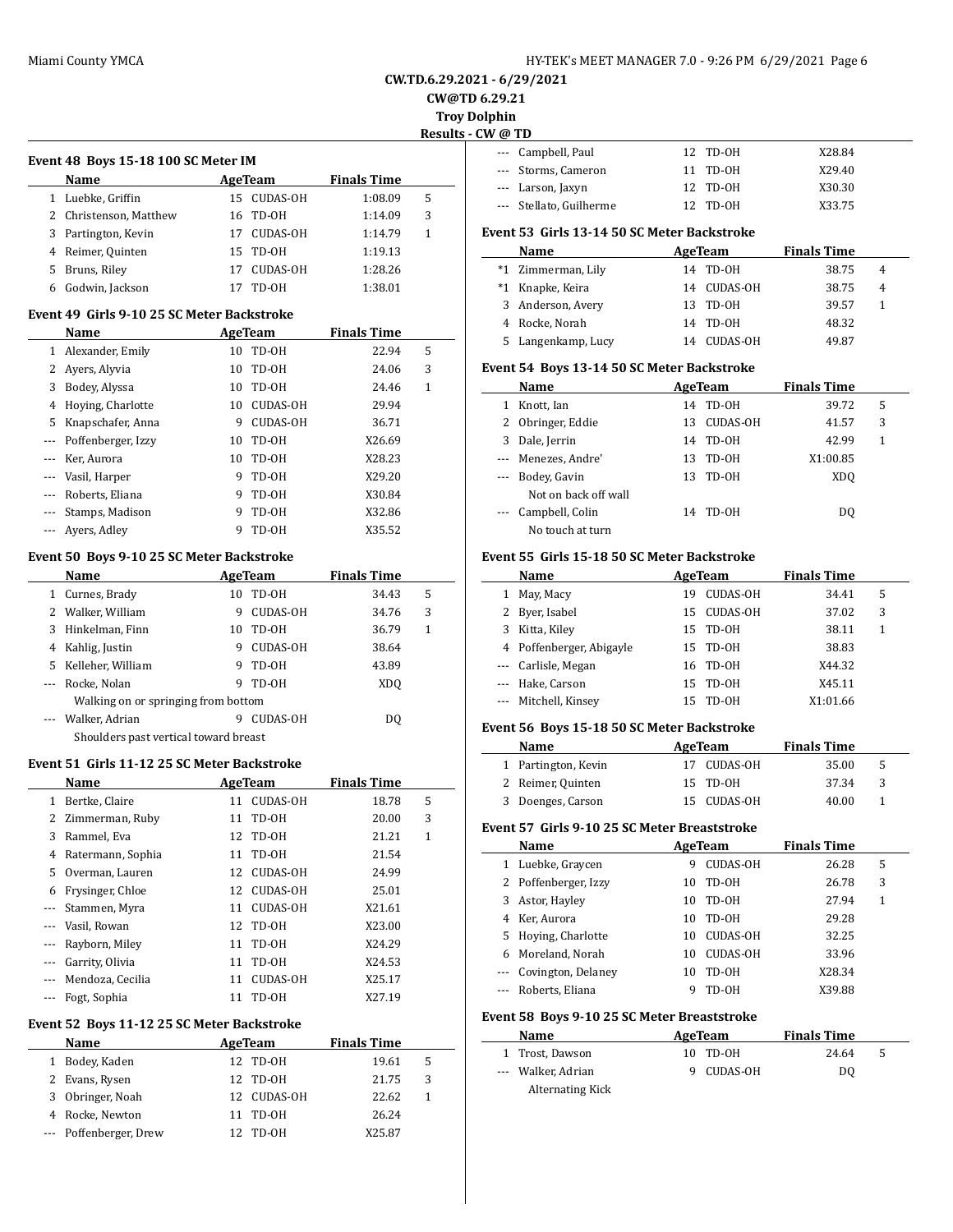CW.TD.6.29.2021 - 6/29/2021

CW@TD 6.29.21

Troy Dolphin

Results - CW @ TD

### Event 48 Boys 15-18 100 SC Meter IM

| | Name | Age | Team | Finals Time | |
|---|---|---|---|---|---|
| 1 | Luebke, Griffin | 15 | CUDAS-OH | 1:08.09 | 5 |
| 2 | Christenson, Matthew | 16 | TD-OH | 1:14.09 | 3 |
| 3 | Partington, Kevin | 17 | CUDAS-OH | 1:14.79 | 1 |
| 4 | Reimer, Quinten | 15 | TD-OH | 1:19.13 | |
| 5 | Bruns, Riley | 17 | CUDAS-OH | 1:28.26 | |
| 6 | Godwin, Jackson | 17 | TD-OH | 1:38.01 | |

### Event 49 Girls 9-10 25 SC Meter Backstroke

| | Name | Age | Team | Finals Time | |
|---|---|---|---|---|---|
| 1 | Alexander, Emily | 10 | TD-OH | 22.94 | 5 |
| 2 | Ayers, Alyvia | 10 | TD-OH | 24.06 | 3 |
| 3 | Bodey, Alyssa | 10 | TD-OH | 24.46 | 1 |
| 4 | Hoying, Charlotte | 10 | CUDAS-OH | 29.94 | |
| 5 | Knapschafer, Anna | 9 | CUDAS-OH | 36.71 | |
| --- | Poffenberger, Izzy | 10 | TD-OH | X26.69 | |
| --- | Ker, Aurora | 10 | TD-OH | X28.23 | |
| --- | Vasil, Harper | 9 | TD-OH | X29.20 | |
| --- | Roberts, Eliana | 9 | TD-OH | X30.84 | |
| --- | Stamps, Madison | 9 | TD-OH | X32.86 | |
| --- | Ayers, Adley | 9 | TD-OH | X35.52 | |

### Event 50 Boys 9-10 25 SC Meter Backstroke

| | Name | Age | Team | Finals Time | |
|---|---|---|---|---|---|
| 1 | Curnes, Brady | 10 | TD-OH | 34.43 | 5 |
| 2 | Walker, William | 9 | CUDAS-OH | 34.76 | 3 |
| 3 | Hinkelman, Finn | 10 | TD-OH | 36.79 | 1 |
| 4 | Kahlig, Justin | 9 | CUDAS-OH | 38.64 | |
| 5 | Kelleher, William | 9 | TD-OH | 43.89 | |
| --- | Rocke, Nolan | 9 | TD-OH | XDQ | |
| | Walking on or springing from bottom | | | | |
| --- | Walker, Adrian | 9 | CUDAS-OH | DQ | |
| | Shoulders past vertical toward breast | | | | |

### Event 51 Girls 11-12 25 SC Meter Backstroke

| | Name | Age | Team | Finals Time | |
|---|---|---|---|---|---|
| 1 | Bertke, Claire | 11 | CUDAS-OH | 18.78 | 5 |
| 2 | Zimmerman, Ruby | 11 | TD-OH | 20.00 | 3 |
| 3 | Rammel, Eva | 12 | TD-OH | 21.21 | 1 |
| 4 | Ratermann, Sophia | 11 | TD-OH | 21.54 | |
| 5 | Overman, Lauren | 12 | CUDAS-OH | 24.99 | |
| 6 | Frysinger, Chloe | 12 | CUDAS-OH | 25.01 | |
| --- | Stammen, Myra | 11 | CUDAS-OH | X21.61 | |
| --- | Vasil, Rowan | 12 | TD-OH | X23.00 | |
| --- | Rayborn, Miley | 11 | TD-OH | X24.29 | |
| --- | Garrity, Olivia | 11 | TD-OH | X24.53 | |
| --- | Mendoza, Cecilia | 11 | CUDAS-OH | X25.17 | |
| --- | Fogt, Sophia | 11 | TD-OH | X27.19 | |

### Event 52 Boys 11-12 25 SC Meter Backstroke

| | Name | Age | Team | Finals Time | |
|---|---|---|---|---|---|
| 1 | Bodey, Kaden | 12 | TD-OH | 19.61 | 5 |
| 2 | Evans, Rysen | 12 | TD-OH | 21.75 | 3 |
| 3 | Obringer, Noah | 12 | CUDAS-OH | 22.62 | 1 |
| 4 | Rocke, Newton | 11 | TD-OH | 26.24 | |
| --- | Poffenberger, Drew | 12 | TD-OH | X25.87 | |
| --- | Campbell, Paul | 12 | TD-OH | X28.84 | |
| --- | Storms, Cameron | 11 | TD-OH | X29.40 | |
| --- | Larson, Jaxyn | 12 | TD-OH | X30.30 | |
| --- | Stellato, Guilherme | 12 | TD-OH | X33.75 | |

### Event 53 Girls 13-14 50 SC Meter Backstroke

| | Name | Age | Team | Finals Time | |
|---|---|---|---|---|---|
| *1 | Zimmerman, Lily | 14 | TD-OH | 38.75 | 4 |
| *1 | Knapke, Keira | 14 | CUDAS-OH | 38.75 | 4 |
| 3 | Anderson, Avery | 13 | TD-OH | 39.57 | 1 |
| 4 | Rocke, Norah | 14 | TD-OH | 48.32 | |
| 5 | Langenkamp, Lucy | 14 | CUDAS-OH | 49.87 | |

### Event 54 Boys 13-14 50 SC Meter Backstroke

| | Name | Age | Team | Finals Time | |
|---|---|---|---|---|---|
| 1 | Knott, Ian | 14 | TD-OH | 39.72 | 5 |
| 2 | Obringer, Eddie | 13 | CUDAS-OH | 41.57 | 3 |
| 3 | Dale, Jerrin | 14 | TD-OH | 42.99 | 1 |
| --- | Menezes, Andre' | 13 | TD-OH | X1:00.85 | |
| --- | Bodey, Gavin | 13 | TD-OH | XDQ | |
| | Not on back off wall | | | | |
| --- | Campbell, Colin | 14 | TD-OH | DQ | |
| | No touch at turn | | | | |

### Event 55 Girls 15-18 50 SC Meter Backstroke

| | Name | Age | Team | Finals Time | |
|---|---|---|---|---|---|
| 1 | May, Macy | 19 | CUDAS-OH | 34.41 | 5 |
| 2 | Byer, Isabel | 15 | CUDAS-OH | 37.02 | 3 |
| 3 | Kitta, Kiley | 15 | TD-OH | 38.11 | 1 |
| 4 | Poffenberger, Abigayle | 15 | TD-OH | 38.83 | |
| --- | Carlisle, Megan | 16 | TD-OH | X44.32 | |
| --- | Hake, Carson | 15 | TD-OH | X45.11 | |
| --- | Mitchell, Kinsey | 15 | TD-OH | X1:01.66 | |

### Event 56 Boys 15-18 50 SC Meter Backstroke

| | Name | Age | Team | Finals Time | |
|---|---|---|---|---|---|
| 1 | Partington, Kevin | 17 | CUDAS-OH | 35.00 | 5 |
| 2 | Reimer, Quinten | 15 | TD-OH | 37.34 | 3 |
| 3 | Doenges, Carson | 15 | CUDAS-OH | 40.00 | 1 |

### Event 57 Girls 9-10 25 SC Meter Breaststroke

| | Name | Age | Team | Finals Time | |
|---|---|---|---|---|---|
| 1 | Luebke, Graycen | 9 | CUDAS-OH | 26.28 | 5 |
| 2 | Poffenberger, Izzy | 10 | TD-OH | 26.78 | 3 |
| 3 | Astor, Hayley | 10 | TD-OH | 27.94 | 1 |
| 4 | Ker, Aurora | 10 | TD-OH | 29.28 | |
| 5 | Hoying, Charlotte | 10 | CUDAS-OH | 32.25 | |
| 6 | Moreland, Norah | 10 | CUDAS-OH | 33.96 | |
| --- | Covington, Delaney | 10 | TD-OH | X28.34 | |
| --- | Roberts, Eliana | 9 | TD-OH | X39.88 | |

### Event 58 Boys 9-10 25 SC Meter Breaststroke

| | Name | Age | Team | Finals Time | |
|---|---|---|---|---|---|
| 1 | Trost, Dawson | 10 | TD-OH | 24.64 | 5 |
| --- | Walker, Adrian | 9 | CUDAS-OH | DQ | |
| | Alternating Kick | | | | |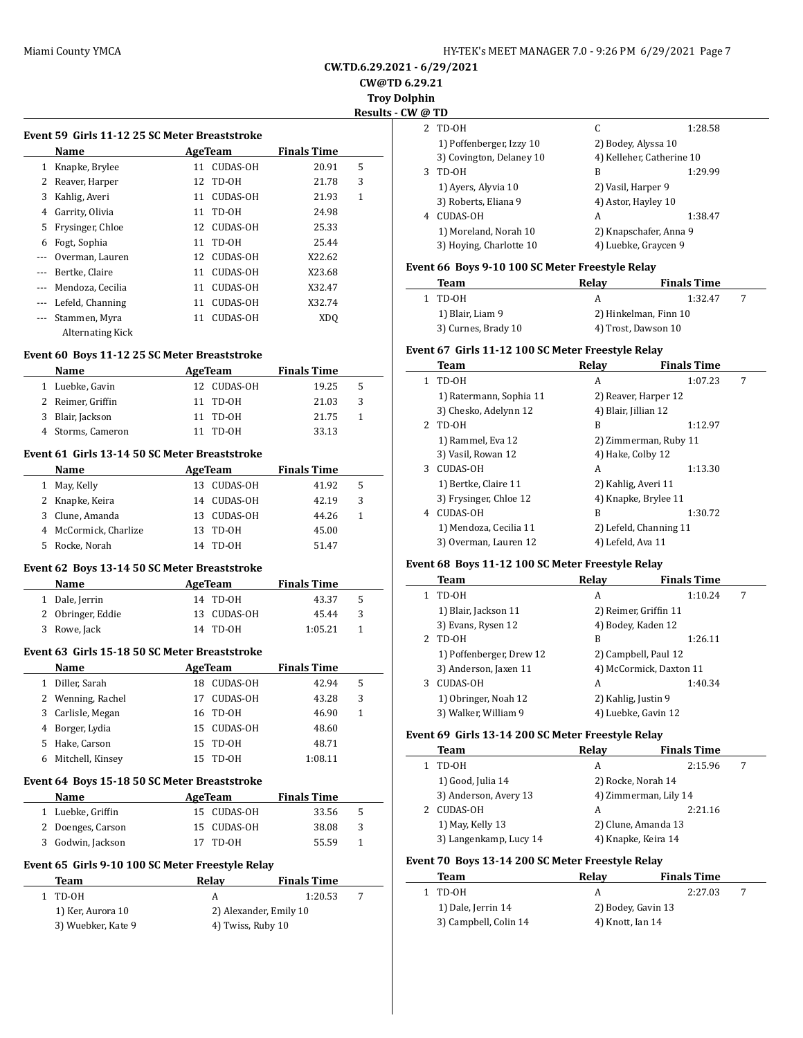**CW.TD.6.29.2021 - 6/29/2021**

**CW@TD 6.29.21**

**Troy Dolphin**

**Results - CW @ TD**

### Event 59 Girls 11-12 25 SC Meter Breaststroke

| | Name | Age | Team | Finals Time | |
|---|---|---|---|---|---|
| 1 | Knapke, Brylee | 11 | CUDAS-OH | 20.91 | 5 |
| 2 | Reaver, Harper | 12 | TD-OH | 21.78 | 3 |
| 3 | Kahlig, Averi | 11 | CUDAS-OH | 21.93 | 1 |
| 4 | Garrity, Olivia | 11 | TD-OH | 24.98 | |
| 5 | Frysinger, Chloe | 12 | CUDAS-OH | 25.33 | |
| 6 | Fogt, Sophia | 11 | TD-OH | 25.44 | |
| --- | Overman, Lauren | 12 | CUDAS-OH | X22.62 | |
| --- | Bertke, Claire | 11 | CUDAS-OH | X23.68 | |
| --- | Mendoza, Cecilia | 11 | CUDAS-OH | X32.47 | |
| --- | Lefeld, Channing | 11 | CUDAS-OH | X32.74 | |
| --- | Stammen, Myra | 11 | CUDAS-OH | XDQ | |
| | Alternating Kick | | | | |

### Event 60 Boys 11-12 25 SC Meter Breaststroke

| | Name | Age | Team | Finals Time | |
|---|---|---|---|---|---|
| 1 | Luebke, Gavin | 12 | CUDAS-OH | 19.25 | 5 |
| 2 | Reimer, Griffin | 11 | TD-OH | 21.03 | 3 |
| 3 | Blair, Jackson | 11 | TD-OH | 21.75 | 1 |
| 4 | Storms, Cameron | 11 | TD-OH | 33.13 | |

### Event 61 Girls 13-14 50 SC Meter Breaststroke

| | Name | Age | Team | Finals Time | |
|---|---|---|---|---|---|
| 1 | May, Kelly | 13 | CUDAS-OH | 41.92 | 5 |
| 2 | Knapke, Keira | 14 | CUDAS-OH | 42.19 | 3 |
| 3 | Clune, Amanda | 13 | CUDAS-OH | 44.26 | 1 |
| 4 | McCormick, Charlize | 13 | TD-OH | 45.00 | |
| 5 | Rocke, Norah | 14 | TD-OH | 51.47 | |

### Event 62 Boys 13-14 50 SC Meter Breaststroke

| | Name | Age | Team | Finals Time | |
|---|---|---|---|---|---|
| 1 | Dale, Jerrin | 14 | TD-OH | 43.37 | 5 |
| 2 | Obringer, Eddie | 13 | CUDAS-OH | 45.44 | 3 |
| 3 | Rowe, Jack | 14 | TD-OH | 1:05.21 | 1 |

### Event 63 Girls 15-18 50 SC Meter Breaststroke

| | Name | Age | Team | Finals Time | |
|---|---|---|---|---|---|
| 1 | Diller, Sarah | 18 | CUDAS-OH | 42.94 | 5 |
| 2 | Wenning, Rachel | 17 | CUDAS-OH | 43.28 | 3 |
| 3 | Carlisle, Megan | 16 | TD-OH | 46.90 | 1 |
| 4 | Borger, Lydia | 15 | CUDAS-OH | 48.60 | |
| 5 | Hake, Carson | 15 | TD-OH | 48.71 | |
| 6 | Mitchell, Kinsey | 15 | TD-OH | 1:08.11 | |

### Event 64 Boys 15-18 50 SC Meter Breaststroke

| | Name | Age | Team | Finals Time | |
|---|---|---|---|---|---|
| 1 | Luebke, Griffin | 15 | CUDAS-OH | 33.56 | 5 |
| 2 | Doenges, Carson | 15 | CUDAS-OH | 38.08 | 3 |
| 3 | Godwin, Jackson | 17 | TD-OH | 55.59 | 1 |

### Event 65 Girls 9-10 100 SC Meter Freestyle Relay

| | Team | Relay | Finals Time | |
|---|---|---|---|---|
| 1 | TD-OH | A | 1:20.53 | 7 |
| | 1) Ker, Aurora 10 | 2) Alexander, Emily 10 | | |
| | 3) Wuebker, Kate 9 | 4) Twiss, Ruby 10 | | |
| 2 | TD-OH | C | 1:28.58 | |
| | 1) Poffenberger, Izzy 10 | 2) Bodey, Alyssa 10 | | |
| | 3) Covington, Delaney 10 | 4) Kelleher, Catherine 10 | | |
| 3 | TD-OH | B | 1:29.99 | |
| | 1) Ayers, Alyvia 10 | 2) Vasil, Harper 9 | | |
| | 3) Roberts, Eliana 9 | 4) Astor, Hayley 10 | | |
| 4 | CUDAS-OH | A | 1:38.47 | |
| | 1) Moreland, Norah 10 | 2) Knapschafer, Anna 9 | | |
| | 3) Hoying, Charlotte 10 | 4) Luebke, Graycen 9 | | |

### Event 66 Boys 9-10 100 SC Meter Freestyle Relay

| | Team | Relay | Finals Time | |
|---|---|---|---|---|
| 1 | TD-OH | A | 1:32.47 | 7 |
| | 1) Blair, Liam 9 | 2) Hinkelman, Finn 10 | | |
| | 3) Curnes, Brady 10 | 4) Trost, Dawson 10 | | |

### Event 67 Girls 11-12 100 SC Meter Freestyle Relay

| | Team | Relay | Finals Time | |
|---|---|---|---|---|
| 1 | TD-OH | A | 1:07.23 | 7 |
| | 1) Ratermann, Sophia 11 | 2) Reaver, Harper 12 | | |
| | 3) Chesko, Adelynn 12 | 4) Blair, Jillian 12 | | |
| 2 | TD-OH | B | 1:12.97 | |
| | 1) Rammel, Eva 12 | 2) Zimmerman, Ruby 11 | | |
| | 3) Vasil, Rowan 12 | 4) Hake, Colby 12 | | |
| 3 | CUDAS-OH | A | 1:13.30 | |
| | 1) Bertke, Claire 11 | 2) Kahlig, Averi 11 | | |
| | 3) Frysinger, Chloe 12 | 4) Knapke, Brylee 11 | | |
| 4 | CUDAS-OH | B | 1:30.72 | |
| | 1) Mendoza, Cecilia 11 | 2) Lefeld, Channing 11 | | |
| | 3) Overman, Lauren 12 | 4) Lefeld, Ava 11 | | |

### Event 68 Boys 11-12 100 SC Meter Freestyle Relay

| | Team | Relay | Finals Time | |
|---|---|---|---|---|
| 1 | TD-OH | A | 1:10.24 | 7 |
| | 1) Blair, Jackson 11 | 2) Reimer, Griffin 11 | | |
| | 3) Evans, Rysen 12 | 4) Bodey, Kaden 12 | | |
| 2 | TD-OH | B | 1:26.11 | |
| | 1) Poffenberger, Drew 12 | 2) Campbell, Paul 12 | | |
| | 3) Anderson, Jaxen 11 | 4) McCormick, Daxton 11 | | |
| 3 | CUDAS-OH | A | 1:40.34 | |
| | 1) Obringer, Noah 12 | 2) Kahlig, Justin 9 | | |
| | 3) Walker, William 9 | 4) Luebke, Gavin 12 | | |

### Event 69 Girls 13-14 200 SC Meter Freestyle Relay

| | Team | Relay | Finals Time | |
|---|---|---|---|---|
| 1 | TD-OH | A | 2:15.96 | 7 |
| | 1) Good, Julia 14 | 2) Rocke, Norah 14 | | |
| | 3) Anderson, Avery 13 | 4) Zimmerman, Lily 14 | | |
| 2 | CUDAS-OH | A | 2:21.16 | |
| | 1) May, Kelly 13 | 2) Clune, Amanda 13 | | |
| | 3) Langenkamp, Lucy 14 | 4) Knapke, Keira 14 | | |

### Event 70 Boys 13-14 200 SC Meter Freestyle Relay

| | Team | Relay | Finals Time | |
|---|---|---|---|---|
| 1 | TD-OH | A | 2:27.03 | 7 |
| | 1) Dale, Jerrin 14 | 2) Bodey, Gavin 13 | | |
| | 3) Campbell, Colin 14 | 4) Knott, Ian 14 | | |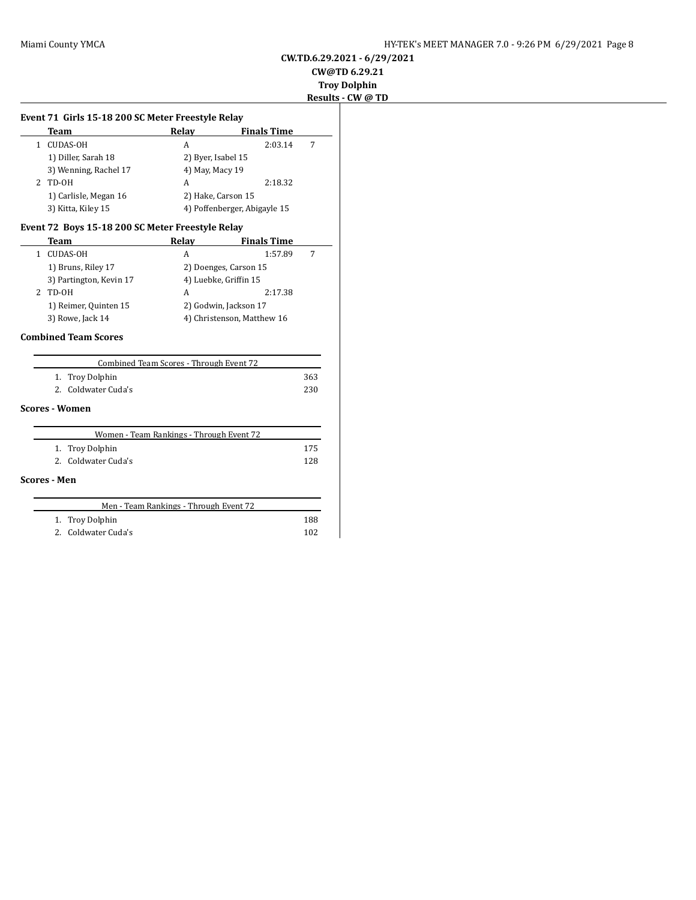CW.TD.6.29.2021 - 6/29/2021

CW@TD 6.29.21

Troy Dolphin

Results - CW @ TD

### Event 71 Girls 15-18 200 SC Meter Freestyle Relay

| | Team | Relay | Finals Time | |
|---|---|---|---|---|
| 1 | CUDAS-OH | A | 2:03.14 | 7 |
| | 1) Diller, Sarah 18 | 2) Byer, Isabel 15 | | |
| | 3) Wenning, Rachel 17 | 4) May, Macy 19 | | |
| 2 | TD-OH | A | 2:18.32 | |
| | 1) Carlisle, Megan 16 | 2) Hake, Carson 15 | | |
| | 3) Kitta, Kiley 15 | 4) Poffenberger, Abigayle 15 | | |

### Event 72 Boys 15-18 200 SC Meter Freestyle Relay

| | Team | Relay | Finals Time | |
|---|---|---|---|---|
| 1 | CUDAS-OH | A | 1:57.89 | 7 |
| | 1) Bruns, Riley 17 | 2) Doenges, Carson 15 | | |
| | 3) Partington, Kevin 17 | 4) Luebke, Griffin 15 | | |
| 2 | TD-OH | A | 2:17.38 | |
| | 1) Reimer, Quinten 15 | 2) Godwin, Jackson 17 | | |
| | 3) Rowe, Jack 14 | 4) Christenson, Matthew 16 | | |

### Combined Team Scores

| Combined Team Scores - Through Event 72 | |
|---|---|
| 1. Troy Dolphin | 363 |
| 2. Coldwater Cuda's | 230 |

### Scores - Women

| Women - Team Rankings - Through Event 72 | |
|---|---|
| 1. Troy Dolphin | 175 |
| 2. Coldwater Cuda's | 128 |

### Scores - Men

| Men - Team Rankings - Through Event 72 | |
|---|---|
| 1. Troy Dolphin | 188 |
| 2. Coldwater Cuda's | 102 |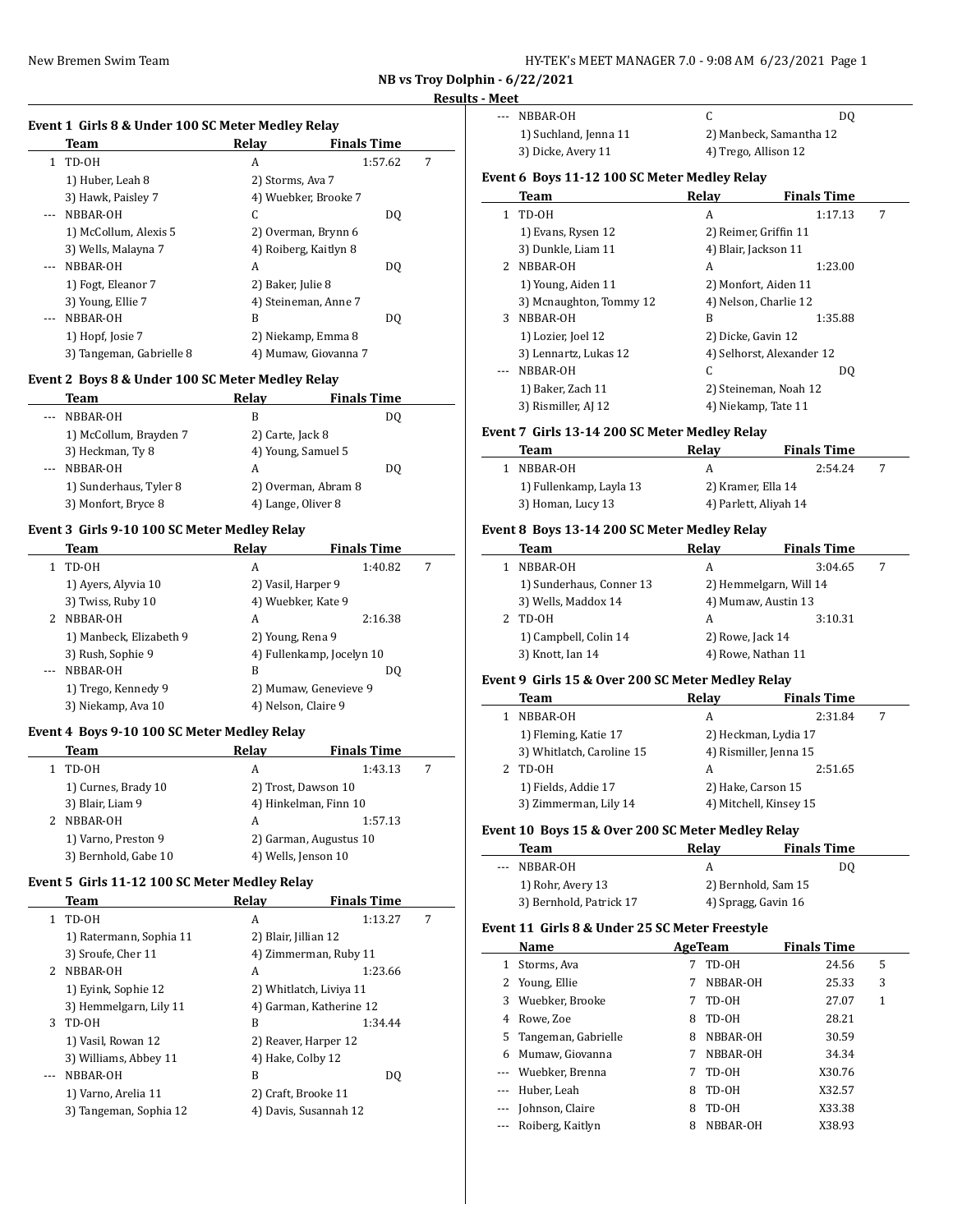## NB vs Troy Dolphin - 6/22/2021

### Results - Meet

#### Event 1 Girls 8 & Under 100 SC Meter Medley Relay

| | Team | Relay | Finals Time | |
|---|---|---|---|---|
| 1 | TD-OH | A | 1:57.62 | 7 |
| | 1) Huber, Leah 8 | 2) Storms, Ava 7 | | |
| | 3) Hawk, Paisley 7 | 4) Wuebker, Brooke 7 | | |
| --- | NBBAR-OH | C | DQ | |
| | 1) McCollum, Alexis 5 | 2) Overman, Brynn 6 | | |
| | 3) Wells, Malayna 7 | 4) Roiberg, Kaitlyn 8 | | |
| --- | NBBAR-OH | A | DQ | |
| | 1) Fogt, Eleanor 7 | 2) Baker, Julie 8 | | |
| | 3) Young, Ellie 7 | 4) Steineman, Anne 7 | | |
| --- | NBBAR-OH | B | DQ | |
| | 1) Hopf, Josie 7 | 2) Niekamp, Emma 8 | | |
| | 3) Tangeman, Gabrielle 8 | 4) Mumaw, Giovanna 7 | | |

#### Event 2 Boys 8 & Under 100 SC Meter Medley Relay

| | Team | Relay | Finals Time |
|---|---|---|---|
| --- | NBBAR-OH | B | DQ |
| | 1) McCollum, Brayden 7 | 2) Carte, Jack 8 | |
| | 3) Heckman, Ty 8 | 4) Young, Samuel 5 | |
| --- | NBBAR-OH | A | DQ |
| | 1) Sunderhaus, Tyler 8 | 2) Overman, Abram 8 | |
| | 3) Monfort, Bryce 8 | 4) Lange, Oliver 8 | |

#### Event 3 Girls 9-10 100 SC Meter Medley Relay

| | Team | Relay | Finals Time | |
|---|---|---|---|---|
| 1 | TD-OH | A | 1:40.82 | 7 |
| | 1) Ayers, Alyvia 10 | 2) Vasil, Harper 9 | | |
| | 3) Twiss, Ruby 10 | 4) Wuebker, Kate 9 | | |
| 2 | NBBAR-OH | A | 2:16.38 | |
| | 1) Manbeck, Elizabeth 9 | 2) Young, Rena 9 | | |
| | 3) Rush, Sophie 9 | 4) Fullenkamp, Jocelyn 10 | | |
| --- | NBBAR-OH | B | DQ | |
| | 1) Trego, Kennedy 9 | 2) Mumaw, Genevieve 9 | | |
| | 3) Niekamp, Ava 10 | 4) Nelson, Claire 9 | | |

#### Event 4 Boys 9-10 100 SC Meter Medley Relay

| | Team | Relay | Finals Time | |
|---|---|---|---|---|
| 1 | TD-OH | A | 1:43.13 | 7 |
| | 1) Curnes, Brady 10 | 2) Trost, Dawson 10 | | |
| | 3) Blair, Liam 9 | 4) Hinkelman, Finn 10 | | |
| 2 | NBBAR-OH | A | 1:57.13 | |
| | 1) Varno, Preston 9 | 2) Garman, Augustus 10 | | |
| | 3) Bernhold, Gabe 10 | 4) Wells, Jenson 10 | | |

#### Event 5 Girls 11-12 100 SC Meter Medley Relay

| | Team | Relay | Finals Time | |
|---|---|---|---|---|
| 1 | TD-OH | A | 1:13.27 | 7 |
| | 1) Ratermann, Sophia 11 | 2) Blair, Jillian 12 | | |
| | 3) Sroufe, Cher 11 | 4) Zimmerman, Ruby 11 | | |
| 2 | NBBAR-OH | A | 1:23.66 | |
| | 1) Eyink, Sophie 12 | 2) Whitlatch, Liviya 11 | | |
| | 3) Hemmelgarn, Lily 11 | 4) Garman, Katherine 12 | | |
| 3 | TD-OH | B | 1:34.44 | |
| | 1) Vasil, Rowan 12 | 2) Reaver, Harper 12 | | |
| | 3) Williams, Abbey 11 | 4) Hake, Colby 12 | | |
| --- | NBBAR-OH | B | DQ | |
| | 1) Varno, Arelia 11 | 2) Craft, Brooke 11 | | |
| | 3) Tangeman, Sophia 12 | 4) Davis, Susannah 12 | | |
| --- | NBBAR-OH | C | DQ | |
| | 1) Suchland, Jenna 11 | 2) Manbeck, Samantha 12 | | |
| | 3) Dicke, Avery 11 | 4) Trego, Allison 12 | | |

#### Event 6 Boys 11-12 100 SC Meter Medley Relay

| | Team | Relay | Finals Time | |
|---|---|---|---|---|
| 1 | TD-OH | A | 1:17.13 | 7 |
| | 1) Evans, Rysen 12 | 2) Reimer, Griffin 11 | | |
| | 3) Dunkle, Liam 11 | 4) Blair, Jackson 11 | | |
| 2 | NBBAR-OH | A | 1:23.00 | |
| | 1) Young, Aiden 11 | 2) Monfort, Aiden 11 | | |
| | 3) Mcnaughton, Tommy 12 | 4) Nelson, Charlie 12 | | |
| 3 | NBBAR-OH | B | 1:35.88 | |
| | 1) Lozier, Joel 12 | 2) Dicke, Gavin 12 | | |
| | 3) Lennartz, Lukas 12 | 4) Selhorst, Alexander 12 | | |
| --- | NBBAR-OH | C | DQ | |
| | 1) Baker, Zach 11 | 2) Steineman, Noah 12 | | |
| | 3) Rismiller, AJ 12 | 4) Niekamp, Tate 11 | | |

#### Event 7 Girls 13-14 200 SC Meter Medley Relay

| | Team | Relay | Finals Time | |
|---|---|---|---|---|
| 1 | NBBAR-OH | A | 2:54.24 | 7 |
| | 1) Fullenkamp, Layla 13 | 2) Kramer, Ella 14 | | |
| | 3) Homan, Lucy 13 | 4) Parlett, Aliyah 14 | | |

#### Event 8 Boys 13-14 200 SC Meter Medley Relay

| | Team | Relay | Finals Time | |
|---|---|---|---|---|
| 1 | NBBAR-OH | A | 3:04.65 | 7 |
| | 1) Sunderhaus, Conner 13 | 2) Hemmelgarn, Will 14 | | |
| | 3) Wells, Maddox 14 | 4) Mumaw, Austin 13 | | |
| 2 | TD-OH | A | 3:10.31 | |
| | 1) Campbell, Colin 14 | 2) Rowe, Jack 14 | | |
| | 3) Knott, Ian 14 | 4) Rowe, Nathan 11 | | |

#### Event 9 Girls 15 & Over 200 SC Meter Medley Relay

| | Team | Relay | Finals Time | |
|---|---|---|---|---|
| 1 | NBBAR-OH | A | 2:31.84 | 7 |
| | 1) Fleming, Katie 17 | 2) Heckman, Lydia 17 | | |
| | 3) Whitlatch, Caroline 15 | 4) Rismiller, Jenna 15 | | |
| 2 | TD-OH | A | 2:51.65 | |
| | 1) Fields, Addie 17 | 2) Hake, Carson 15 | | |
| | 3) Zimmerman, Lily 14 | 4) Mitchell, Kinsey 15 | | |

#### Event 10 Boys 15 & Over 200 SC Meter Medley Relay

| | Team | Relay | Finals Time |
|---|---|---|---|
| --- | NBBAR-OH | A | DQ |
| | 1) Rohr, Avery 13 | 2) Bernhold, Sam 15 | |
| | 3) Bernhold, Patrick 17 | 4) Spragg, Gavin 16 | |

#### Event 11 Girls 8 & Under 25 SC Meter Freestyle

| | Name | Age | Team | Finals Time | |
|---|---|---|---|---|---|
| 1 | Storms, Ava | 7 | TD-OH | 24.56 | 5 |
| 2 | Young, Ellie | 7 | NBBAR-OH | 25.33 | 3 |
| 3 | Wuebker, Brooke | 7 | TD-OH | 27.07 | 1 |
| 4 | Rowe, Zoe | 8 | TD-OH | 28.21 | |
| 5 | Tangeman, Gabrielle | 8 | NBBAR-OH | 30.59 | |
| 6 | Mumaw, Giovanna | 7 | NBBAR-OH | 34.34 | |
| --- | Wuebker, Brenna | 7 | TD-OH | X30.76 | |
| --- | Huber, Leah | 8 | TD-OH | X32.57 | |
| --- | Johnson, Claire | 8 | TD-OH | X33.38 | |
| --- | Roiberg, Kaitlyn | 8 | NBBAR-OH | X38.93 | |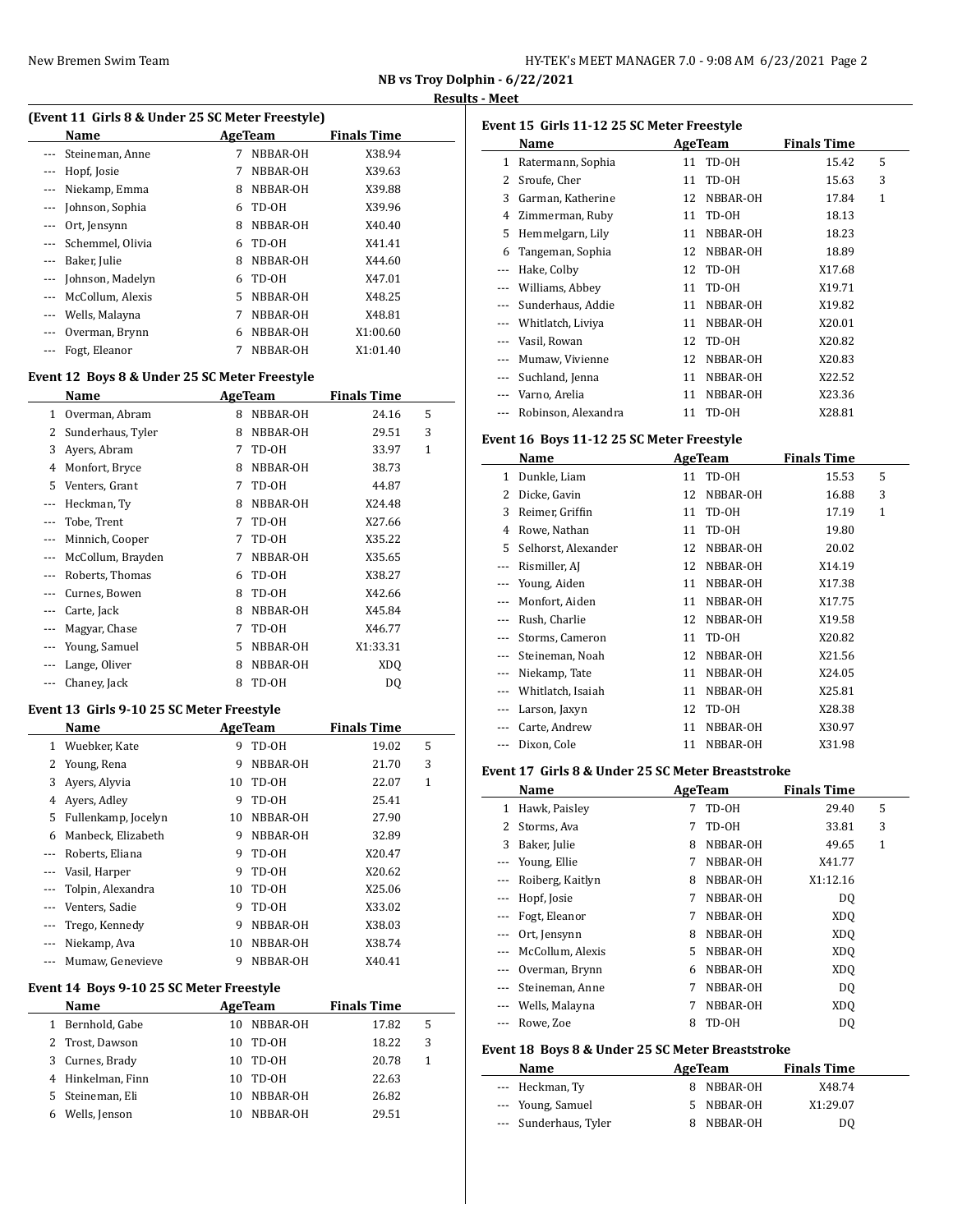**NB vs Troy Dolphin - 6/22/2021**

**Results - Meet**

### (Event 11 Girls 8 & Under 25 SC Meter Freestyle)

| | Name | Age | Team | Finals Time | |
|---|---|---|---|---|---|
| --- | Steineman, Anne | 7 | NBBAR-OH | X38.94 | |
| --- | Hopf, Josie | 7 | NBBAR-OH | X39.63 | |
| --- | Niekamp, Emma | 8 | NBBAR-OH | X39.88 | |
| --- | Johnson, Sophia | 6 | TD-OH | X39.96 | |
| --- | Ort, Jensynn | 8 | NBBAR-OH | X40.40 | |
| --- | Schemmel, Olivia | 6 | TD-OH | X41.41 | |
| --- | Baker, Julie | 8 | NBBAR-OH | X44.60 | |
| --- | Johnson, Madelyn | 6 | TD-OH | X47.01 | |
| --- | McCollum, Alexis | 5 | NBBAR-OH | X48.25 | |
| --- | Wells, Malayna | 7 | NBBAR-OH | X48.81 | |
| --- | Overman, Brynn | 6 | NBBAR-OH | X1:00.60 | |
| --- | Fogt, Eleanor | 7 | NBBAR-OH | X1:01.40 | |

### Event 12 Boys 8 & Under 25 SC Meter Freestyle

| | Name | Age | Team | Finals Time | |
|---|---|---|---|---|---|
| 1 | Overman, Abram | 8 | NBBAR-OH | 24.16 | 5 |
| 2 | Sunderhaus, Tyler | 8 | NBBAR-OH | 29.51 | 3 |
| 3 | Ayers, Abram | 7 | TD-OH | 33.97 | 1 |
| 4 | Monfort, Bryce | 8 | NBBAR-OH | 38.73 | |
| 5 | Venters, Grant | 7 | TD-OH | 44.87 | |
| --- | Heckman, Ty | 8 | NBBAR-OH | X24.48 | |
| --- | Tobe, Trent | 7 | TD-OH | X27.66 | |
| --- | Minnich, Cooper | 7 | TD-OH | X35.22 | |
| --- | McCollum, Brayden | 7 | NBBAR-OH | X35.65 | |
| --- | Roberts, Thomas | 6 | TD-OH | X38.27 | |
| --- | Curnes, Bowen | 8 | TD-OH | X42.66 | |
| --- | Carte, Jack | 8 | NBBAR-OH | X45.84 | |
| --- | Magyar, Chase | 7 | TD-OH | X46.77 | |
| --- | Young, Samuel | 5 | NBBAR-OH | X1:33.31 | |
| --- | Lange, Oliver | 8 | NBBAR-OH | XDQ | |
| --- | Chaney, Jack | 8 | TD-OH | DQ | |

### Event 13 Girls 9-10 25 SC Meter Freestyle

| | Name | Age | Team | Finals Time | |
|---|---|---|---|---|---|
| 1 | Wuebker, Kate | 9 | TD-OH | 19.02 | 5 |
| 2 | Young, Rena | 9 | NBBAR-OH | 21.70 | 3 |
| 3 | Ayers, Alyvia | 10 | TD-OH | 22.07 | 1 |
| 4 | Ayers, Adley | 9 | TD-OH | 25.41 | |
| 5 | Fullenkamp, Jocelyn | 10 | NBBAR-OH | 27.90 | |
| 6 | Manbeck, Elizabeth | 9 | NBBAR-OH | 32.89 | |
| --- | Roberts, Eliana | 9 | TD-OH | X20.47 | |
| --- | Vasil, Harper | 9 | TD-OH | X20.62 | |
| --- | Tolpin, Alexandra | 10 | TD-OH | X25.06 | |
| --- | Venters, Sadie | 9 | TD-OH | X33.02 | |
| --- | Trego, Kennedy | 9 | NBBAR-OH | X38.03 | |
| --- | Niekamp, Ava | 10 | NBBAR-OH | X38.74 | |
| --- | Mumaw, Genevieve | 9 | NBBAR-OH | X40.41 | |

### Event 14 Boys 9-10 25 SC Meter Freestyle

| | Name | Age | Team | Finals Time | |
|---|---|---|---|---|---|
| 1 | Bernhold, Gabe | 10 | NBBAR-OH | 17.82 | 5 |
| 2 | Trost, Dawson | 10 | TD-OH | 18.22 | 3 |
| 3 | Curnes, Brady | 10 | TD-OH | 20.78 | 1 |
| 4 | Hinkelman, Finn | 10 | TD-OH | 22.63 | |
| 5 | Steineman, Eli | 10 | NBBAR-OH | 26.82 | |
| 6 | Wells, Jenson | 10 | NBBAR-OH | 29.51 | |

### Event 15 Girls 11-12 25 SC Meter Freestyle

| | Name | Age | Team | Finals Time | |
|---|---|---|---|---|---|
| 1 | Ratermann, Sophia | 11 | TD-OH | 15.42 | 5 |
| 2 | Sroufe, Cher | 11 | TD-OH | 15.63 | 3 |
| 3 | Garman, Katherine | 12 | NBBAR-OH | 17.84 | 1 |
| 4 | Zimmerman, Ruby | 11 | TD-OH | 18.13 | |
| 5 | Hemmelgarn, Lily | 11 | NBBAR-OH | 18.23 | |
| 6 | Tangeman, Sophia | 12 | NBBAR-OH | 18.89 | |
| --- | Hake, Colby | 12 | TD-OH | X17.68 | |
| --- | Williams, Abbey | 11 | TD-OH | X19.71 | |
| --- | Sunderhaus, Addie | 11 | NBBAR-OH | X19.82 | |
| --- | Whitlatch, Liviya | 11 | NBBAR-OH | X20.01 | |
| --- | Vasil, Rowan | 12 | TD-OH | X20.82 | |
| --- | Mumaw, Vivienne | 12 | NBBAR-OH | X20.83 | |
| --- | Suchland, Jenna | 11 | NBBAR-OH | X22.52 | |
| --- | Varno, Arelia | 11 | NBBAR-OH | X23.36 | |
| --- | Robinson, Alexandra | 11 | TD-OH | X28.81 | |

### Event 16 Boys 11-12 25 SC Meter Freestyle

| | Name | Age | Team | Finals Time | |
|---|---|---|---|---|---|
| 1 | Dunkle, Liam | 11 | TD-OH | 15.53 | 5 |
| 2 | Dicke, Gavin | 12 | NBBAR-OH | 16.88 | 3 |
| 3 | Reimer, Griffin | 11 | TD-OH | 17.19 | 1 |
| 4 | Rowe, Nathan | 11 | TD-OH | 19.80 | |
| 5 | Selhorst, Alexander | 12 | NBBAR-OH | 20.02 | |
| --- | Rismiller, AJ | 12 | NBBAR-OH | X14.19 | |
| --- | Young, Aiden | 11 | NBBAR-OH | X17.38 | |
| --- | Monfort, Aiden | 11 | NBBAR-OH | X17.75 | |
| --- | Rush, Charlie | 12 | NBBAR-OH | X19.58 | |
| --- | Storms, Cameron | 11 | TD-OH | X20.82 | |
| --- | Steineman, Noah | 12 | NBBAR-OH | X21.56 | |
| --- | Niekamp, Tate | 11 | NBBAR-OH | X24.05 | |
| --- | Whitlatch, Isaiah | 11 | NBBAR-OH | X25.81 | |
| --- | Larson, Jaxyn | 12 | TD-OH | X28.38 | |
| --- | Carte, Andrew | 11 | NBBAR-OH | X30.97 | |
| --- | Dixon, Cole | 11 | NBBAR-OH | X31.98 | |

### Event 17 Girls 8 & Under 25 SC Meter Breaststroke

| | Name | Age | Team | Finals Time | |
|---|---|---|---|---|---|
| 1 | Hawk, Paisley | 7 | TD-OH | 29.40 | 5 |
| 2 | Storms, Ava | 7 | TD-OH | 33.81 | 3 |
| 3 | Baker, Julie | 8 | NBBAR-OH | 49.65 | 1 |
| --- | Young, Ellie | 7 | NBBAR-OH | X41.77 | |
| --- | Roiberg, Kaitlyn | 8 | NBBAR-OH | X1:12.16 | |
| --- | Hopf, Josie | 7 | NBBAR-OH | DQ | |
| --- | Fogt, Eleanor | 7 | NBBAR-OH | XDQ | |
| --- | Ort, Jensynn | 8 | NBBAR-OH | XDQ | |
| --- | McCollum, Alexis | 5 | NBBAR-OH | XDQ | |
| --- | Overman, Brynn | 6 | NBBAR-OH | XDQ | |
| --- | Steineman, Anne | 7 | NBBAR-OH | DQ | |
| --- | Wells, Malayna | 7 | NBBAR-OH | XDQ | |
| --- | Rowe, Zoe | 8 | TD-OH | DQ | |

### Event 18 Boys 8 & Under 25 SC Meter Breaststroke

| | Name | Age | Team | Finals Time | |
|---|---|---|---|---|---|
| --- | Heckman, Ty | 8 | NBBAR-OH | X48.74 | |
| --- | Young, Samuel | 5 | NBBAR-OH | X1:29.07 | |
| --- | Sunderhaus, Tyler | 8 | NBBAR-OH | DQ | |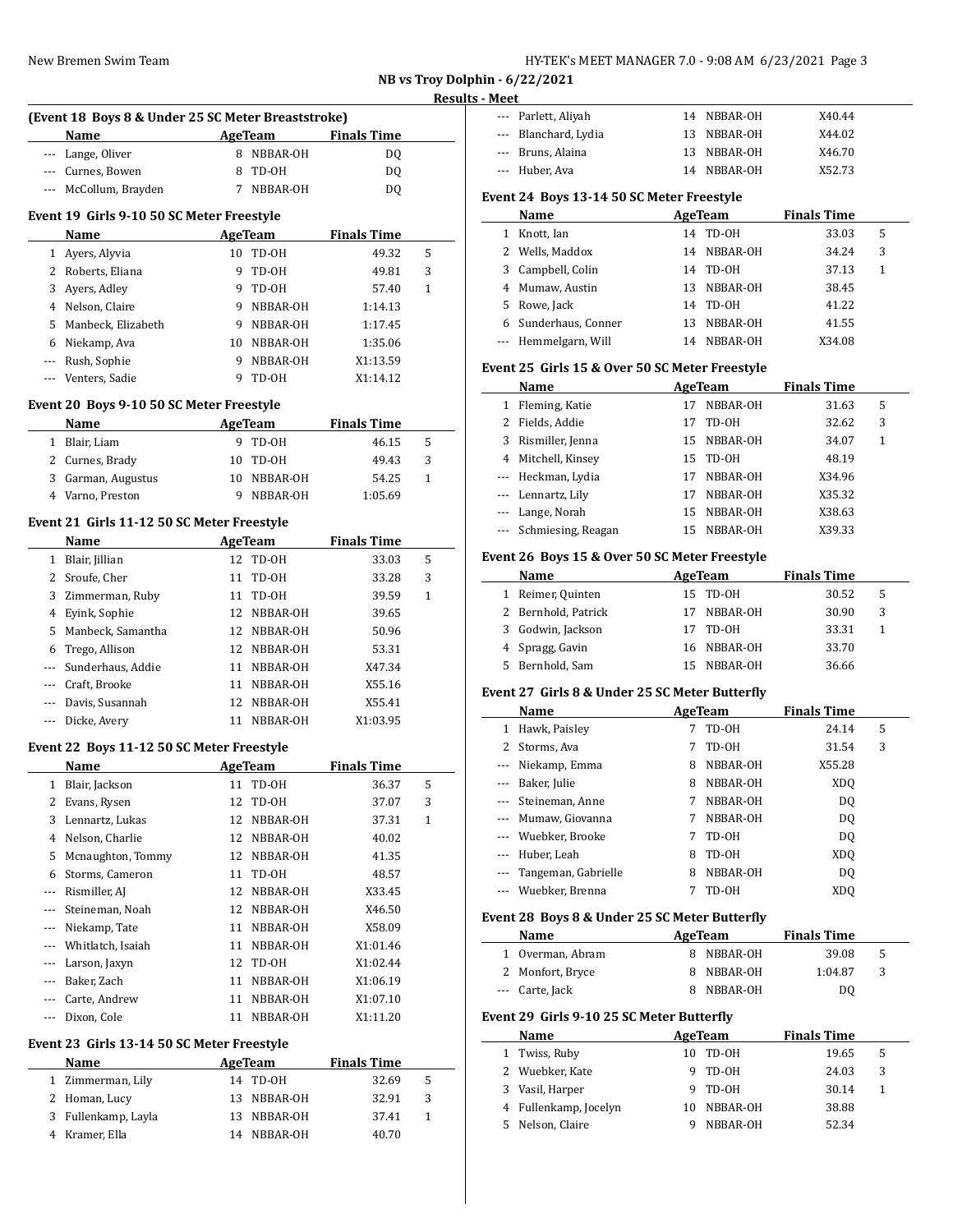## NB vs Troy Dolphin - 6/22/2021

### Results - Meet

**(Event 18 Boys 8 & Under 25 SC Meter Breaststroke)**

| | Name | Age | Team | Finals Time | |
|---|---|---|---|---|---|
| --- | Lange, Oliver | 8 | NBBAR-OH | DQ | |
| --- | Curnes, Bowen | 8 | TD-OH | DQ | |
| --- | McCollum, Brayden | 7 | NBBAR-OH | DQ | |

**Event 19 Girls 9-10 50 SC Meter Freestyle**

| | Name | Age | Team | Finals Time | |
|---|---|---|---|---|---|
| 1 | Ayers, Alyvia | 10 | TD-OH | 49.32 | 5 |
| 2 | Roberts, Eliana | 9 | TD-OH | 49.81 | 3 |
| 3 | Ayers, Adley | 9 | TD-OH | 57.40 | 1 |
| 4 | Nelson, Claire | 9 | NBBAR-OH | 1:14.13 | |
| 5 | Manbeck, Elizabeth | 9 | NBBAR-OH | 1:17.45 | |
| 6 | Niekamp, Ava | 10 | NBBAR-OH | 1:35.06 | |
| --- | Rush, Sophie | 9 | NBBAR-OH | X1:13.59 | |
| --- | Venters, Sadie | 9 | TD-OH | X1:14.12 | |

**Event 20 Boys 9-10 50 SC Meter Freestyle**

| | Name | Age | Team | Finals Time | |
|---|---|---|---|---|---|
| 1 | Blair, Liam | 9 | TD-OH | 46.15 | 5 |
| 2 | Curnes, Brady | 10 | TD-OH | 49.43 | 3 |
| 3 | Garman, Augustus | 10 | NBBAR-OH | 54.25 | 1 |
| 4 | Varno, Preston | 9 | NBBAR-OH | 1:05.69 | |

**Event 21 Girls 11-12 50 SC Meter Freestyle**

| | Name | Age | Team | Finals Time | |
|---|---|---|---|---|---|
| 1 | Blair, Jillian | 12 | TD-OH | 33.03 | 5 |
| 2 | Sroufe, Cher | 11 | TD-OH | 33.28 | 3 |
| 3 | Zimmerman, Ruby | 11 | TD-OH | 39.59 | 1 |
| 4 | Eyink, Sophie | 12 | NBBAR-OH | 39.65 | |
| 5 | Manbeck, Samantha | 12 | NBBAR-OH | 50.96 | |
| 6 | Trego, Allison | 12 | NBBAR-OH | 53.31 | |
| --- | Sunderhaus, Addie | 11 | NBBAR-OH | X47.34 | |
| --- | Craft, Brooke | 11 | NBBAR-OH | X55.16 | |
| --- | Davis, Susannah | 12 | NBBAR-OH | X55.41 | |
| --- | Dicke, Avery | 11 | NBBAR-OH | X1:03.95 | |

**Event 22 Boys 11-12 50 SC Meter Freestyle**

| | Name | Age | Team | Finals Time | |
|---|---|---|---|---|---|
| 1 | Blair, Jackson | 11 | TD-OH | 36.37 | 5 |
| 2 | Evans, Rysen | 12 | TD-OH | 37.07 | 3 |
| 3 | Lennartz, Lukas | 12 | NBBAR-OH | 37.31 | 1 |
| 4 | Nelson, Charlie | 12 | NBBAR-OH | 40.02 | |
| 5 | Mcnaughton, Tommy | 12 | NBBAR-OH | 41.35 | |
| 6 | Storms, Cameron | 11 | TD-OH | 48.57 | |
| --- | Rismiller, AJ | 12 | NBBAR-OH | X33.45 | |
| --- | Steineman, Noah | 12 | NBBAR-OH | X46.50 | |
| --- | Niekamp, Tate | 11 | NBBAR-OH | X58.09 | |
| --- | Whitlatch, Isaiah | 11 | NBBAR-OH | X1:01.46 | |
| --- | Larson, Jaxyn | 12 | TD-OH | X1:02.44 | |
| --- | Baker, Zach | 11 | NBBAR-OH | X1:06.19 | |
| --- | Carte, Andrew | 11 | NBBAR-OH | X1:07.10 | |
| --- | Dixon, Cole | 11 | NBBAR-OH | X1:11.20 | |

**Event 23 Girls 13-14 50 SC Meter Freestyle**

| | Name | Age | Team | Finals Time | |
|---|---|---|---|---|---|
| 1 | Zimmerman, Lily | 14 | TD-OH | 32.69 | 5 |
| 2 | Homan, Lucy | 13 | NBBAR-OH | 32.91 | 3 |
| 3 | Fullenkamp, Layla | 13 | NBBAR-OH | 37.41 | 1 |
| 4 | Kramer, Ella | 14 | NBBAR-OH | 40.70 | |
| --- | Parlett, Aliyah | 14 | NBBAR-OH | X40.44 | |
| --- | Blanchard, Lydia | 13 | NBBAR-OH | X44.02 | |
| --- | Bruns, Alaina | 13 | NBBAR-OH | X46.70 | |
| --- | Huber, Ava | 14 | NBBAR-OH | X52.73 | |

**Event 24 Boys 13-14 50 SC Meter Freestyle**

| | Name | Age | Team | Finals Time | |
|---|---|---|---|---|---|
| 1 | Knott, Ian | 14 | TD-OH | 33.03 | 5 |
| 2 | Wells, Maddox | 14 | NBBAR-OH | 34.24 | 3 |
| 3 | Campbell, Colin | 14 | TD-OH | 37.13 | 1 |
| 4 | Mumaw, Austin | 13 | NBBAR-OH | 38.45 | |
| 5 | Rowe, Jack | 14 | TD-OH | 41.22 | |
| 6 | Sunderhaus, Conner | 13 | NBBAR-OH | 41.55 | |
| --- | Hemmelgarn, Will | 14 | NBBAR-OH | X34.08 | |

**Event 25 Girls 15 & Over 50 SC Meter Freestyle**

| | Name | Age | Team | Finals Time | |
|---|---|---|---|---|---|
| 1 | Fleming, Katie | 17 | NBBAR-OH | 31.63 | 5 |
| 2 | Fields, Addie | 17 | TD-OH | 32.62 | 3 |
| 3 | Rismiller, Jenna | 15 | NBBAR-OH | 34.07 | 1 |
| 4 | Mitchell, Kinsey | 15 | TD-OH | 48.19 | |
| --- | Heckman, Lydia | 17 | NBBAR-OH | X34.96 | |
| --- | Lennartz, Lily | 17 | NBBAR-OH | X35.32 | |
| --- | Lange, Norah | 15 | NBBAR-OH | X38.63 | |
| --- | Schmiesing, Reagan | 15 | NBBAR-OH | X39.33 | |

**Event 26 Boys 15 & Over 50 SC Meter Freestyle**

| | Name | Age | Team | Finals Time | |
|---|---|---|---|---|---|
| 1 | Reimer, Quinten | 15 | TD-OH | 30.52 | 5 |
| 2 | Bernhold, Patrick | 17 | NBBAR-OH | 30.90 | 3 |
| 3 | Godwin, Jackson | 17 | TD-OH | 33.31 | 1 |
| 4 | Spragg, Gavin | 16 | NBBAR-OH | 33.70 | |
| 5 | Bernhold, Sam | 15 | NBBAR-OH | 36.66 | |

**Event 27 Girls 8 & Under 25 SC Meter Butterfly**

| | Name | Age | Team | Finals Time | |
|---|---|---|---|---|---|
| 1 | Hawk, Paisley | 7 | TD-OH | 24.14 | 5 |
| 2 | Storms, Ava | 7 | TD-OH | 31.54 | 3 |
| --- | Niekamp, Emma | 8 | NBBAR-OH | X55.28 | |
| --- | Baker, Julie | 8 | NBBAR-OH | XDQ | |
| --- | Steineman, Anne | 7 | NBBAR-OH | DQ | |
| --- | Mumaw, Giovanna | 7 | NBBAR-OH | DQ | |
| --- | Wuebker, Brooke | 7 | TD-OH | DQ | |
| --- | Huber, Leah | 8 | TD-OH | XDQ | |
| --- | Tangeman, Gabrielle | 8 | NBBAR-OH | DQ | |
| --- | Wuebker, Brenna | 7 | TD-OH | XDQ | |

**Event 28 Boys 8 & Under 25 SC Meter Butterfly**

| | Name | Age | Team | Finals Time | |
|---|---|---|---|---|---|
| 1 | Overman, Abram | 8 | NBBAR-OH | 39.08 | 5 |
| 2 | Monfort, Bryce | 8 | NBBAR-OH | 1:04.87 | 3 |
| --- | Carte, Jack | 8 | NBBAR-OH | DQ | |

**Event 29 Girls 9-10 25 SC Meter Butterfly**

| | Name | Age | Team | Finals Time | |
|---|---|---|---|---|---|
| 1 | Twiss, Ruby | 10 | TD-OH | 19.65 | 5 |
| 2 | Wuebker, Kate | 9 | TD-OH | 24.03 | 3 |
| 3 | Vasil, Harper | 9 | TD-OH | 30.14 | 1 |
| 4 | Fullenkamp, Jocelyn | 10 | NBBAR-OH | 38.88 | |
| 5 | Nelson, Claire | 9 | NBBAR-OH | 52.34 | |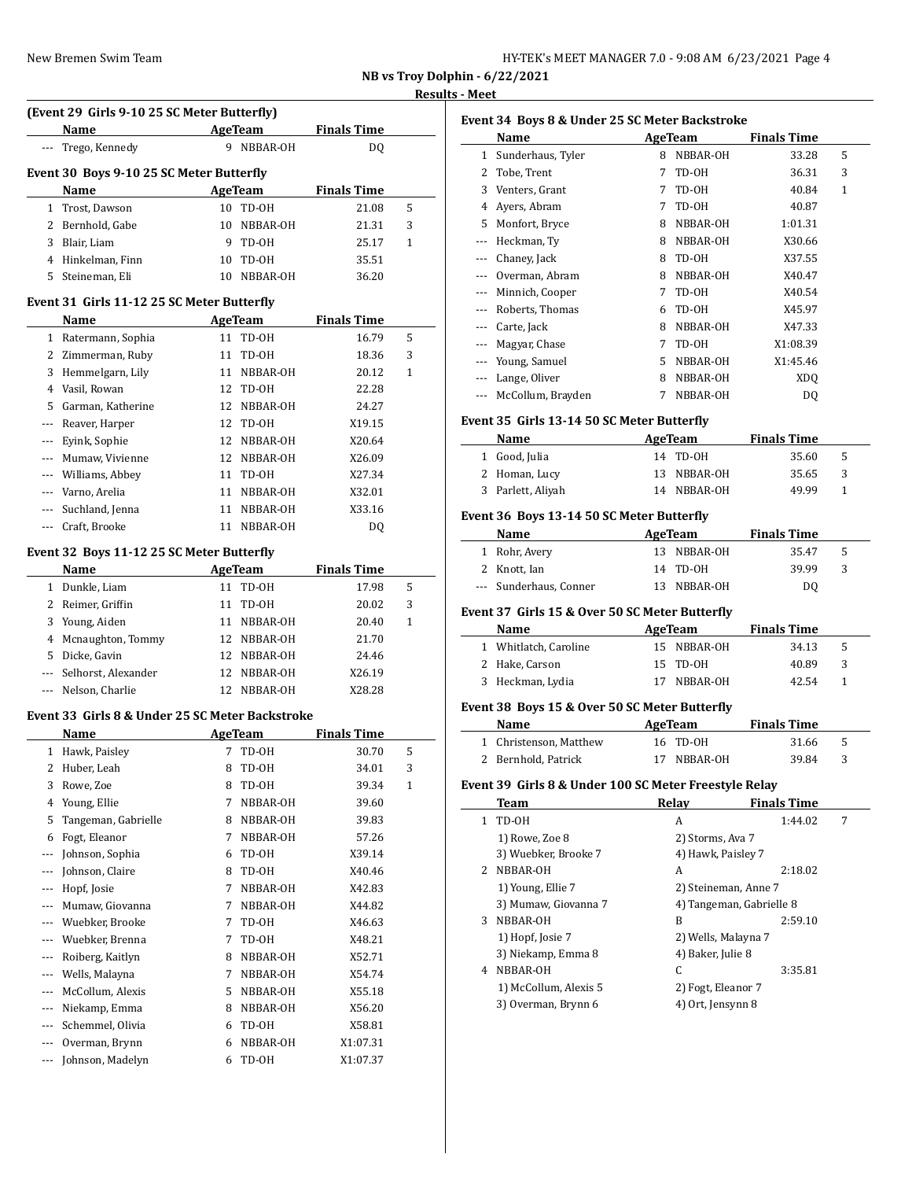**NB vs Troy Dolphin - 6/22/2021**

**Results - Meet**

### (Event 29 Girls 9-10 25 SC Meter Butterfly)

| | Name | Age | Team | Finals Time | |
|---|---|---|---|---|---|
| --- | Trego, Kennedy | 9 | NBBAR-OH | DQ | |

### Event 30 Boys 9-10 25 SC Meter Butterfly

| | Name | Age | Team | Finals Time | |
|---|---|---|---|---|---|
| 1 | Trost, Dawson | 10 | TD-OH | 21.08 | 5 |
| 2 | Bernhold, Gabe | 10 | NBBAR-OH | 21.31 | 3 |
| 3 | Blair, Liam | 9 | TD-OH | 25.17 | 1 |
| 4 | Hinkelman, Finn | 10 | TD-OH | 35.51 | |
| 5 | Steineman, Eli | 10 | NBBAR-OH | 36.20 | |

### Event 31 Girls 11-12 25 SC Meter Butterfly

| | Name | Age | Team | Finals Time | |
|---|---|---|---|---|---|
| 1 | Ratermann, Sophia | 11 | TD-OH | 16.79 | 5 |
| 2 | Zimmerman, Ruby | 11 | TD-OH | 18.36 | 3 |
| 3 | Hemmelgarn, Lily | 11 | NBBAR-OH | 20.12 | 1 |
| 4 | Vasil, Rowan | 12 | TD-OH | 22.28 | |
| 5 | Garman, Katherine | 12 | NBBAR-OH | 24.27 | |
| --- | Reaver, Harper | 12 | TD-OH | X19.15 | |
| --- | Eyink, Sophie | 12 | NBBAR-OH | X20.64 | |
| --- | Mumaw, Vivienne | 12 | NBBAR-OH | X26.09 | |
| --- | Williams, Abbey | 11 | TD-OH | X27.34 | |
| --- | Varno, Arelia | 11 | NBBAR-OH | X32.01 | |
| --- | Suchland, Jenna | 11 | NBBAR-OH | X33.16 | |
| --- | Craft, Brooke | 11 | NBBAR-OH | DQ | |

### Event 32 Boys 11-12 25 SC Meter Butterfly

| | Name | Age | Team | Finals Time | |
|---|---|---|---|---|---|
| 1 | Dunkle, Liam | 11 | TD-OH | 17.98 | 5 |
| 2 | Reimer, Griffin | 11 | TD-OH | 20.02 | 3 |
| 3 | Young, Aiden | 11 | NBBAR-OH | 20.40 | 1 |
| 4 | Mcnaughton, Tommy | 12 | NBBAR-OH | 21.70 | |
| 5 | Dicke, Gavin | 12 | NBBAR-OH | 24.46 | |
| --- | Selhorst, Alexander | 12 | NBBAR-OH | X26.19 | |
| --- | Nelson, Charlie | 12 | NBBAR-OH | X28.28 | |

### Event 33 Girls 8 & Under 25 SC Meter Backstroke

| | Name | Age | Team | Finals Time | |
|---|---|---|---|---|---|
| 1 | Hawk, Paisley | 7 | TD-OH | 30.70 | 5 |
| 2 | Huber, Leah | 8 | TD-OH | 34.01 | 3 |
| 3 | Rowe, Zoe | 8 | TD-OH | 39.34 | 1 |
| 4 | Young, Ellie | 7 | NBBAR-OH | 39.60 | |
| 5 | Tangeman, Gabrielle | 8 | NBBAR-OH | 39.83 | |
| 6 | Fogt, Eleanor | 7 | NBBAR-OH | 57.26 | |
| --- | Johnson, Sophia | 6 | TD-OH | X39.14 | |
| --- | Johnson, Claire | 8 | TD-OH | X40.46 | |
| --- | Hopf, Josie | 7 | NBBAR-OH | X42.83 | |
| --- | Mumaw, Giovanna | 7 | NBBAR-OH | X44.82 | |
| --- | Wuebker, Brooke | 7 | TD-OH | X46.63 | |
| --- | Wuebker, Brenna | 7 | TD-OH | X48.21 | |
| --- | Roiberg, Kaitlyn | 8 | NBBAR-OH | X52.71 | |
| --- | Wells, Malayna | 7 | NBBAR-OH | X54.74 | |
| --- | McCollum, Alexis | 5 | NBBAR-OH | X55.18 | |
| --- | Niekamp, Emma | 8 | NBBAR-OH | X56.20 | |
| --- | Schemmel, Olivia | 6 | TD-OH | X58.81 | |
| --- | Overman, Brynn | 6 | NBBAR-OH | X1:07.31 | |
| --- | Johnson, Madelyn | 6 | TD-OH | X1:07.37 | |

### Event 34 Boys 8 & Under 25 SC Meter Backstroke

| | Name | Age | Team | Finals Time | |
|---|---|---|---|---|---|
| 1 | Sunderhaus, Tyler | 8 | NBBAR-OH | 33.28 | 5 |
| 2 | Tobe, Trent | 7 | TD-OH | 36.31 | 3 |
| 3 | Venters, Grant | 7 | TD-OH | 40.84 | 1 |
| 4 | Ayers, Abram | 7 | TD-OH | 40.87 | |
| 5 | Monfort, Bryce | 8 | NBBAR-OH | 1:01.31 | |
| --- | Heckman, Ty | 8 | NBBAR-OH | X30.66 | |
| --- | Chaney, Jack | 8 | TD-OH | X37.55 | |
| --- | Overman, Abram | 8 | NBBAR-OH | X40.47 | |
| --- | Minnich, Cooper | 7 | TD-OH | X40.54 | |
| --- | Roberts, Thomas | 6 | TD-OH | X45.97 | |
| --- | Carte, Jack | 8 | NBBAR-OH | X47.33 | |
| --- | Magyar, Chase | 7 | TD-OH | X1:08.39 | |
| --- | Young, Samuel | 5 | NBBAR-OH | X1:45.46 | |
| --- | Lange, Oliver | 8 | NBBAR-OH | XDQ | |
| --- | McCollum, Brayden | 7 | NBBAR-OH | DQ | |

### Event 35 Girls 13-14 50 SC Meter Butterfly

| | Name | Age | Team | Finals Time | |
|---|---|---|---|---|---|
| 1 | Good, Julia | 14 | TD-OH | 35.60 | 5 |
| 2 | Homan, Lucy | 13 | NBBAR-OH | 35.65 | 3 |
| 3 | Parlett, Aliyah | 14 | NBBAR-OH | 49.99 | 1 |

### Event 36 Boys 13-14 50 SC Meter Butterfly

| | Name | Age | Team | Finals Time | |
|---|---|---|---|---|---|
| 1 | Rohr, Avery | 13 | NBBAR-OH | 35.47 | 5 |
| 2 | Knott, Ian | 14 | TD-OH | 39.99 | 3 |
| --- | Sunderhaus, Conner | 13 | NBBAR-OH | DQ | |

### Event 37 Girls 15 & Over 50 SC Meter Butterfly

| | Name | Age | Team | Finals Time | |
|---|---|---|---|---|---|
| 1 | Whitlatch, Caroline | 15 | NBBAR-OH | 34.13 | 5 |
| 2 | Hake, Carson | 15 | TD-OH | 40.89 | 3 |
| 3 | Heckman, Lydia | 17 | NBBAR-OH | 42.54 | 1 |

### Event 38 Boys 15 & Over 50 SC Meter Butterfly

| | Name | Age | Team | Finals Time | |
|---|---|---|---|---|---|
| 1 | Christenson, Matthew | 16 | TD-OH | 31.66 | 5 |
| 2 | Bernhold, Patrick | 17 | NBBAR-OH | 39.84 | 3 |

### Event 39 Girls 8 & Under 100 SC Meter Freestyle Relay

| | Team | Relay | Finals Time | |
|---|---|---|---|---|
| 1 | TD-OH | A | 1:44.02 | 7 |
| | 1) Rowe, Zoe 8 | 2) Storms, Ava 7 | | |
| | 3) Wuebker, Brooke 7 | 4) Hawk, Paisley 7 | | |
| 2 | NBBAR-OH | A | 2:18.02 | |
| | 1) Young, Ellie 7 | 2) Steineman, Anne 7 | | |
| | 3) Mumaw, Giovanna 7 | 4) Tangeman, Gabrielle 8 | | |
| 3 | NBBAR-OH | B | 2:59.10 | |
| | 1) Hopf, Josie 7 | 2) Wells, Malayna 7 | | |
| | 3) Niekamp, Emma 8 | 4) Baker, Julie 8 | | |
| 4 | NBBAR-OH | C | 3:35.81 | |
| | 1) McCollum, Alexis 5 | 2) Fogt, Eleanor 7 | | |
| | 3) Overman, Brynn 6 | 4) Ort, Jensynn 8 | | |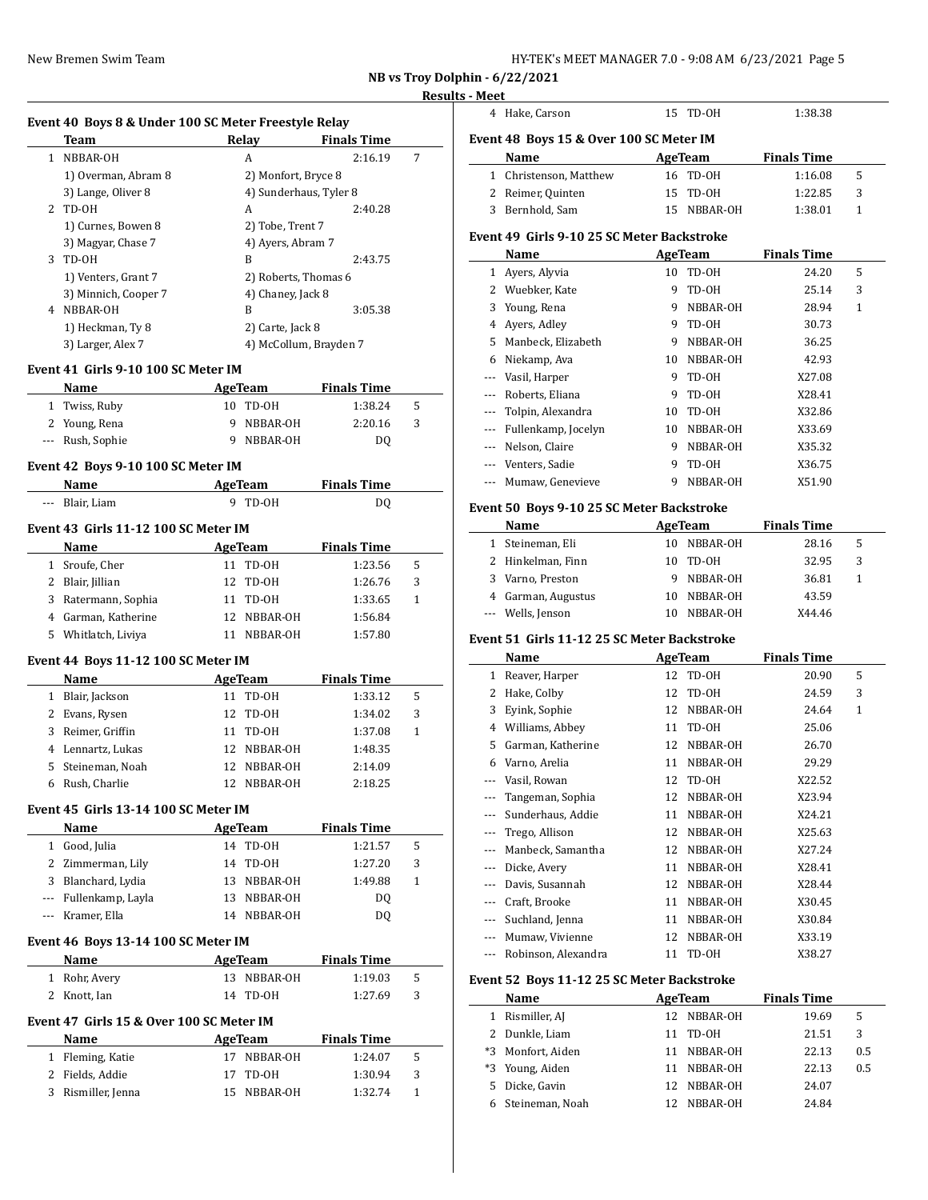**NB vs Troy Dolphin - 6/22/2021**

**Results - Meet**

#### Event 40 Boys 8 & Under 100 SC Meter Freestyle Relay

| | Team | Relay | Finals Time | |
|---|---|---|---|---|
| 1 | NBBAR-OH | A | 2:16.19 | 7 |
| | 1) Overman, Abram 8 | 2) Monfort, Bryce 8 | | |
| | 3) Lange, Oliver 8 | 4) Sunderhaus, Tyler 8 | | |
| 2 | TD-OH | A | 2:40.28 | |
| | 1) Curnes, Bowen 8 | 2) Tobe, Trent 7 | | |
| | 3) Magyar, Chase 7 | 4) Ayers, Abram 7 | | |
| 3 | TD-OH | B | 2:43.75 | |
| | 1) Venters, Grant 7 | 2) Roberts, Thomas 6 | | |
| | 3) Minnich, Cooper 7 | 4) Chaney, Jack 8 | | |
| 4 | NBBAR-OH | B | 3:05.38 | |
| | 1) Heckman, Ty 8 | 2) Carte, Jack 8 | | |
| | 3) Larger, Alex 7 | 4) McCollum, Brayden 7 | | |

#### Event 41 Girls 9-10 100 SC Meter IM

| | Name | Age | Team | Finals Time | |
|---|---|---|---|---|---|
| 1 | Twiss, Ruby | 10 | TD-OH | 1:38.24 | 5 |
| 2 | Young, Rena | 9 | NBBAR-OH | 2:20.16 | 3 |
| --- | Rush, Sophie | 9 | NBBAR-OH | DQ | |

#### Event 42 Boys 9-10 100 SC Meter IM

| | Name | Age | Team | Finals Time |
|---|---|---|---|---|
| --- | Blair, Liam | 9 | TD-OH | DQ |

#### Event 43 Girls 11-12 100 SC Meter IM

| | Name | Age | Team | Finals Time | |
|---|---|---|---|---|---|
| 1 | Sroufe, Cher | 11 | TD-OH | 1:23.56 | 5 |
| 2 | Blair, Jillian | 12 | TD-OH | 1:26.76 | 3 |
| 3 | Ratermann, Sophia | 11 | TD-OH | 1:33.65 | 1 |
| 4 | Garman, Katherine | 12 | NBBAR-OH | 1:56.84 | |
| 5 | Whitlatch, Liviya | 11 | NBBAR-OH | 1:57.80 | |

#### Event 44 Boys 11-12 100 SC Meter IM

| | Name | Age | Team | Finals Time | |
|---|---|---|---|---|---|
| 1 | Blair, Jackson | 11 | TD-OH | 1:33.12 | 5 |
| 2 | Evans, Rysen | 12 | TD-OH | 1:34.02 | 3 |
| 3 | Reimer, Griffin | 11 | TD-OH | 1:37.08 | 1 |
| 4 | Lennartz, Lukas | 12 | NBBAR-OH | 1:48.35 | |
| 5 | Steineman, Noah | 12 | NBBAR-OH | 2:14.09 | |
| 6 | Rush, Charlie | 12 | NBBAR-OH | 2:18.25 | |

#### Event 45 Girls 13-14 100 SC Meter IM

| | Name | Age | Team | Finals Time | |
|---|---|---|---|---|---|
| 1 | Good, Julia | 14 | TD-OH | 1:21.57 | 5 |
| 2 | Zimmerman, Lily | 14 | TD-OH | 1:27.20 | 3 |
| 3 | Blanchard, Lydia | 13 | NBBAR-OH | 1:49.88 | 1 |
| --- | Fullenkamp, Layla | 13 | NBBAR-OH | DQ | |
| --- | Kramer, Ella | 14 | NBBAR-OH | DQ | |

#### Event 46 Boys 13-14 100 SC Meter IM

| | Name | Age | Team | Finals Time | |
|---|---|---|---|---|---|
| 1 | Rohr, Avery | 13 | NBBAR-OH | 1:19.03 | 5 |
| 2 | Knott, Ian | 14 | TD-OH | 1:27.69 | 3 |

#### Event 47 Girls 15 & Over 100 SC Meter IM

| | Name | Age | Team | Finals Time | |
|---|---|---|---|---|---|
| 1 | Fleming, Katie | 17 | NBBAR-OH | 1:24.07 | 5 |
| 2 | Fields, Addie | 17 | TD-OH | 1:30.94 | 3 |
| 3 | Rismiller, Jenna | 15 | NBBAR-OH | 1:32.74 | 1 |
| 4 | Hake, Carson | 15 | TD-OH | 1:38.38 | |

#### Event 48 Boys 15 & Over 100 SC Meter IM

| | Name | Age | Team | Finals Time | |
|---|---|---|---|---|---|
| 1 | Christenson, Matthew | 16 | TD-OH | 1:16.08 | 5 |
| 2 | Reimer, Quinten | 15 | TD-OH | 1:22.85 | 3 |
| 3 | Bernhold, Sam | 15 | NBBAR-OH | 1:38.01 | 1 |

#### Event 49 Girls 9-10 25 SC Meter Backstroke

| | Name | Age | Team | Finals Time | |
|---|---|---|---|---|---|
| 1 | Ayers, Alyvia | 10 | TD-OH | 24.20 | 5 |
| 2 | Wuebker, Kate | 9 | TD-OH | 25.14 | 3 |
| 3 | Young, Rena | 9 | NBBAR-OH | 28.94 | 1 |
| 4 | Ayers, Adley | 9 | TD-OH | 30.73 | |
| 5 | Manbeck, Elizabeth | 9 | NBBAR-OH | 36.25 | |
| 6 | Niekamp, Ava | 10 | NBBAR-OH | 42.93 | |
| --- | Vasil, Harper | 9 | TD-OH | X27.08 | |
| --- | Roberts, Eliana | 9 | TD-OH | X28.41 | |
| --- | Tolpin, Alexandra | 10 | TD-OH | X32.86 | |
| --- | Fullenkamp, Jocelyn | 10 | NBBAR-OH | X33.69 | |
| --- | Nelson, Claire | 9 | NBBAR-OH | X35.32 | |
| --- | Venters, Sadie | 9 | TD-OH | X36.75 | |
| --- | Mumaw, Genevieve | 9 | NBBAR-OH | X51.90 | |

#### Event 50 Boys 9-10 25 SC Meter Backstroke

| | Name | Age | Team | Finals Time | |
|---|---|---|---|---|---|
| 1 | Steineman, Eli | 10 | NBBAR-OH | 28.16 | 5 |
| 2 | Hinkelman, Finn | 10 | TD-OH | 32.95 | 3 |
| 3 | Varno, Preston | 9 | NBBAR-OH | 36.81 | 1 |
| 4 | Garman, Augustus | 10 | NBBAR-OH | 43.59 | |
| --- | Wells, Jenson | 10 | NBBAR-OH | X44.46 | |

#### Event 51 Girls 11-12 25 SC Meter Backstroke

| | Name | Age | Team | Finals Time | |
|---|---|---|---|---|---|
| 1 | Reaver, Harper | 12 | TD-OH | 20.90 | 5 |
| 2 | Hake, Colby | 12 | TD-OH | 24.59 | 3 |
| 3 | Eyink, Sophie | 12 | NBBAR-OH | 24.64 | 1 |
| 4 | Williams, Abbey | 11 | TD-OH | 25.06 | |
| 5 | Garman, Katherine | 12 | NBBAR-OH | 26.70 | |
| 6 | Varno, Arelia | 11 | NBBAR-OH | 29.29 | |
| --- | Vasil, Rowan | 12 | TD-OH | X22.52 | |
| --- | Tangeman, Sophia | 12 | NBBAR-OH | X23.94 | |
| --- | Sunderhaus, Addie | 11 | NBBAR-OH | X24.21 | |
| --- | Trego, Allison | 12 | NBBAR-OH | X25.63 | |
| --- | Manbeck, Samantha | 12 | NBBAR-OH | X27.24 | |
| --- | Dicke, Avery | 11 | NBBAR-OH | X28.41 | |
| --- | Davis, Susannah | 12 | NBBAR-OH | X28.44 | |
| --- | Craft, Brooke | 11 | NBBAR-OH | X30.45 | |
| --- | Suchland, Jenna | 11 | NBBAR-OH | X30.84 | |
| --- | Mumaw, Vivienne | 12 | NBBAR-OH | X33.19 | |
| --- | Robinson, Alexandra | 11 | TD-OH | X38.27 | |

#### Event 52 Boys 11-12 25 SC Meter Backstroke

| | Name | Age | Team | Finals Time | |
|---|---|---|---|---|---|
| 1 | Rismiller, AJ | 12 | NBBAR-OH | 19.69 | 5 |
| 2 | Dunkle, Liam | 11 | TD-OH | 21.51 | 3 |
| *3 | Monfort, Aiden | 11 | NBBAR-OH | 22.13 | 0.5 |
| *3 | Young, Aiden | 11 | NBBAR-OH | 22.13 | 0.5 |
| 5 | Dicke, Gavin | 12 | NBBAR-OH | 24.07 | |
| 6 | Steineman, Noah | 12 | NBBAR-OH | 24.84 | |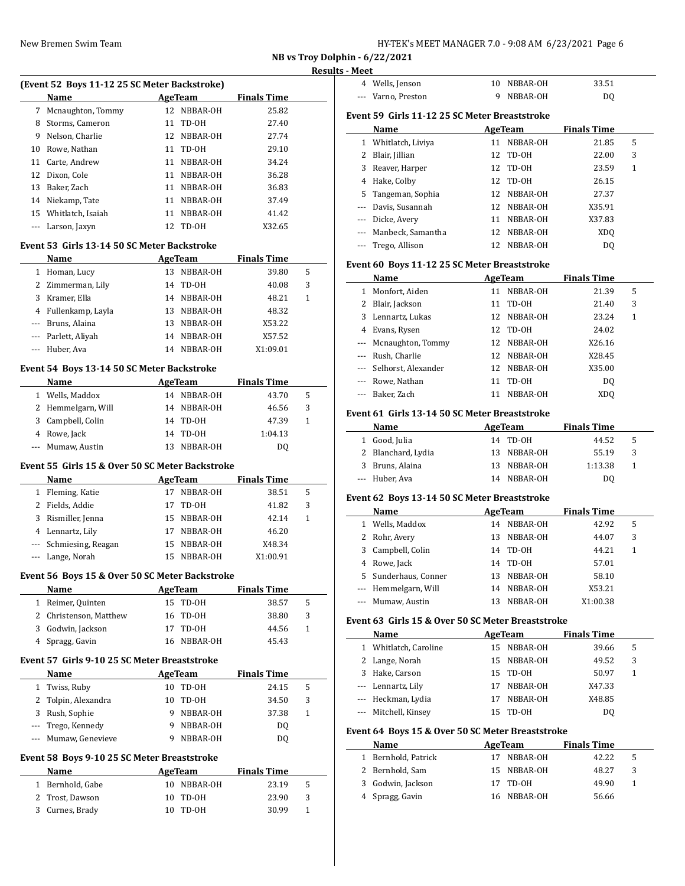**NB vs Troy Dolphin - 6/22/2021**

**Results - Meet**

### (Event 52 Boys 11-12 25 SC Meter Backstroke)

| | Name | Age | Team | Finals Time | |
|---|---|---|---|---|---|
| 7 | Mcnaughton, Tommy | 12 | NBBAR-OH | 25.82 | |
| 8 | Storms, Cameron | 11 | TD-OH | 27.40 | |
| 9 | Nelson, Charlie | 12 | NBBAR-OH | 27.74 | |
| 10 | Rowe, Nathan | 11 | TD-OH | 29.10 | |
| 11 | Carte, Andrew | 11 | NBBAR-OH | 34.24 | |
| 12 | Dixon, Cole | 11 | NBBAR-OH | 36.28 | |
| 13 | Baker, Zach | 11 | NBBAR-OH | 36.83 | |
| 14 | Niekamp, Tate | 11 | NBBAR-OH | 37.49 | |
| 15 | Whitlatch, Isaiah | 11 | NBBAR-OH | 41.42 | |
| --- | Larson, Jaxyn | 12 | TD-OH | X32.65 | |

### Event 53 Girls 13-14 50 SC Meter Backstroke

| | Name | Age | Team | Finals Time | |
|---|---|---|---|---|---|
| 1 | Homan, Lucy | 13 | NBBAR-OH | 39.80 | 5 |
| 2 | Zimmerman, Lily | 14 | TD-OH | 40.08 | 3 |
| 3 | Kramer, Ella | 14 | NBBAR-OH | 48.21 | 1 |
| 4 | Fullenkamp, Layla | 13 | NBBAR-OH | 48.32 | |
| --- | Bruns, Alaina | 13 | NBBAR-OH | X53.22 | |
| --- | Parlett, Aliyah | 14 | NBBAR-OH | X57.52 | |
| --- | Huber, Ava | 14 | NBBAR-OH | X1:09.01 | |

### Event 54 Boys 13-14 50 SC Meter Backstroke

| | Name | Age | Team | Finals Time | |
|---|---|---|---|---|---|
| 1 | Wells, Maddox | 14 | NBBAR-OH | 43.70 | 5 |
| 2 | Hemmelgarn, Will | 14 | NBBAR-OH | 46.56 | 3 |
| 3 | Campbell, Colin | 14 | TD-OH | 47.39 | 1 |
| 4 | Rowe, Jack | 14 | TD-OH | 1:04.13 | |
| --- | Mumaw, Austin | 13 | NBBAR-OH | DQ | |

### Event 55 Girls 15 & Over 50 SC Meter Backstroke

| | Name | Age | Team | Finals Time | |
|---|---|---|---|---|---|
| 1 | Fleming, Katie | 17 | NBBAR-OH | 38.51 | 5 |
| 2 | Fields, Addie | 17 | TD-OH | 41.82 | 3 |
| 3 | Rismiller, Jenna | 15 | NBBAR-OH | 42.14 | 1 |
| 4 | Lennartz, Lily | 17 | NBBAR-OH | 46.20 | |
| --- | Schmiesing, Reagan | 15 | NBBAR-OH | X48.34 | |
| --- | Lange, Norah | 15 | NBBAR-OH | X1:00.91 | |

### Event 56 Boys 15 & Over 50 SC Meter Backstroke

| | Name | Age | Team | Finals Time | |
|---|---|---|---|---|---|
| 1 | Reimer, Quinten | 15 | TD-OH | 38.57 | 5 |
| 2 | Christenson, Matthew | 16 | TD-OH | 38.80 | 3 |
| 3 | Godwin, Jackson | 17 | TD-OH | 44.56 | 1 |
| 4 | Spragg, Gavin | 16 | NBBAR-OH | 45.43 | |

### Event 57 Girls 9-10 25 SC Meter Breaststroke

| | Name | Age | Team | Finals Time | |
|---|---|---|---|---|---|
| 1 | Twiss, Ruby | 10 | TD-OH | 24.15 | 5 |
| 2 | Tolpin, Alexandra | 10 | TD-OH | 34.50 | 3 |
| 3 | Rush, Sophie | 9 | NBBAR-OH | 37.38 | 1 |
| --- | Trego, Kennedy | 9 | NBBAR-OH | DQ | |
| --- | Mumaw, Genevieve | 9 | NBBAR-OH | DQ | |

### Event 58 Boys 9-10 25 SC Meter Breaststroke

| | Name | Age | Team | Finals Time | |
|---|---|---|---|---|---|
| 1 | Bernhold, Gabe | 10 | NBBAR-OH | 23.19 | 5 |
| 2 | Trost, Dawson | 10 | TD-OH | 23.90 | 3 |
| 3 | Curnes, Brady | 10 | TD-OH | 30.99 | 1 |
| 4 | Wells, Jenson | 10 | NBBAR-OH | 33.51 | |
| --- | Varno, Preston | 9 | NBBAR-OH | DQ | |

### Event 59 Girls 11-12 25 SC Meter Breaststroke

| | Name | Age | Team | Finals Time | |
|---|---|---|---|---|---|
| 1 | Whitlatch, Liviya | 11 | NBBAR-OH | 21.85 | 5 |
| 2 | Blair, Jillian | 12 | TD-OH | 22.00 | 3 |
| 3 | Reaver, Harper | 12 | TD-OH | 23.59 | 1 |
| 4 | Hake, Colby | 12 | TD-OH | 26.15 | |
| 5 | Tangeman, Sophia | 12 | NBBAR-OH | 27.37 | |
| --- | Davis, Susannah | 12 | NBBAR-OH | X35.91 | |
| --- | Dicke, Avery | 11 | NBBAR-OH | X37.83 | |
| --- | Manbeck, Samantha | 12 | NBBAR-OH | XDQ | |
| --- | Trego, Allison | 12 | NBBAR-OH | DQ | |

### Event 60 Boys 11-12 25 SC Meter Breaststroke

| | Name | Age | Team | Finals Time | |
|---|---|---|---|---|---|
| 1 | Monfort, Aiden | 11 | NBBAR-OH | 21.39 | 5 |
| 2 | Blair, Jackson | 11 | TD-OH | 21.40 | 3 |
| 3 | Lennartz, Lukas | 12 | NBBAR-OH | 23.24 | 1 |
| 4 | Evans, Rysen | 12 | TD-OH | 24.02 | |
| --- | Mcnaughton, Tommy | 12 | NBBAR-OH | X26.16 | |
| --- | Rush, Charlie | 12 | NBBAR-OH | X28.45 | |
| --- | Selhorst, Alexander | 12 | NBBAR-OH | X35.00 | |
| --- | Rowe, Nathan | 11 | TD-OH | DQ | |
| --- | Baker, Zach | 11 | NBBAR-OH | XDQ | |

### Event 61 Girls 13-14 50 SC Meter Breaststroke

| | Name | Age | Team | Finals Time | |
|---|---|---|---|---|---|
| 1 | Good, Julia | 14 | TD-OH | 44.52 | 5 |
| 2 | Blanchard, Lydia | 13 | NBBAR-OH | 55.19 | 3 |
| 3 | Bruns, Alaina | 13 | NBBAR-OH | 1:13.38 | 1 |
| --- | Huber, Ava | 14 | NBBAR-OH | DQ | |

### Event 62 Boys 13-14 50 SC Meter Breaststroke

| | Name | Age | Team | Finals Time | |
|---|---|---|---|---|---|
| 1 | Wells, Maddox | 14 | NBBAR-OH | 42.92 | 5 |
| 2 | Rohr, Avery | 13 | NBBAR-OH | 44.07 | 3 |
| 3 | Campbell, Colin | 14 | TD-OH | 44.21 | 1 |
| 4 | Rowe, Jack | 14 | TD-OH | 57.01 | |
| 5 | Sunderhaus, Conner | 13 | NBBAR-OH | 58.10 | |
| --- | Hemmelgarn, Will | 14 | NBBAR-OH | X53.21 | |
| --- | Mumaw, Austin | 13 | NBBAR-OH | X1:00.38 | |

### Event 63 Girls 15 & Over 50 SC Meter Breaststroke

| | Name | Age | Team | Finals Time | |
|---|---|---|---|---|---|
| 1 | Whitlatch, Caroline | 15 | NBBAR-OH | 39.66 | 5 |
| 2 | Lange, Norah | 15 | NBBAR-OH | 49.52 | 3 |
| 3 | Hake, Carson | 15 | TD-OH | 50.97 | 1 |
| --- | Lennartz, Lily | 17 | NBBAR-OH | X47.33 | |
| --- | Heckman, Lydia | 17 | NBBAR-OH | X48.85 | |
| --- | Mitchell, Kinsey | 15 | TD-OH | DQ | |

### Event 64 Boys 15 & Over 50 SC Meter Breaststroke

| | Name | Age | Team | Finals Time | |
|---|---|---|---|---|---|
| 1 | Bernhold, Patrick | 17 | NBBAR-OH | 42.22 | 5 |
| 2 | Bernhold, Sam | 15 | NBBAR-OH | 48.27 | 3 |
| 3 | Godwin, Jackson | 17 | TD-OH | 49.90 | 1 |
| 4 | Spragg, Gavin | 16 | NBBAR-OH | 56.66 | |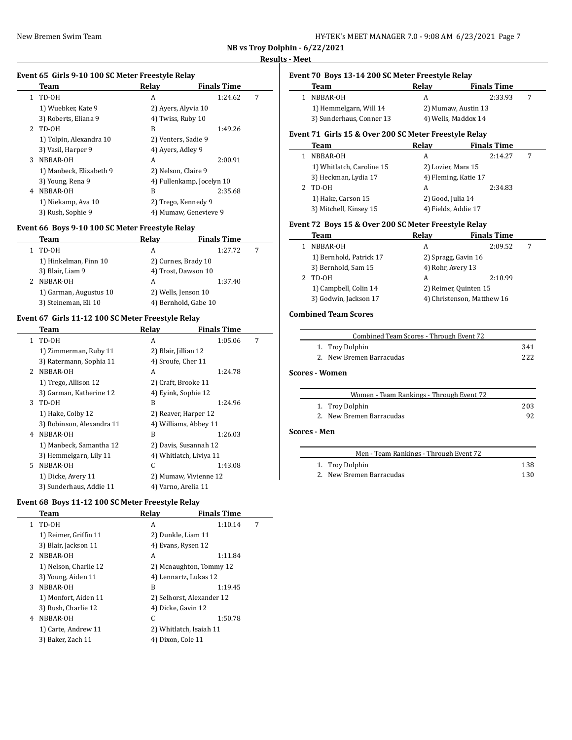**NB vs Troy Dolphin - 6/22/2021**

**Results - Meet**

### Event 65 Girls 9-10 100 SC Meter Freestyle Relay

| | Team | Relay | Finals Time | |
|---|---|---|---|---|
| 1 | TD-OH | A | 1:24.62 | 7 |
| | 1) Wuebker, Kate 9 | 2) Ayers, Alyvia 10 | | |
| | 3) Roberts, Eliana 9 | 4) Twiss, Ruby 10 | | |
| 2 | TD-OH | B | 1:49.26 | |
| | 1) Tolpin, Alexandra 10 | 2) Venters, Sadie 9 | | |
| | 3) Vasil, Harper 9 | 4) Ayers, Adley 9 | | |
| 3 | NBBAR-OH | A | 2:00.91 | |
| | 1) Manbeck, Elizabeth 9 | 2) Nelson, Claire 9 | | |
| | 3) Young, Rena 9 | 4) Fullenkamp, Jocelyn 10 | | |
| 4 | NBBAR-OH | B | 2:35.68 | |
| | 1) Niekamp, Ava 10 | 2) Trego, Kennedy 9 | | |
| | 3) Rush, Sophie 9 | 4) Mumaw, Genevieve 9 | | |

### Event 66 Boys 9-10 100 SC Meter Freestyle Relay

| | Team | Relay | Finals Time | |
|---|---|---|---|---|
| 1 | TD-OH | A | 1:27.72 | 7 |
| | 1) Hinkelman, Finn 10 | 2) Curnes, Brady 10 | | |
| | 3) Blair, Liam 9 | 4) Trost, Dawson 10 | | |
| 2 | NBBAR-OH | A | 1:37.40 | |
| | 1) Garman, Augustus 10 | 2) Wells, Jenson 10 | | |
| | 3) Steineman, Eli 10 | 4) Bernhold, Gabe 10 | | |

### Event 67 Girls 11-12 100 SC Meter Freestyle Relay

| | Team | Relay | Finals Time | |
|---|---|---|---|---|
| 1 | TD-OH | A | 1:05.06 | 7 |
| | 1) Zimmerman, Ruby 11 | 2) Blair, Jillian 12 | | |
| | 3) Ratermann, Sophia 11 | 4) Sroufe, Cher 11 | | |
| 2 | NBBAR-OH | A | 1:24.78 | |
| | 1) Trego, Allison 12 | 2) Craft, Brooke 11 | | |
| | 3) Garman, Katherine 12 | 4) Eyink, Sophie 12 | | |
| 3 | TD-OH | B | 1:24.96 | |
| | 1) Hake, Colby 12 | 2) Reaver, Harper 12 | | |
| | 3) Robinson, Alexandra 11 | 4) Williams, Abbey 11 | | |
| 4 | NBBAR-OH | B | 1:26.03 | |
| | 1) Manbeck, Samantha 12 | 2) Davis, Susannah 12 | | |
| | 3) Hemmelgarn, Lily 11 | 4) Whitlatch, Liviya 11 | | |
| 5 | NBBAR-OH | C | 1:43.08 | |
| | 1) Dicke, Avery 11 | 2) Mumaw, Vivienne 12 | | |
| | 3) Sunderhaus, Addie 11 | 4) Varno, Arelia 11 | | |

### Event 68 Boys 11-12 100 SC Meter Freestyle Relay

| | Team | Relay | Finals Time | |
|---|---|---|---|---|
| 1 | TD-OH | A | 1:10.14 | 7 |
| | 1) Reimer, Griffin 11 | 2) Dunkle, Liam 11 | | |
| | 3) Blair, Jackson 11 | 4) Evans, Rysen 12 | | |
| 2 | NBBAR-OH | A | 1:11.84 | |
| | 1) Nelson, Charlie 12 | 2) Mcnaughton, Tommy 12 | | |
| | 3) Young, Aiden 11 | 4) Lennartz, Lukas 12 | | |
| 3 | NBBAR-OH | B | 1:19.45 | |
| | 1) Monfort, Aiden 11 | 2) Selhorst, Alexander 12 | | |
| | 3) Rush, Charlie 12 | 4) Dicke, Gavin 12 | | |
| 4 | NBBAR-OH | C | 1:50.78 | |
| | 1) Carte, Andrew 11 | 2) Whitlatch, Isaiah 11 | | |
| | 3) Baker, Zach 11 | 4) Dixon, Cole 11 | | |

### Event 70 Boys 13-14 200 SC Meter Freestyle Relay

| | Team | Relay | Finals Time | |
|---|---|---|---|---|
| 1 | NBBAR-OH | A | 2:33.93 | 7 |
| | 1) Hemmelgarn, Will 14 | 2) Mumaw, Austin 13 | | |
| | 3) Sunderhaus, Conner 13 | 4) Wells, Maddox 14 | | |

### Event 71 Girls 15 & Over 200 SC Meter Freestyle Relay

| | Team | Relay | Finals Time | |
|---|---|---|---|---|
| 1 | NBBAR-OH | A | 2:14.27 | 7 |
| | 1) Whitlatch, Caroline 15 | 2) Lozier, Mara 15 | | |
| | 3) Heckman, Lydia 17 | 4) Fleming, Katie 17 | | |
| 2 | TD-OH | A | 2:34.83 | |
| | 1) Hake, Carson 15 | 2) Good, Julia 14 | | |
| | 3) Mitchell, Kinsey 15 | 4) Fields, Addie 17 | | |

### Event 72 Boys 15 & Over 200 SC Meter Freestyle Relay

| | Team | Relay | Finals Time | |
|---|---|---|---|---|
| 1 | NBBAR-OH | A | 2:09.52 | 7 |
| | 1) Bernhold, Patrick 17 | 2) Spragg, Gavin 16 | | |
| | 3) Bernhold, Sam 15 | 4) Rohr, Avery 13 | | |
| 2 | TD-OH | A | 2:10.99 | |
| | 1) Campbell, Colin 14 | 2) Reimer, Quinten 15 | | |
| | 3) Godwin, Jackson 17 | 4) Christenson, Matthew 16 | | |

### Combined Team Scores

| Combined Team Scores - Through Event 72 | |
|---|---|
| 1. Troy Dolphin | 341 |
| 2. New Bremen Barracudas | 222 |

### Scores - Women

| Women - Team Rankings - Through Event 72 | |
|---|---|
| 1. Troy Dolphin | 203 |
| 2. New Bremen Barracudas | 92 |

### Scores - Men

| Men - Team Rankings - Through Event 72 | |
|---|---|
| 1. Troy Dolphin | 138 |
| 2. New Bremen Barracudas | 130 |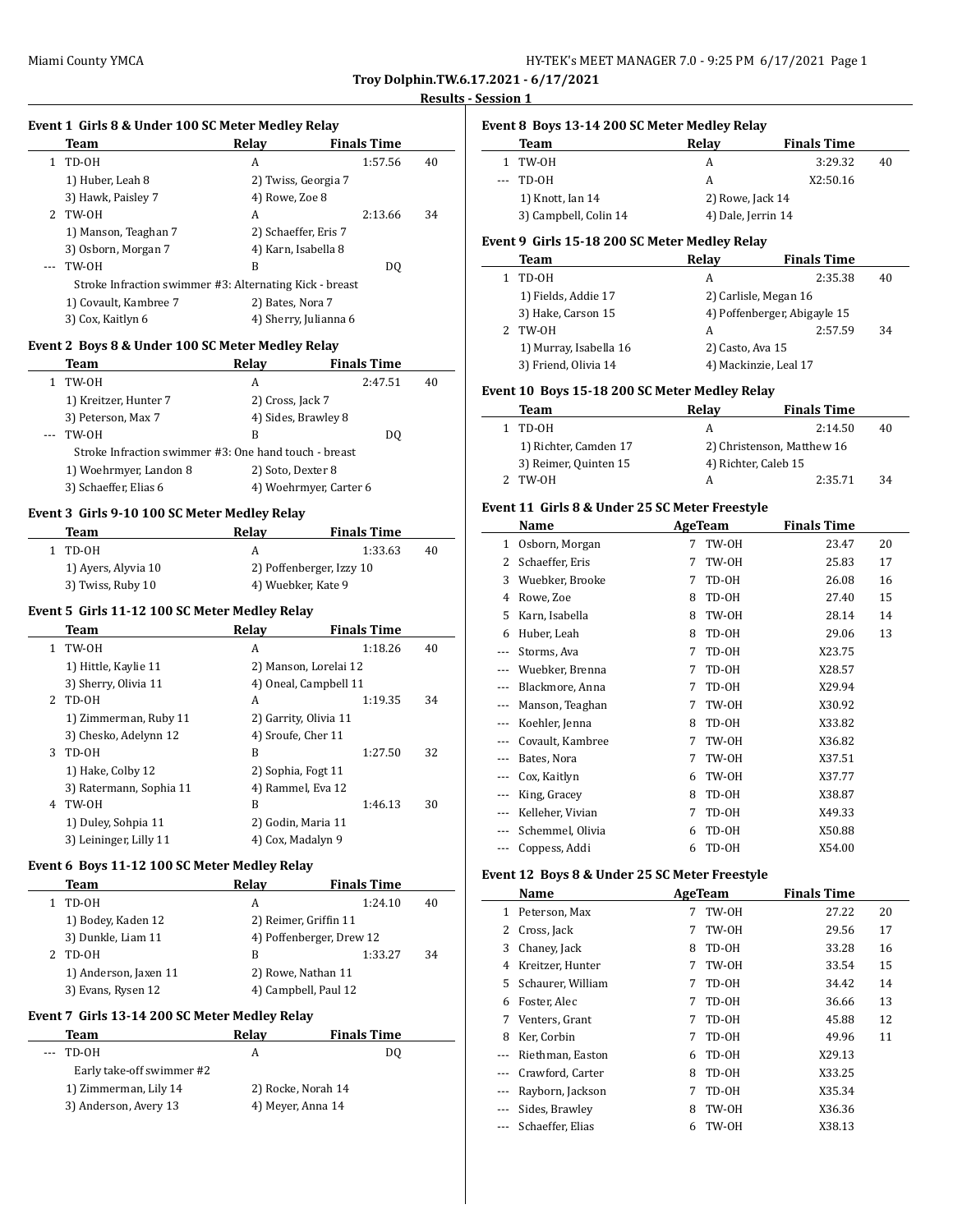**Troy Dolphin.TW.6.17.2021 - 6/17/2021**

**Results - Session 1**

### Event 1 Girls 8 & Under 100 SC Meter Medley Relay

| | Team | Relay | Finals Time | |
|---|---|---|---|---|
| 1 | TD-OH | A | 1:57.56 | 40 |
| | 1) Huber, Leah 8 | 2) Twiss, Georgia 7 | | |
| | 3) Hawk, Paisley 7 | 4) Rowe, Zoe 8 | | |
| 2 | TW-OH | A | 2:13.66 | 34 |
| | 1) Manson, Teaghan 7 | 2) Schaeffer, Eris 7 | | |
| | 3) Osborn, Morgan 7 | 4) Karn, Isabella 8 | | |
| --- | TW-OH | B | DQ | |
| | Stroke Infraction swimmer #3: Alternating Kick - breast | | | |
| | 1) Covault, Kambree 7 | 2) Bates, Nora 7 | | |
| | 3) Cox, Kaitlyn 6 | 4) Sherry, Julianna 6 | | |

### Event 2 Boys 8 & Under 100 SC Meter Medley Relay

| | Team | Relay | Finals Time | |
|---|---|---|---|---|
| 1 | TW-OH | A | 2:47.51 | 40 |
| | 1) Kreitzer, Hunter 7 | 2) Cross, Jack 7 | | |
| | 3) Peterson, Max 7 | 4) Sides, Brawley 8 | | |
| --- | TW-OH | B | DQ | |
| | Stroke Infraction swimmer #3: One hand touch - breast | | | |
| | 1) Woehrmyer, Landon 8 | 2) Soto, Dexter 8 | | |
| | 3) Schaeffer, Elias 6 | 4) Woehrmyer, Carter 6 | | |

### Event 3 Girls 9-10 100 SC Meter Medley Relay

| | Team | Relay | Finals Time | |
|---|---|---|---|---|
| 1 | TD-OH | A | 1:33.63 | 40 |
| | 1) Ayers, Alyvia 10 | 2) Poffenberger, Izzy 10 | | |
| | 3) Twiss, Ruby 10 | 4) Wuebker, Kate 9 | | |

### Event 5 Girls 11-12 100 SC Meter Medley Relay

| | Team | Relay | Finals Time | |
|---|---|---|---|---|
| 1 | TW-OH | A | 1:18.26 | 40 |
| | 1) Hittle, Kaylie 11 | 2) Manson, Lorelai 12 | | |
| | 3) Sherry, Olivia 11 | 4) Oneal, Campbell 11 | | |
| 2 | TD-OH | A | 1:19.35 | 34 |
| | 1) Zimmerman, Ruby 11 | 2) Garrity, Olivia 11 | | |
| | 3) Chesko, Adelynn 12 | 4) Sroufe, Cher 11 | | |
| 3 | TD-OH | B | 1:27.50 | 32 |
| | 1) Hake, Colby 12 | 2) Sophia, Fogt 11 | | |
| | 3) Ratermann, Sophia 11 | 4) Rammel, Eva 12 | | |
| 4 | TW-OH | B | 1:46.13 | 30 |
| | 1) Duley, Sohpia 11 | 2) Godin, Maria 11 | | |
| | 3) Leininger, Lilly 11 | 4) Cox, Madalyn 9 | | |

### Event 6 Boys 11-12 100 SC Meter Medley Relay

| | Team | Relay | Finals Time | |
|---|---|---|---|---|
| 1 | TD-OH | A | 1:24.10 | 40 |
| | 1) Bodey, Kaden 12 | 2) Reimer, Griffin 11 | | |
| | 3) Dunkle, Liam 11 | 4) Poffenberger, Drew 12 | | |
| 2 | TD-OH | B | 1:33.27 | 34 |
| | 1) Anderson, Jaxen 11 | 2) Rowe, Nathan 11 | | |
| | 3) Evans, Rysen 12 | 4) Campbell, Paul 12 | | |

### Event 7 Girls 13-14 200 SC Meter Medley Relay

| | Team | Relay | Finals Time | |
|---|---|---|---|---|
| --- | TD-OH | A | DQ | |
| | Early take-off swimmer #2 | | | |
| | 1) Zimmerman, Lily 14 | 2) Rocke, Norah 14 | | |
| | 3) Anderson, Avery 13 | 4) Meyer, Anna 14 | | |

### Event 8 Boys 13-14 200 SC Meter Medley Relay

| | Team | Relay | Finals Time | |
|---|---|---|---|---|
| 1 | TW-OH | A | 3:29.32 | 40 |
| --- | TD-OH | A | X2:50.16 | |
| | 1) Knott, Ian 14 | 2) Rowe, Jack 14 | | |
| | 3) Campbell, Colin 14 | 4) Dale, Jerrin 14 | | |

### Event 9 Girls 15-18 200 SC Meter Medley Relay

| | Team | Relay | Finals Time | |
|---|---|---|---|---|
| 1 | TD-OH | A | 2:35.38 | 40 |
| | 1) Fields, Addie 17 | 2) Carlisle, Megan 16 | | |
| | 3) Hake, Carson 15 | 4) Poffenberger, Abigayle 15 | | |
| 2 | TW-OH | A | 2:57.59 | 34 |
| | 1) Murray, Isabella 16 | 2) Casto, Ava 15 | | |
| | 3) Friend, Olivia 14 | 4) Mackinzie, Leal 17 | | |

### Event 10 Boys 15-18 200 SC Meter Medley Relay

| | Team | Relay | Finals Time | |
|---|---|---|---|---|
| 1 | TD-OH | A | 2:14.50 | 40 |
| | 1) Richter, Camden 17 | 2) Christenson, Matthew 16 | | |
| | 3) Reimer, Quinten 15 | 4) Richter, Caleb 15 | | |
| 2 | TW-OH | A | 2:35.71 | 34 |

### Event 11 Girls 8 & Under 25 SC Meter Freestyle

| | Name | Age | Team | Finals Time | |
|---|---|---|---|---|---|
| 1 | Osborn, Morgan | 7 | TW-OH | 23.47 | 20 |
| 2 | Schaeffer, Eris | 7 | TW-OH | 25.83 | 17 |
| 3 | Wuebker, Brooke | 7 | TD-OH | 26.08 | 16 |
| 4 | Rowe, Zoe | 8 | TD-OH | 27.40 | 15 |
| 5 | Karn, Isabella | 8 | TW-OH | 28.14 | 14 |
| 6 | Huber, Leah | 8 | TD-OH | 29.06 | 13 |
| --- | Storms, Ava | 7 | TD-OH | X23.75 | |
| --- | Wuebker, Brenna | 7 | TD-OH | X28.57 | |
| --- | Blackmore, Anna | 7 | TD-OH | X29.94 | |
| --- | Manson, Teaghan | 7 | TW-OH | X30.92 | |
| --- | Koehler, Jenna | 8 | TD-OH | X33.82 | |
| --- | Covault, Kambree | 7 | TW-OH | X36.82 | |
| --- | Bates, Nora | 7 | TW-OH | X37.51 | |
| --- | Cox, Kaitlyn | 6 | TW-OH | X37.77 | |
| --- | King, Gracey | 8 | TD-OH | X38.87 | |
| --- | Kelleher, Vivian | 7 | TD-OH | X49.33 | |
| --- | Schemmel, Olivia | 6 | TD-OH | X50.88 | |
| --- | Coppess, Addi | 6 | TD-OH | X54.00 | |

### Event 12 Boys 8 & Under 25 SC Meter Freestyle

| | Name | Age | Team | Finals Time | |
|---|---|---|---|---|---|
| 1 | Peterson, Max | 7 | TW-OH | 27.22 | 20 |
| 2 | Cross, Jack | 7 | TW-OH | 29.56 | 17 |
| 3 | Chaney, Jack | 8 | TD-OH | 33.28 | 16 |
| 4 | Kreitzer, Hunter | 7 | TW-OH | 33.54 | 15 |
| 5 | Schaurer, William | 7 | TD-OH | 34.42 | 14 |
| 6 | Foster, Alec | 7 | TD-OH | 36.66 | 13 |
| 7 | Venters, Grant | 7 | TD-OH | 45.88 | 12 |
| 8 | Ker, Corbin | 7 | TD-OH | 49.96 | 11 |
| --- | Riethman, Easton | 6 | TD-OH | X29.13 | |
| --- | Crawford, Carter | 8 | TD-OH | X33.25 | |
| --- | Rayborn, Jackson | 7 | TD-OH | X35.34 | |
| --- | Sides, Brawley | 8 | TW-OH | X36.36 | |
| --- | Schaeffer, Elias | 6 | TW-OH | X38.13 | |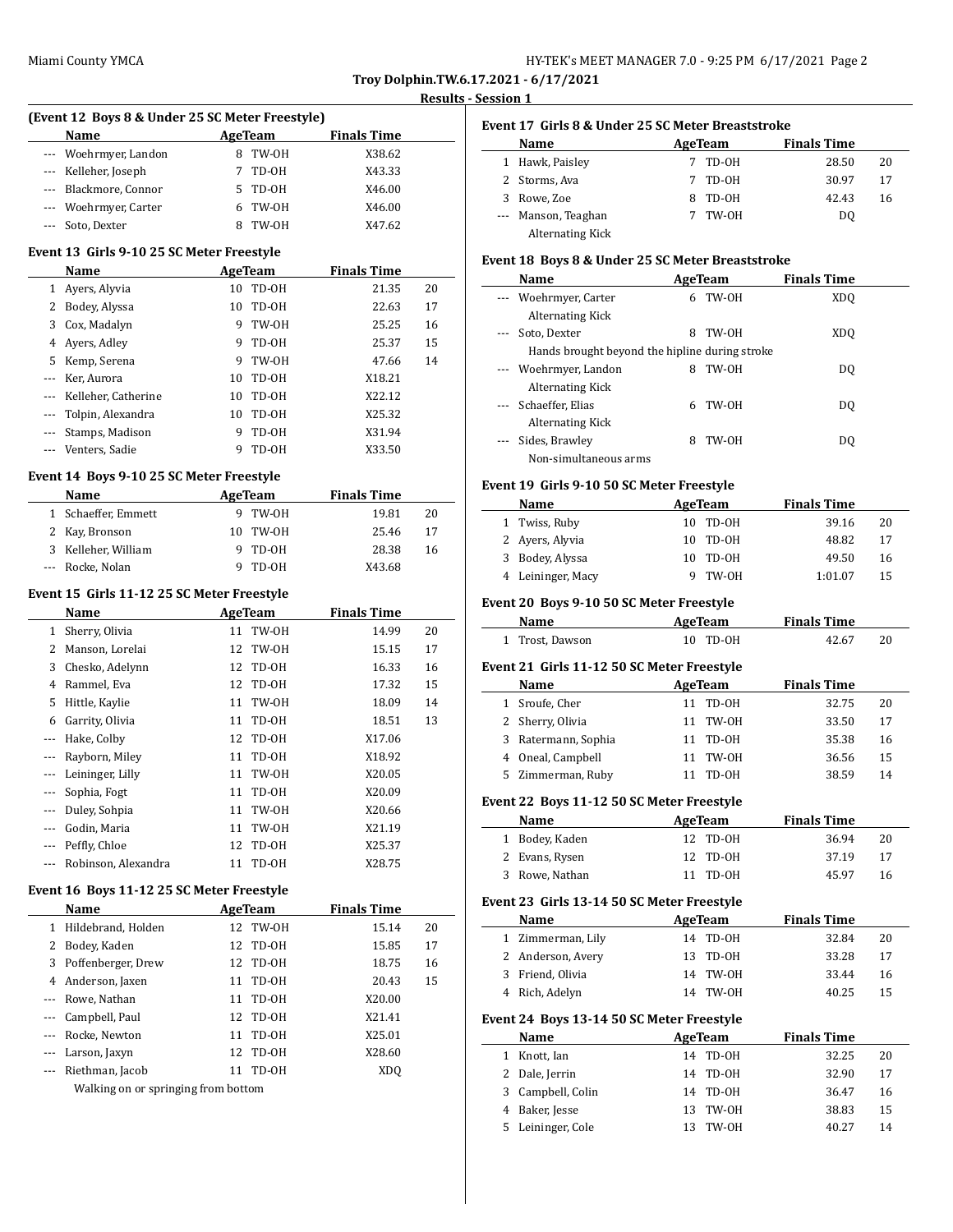**Troy Dolphin.TW.6.17.2021 - 6/17/2021**

**Results - Session 1**

### (Event 12 Boys 8 & Under 25 SC Meter Freestyle)

| | Name | Age | Team | Finals Time | |
|---|---|---|---|---|---|
| --- | Woehrmyer, Landon | 8 | TW-OH | X38.62 | |
| --- | Kelleher, Joseph | 7 | TD-OH | X43.33 | |
| --- | Blackmore, Connor | 5 | TD-OH | X46.00 | |
| --- | Woehrmyer, Carter | 6 | TW-OH | X46.00 | |
| --- | Soto, Dexter | 8 | TW-OH | X47.62 | |

### Event 13 Girls 9-10 25 SC Meter Freestyle

| | Name | Age | Team | Finals Time | |
|---|---|---|---|---|---|
| 1 | Ayers, Alyvia | 10 | TD-OH | 21.35 | 20 |
| 2 | Bodey, Alyssa | 10 | TD-OH | 22.63 | 17 |
| 3 | Cox, Madalyn | 9 | TW-OH | 25.25 | 16 |
| 4 | Ayers, Adley | 9 | TD-OH | 25.37 | 15 |
| 5 | Kemp, Serena | 9 | TW-OH | 47.66 | 14 |
| --- | Ker, Aurora | 10 | TD-OH | X18.21 | |
| --- | Kelleher, Catherine | 10 | TD-OH | X22.12 | |
| --- | Tolpin, Alexandra | 10 | TD-OH | X25.32 | |
| --- | Stamps, Madison | 9 | TD-OH | X31.94 | |
| --- | Venters, Sadie | 9 | TD-OH | X33.50 | |

### Event 14 Boys 9-10 25 SC Meter Freestyle

| | Name | Age | Team | Finals Time | |
|---|---|---|---|---|---|
| 1 | Schaeffer, Emmett | 9 | TW-OH | 19.81 | 20 |
| 2 | Kay, Bronson | 10 | TW-OH | 25.46 | 17 |
| 3 | Kelleher, William | 9 | TD-OH | 28.38 | 16 |
| --- | Rocke, Nolan | 9 | TD-OH | X43.68 | |

### Event 15 Girls 11-12 25 SC Meter Freestyle

| | Name | Age | Team | Finals Time | |
|---|---|---|---|---|---|
| 1 | Sherry, Olivia | 11 | TW-OH | 14.99 | 20 |
| 2 | Manson, Lorelai | 12 | TW-OH | 15.15 | 17 |
| 3 | Chesko, Adelynn | 12 | TD-OH | 16.33 | 16 |
| 4 | Rammel, Eva | 12 | TD-OH | 17.32 | 15 |
| 5 | Hittle, Kaylie | 11 | TW-OH | 18.09 | 14 |
| 6 | Garrity, Olivia | 11 | TD-OH | 18.51 | 13 |
| --- | Hake, Colby | 12 | TD-OH | X17.06 | |
| --- | Rayborn, Miley | 11 | TD-OH | X18.92 | |
| --- | Leininger, Lilly | 11 | TW-OH | X20.05 | |
| --- | Sophia, Fogt | 11 | TD-OH | X20.09 | |
| --- | Duley, Sohpia | 11 | TW-OH | X20.66 | |
| --- | Godin, Maria | 11 | TW-OH | X21.19 | |
| --- | Peffly, Chloe | 12 | TD-OH | X25.37 | |
| --- | Robinson, Alexandra | 11 | TD-OH | X28.75 | |

### Event 16 Boys 11-12 25 SC Meter Freestyle

| | Name | Age | Team | Finals Time | |
|---|---|---|---|---|---|
| 1 | Hildebrand, Holden | 12 | TW-OH | 15.14 | 20 |
| 2 | Bodey, Kaden | 12 | TD-OH | 15.85 | 17 |
| 3 | Poffenberger, Drew | 12 | TD-OH | 18.75 | 16 |
| 4 | Anderson, Jaxen | 11 | TD-OH | 20.43 | 15 |
| --- | Rowe, Nathan | 11 | TD-OH | X20.00 | |
| --- | Campbell, Paul | 12 | TD-OH | X21.41 | |
| --- | Rocke, Newton | 11 | TD-OH | X25.01 | |
| --- | Larson, Jaxyn | 12 | TD-OH | X28.60 | |
| --- | Riethman, Jacob | 11 | TD-OH | XDQ | |
| | Walking on or springing from bottom | | | | |

### Event 17 Girls 8 & Under 25 SC Meter Breaststroke

| | Name | Age | Team | Finals Time | |
|---|---|---|---|---|---|
| 1 | Hawk, Paisley | 7 | TD-OH | 28.50 | 20 |
| 2 | Storms, Ava | 7 | TD-OH | 30.97 | 17 |
| 3 | Rowe, Zoe | 8 | TD-OH | 42.43 | 16 |
| --- | Manson, Teaghan | 7 | TW-OH | DQ | |
| | Alternating Kick | | | | |

### Event 18 Boys 8 & Under 25 SC Meter Breaststroke

| | Name | Age | Team | Finals Time | |
|---|---|---|---|---|---|
| --- | Woehrmyer, Carter | 6 | TW-OH | XDQ | |
| | Alternating Kick | | | | |
| --- | Soto, Dexter | 8 | TW-OH | XDQ | |
| | Hands brought beyond the hipline during stroke | | | | |
| --- | Woehrmyer, Landon | 8 | TW-OH | DQ | |
| | Alternating Kick | | | | |
| --- | Schaeffer, Elias | 6 | TW-OH | DQ | |
| | Alternating Kick | | | | |
| --- | Sides, Brawley | 8 | TW-OH | DQ | |
| | Non-simultaneous arms | | | | |

### Event 19 Girls 9-10 50 SC Meter Freestyle

| | Name | Age | Team | Finals Time | |
|---|---|---|---|---|---|
| 1 | Twiss, Ruby | 10 | TD-OH | 39.16 | 20 |
| 2 | Ayers, Alyvia | 10 | TD-OH | 48.82 | 17 |
| 3 | Bodey, Alyssa | 10 | TD-OH | 49.50 | 16 |
| 4 | Leininger, Macy | 9 | TW-OH | 1:01.07 | 15 |

### Event 20 Boys 9-10 50 SC Meter Freestyle

| | Name | Age | Team | Finals Time | |
|---|---|---|---|---|---|
| 1 | Trost, Dawson | 10 | TD-OH | 42.67 | 20 |

### Event 21 Girls 11-12 50 SC Meter Freestyle

| | Name | Age | Team | Finals Time | |
|---|---|---|---|---|---|
| 1 | Sroufe, Cher | 11 | TD-OH | 32.75 | 20 |
| 2 | Sherry, Olivia | 11 | TW-OH | 33.50 | 17 |
| 3 | Ratermann, Sophia | 11 | TD-OH | 35.38 | 16 |
| 4 | Oneal, Campbell | 11 | TW-OH | 36.56 | 15 |
| 5 | Zimmerman, Ruby | 11 | TD-OH | 38.59 | 14 |

### Event 22 Boys 11-12 50 SC Meter Freestyle

| | Name | Age | Team | Finals Time | |
|---|---|---|---|---|---|
| 1 | Bodey, Kaden | 12 | TD-OH | 36.94 | 20 |
| 2 | Evans, Rysen | 12 | TD-OH | 37.19 | 17 |
| 3 | Rowe, Nathan | 11 | TD-OH | 45.97 | 16 |

### Event 23 Girls 13-14 50 SC Meter Freestyle

| | Name | Age | Team | Finals Time | |
|---|---|---|---|---|---|
| 1 | Zimmerman, Lily | 14 | TD-OH | 32.84 | 20 |
| 2 | Anderson, Avery | 13 | TD-OH | 33.28 | 17 |
| 3 | Friend, Olivia | 14 | TW-OH | 33.44 | 16 |
| 4 | Rich, Adelyn | 14 | TW-OH | 40.25 | 15 |

### Event 24 Boys 13-14 50 SC Meter Freestyle

| | Name | Age | Team | Finals Time | |
|---|---|---|---|---|---|
| 1 | Knott, Ian | 14 | TD-OH | 32.25 | 20 |
| 2 | Dale, Jerrin | 14 | TD-OH | 32.90 | 17 |
| 3 | Campbell, Colin | 14 | TD-OH | 36.47 | 16 |
| 4 | Baker, Jesse | 13 | TW-OH | 38.83 | 15 |
| 5 | Leininger, Cole | 13 | TW-OH | 40.27 | 14 |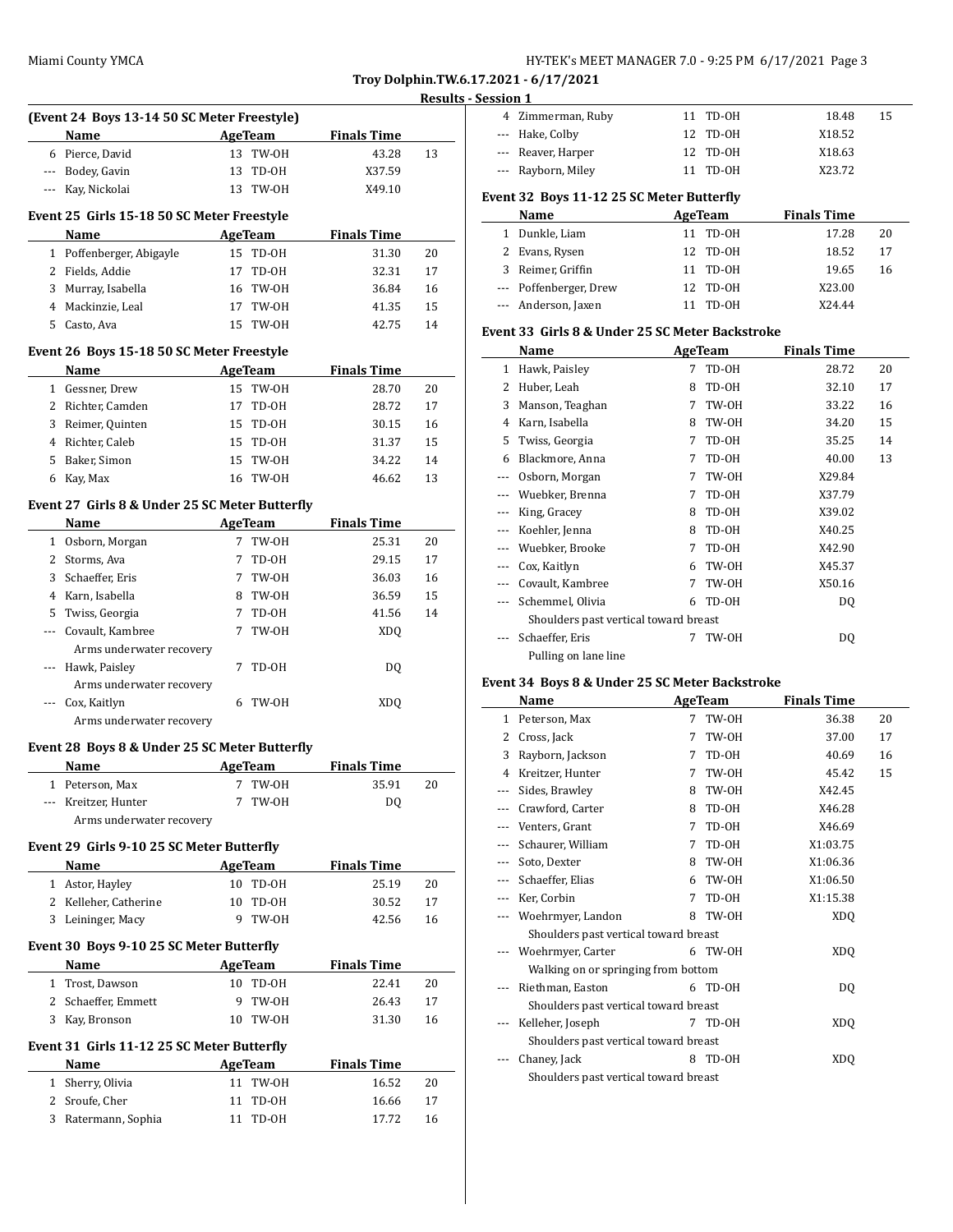**Troy Dolphin.TW.6.17.2021 - 6/17/2021**

**Results - Session 1**

### (Event 24 Boys 13-14 50 SC Meter Freestyle)

| | Name | Age | Team | Finals Time | |
|---|---|---|---|---|---|
| 6 | Pierce, David | 13 | TW-OH | 43.28 | 13 |
| --- | Bodey, Gavin | 13 | TD-OH | X37.59 | |
| --- | Kay, Nickolai | 13 | TW-OH | X49.10 | |

### Event 25 Girls 15-18 50 SC Meter Freestyle

| | Name | Age | Team | Finals Time | |
|---|---|---|---|---|---|
| 1 | Poffenberger, Abigayle | 15 | TD-OH | 31.30 | 20 |
| 2 | Fields, Addie | 17 | TD-OH | 32.31 | 17 |
| 3 | Murray, Isabella | 16 | TW-OH | 36.84 | 16 |
| 4 | Mackinzie, Leal | 17 | TW-OH | 41.35 | 15 |
| 5 | Casto, Ava | 15 | TW-OH | 42.75 | 14 |

### Event 26 Boys 15-18 50 SC Meter Freestyle

| | Name | Age | Team | Finals Time | |
|---|---|---|---|---|---|
| 1 | Gessner, Drew | 15 | TW-OH | 28.70 | 20 |
| 2 | Richter, Camden | 17 | TD-OH | 28.72 | 17 |
| 3 | Reimer, Quinten | 15 | TD-OH | 30.15 | 16 |
| 4 | Richter, Caleb | 15 | TD-OH | 31.37 | 15 |
| 5 | Baker, Simon | 15 | TW-OH | 34.22 | 14 |
| 6 | Kay, Max | 16 | TW-OH | 46.62 | 13 |

### Event 27 Girls 8 & Under 25 SC Meter Butterfly

| | Name | Age | Team | Finals Time | |
|---|---|---|---|---|---|
| 1 | Osborn, Morgan | 7 | TW-OH | 25.31 | 20 |
| 2 | Storms, Ava | 7 | TD-OH | 29.15 | 17 |
| 3 | Schaeffer, Eris | 7 | TW-OH | 36.03 | 16 |
| 4 | Karn, Isabella | 8 | TW-OH | 36.59 | 15 |
| 5 | Twiss, Georgia | 7 | TD-OH | 41.56 | 14 |
| --- | Covault, Kambree | 7 | TW-OH | XDQ | |
| | Arms underwater recovery | | | | |
| --- | Hawk, Paisley | 7 | TD-OH | DQ | |
| | Arms underwater recovery | | | | |
| --- | Cox, Kaitlyn | 6 | TW-OH | XDQ | |
| | Arms underwater recovery | | | | |

### Event 28 Boys 8 & Under 25 SC Meter Butterfly

| | Name | Age | Team | Finals Time | |
|---|---|---|---|---|---|
| 1 | Peterson, Max | 7 | TW-OH | 35.91 | 20 |
| --- | Kreitzer, Hunter | 7 | TW-OH | DQ | |
| | Arms underwater recovery | | | | |

### Event 29 Girls 9-10 25 SC Meter Butterfly

| | Name | Age | Team | Finals Time | |
|---|---|---|---|---|---|
| 1 | Astor, Hayley | 10 | TD-OH | 25.19 | 20 |
| 2 | Kelleher, Catherine | 10 | TD-OH | 30.52 | 17 |
| 3 | Leininger, Macy | 9 | TW-OH | 42.56 | 16 |

### Event 30 Boys 9-10 25 SC Meter Butterfly

| | Name | Age | Team | Finals Time | |
|---|---|---|---|---|---|
| 1 | Trost, Dawson | 10 | TD-OH | 22.41 | 20 |
| 2 | Schaeffer, Emmett | 9 | TW-OH | 26.43 | 17 |
| 3 | Kay, Bronson | 10 | TW-OH | 31.30 | 16 |

### Event 31 Girls 11-12 25 SC Meter Butterfly

| | Name | Age | Team | Finals Time | |
|---|---|---|---|---|---|
| 1 | Sherry, Olivia | 11 | TW-OH | 16.52 | 20 |
| 2 | Sroufe, Cher | 11 | TD-OH | 16.66 | 17 |
| 3 | Ratermann, Sophia | 11 | TD-OH | 17.72 | 16 |
| 4 | Zimmerman, Ruby | 11 | TD-OH | 18.48 | 15 |
| --- | Hake, Colby | 12 | TD-OH | X18.52 | |
| --- | Reaver, Harper | 12 | TD-OH | X18.63 | |
| --- | Rayborn, Miley | 11 | TD-OH | X23.72 | |

### Event 32 Boys 11-12 25 SC Meter Butterfly

| | Name | Age | Team | Finals Time | |
|---|---|---|---|---|---|
| 1 | Dunkle, Liam | 11 | TD-OH | 17.28 | 20 |
| 2 | Evans, Rysen | 12 | TD-OH | 18.52 | 17 |
| 3 | Reimer, Griffin | 11 | TD-OH | 19.65 | 16 |
| --- | Poffenberger, Drew | 12 | TD-OH | X23.00 | |
| --- | Anderson, Jaxen | 11 | TD-OH | X24.44 | |

### Event 33 Girls 8 & Under 25 SC Meter Backstroke

| | Name | Age | Team | Finals Time | |
|---|---|---|---|---|---|
| 1 | Hawk, Paisley | 7 | TD-OH | 28.72 | 20 |
| 2 | Huber, Leah | 8 | TD-OH | 32.10 | 17 |
| 3 | Manson, Teaghan | 7 | TW-OH | 33.22 | 16 |
| 4 | Karn, Isabella | 8 | TW-OH | 34.20 | 15 |
| 5 | Twiss, Georgia | 7 | TD-OH | 35.25 | 14 |
| 6 | Blackmore, Anna | 7 | TD-OH | 40.00 | 13 |
| --- | Osborn, Morgan | 7 | TW-OH | X29.84 | |
| --- | Wuebker, Brenna | 7 | TD-OH | X37.79 | |
| --- | King, Gracey | 8 | TD-OH | X39.02 | |
| --- | Koehler, Jenna | 8 | TD-OH | X40.25 | |
| --- | Wuebker, Brooke | 7 | TD-OH | X42.90 | |
| --- | Cox, Kaitlyn | 6 | TW-OH | X45.37 | |
| --- | Covault, Kambree | 7 | TW-OH | X50.16 | |
| --- | Schemmel, Olivia | 6 | TD-OH | DQ | |
| | Shoulders past vertical toward breast | | | | |
| --- | Schaeffer, Eris | 7 | TW-OH | DQ | |
| | Pulling on lane line | | | | |

### Event 34 Boys 8 & Under 25 SC Meter Backstroke

| | Name | Age | Team | Finals Time | |
|---|---|---|---|---|---|
| 1 | Peterson, Max | 7 | TW-OH | 36.38 | 20 |
| 2 | Cross, Jack | 7 | TW-OH | 37.00 | 17 |
| 3 | Rayborn, Jackson | 7 | TD-OH | 40.69 | 16 |
| 4 | Kreitzer, Hunter | 7 | TW-OH | 45.42 | 15 |
| --- | Sides, Brawley | 8 | TW-OH | X42.45 | |
| --- | Crawford, Carter | 8 | TD-OH | X46.28 | |
| --- | Venters, Grant | 7 | TD-OH | X46.69 | |
| --- | Schaurer, William | 7 | TD-OH | X1:03.75 | |
| --- | Soto, Dexter | 8 | TW-OH | X1:06.36 | |
| --- | Schaeffer, Elias | 6 | TW-OH | X1:06.50 | |
| --- | Ker, Corbin | 7 | TD-OH | X1:15.38 | |
| --- | Woehrmyer, Landon | 8 | TW-OH | XDQ | |
| | Shoulders past vertical toward breast | | | | |
| --- | Woehrmyer, Carter | 6 | TW-OH | XDQ | |
| | Walking on or springing from bottom | | | | |
| --- | Riethman, Easton | 6 | TD-OH | DQ | |
| | Shoulders past vertical toward breast | | | | |
| --- | Kelleher, Joseph | 7 | TD-OH | XDQ | |
| | Shoulders past vertical toward breast | | | | |
| --- | Chaney, Jack | 8 | TD-OH | XDQ | |
| | Shoulders past vertical toward breast | | | | |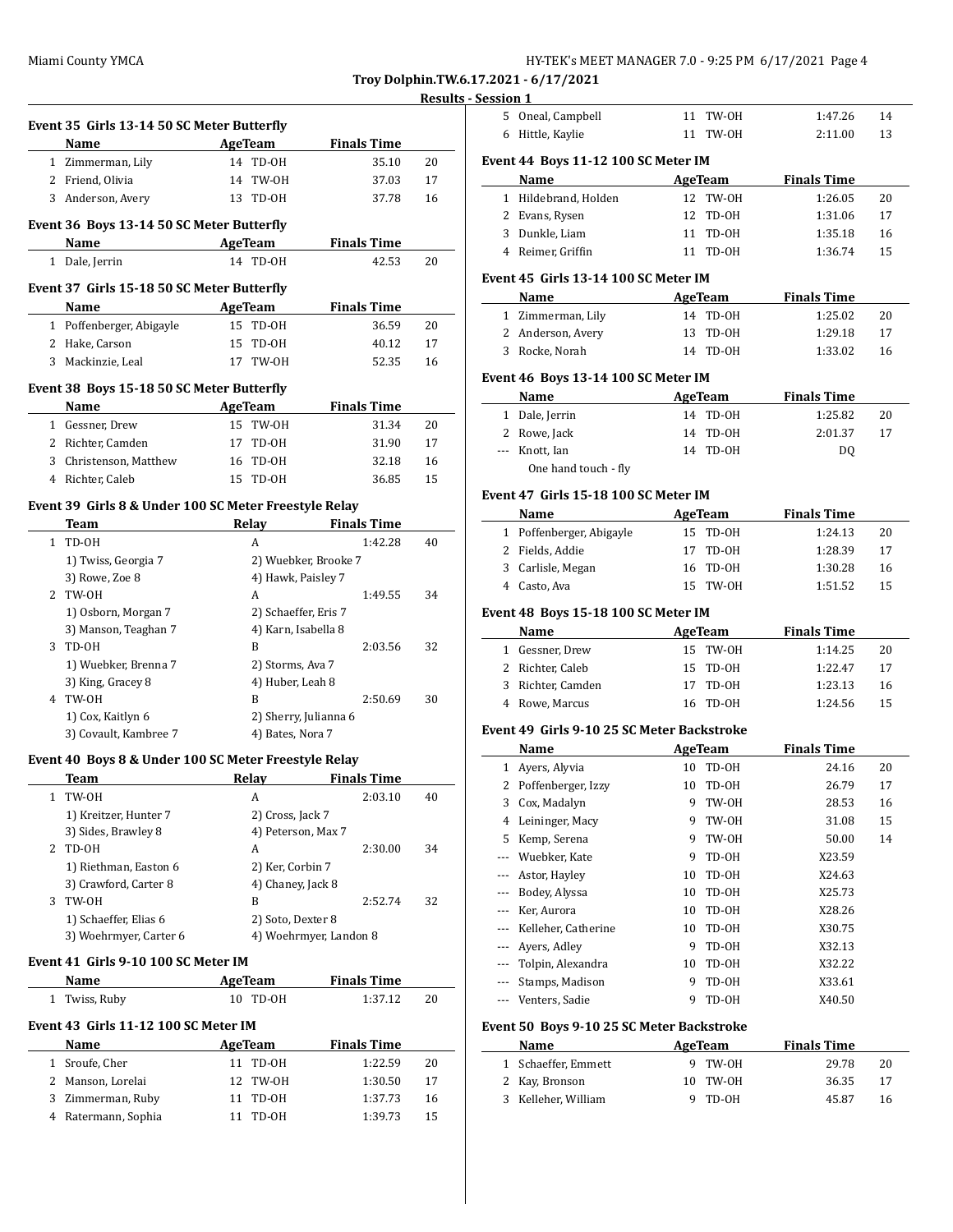**Troy Dolphin.TW.6.17.2021 - 6/17/2021**

**Results - Session 1**

### Event 35 Girls 13-14 50 SC Meter Butterfly

| | Name | Age | Team | Finals Time | |
|---|---|---|---|---|---|
| 1 | Zimmerman, Lily | 14 | TD-OH | 35.10 | 20 |
| 2 | Friend, Olivia | 14 | TW-OH | 37.03 | 17 |
| 3 | Anderson, Avery | 13 | TD-OH | 37.78 | 16 |

### Event 36 Boys 13-14 50 SC Meter Butterfly

| | Name | Age | Team | Finals Time | |
|---|---|---|---|---|---|
| 1 | Dale, Jerrin | 14 | TD-OH | 42.53 | 20 |

### Event 37 Girls 15-18 50 SC Meter Butterfly

| | Name | Age | Team | Finals Time | |
|---|---|---|---|---|---|
| 1 | Poffenberger, Abigayle | 15 | TD-OH | 36.59 | 20 |
| 2 | Hake, Carson | 15 | TD-OH | 40.12 | 17 |
| 3 | Mackinzie, Leal | 17 | TW-OH | 52.35 | 16 |

### Event 38 Boys 15-18 50 SC Meter Butterfly

| | Name | Age | Team | Finals Time | |
|---|---|---|---|---|---|
| 1 | Gessner, Drew | 15 | TW-OH | 31.34 | 20 |
| 2 | Richter, Camden | 17 | TD-OH | 31.90 | 17 |
| 3 | Christenson, Matthew | 16 | TD-OH | 32.18 | 16 |
| 4 | Richter, Caleb | 15 | TD-OH | 36.85 | 15 |

### Event 39 Girls 8 & Under 100 SC Meter Freestyle Relay

| | Team | Relay | Finals Time | |
|---|---|---|---|---|
| 1 | TD-OH | A | 1:42.28 | 40 |
| | 1) Twiss, Georgia 7 | 2) Wuebker, Brooke 7 | | |
| | 3) Rowe, Zoe 8 | 4) Hawk, Paisley 7 | | |
| 2 | TW-OH | A | 1:49.55 | 34 |
| | 1) Osborn, Morgan 7 | 2) Schaeffer, Eris 7 | | |
| | 3) Manson, Teaghan 7 | 4) Karn, Isabella 8 | | |
| 3 | TD-OH | B | 2:03.56 | 32 |
| | 1) Wuebker, Brenna 7 | 2) Storms, Ava 7 | | |
| | 3) King, Gracey 8 | 4) Huber, Leah 8 | | |
| 4 | TW-OH | B | 2:50.69 | 30 |
| | 1) Cox, Kaitlyn 6 | 2) Sherry, Julianna 6 | | |
| | 3) Covault, Kambree 7 | 4) Bates, Nora 7 | | |

### Event 40 Boys 8 & Under 100 SC Meter Freestyle Relay

| | Team | Relay | Finals Time | |
|---|---|---|---|---|
| 1 | TW-OH | A | 2:03.10 | 40 |
| | 1) Kreitzer, Hunter 7 | 2) Cross, Jack 7 | | |
| | 3) Sides, Brawley 8 | 4) Peterson, Max 7 | | |
| 2 | TD-OH | A | 2:30.00 | 34 |
| | 1) Riethman, Easton 6 | 2) Ker, Corbin 7 | | |
| | 3) Crawford, Carter 8 | 4) Chaney, Jack 8 | | |
| 3 | TW-OH | B | 2:52.74 | 32 |
| | 1) Schaeffer, Elias 6 | 2) Soto, Dexter 8 | | |
| | 3) Woehrmyer, Carter 6 | 4) Woehrmyer, Landon 8 | | |

### Event 41 Girls 9-10 100 SC Meter IM

| | Name | Age | Team | Finals Time | |
|---|---|---|---|---|---|
| 1 | Twiss, Ruby | 10 | TD-OH | 1:37.12 | 20 |

### Event 43 Girls 11-12 100 SC Meter IM

| | Name | Age | Team | Finals Time | |
|---|---|---|---|---|---|
| 1 | Sroufe, Cher | 11 | TD-OH | 1:22.59 | 20 |
| 2 | Manson, Lorelai | 12 | TW-OH | 1:30.50 | 17 |
| 3 | Zimmerman, Ruby | 11 | TD-OH | 1:37.73 | 16 |
| 4 | Ratermann, Sophia | 11 | TD-OH | 1:39.73 | 15 |
| 5 | Oneal, Campbell | 11 | TW-OH | 1:47.26 | 14 |
| 6 | Hittle, Kaylie | 11 | TW-OH | 2:11.00 | 13 |

### Event 44 Boys 11-12 100 SC Meter IM

| | Name | Age | Team | Finals Time | |
|---|---|---|---|---|---|
| 1 | Hildebrand, Holden | 12 | TW-OH | 1:26.05 | 20 |
| 2 | Evans, Rysen | 12 | TD-OH | 1:31.06 | 17 |
| 3 | Dunkle, Liam | 11 | TD-OH | 1:35.18 | 16 |
| 4 | Reimer, Griffin | 11 | TD-OH | 1:36.74 | 15 |

### Event 45 Girls 13-14 100 SC Meter IM

| | Name | Age | Team | Finals Time | |
|---|---|---|---|---|---|
| 1 | Zimmerman, Lily | 14 | TD-OH | 1:25.02 | 20 |
| 2 | Anderson, Avery | 13 | TD-OH | 1:29.18 | 17 |
| 3 | Rocke, Norah | 14 | TD-OH | 1:33.02 | 16 |

### Event 46 Boys 13-14 100 SC Meter IM

| | Name | Age | Team | Finals Time | |
|---|---|---|---|---|---|
| 1 | Dale, Jerrin | 14 | TD-OH | 1:25.82 | 20 |
| 2 | Rowe, Jack | 14 | TD-OH | 2:01.37 | 17 |
| --- | Knott, Ian | 14 | TD-OH | DQ | |
| | One hand touch - fly | | | | |

### Event 47 Girls 15-18 100 SC Meter IM

| | Name | Age | Team | Finals Time | |
|---|---|---|---|---|---|
| 1 | Poffenberger, Abigayle | 15 | TD-OH | 1:24.13 | 20 |
| 2 | Fields, Addie | 17 | TD-OH | 1:28.39 | 17 |
| 3 | Carlisle, Megan | 16 | TD-OH | 1:30.28 | 16 |
| 4 | Casto, Ava | 15 | TW-OH | 1:51.52 | 15 |

### Event 48 Boys 15-18 100 SC Meter IM

| | Name | Age | Team | Finals Time | |
|---|---|---|---|---|---|
| 1 | Gessner, Drew | 15 | TW-OH | 1:14.25 | 20 |
| 2 | Richter, Caleb | 15 | TD-OH | 1:22.47 | 17 |
| 3 | Richter, Camden | 17 | TD-OH | 1:23.13 | 16 |
| 4 | Rowe, Marcus | 16 | TD-OH | 1:24.56 | 15 |

### Event 49 Girls 9-10 25 SC Meter Backstroke

| | Name | Age | Team | Finals Time | |
|---|---|---|---|---|---|
| 1 | Ayers, Alyvia | 10 | TD-OH | 24.16 | 20 |
| 2 | Poffenberger, Izzy | 10 | TD-OH | 26.79 | 17 |
| 3 | Cox, Madalyn | 9 | TW-OH | 28.53 | 16 |
| 4 | Leininger, Macy | 9 | TW-OH | 31.08 | 15 |
| 5 | Kemp, Serena | 9 | TW-OH | 50.00 | 14 |
| --- | Wuebker, Kate | 9 | TD-OH | X23.59 | |
| --- | Astor, Hayley | 10 | TD-OH | X24.63 | |
| --- | Bodey, Alyssa | 10 | TD-OH | X25.73 | |
| --- | Ker, Aurora | 10 | TD-OH | X28.26 | |
| --- | Kelleher, Catherine | 10 | TD-OH | X30.75 | |
| --- | Ayers, Adley | 9 | TD-OH | X32.13 | |
| --- | Tolpin, Alexandra | 10 | TD-OH | X32.22 | |
| --- | Stamps, Madison | 9 | TD-OH | X33.61 | |
| --- | Venters, Sadie | 9 | TD-OH | X40.50 | |

### Event 50 Boys 9-10 25 SC Meter Backstroke

| | Name | Age | Team | Finals Time | |
|---|---|---|---|---|---|
| 1 | Schaeffer, Emmett | 9 | TW-OH | 29.78 | 20 |
| 2 | Kay, Bronson | 10 | TW-OH | 36.35 | 17 |
| 3 | Kelleher, William | 9 | TD-OH | 45.87 | 16 |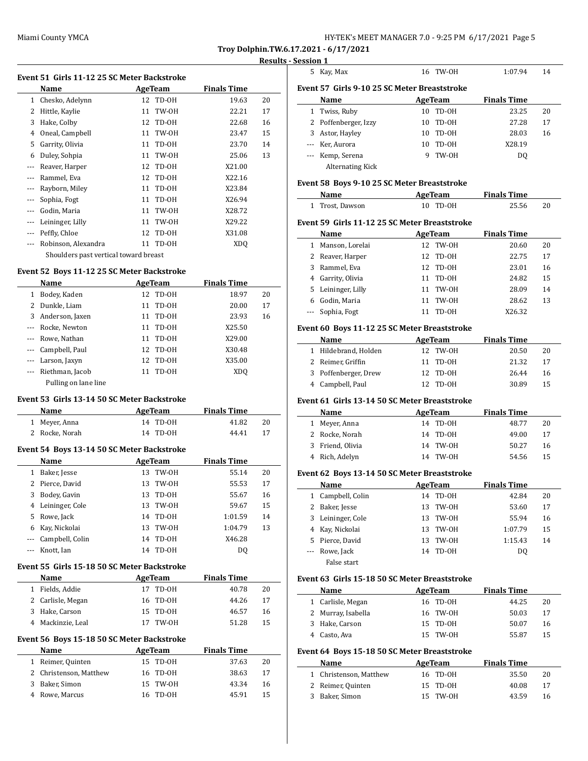**Troy Dolphin.TW.6.17.2021 - 6/17/2021**

**Results - Session 1**

### Event 51 Girls 11-12 25 SC Meter Backstroke

| | Name | Age | Team | Finals Time | |
|---|---|---|---|---|---|
| 1 | Chesko, Adelynn | 12 | TD-OH | 19.63 | 20 |
| 2 | Hittle, Kaylie | 11 | TW-OH | 22.21 | 17 |
| 3 | Hake, Colby | 12 | TD-OH | 22.68 | 16 |
| 4 | Oneal, Campbell | 11 | TW-OH | 23.47 | 15 |
| 5 | Garrity, Olivia | 11 | TD-OH | 23.70 | 14 |
| 6 | Duley, Sohpia | 11 | TW-OH | 25.06 | 13 |
| --- | Reaver, Harper | 12 | TD-OH | X21.00 | |
| --- | Rammel, Eva | 12 | TD-OH | X22.16 | |
| --- | Rayborn, Miley | 11 | TD-OH | X23.84 | |
| --- | Sophia, Fogt | 11 | TD-OH | X26.94 | |
| --- | Godin, Maria | 11 | TW-OH | X28.72 | |
| --- | Leininger, Lilly | 11 | TW-OH | X29.22 | |
| --- | Peffly, Chloe | 12 | TD-OH | X31.08 | |
| --- | Robinson, Alexandra | 11 | TD-OH | XDQ | |
| | Shoulders past vertical toward breast | | | | |

### Event 52 Boys 11-12 25 SC Meter Backstroke

| | Name | Age | Team | Finals Time | |
|---|---|---|---|---|---|
| 1 | Bodey, Kaden | 12 | TD-OH | 18.97 | 20 |
| 2 | Dunkle, Liam | 11 | TD-OH | 20.00 | 17 |
| 3 | Anderson, Jaxen | 11 | TD-OH | 23.93 | 16 |
| --- | Rocke, Newton | 11 | TD-OH | X25.50 | |
| --- | Rowe, Nathan | 11 | TD-OH | X29.00 | |
| --- | Campbell, Paul | 12 | TD-OH | X30.48 | |
| --- | Larson, Jaxyn | 12 | TD-OH | X35.00 | |
| --- | Riethman, Jacob | 11 | TD-OH | XDQ | |
| | Pulling on lane line | | | | |

### Event 53 Girls 13-14 50 SC Meter Backstroke

| | Name | Age | Team | Finals Time | |
|---|---|---|---|---|---|
| 1 | Meyer, Anna | 14 | TD-OH | 41.82 | 20 |
| 2 | Rocke, Norah | 14 | TD-OH | 44.41 | 17 |

### Event 54 Boys 13-14 50 SC Meter Backstroke

| | Name | Age | Team | Finals Time | |
|---|---|---|---|---|---|
| 1 | Baker, Jesse | 13 | TW-OH | 55.14 | 20 |
| 2 | Pierce, David | 13 | TW-OH | 55.53 | 17 |
| 3 | Bodey, Gavin | 13 | TD-OH | 55.67 | 16 |
| 4 | Leininger, Cole | 13 | TW-OH | 59.67 | 15 |
| 5 | Rowe, Jack | 14 | TD-OH | 1:01.59 | 14 |
| 6 | Kay, Nickolai | 13 | TW-OH | 1:04.79 | 13 |
| --- | Campbell, Colin | 14 | TD-OH | X46.28 | |
| --- | Knott, Ian | 14 | TD-OH | DQ | |

### Event 55 Girls 15-18 50 SC Meter Backstroke

| | Name | Age | Team | Finals Time | |
|---|---|---|---|---|---|
| 1 | Fields, Addie | 17 | TD-OH | 40.78 | 20 |
| 2 | Carlisle, Megan | 16 | TD-OH | 44.26 | 17 |
| 3 | Hake, Carson | 15 | TD-OH | 46.57 | 16 |
| 4 | Mackinzie, Leal | 17 | TW-OH | 51.28 | 15 |

### Event 56 Boys 15-18 50 SC Meter Backstroke

| | Name | Age | Team | Finals Time | |
|---|---|---|---|---|---|
| 1 | Reimer, Quinten | 15 | TD-OH | 37.63 | 20 |
| 2 | Christenson, Matthew | 16 | TD-OH | 38.63 | 17 |
| 3 | Baker, Simon | 15 | TW-OH | 43.34 | 16 |
| 4 | Rowe, Marcus | 16 | TD-OH | 45.91 | 15 |
| 5 | Kay, Max | 16 | TW-OH | 1:07.94 | 14 |

### Event 57 Girls 9-10 25 SC Meter Breaststroke

| | Name | Age | Team | Finals Time | |
|---|---|---|---|---|---|
| 1 | Twiss, Ruby | 10 | TD-OH | 23.25 | 20 |
| 2 | Poffenberger, Izzy | 10 | TD-OH | 27.28 | 17 |
| 3 | Astor, Hayley | 10 | TD-OH | 28.03 | 16 |
| --- | Ker, Aurora | 10 | TD-OH | X28.19 | |
| --- | Kemp, Serena | 9 | TW-OH | DQ | |
| | Alternating Kick | | | | |

### Event 58 Boys 9-10 25 SC Meter Breaststroke

| | Name | Age | Team | Finals Time | |
|---|---|---|---|---|---|
| 1 | Trost, Dawson | 10 | TD-OH | 25.56 | 20 |

### Event 59 Girls 11-12 25 SC Meter Breaststroke

| | Name | Age | Team | Finals Time | |
|---|---|---|---|---|---|
| 1 | Manson, Lorelai | 12 | TW-OH | 20.60 | 20 |
| 2 | Reaver, Harper | 12 | TD-OH | 22.75 | 17 |
| 3 | Rammel, Eva | 12 | TD-OH | 23.01 | 16 |
| 4 | Garrity, Olivia | 11 | TD-OH | 24.82 | 15 |
| 5 | Leininger, Lilly | 11 | TW-OH | 28.09 | 14 |
| 6 | Godin, Maria | 11 | TW-OH | 28.62 | 13 |
| --- | Sophia, Fogt | 11 | TD-OH | X26.32 | |

### Event 60 Boys 11-12 25 SC Meter Breaststroke

| | Name | Age | Team | Finals Time | |
|---|---|---|---|---|---|
| 1 | Hildebrand, Holden | 12 | TW-OH | 20.50 | 20 |
| 2 | Reimer, Griffin | 11 | TD-OH | 21.32 | 17 |
| 3 | Poffenberger, Drew | 12 | TD-OH | 26.44 | 16 |
| 4 | Campbell, Paul | 12 | TD-OH | 30.89 | 15 |

### Event 61 Girls 13-14 50 SC Meter Breaststroke

| | Name | Age | Team | Finals Time | |
|---|---|---|---|---|---|
| 1 | Meyer, Anna | 14 | TD-OH | 48.77 | 20 |
| 2 | Rocke, Norah | 14 | TD-OH | 49.00 | 17 |
| 3 | Friend, Olivia | 14 | TW-OH | 50.27 | 16 |
| 4 | Rich, Adelyn | 14 | TW-OH | 54.56 | 15 |

### Event 62 Boys 13-14 50 SC Meter Breaststroke

| | Name | Age | Team | Finals Time | |
|---|---|---|---|---|---|
| 1 | Campbell, Colin | 14 | TD-OH | 42.84 | 20 |
| 2 | Baker, Jesse | 13 | TW-OH | 53.60 | 17 |
| 3 | Leininger, Cole | 13 | TW-OH | 55.94 | 16 |
| 4 | Kay, Nickolai | 13 | TW-OH | 1:07.79 | 15 |
| 5 | Pierce, David | 13 | TW-OH | 1:15.43 | 14 |
| --- | Rowe, Jack | 14 | TD-OH | DQ | |
| | False start | | | | |

### Event 63 Girls 15-18 50 SC Meter Breaststroke

| | Name | Age | Team | Finals Time | |
|---|---|---|---|---|---|
| 1 | Carlisle, Megan | 16 | TD-OH | 44.25 | 20 |
| 2 | Murray, Isabella | 16 | TW-OH | 50.03 | 17 |
| 3 | Hake, Carson | 15 | TD-OH | 50.07 | 16 |
| 4 | Casto, Ava | 15 | TW-OH | 55.87 | 15 |

### Event 64 Boys 15-18 50 SC Meter Breaststroke

| | Name | Age | Team | Finals Time | |
|---|---|---|---|---|---|
| 1 | Christenson, Matthew | 16 | TD-OH | 35.50 | 20 |
| 2 | Reimer, Quinten | 15 | TD-OH | 40.08 | 17 |
| 3 | Baker, Simon | 15 | TW-OH | 43.59 | 16 |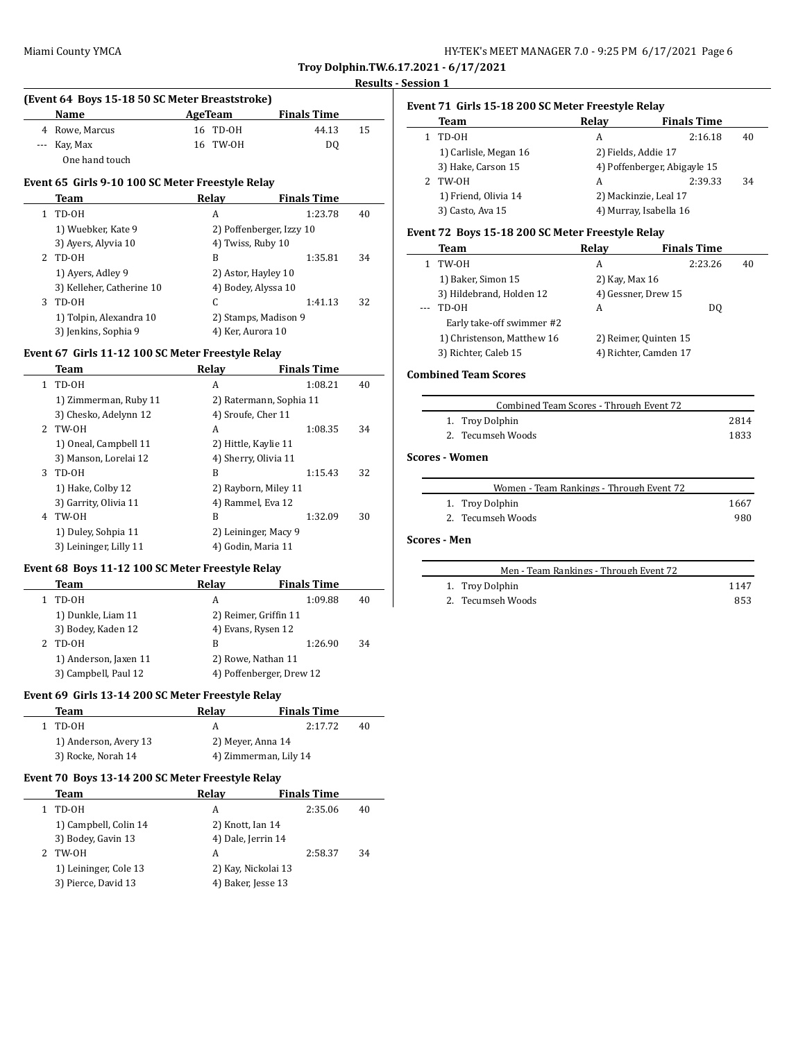**Troy Dolphin.TW.6.17.2021 - 6/17/2021**

**Results - Session 1**

### (Event 64 Boys 15-18 50 SC Meter Breaststroke)

| | Name | Age | Team | Finals Time | |
|---|---|---|---|---|---|
| 4 | Rowe, Marcus | 16 | TD-OH | 44.13 | 15 |
| --- | Kay, Max | 16 | TW-OH | DQ | |
| | One hand touch | | | | |

### Event 65 Girls 9-10 100 SC Meter Freestyle Relay

| | Team | Relay | Finals Time | |
|---|---|---|---|---|
| 1 | TD-OH | A | 1:23.78 | 40 |
| | 1) Wuebker, Kate 9 | 2) Poffenberger, Izzy 10 | | |
| | 3) Ayers, Alyvia 10 | 4) Twiss, Ruby 10 | | |
| 2 | TD-OH | B | 1:35.81 | 34 |
| | 1) Ayers, Adley 9 | 2) Astor, Hayley 10 | | |
| | 3) Kelleher, Catherine 10 | 4) Bodey, Alyssa 10 | | |
| 3 | TD-OH | C | 1:41.13 | 32 |
| | 1) Tolpin, Alexandra 10 | 2) Stamps, Madison 9 | | |
| | 3) Jenkins, Sophia 9 | 4) Ker, Aurora 10 | | |

### Event 67 Girls 11-12 100 SC Meter Freestyle Relay

| | Team | Relay | Finals Time | |
|---|---|---|---|---|
| 1 | TD-OH | A | 1:08.21 | 40 |
| | 1) Zimmerman, Ruby 11 | 2) Ratermann, Sophia 11 | | |
| | 3) Chesko, Adelynn 12 | 4) Sroufe, Cher 11 | | |
| 2 | TW-OH | A | 1:08.35 | 34 |
| | 1) Oneal, Campbell 11 | 2) Hittle, Kaylie 11 | | |
| | 3) Manson, Lorelai 12 | 4) Sherry, Olivia 11 | | |
| 3 | TD-OH | B | 1:15.43 | 32 |
| | 1) Hake, Colby 12 | 2) Rayborn, Miley 11 | | |
| | 3) Garrity, Olivia 11 | 4) Rammel, Eva 12 | | |
| 4 | TW-OH | B | 1:32.09 | 30 |
| | 1) Duley, Sohpia 11 | 2) Leininger, Macy 9 | | |
| | 3) Leininger, Lilly 11 | 4) Godin, Maria 11 | | |

### Event 68 Boys 11-12 100 SC Meter Freestyle Relay

| | Team | Relay | Finals Time | |
|---|---|---|---|---|
| 1 | TD-OH | A | 1:09.88 | 40 |
| | 1) Dunkle, Liam 11 | 2) Reimer, Griffin 11 | | |
| | 3) Bodey, Kaden 12 | 4) Evans, Rysen 12 | | |
| 2 | TD-OH | B | 1:26.90 | 34 |
| | 1) Anderson, Jaxen 11 | 2) Rowe, Nathan 11 | | |
| | 3) Campbell, Paul 12 | 4) Poffenberger, Drew 12 | | |

### Event 69 Girls 13-14 200 SC Meter Freestyle Relay

| | Team | Relay | Finals Time | |
|---|---|---|---|---|
| 1 | TD-OH | A | 2:17.72 | 40 |
| | 1) Anderson, Avery 13 | 2) Meyer, Anna 14 | | |
| | 3) Rocke, Norah 14 | 4) Zimmerman, Lily 14 | | |

### Event 70 Boys 13-14 200 SC Meter Freestyle Relay

| | Team | Relay | Finals Time | |
|---|---|---|---|---|
| 1 | TD-OH | A | 2:35.06 | 40 |
| | 1) Campbell, Colin 14 | 2) Knott, Ian 14 | | |
| | 3) Bodey, Gavin 13 | 4) Dale, Jerrin 14 | | |
| 2 | TW-OH | A | 2:58.37 | 34 |
| | 1) Leininger, Cole 13 | 2) Kay, Nickolai 13 | | |
| | 3) Pierce, David 13 | 4) Baker, Jesse 13 | | |

### Event 71 Girls 15-18 200 SC Meter Freestyle Relay

| | Team | Relay | Finals Time | |
|---|---|---|---|---|
| 1 | TD-OH | A | 2:16.18 | 40 |
| | 1) Carlisle, Megan 16 | 2) Fields, Addie 17 | | |
| | 3) Hake, Carson 15 | 4) Poffenberger, Abigayle 15 | | |
| 2 | TW-OH | A | 2:39.33 | 34 |
| | 1) Friend, Olivia 14 | 2) Mackinzie, Leal 17 | | |
| | 3) Casto, Ava 15 | 4) Murray, Isabella 16 | | |

### Event 72 Boys 15-18 200 SC Meter Freestyle Relay

| | Team | Relay | Finals Time | |
|---|---|---|---|---|
| 1 | TW-OH | A | 2:23.26 | 40 |
| | 1) Baker, Simon 15 | 2) Kay, Max 16 | | |
| | 3) Hildebrand, Holden 12 | 4) Gessner, Drew 15 | | |
| --- | TD-OH | A | DQ | |
| | Early take-off swimmer #2 | | | |
| | 1) Christenson, Matthew 16 | 2) Reimer, Quinten 15 | | |
| | 3) Richter, Caleb 15 | 4) Richter, Camden 17 | | |

### Combined Team Scores

| Combined Team Scores - Through Event 72 | |
|---|---|
| 1. Troy Dolphin | 2814 |
| 2. Tecumseh Woods | 1833 |

### Scores - Women

| Women - Team Rankings - Through Event 72 | |
|---|---|
| 1. Troy Dolphin | 1667 |
| 2. Tecumseh Woods | 980 |

### Scores - Men

| Men - Team Rankings - Through Event 72 | |
|---|---|
| 1. Troy Dolphin | 1147 |
| 2. Tecumseh Woods | 853 |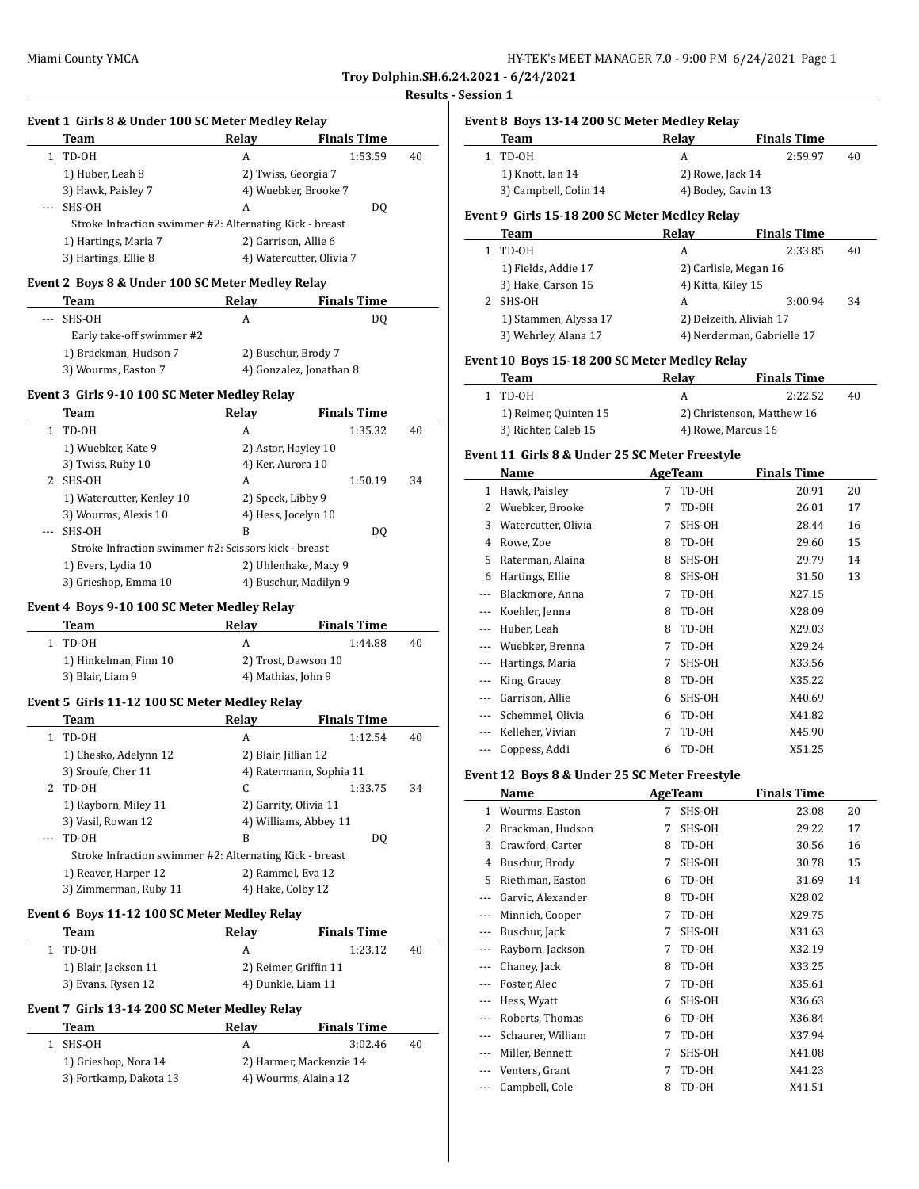Miami County YMCA

**Troy Dolphin.SH.6.24.2021 - 6/24/2021**

**Results - Session 1**

### Event 1 Girls 8 & Under 100 SC Meter Medley Relay

| | Team | Relay | Finals Time | |
|---|---|---|---|---|
| 1 | TD-OH | A | 1:53.59 | 40 |
| | 1) Huber, Leah 8 | 2) Twiss, Georgia 7 | | |
| | 3) Hawk, Paisley 7 | 4) Wuebker, Brooke 7 | | |
| --- | SHS-OH | A | DQ | |
| | Stroke Infraction swimmer #2: Alternating Kick - breast | | | |
| | 1) Hartings, Maria 7 | 2) Garrison, Allie 6 | | |
| | 3) Hartings, Ellie 8 | 4) Watercutter, Olivia 7 | | |

### Event 2 Boys 8 & Under 100 SC Meter Medley Relay

| | Team | Relay | Finals Time | |
|---|---|---|---|---|
| --- | SHS-OH | A | DQ | |
| | Early take-off swimmer #2 | | | |
| | 1) Brackman, Hudson 7 | 2) Buschur, Brody 7 | | |
| | 3) Wourms, Easton 7 | 4) Gonzalez, Jonathan 8 | | |

### Event 3 Girls 9-10 100 SC Meter Medley Relay

| | Team | Relay | Finals Time | |
|---|---|---|---|---|
| 1 | TD-OH | A | 1:35.32 | 40 |
| | 1) Wuebker, Kate 9 | 2) Astor, Hayley 10 | | |
| | 3) Twiss, Ruby 10 | 4) Ker, Aurora 10 | | |
| 2 | SHS-OH | A | 1:50.19 | 34 |
| | 1) Watercutter, Kenley 10 | 2) Speck, Libby 9 | | |
| | 3) Wourms, Alexis 10 | 4) Hess, Jocelyn 10 | | |
| --- | SHS-OH | B | DQ | |
| | Stroke Infraction swimmer #2: Scissors kick - breast | | | |
| | 1) Evers, Lydia 10 | 2) Uhlenhake, Macy 9 | | |
| | 3) Grieshop, Emma 10 | 4) Buschur, Madilyn 9 | | |

### Event 4 Boys 9-10 100 SC Meter Medley Relay

| | Team | Relay | Finals Time | |
|---|---|---|---|---|
| 1 | TD-OH | A | 1:44.88 | 40 |
| | 1) Hinkelman, Finn 10 | 2) Trost, Dawson 10 | | |
| | 3) Blair, Liam 9 | 4) Mathias, John 9 | | |

### Event 5 Girls 11-12 100 SC Meter Medley Relay

| | Team | Relay | Finals Time | |
|---|---|---|---|---|
| 1 | TD-OH | A | 1:12.54 | 40 |
| | 1) Chesko, Adelynn 12 | 2) Blair, Jillian 12 | | |
| | 3) Sroufe, Cher 11 | 4) Ratermann, Sophia 11 | | |
| 2 | TD-OH | C | 1:33.75 | 34 |
| | 1) Rayborn, Miley 11 | 2) Garrity, Olivia 11 | | |
| | 3) Vasil, Rowan 12 | 4) Williams, Abbey 11 | | |
| --- | TD-OH | B | DQ | |
| | Stroke Infraction swimmer #2: Alternating Kick - breast | | | |
| | 1) Reaver, Harper 12 | 2) Rammel, Eva 12 | | |
| | 3) Zimmerman, Ruby 11 | 4) Hake, Colby 12 | | |

### Event 6 Boys 11-12 100 SC Meter Medley Relay

| | Team | Relay | Finals Time | |
|---|---|---|---|---|
| 1 | TD-OH | A | 1:23.12 | 40 |
| | 1) Blair, Jackson 11 | 2) Reimer, Griffin 11 | | |
| | 3) Evans, Rysen 12 | 4) Dunkle, Liam 11 | | |

### Event 7 Girls 13-14 200 SC Meter Medley Relay

| | Team | Relay | Finals Time | |
|---|---|---|---|---|
| 1 | SHS-OH | A | 3:02.46 | 40 |
| | 1) Grieshop, Nora 14 | 2) Harmer, Mackenzie 14 | | |
| | 3) Fortkamp, Dakota 13 | 4) Wourms, Alaina 12 | | |

### Event 8 Boys 13-14 200 SC Meter Medley Relay

| | Team | Relay | Finals Time | |
|---|---|---|---|---|
| 1 | TD-OH | A | 2:59.97 | 40 |
| | 1) Knott, Ian 14 | 2) Rowe, Jack 14 | | |
| | 3) Campbell, Colin 14 | 4) Bodey, Gavin 13 | | |

### Event 9 Girls 15-18 200 SC Meter Medley Relay

| | Team | Relay | Finals Time | |
|---|---|---|---|---|
| 1 | TD-OH | A | 2:33.85 | 40 |
| | 1) Fields, Addie 17 | 2) Carlisle, Megan 16 | | |
| | 3) Hake, Carson 15 | 4) Kitta, Kiley 15 | | |
| 2 | SHS-OH | A | 3:00.94 | 34 |
| | 1) Stammen, Alyssa 17 | 2) Delzeith, Aliviah 17 | | |
| | 3) Wehrley, Alana 17 | 4) Nerderman, Gabrielle 17 | | |

### Event 10 Boys 15-18 200 SC Meter Medley Relay

| | Team | Relay | Finals Time | |
|---|---|---|---|---|
| 1 | TD-OH | A | 2:22.52 | 40 |
| | 1) Reimer, Quinten 15 | 2) Christenson, Matthew 16 | | |
| | 3) Richter, Caleb 15 | 4) Rowe, Marcus 16 | | |

### Event 11 Girls 8 & Under 25 SC Meter Freestyle

| | Name | Age | Team | Finals Time | |
|---|---|---|---|---|---|
| 1 | Hawk, Paisley | 7 | TD-OH | 20.91 | 20 |
| 2 | Wuebker, Brooke | 7 | TD-OH | 26.01 | 17 |
| 3 | Watercutter, Olivia | 7 | SHS-OH | 28.44 | 16 |
| 4 | Rowe, Zoe | 8 | TD-OH | 29.60 | 15 |
| 5 | Raterman, Alaina | 8 | SHS-OH | 29.79 | 14 |
| 6 | Hartings, Ellie | 8 | SHS-OH | 31.50 | 13 |
| --- | Blackmore, Anna | 7 | TD-OH | X27.15 | |
| --- | Koehler, Jenna | 8 | TD-OH | X28.09 | |
| --- | Huber, Leah | 8 | TD-OH | X29.03 | |
| --- | Wuebker, Brenna | 7 | TD-OH | X29.24 | |
| --- | Hartings, Maria | 7 | SHS-OH | X33.56 | |
| --- | King, Gracey | 8 | TD-OH | X35.22 | |
| --- | Garrison, Allie | 6 | SHS-OH | X40.69 | |
| --- | Schemmel, Olivia | 6 | TD-OH | X41.82 | |
| --- | Kelleher, Vivian | 7 | TD-OH | X45.90 | |
| --- | Coppess, Addi | 6 | TD-OH | X51.25 | |

### Event 12 Boys 8 & Under 25 SC Meter Freestyle

| | Name | Age | Team | Finals Time | |
|---|---|---|---|---|---|
| 1 | Wourms, Easton | 7 | SHS-OH | 23.08 | 20 |
| 2 | Brackman, Hudson | 7 | SHS-OH | 29.22 | 17 |
| 3 | Crawford, Carter | 8 | TD-OH | 30.56 | 16 |
| 4 | Buschur, Brody | 7 | SHS-OH | 30.78 | 15 |
| 5 | Riethman, Easton | 6 | TD-OH | 31.69 | 14 |
| --- | Garvic, Alexander | 8 | TD-OH | X28.02 | |
| --- | Minnich, Cooper | 7 | TD-OH | X29.75 | |
| --- | Buschur, Jack | 7 | SHS-OH | X31.63 | |
| --- | Rayborn, Jackson | 7 | TD-OH | X32.19 | |
| --- | Chaney, Jack | 8 | TD-OH | X33.25 | |
| --- | Foster, Alec | 7 | TD-OH | X35.61 | |
| --- | Hess, Wyatt | 6 | SHS-OH | X36.63 | |
| --- | Roberts, Thomas | 6 | TD-OH | X36.84 | |
| --- | Schaurer, William | 7 | TD-OH | X37.94 | |
| --- | Miller, Bennett | 7 | SHS-OH | X41.08 | |
| --- | Venters, Grant | 7 | TD-OH | X41.23 | |
| --- | Campbell, Cole | 8 | TD-OH | X41.51 | |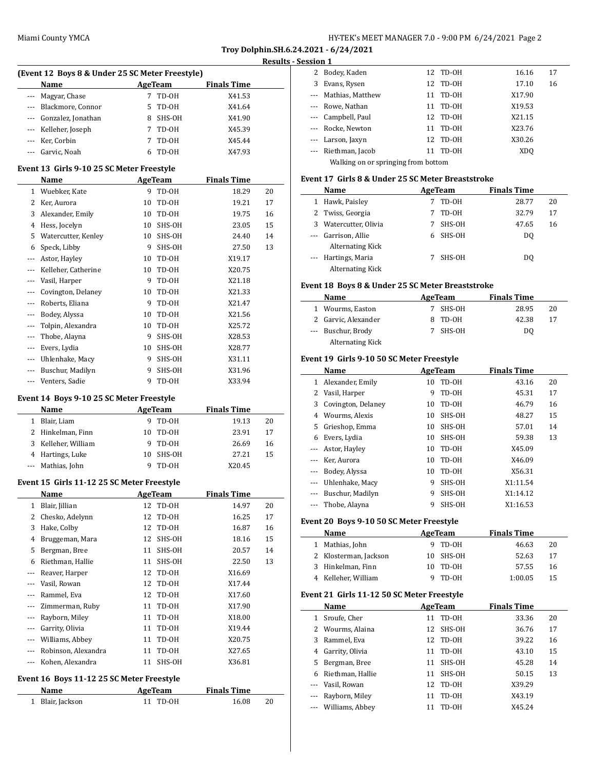**Troy Dolphin.SH.6.24.2021 - 6/24/2021**

**Results - Session 1**

### (Event 12 Boys 8 & Under 25 SC Meter Freestyle)

| | Name | Age | Team | Finals Time | |
|---|---|---|---|---|---|
| --- | Magyar, Chase | 7 | TD-OH | X41.53 | |
| --- | Blackmore, Connor | 5 | TD-OH | X41.64 | |
| --- | Gonzalez, Jonathan | 8 | SHS-OH | X41.90 | |
| --- | Kelleher, Joseph | 7 | TD-OH | X45.39 | |
| --- | Ker, Corbin | 7 | TD-OH | X45.44 | |
| --- | Garvic, Noah | 6 | TD-OH | X47.93 | |

### Event 13 Girls 9-10 25 SC Meter Freestyle

| | Name | Age | Team | Finals Time | |
|---|---|---|---|---|---|
| 1 | Wuebker, Kate | 9 | TD-OH | 18.29 | 20 |
| 2 | Ker, Aurora | 10 | TD-OH | 19.21 | 17 |
| 3 | Alexander, Emily | 10 | TD-OH | 19.75 | 16 |
| 4 | Hess, Jocelyn | 10 | SHS-OH | 23.05 | 15 |
| 5 | Watercutter, Kenley | 10 | SHS-OH | 24.40 | 14 |
| 6 | Speck, Libby | 9 | SHS-OH | 27.50 | 13 |
| --- | Astor, Hayley | 10 | TD-OH | X19.17 | |
| --- | Kelleher, Catherine | 10 | TD-OH | X20.75 | |
| --- | Vasil, Harper | 9 | TD-OH | X21.18 | |
| --- | Covington, Delaney | 10 | TD-OH | X21.33 | |
| --- | Roberts, Eliana | 9 | TD-OH | X21.47 | |
| --- | Bodey, Alyssa | 10 | TD-OH | X21.56 | |
| --- | Tolpin, Alexandra | 10 | TD-OH | X25.72 | |
| --- | Thobe, Alayna | 9 | SHS-OH | X28.53 | |
| --- | Evers, Lydia | 10 | SHS-OH | X28.77 | |
| --- | Uhlenhake, Macy | 9 | SHS-OH | X31.11 | |
| --- | Buschur, Madilyn | 9 | SHS-OH | X31.96 | |
| --- | Venters, Sadie | 9 | TD-OH | X33.94 | |

### Event 14 Boys 9-10 25 SC Meter Freestyle

| | Name | Age | Team | Finals Time | |
|---|---|---|---|---|---|
| 1 | Blair, Liam | 9 | TD-OH | 19.13 | 20 |
| 2 | Hinkelman, Finn | 10 | TD-OH | 23.91 | 17 |
| 3 | Kelleher, William | 9 | TD-OH | 26.69 | 16 |
| 4 | Hartings, Luke | 10 | SHS-OH | 27.21 | 15 |
| --- | Mathias, John | 9 | TD-OH | X20.45 | |

### Event 15 Girls 11-12 25 SC Meter Freestyle

| | Name | Age | Team | Finals Time | |
|---|---|---|---|---|---|
| 1 | Blair, Jillian | 12 | TD-OH | 14.97 | 20 |
| 2 | Chesko, Adelynn | 12 | TD-OH | 16.25 | 17 |
| 3 | Hake, Colby | 12 | TD-OH | 16.87 | 16 |
| 4 | Bruggeman, Mara | 12 | SHS-OH | 18.16 | 15 |
| 5 | Bergman, Bree | 11 | SHS-OH | 20.57 | 14 |
| 6 | Riethman, Hallie | 11 | SHS-OH | 22.50 | 13 |
| --- | Reaver, Harper | 12 | TD-OH | X16.69 | |
| --- | Vasil, Rowan | 12 | TD-OH | X17.44 | |
| --- | Rammel, Eva | 12 | TD-OH | X17.60 | |
| --- | Zimmerman, Ruby | 11 | TD-OH | X17.90 | |
| --- | Rayborn, Miley | 11 | TD-OH | X18.00 | |
| --- | Garrity, Olivia | 11 | TD-OH | X19.44 | |
| --- | Williams, Abbey | 11 | TD-OH | X20.75 | |
| --- | Robinson, Alexandra | 11 | TD-OH | X27.65 | |
| --- | Kohen, Alexandra | 11 | SHS-OH | X36.81 | |

### Event 16 Boys 11-12 25 SC Meter Freestyle

| | Name | Age | Team | Finals Time | |
|---|---|---|---|---|---|
| 1 | Blair, Jackson | 11 | TD-OH | 16.08 | 20 |
| 2 | Bodey, Kaden | 12 | TD-OH | 16.16 | 17 |
| 3 | Evans, Rysen | 12 | TD-OH | 17.10 | 16 |
| --- | Mathias, Matthew | 11 | TD-OH | X17.90 | |
| --- | Rowe, Nathan | 11 | TD-OH | X19.53 | |
| --- | Campbell, Paul | 12 | TD-OH | X21.15 | |
| --- | Rocke, Newton | 11 | TD-OH | X23.76 | |
| --- | Larson, Jaxyn | 12 | TD-OH | X30.26 | |
| --- | Riethman, Jacob | 11 | TD-OH | XDQ | |
| | Walking on or springing from bottom | | | | |

### Event 17 Girls 8 & Under 25 SC Meter Breaststroke

| | Name | Age | Team | Finals Time | |
|---|---|---|---|---|---|
| 1 | Hawk, Paisley | 7 | TD-OH | 28.77 | 20 |
| 2 | Twiss, Georgia | 7 | TD-OH | 32.79 | 17 |
| 3 | Watercutter, Olivia | 7 | SHS-OH | 47.65 | 16 |
| --- | Garrison, Allie | 6 | SHS-OH | DQ | |
| | Alternating Kick | | | | |
| --- | Hartings, Maria | 7 | SHS-OH | DQ | |
| | Alternating Kick | | | | |

### Event 18 Boys 8 & Under 25 SC Meter Breaststroke

| | Name | Age | Team | Finals Time | |
|---|---|---|---|---|---|
| 1 | Wourms, Easton | 7 | SHS-OH | 28.95 | 20 |
| 2 | Garvic, Alexander | 8 | TD-OH | 42.38 | 17 |
| --- | Buschur, Brody | 7 | SHS-OH | DQ | |
| | Alternating Kick | | | | |

### Event 19 Girls 9-10 50 SC Meter Freestyle

| | Name | Age | Team | Finals Time | |
|---|---|---|---|---|---|
| 1 | Alexander, Emily | 10 | TD-OH | 43.16 | 20 |
| 2 | Vasil, Harper | 9 | TD-OH | 45.31 | 17 |
| 3 | Covington, Delaney | 10 | TD-OH | 46.79 | 16 |
| 4 | Wourms, Alexis | 10 | SHS-OH | 48.27 | 15 |
| 5 | Grieshop, Emma | 10 | SHS-OH | 57.01 | 14 |
| 6 | Evers, Lydia | 10 | SHS-OH | 59.38 | 13 |
| --- | Astor, Hayley | 10 | TD-OH | X45.09 | |
| --- | Ker, Aurora | 10 | TD-OH | X46.09 | |
| --- | Bodey, Alyssa | 10 | TD-OH | X56.31 | |
| --- | Uhlenhake, Macy | 9 | SHS-OH | X1:11.54 | |
| --- | Buschur, Madilyn | 9 | SHS-OH | X1:14.12 | |
| --- | Thobe, Alayna | 9 | SHS-OH | X1:16.53 | |

### Event 20 Boys 9-10 50 SC Meter Freestyle

| | Name | Age | Team | Finals Time | |
|---|---|---|---|---|---|
| 1 | Mathias, John | 9 | TD-OH | 46.63 | 20 |
| 2 | Klosterman, Jackson | 10 | SHS-OH | 52.63 | 17 |
| 3 | Hinkelman, Finn | 10 | TD-OH | 57.55 | 16 |
| 4 | Kelleher, William | 9 | TD-OH | 1:00.05 | 15 |

### Event 21 Girls 11-12 50 SC Meter Freestyle

| | Name | Age | Team | Finals Time | |
|---|---|---|---|---|---|
| 1 | Sroufe, Cher | 11 | TD-OH | 33.36 | 20 |
| 2 | Wourms, Alaina | 12 | SHS-OH | 36.76 | 17 |
| 3 | Rammel, Eva | 12 | TD-OH | 39.22 | 16 |
| 4 | Garrity, Olivia | 11 | TD-OH | 43.10 | 15 |
| 5 | Bergman, Bree | 11 | SHS-OH | 45.28 | 14 |
| 6 | Riethman, Hallie | 11 | SHS-OH | 50.15 | 13 |
| --- | Vasil, Rowan | 12 | TD-OH | X39.29 | |
| --- | Rayborn, Miley | 11 | TD-OH | X43.19 | |
| --- | Williams, Abbey | 11 | TD-OH | X45.24 | |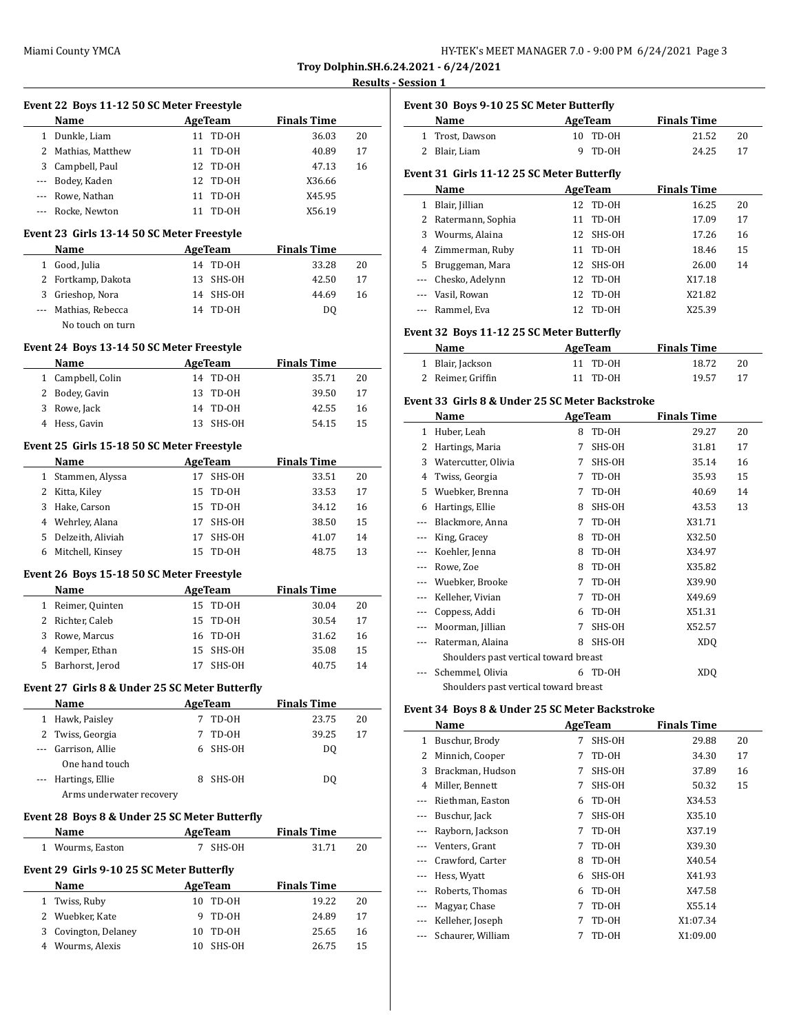**Troy Dolphin.SH.6.24.2021 - 6/24/2021**

**Results - Session 1**

### Event 22 Boys 11-12 50 SC Meter Freestyle

| | Name | Age | Team | Finals Time | |
|---|---|---|---|---|---|
| 1 | Dunkle, Liam | 11 | TD-OH | 36.03 | 20 |
| 2 | Mathias, Matthew | 11 | TD-OH | 40.89 | 17 |
| 3 | Campbell, Paul | 12 | TD-OH | 47.13 | 16 |
| --- | Bodey, Kaden | 12 | TD-OH | X36.66 | |
| --- | Rowe, Nathan | 11 | TD-OH | X45.95 | |
| --- | Rocke, Newton | 11 | TD-OH | X56.19 | |

### Event 23 Girls 13-14 50 SC Meter Freestyle

| | Name | Age | Team | Finals Time | |
|---|---|---|---|---|---|
| 1 | Good, Julia | 14 | TD-OH | 33.28 | 20 |
| 2 | Fortkamp, Dakota | 13 | SHS-OH | 42.50 | 17 |
| 3 | Grieshop, Nora | 14 | SHS-OH | 44.69 | 16 |
| --- | Mathias, Rebecca | 14 | TD-OH | DQ | |
| | No touch on turn | | | | |

### Event 24 Boys 13-14 50 SC Meter Freestyle

| | Name | Age | Team | Finals Time | |
|---|---|---|---|---|---|
| 1 | Campbell, Colin | 14 | TD-OH | 35.71 | 20 |
| 2 | Bodey, Gavin | 13 | TD-OH | 39.50 | 17 |
| 3 | Rowe, Jack | 14 | TD-OH | 42.55 | 16 |
| 4 | Hess, Gavin | 13 | SHS-OH | 54.15 | 15 |

### Event 25 Girls 15-18 50 SC Meter Freestyle

| | Name | Age | Team | Finals Time | |
|---|---|---|---|---|---|
| 1 | Stammen, Alyssa | 17 | SHS-OH | 33.51 | 20 |
| 2 | Kitta, Kiley | 15 | TD-OH | 33.53 | 17 |
| 3 | Hake, Carson | 15 | TD-OH | 34.12 | 16 |
| 4 | Wehrley, Alana | 17 | SHS-OH | 38.50 | 15 |
| 5 | Delzeith, Aliviah | 17 | SHS-OH | 41.07 | 14 |
| 6 | Mitchell, Kinsey | 15 | TD-OH | 48.75 | 13 |

### Event 26 Boys 15-18 50 SC Meter Freestyle

| | Name | Age | Team | Finals Time | |
|---|---|---|---|---|---|
| 1 | Reimer, Quinten | 15 | TD-OH | 30.04 | 20 |
| 2 | Richter, Caleb | 15 | TD-OH | 30.54 | 17 |
| 3 | Rowe, Marcus | 16 | TD-OH | 31.62 | 16 |
| 4 | Kemper, Ethan | 15 | SHS-OH | 35.08 | 15 |
| 5 | Barhorst, Jerod | 17 | SHS-OH | 40.75 | 14 |

### Event 27 Girls 8 & Under 25 SC Meter Butterfly

| | Name | Age | Team | Finals Time | |
|---|---|---|---|---|---|
| 1 | Hawk, Paisley | 7 | TD-OH | 23.75 | 20 |
| 2 | Twiss, Georgia | 7 | TD-OH | 39.25 | 17 |
| --- | Garrison, Allie | 6 | SHS-OH | DQ | |
| | One hand touch | | | | |
| --- | Hartings, Ellie | 8 | SHS-OH | DQ | |
| | Arms underwater recovery | | | | |

### Event 28 Boys 8 & Under 25 SC Meter Butterfly

| | Name | Age | Team | Finals Time | |
|---|---|---|---|---|---|
| 1 | Wourms, Easton | 7 | SHS-OH | 31.71 | 20 |

### Event 29 Girls 9-10 25 SC Meter Butterfly

| | Name | Age | Team | Finals Time | |
|---|---|---|---|---|---|
| 1 | Twiss, Ruby | 10 | TD-OH | 19.22 | 20 |
| 2 | Wuebker, Kate | 9 | TD-OH | 24.89 | 17 |
| 3 | Covington, Delaney | 10 | TD-OH | 25.65 | 16 |
| 4 | Wourms, Alexis | 10 | SHS-OH | 26.75 | 15 |

### Event 30 Boys 9-10 25 SC Meter Butterfly

| | Name | Age | Team | Finals Time | |
|---|---|---|---|---|---|
| 1 | Trost, Dawson | 10 | TD-OH | 21.52 | 20 |
| 2 | Blair, Liam | 9 | TD-OH | 24.25 | 17 |

### Event 31 Girls 11-12 25 SC Meter Butterfly

| | Name | Age | Team | Finals Time | |
|---|---|---|---|---|---|
| 1 | Blair, Jillian | 12 | TD-OH | 16.25 | 20 |
| 2 | Ratermann, Sophia | 11 | TD-OH | 17.09 | 17 |
| 3 | Wourms, Alaina | 12 | SHS-OH | 17.26 | 16 |
| 4 | Zimmerman, Ruby | 11 | TD-OH | 18.46 | 15 |
| 5 | Bruggeman, Mara | 12 | SHS-OH | 26.00 | 14 |
| --- | Chesko, Adelynn | 12 | TD-OH | X17.18 | |
| --- | Vasil, Rowan | 12 | TD-OH | X21.82 | |
| --- | Rammel, Eva | 12 | TD-OH | X25.39 | |

### Event 32 Boys 11-12 25 SC Meter Butterfly

| | Name | Age | Team | Finals Time | |
|---|---|---|---|---|---|
| 1 | Blair, Jackson | 11 | TD-OH | 18.72 | 20 |
| 2 | Reimer, Griffin | 11 | TD-OH | 19.57 | 17 |

### Event 33 Girls 8 & Under 25 SC Meter Backstroke

| | Name | Age | Team | Finals Time | |
|---|---|---|---|---|---|
| 1 | Huber, Leah | 8 | TD-OH | 29.27 | 20 |
| 2 | Hartings, Maria | 7 | SHS-OH | 31.81 | 17 |
| 3 | Watercutter, Olivia | 7 | SHS-OH | 35.14 | 16 |
| 4 | Twiss, Georgia | 7 | TD-OH | 35.93 | 15 |
| 5 | Wuebker, Brenna | 7 | TD-OH | 40.69 | 14 |
| 6 | Hartings, Ellie | 8 | SHS-OH | 43.53 | 13 |
| --- | Blackmore, Anna | 7 | TD-OH | X31.71 | |
| --- | King, Gracey | 8 | TD-OH | X32.50 | |
| --- | Koehler, Jenna | 8 | TD-OH | X34.97 | |
| --- | Rowe, Zoe | 8 | TD-OH | X35.82 | |
| --- | Wuebker, Brooke | 7 | TD-OH | X39.90 | |
| --- | Kelleher, Vivian | 7 | TD-OH | X49.69 | |
| --- | Coppess, Addi | 6 | TD-OH | X51.31 | |
| --- | Moorman, Jillian | 7 | SHS-OH | X52.57 | |
| --- | Raterman, Alaina | 8 | SHS-OH | XDQ | |
| | Shoulders past vertical toward breast | | | | |
| --- | Schemmel, Olivia | 6 | TD-OH | XDQ | |
| | Shoulders past vertical toward breast | | | | |

### Event 34 Boys 8 & Under 25 SC Meter Backstroke

| | Name | Age | Team | Finals Time | |
|---|---|---|---|---|---|
| 1 | Buschur, Brody | 7 | SHS-OH | 29.88 | 20 |
| 2 | Minnich, Cooper | 7 | TD-OH | 34.30 | 17 |
| 3 | Brackman, Hudson | 7 | SHS-OH | 37.89 | 16 |
| 4 | Miller, Bennett | 7 | SHS-OH | 50.32 | 15 |
| --- | Riethman, Easton | 6 | TD-OH | X34.53 | |
| --- | Buschur, Jack | 7 | SHS-OH | X35.10 | |
| --- | Rayborn, Jackson | 7 | TD-OH | X37.19 | |
| --- | Venters, Grant | 7 | TD-OH | X39.30 | |
| --- | Crawford, Carter | 8 | TD-OH | X40.54 | |
| --- | Hess, Wyatt | 6 | SHS-OH | X41.93 | |
| --- | Roberts, Thomas | 6 | TD-OH | X47.58 | |
| --- | Magyar, Chase | 7 | TD-OH | X55.14 | |
| --- | Kelleher, Joseph | 7 | TD-OH | X1:07.34 | |
| --- | Schaurer, William | 7 | TD-OH | X1:09.00 | |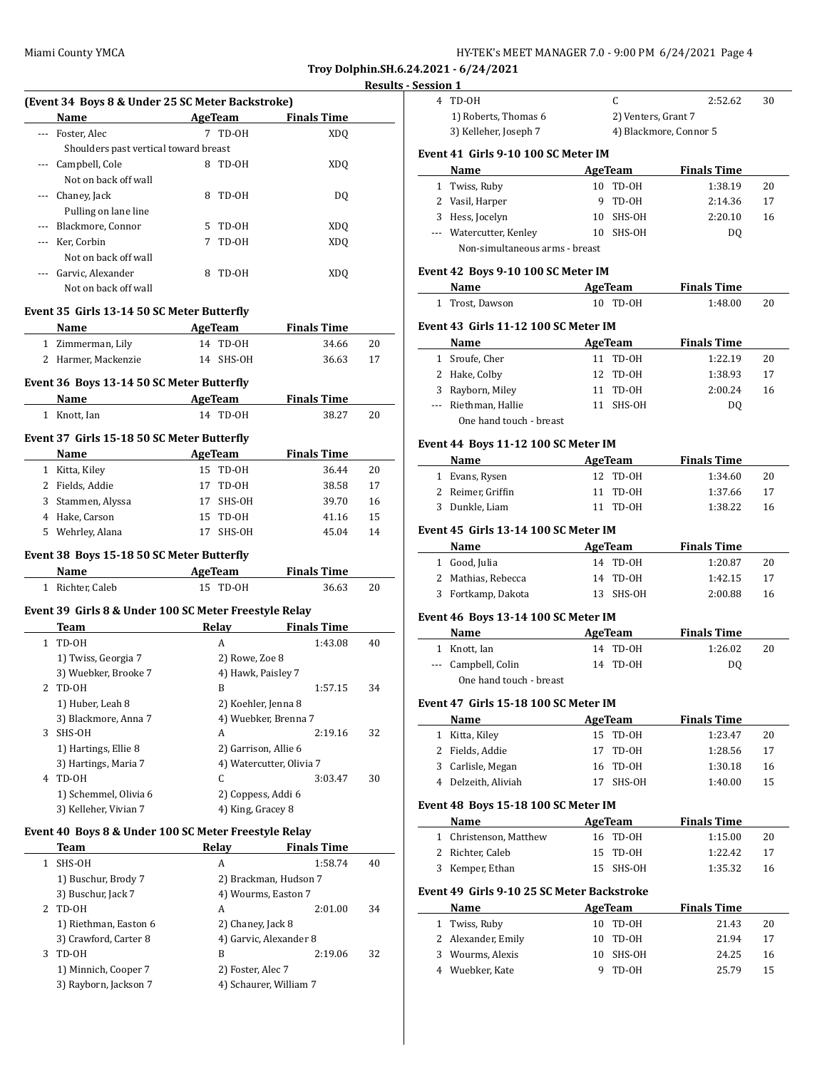## Troy Dolphin.SH.6.24.2021 - 6/24/2021

### Results - Session 1

### (Event 34 Boys 8 & Under 25 SC Meter Backstroke)

| | Name | Age | Team | Finals Time | |
|---|---|---|---|---|---|
| --- | Foster, Alec | 7 | TD-OH | XDQ | |
| | Shoulders past vertical toward breast | | | | |
| --- | Campbell, Cole | 8 | TD-OH | XDQ | |
| | Not on back off wall | | | | |
| --- | Chaney, Jack | 8 | TD-OH | DQ | |
| | Pulling on lane line | | | | |
| --- | Blackmore, Connor | 5 | TD-OH | XDQ | |
| --- | Ker, Corbin | 7 | TD-OH | XDQ | |
| | Not on back off wall | | | | |
| --- | Garvic, Alexander | 8 | TD-OH | XDQ | |
| | Not on back off wall | | | | |

### Event 35 Girls 13-14 50 SC Meter Butterfly

| | Name | Age | Team | Finals Time | |
|---|---|---|---|---|---|
| 1 | Zimmerman, Lily | 14 | TD-OH | 34.66 | 20 |
| 2 | Harmer, Mackenzie | 14 | SHS-OH | 36.63 | 17 |

### Event 36 Boys 13-14 50 SC Meter Butterfly

| | Name | Age | Team | Finals Time | |
|---|---|---|---|---|---|
| 1 | Knott, Ian | 14 | TD-OH | 38.27 | 20 |

### Event 37 Girls 15-18 50 SC Meter Butterfly

| | Name | Age | Team | Finals Time | |
|---|---|---|---|---|---|
| 1 | Kitta, Kiley | 15 | TD-OH | 36.44 | 20 |
| 2 | Fields, Addie | 17 | TD-OH | 38.58 | 17 |
| 3 | Stammen, Alyssa | 17 | SHS-OH | 39.70 | 16 |
| 4 | Hake, Carson | 15 | TD-OH | 41.16 | 15 |
| 5 | Wehrley, Alana | 17 | SHS-OH | 45.04 | 14 |

### Event 38 Boys 15-18 50 SC Meter Butterfly

| | Name | Age | Team | Finals Time | |
|---|---|---|---|---|---|
| 1 | Richter, Caleb | 15 | TD-OH | 36.63 | 20 |

### Event 39 Girls 8 & Under 100 SC Meter Freestyle Relay

| | Team | Relay | Finals Time | |
|---|---|---|---|---|
| 1 | TD-OH | A | 1:43.08 | 40 |
| | 1) Twiss, Georgia 7 | 2) Rowe, Zoe 8 | | |
| | 3) Wuebker, Brooke 7 | 4) Hawk, Paisley 7 | | |
| 2 | TD-OH | B | 1:57.15 | 34 |
| | 1) Huber, Leah 8 | 2) Koehler, Jenna 8 | | |
| | 3) Blackmore, Anna 7 | 4) Wuebker, Brenna 7 | | |
| 3 | SHS-OH | A | 2:19.16 | 32 |
| | 1) Hartings, Ellie 8 | 2) Garrison, Allie 6 | | |
| | 3) Hartings, Maria 7 | 4) Watercutter, Olivia 7 | | |
| 4 | TD-OH | C | 3:03.47 | 30 |
| | 1) Schemmel, Olivia 6 | 2) Coppess, Addi 6 | | |
| | 3) Kelleher, Vivian 7 | 4) King, Gracey 8 | | |

### Event 40 Boys 8 & Under 100 SC Meter Freestyle Relay

| | Team | Relay | Finals Time | |
|---|---|---|---|---|
| 1 | SHS-OH | A | 1:58.74 | 40 |
| | 1) Buschur, Brody 7 | 2) Brackman, Hudson 7 | | |
| | 3) Buschur, Jack 7 | 4) Wourms, Easton 7 | | |
| 2 | TD-OH | A | 2:01.00 | 34 |
| | 1) Riethman, Easton 6 | 2) Chaney, Jack 8 | | |
| | 3) Crawford, Carter 8 | 4) Garvic, Alexander 8 | | |
| 3 | TD-OH | B | 2:19.06 | 32 |
| | 1) Minnich, Cooper 7 | 2) Foster, Alec 7 | | |
| | 3) Rayborn, Jackson 7 | 4) Schaurer, William 7 | | |
| 4 | TD-OH | C | 2:52.62 | 30 |
| | 1) Roberts, Thomas 6 | 2) Venters, Grant 7 | | |
| | 3) Kelleher, Joseph 7 | 4) Blackmore, Connor 5 | | |

### Event 41 Girls 9-10 100 SC Meter IM

| | Name | Age | Team | Finals Time | |
|---|---|---|---|---|---|
| 1 | Twiss, Ruby | 10 | TD-OH | 1:38.19 | 20 |
| 2 | Vasil, Harper | 9 | TD-OH | 2:14.36 | 17 |
| 3 | Hess, Jocelyn | 10 | SHS-OH | 2:20.10 | 16 |
| --- | Watercutter, Kenley | 10 | SHS-OH | DQ | |
| | Non-simultaneous arms - breast | | | | |

### Event 42 Boys 9-10 100 SC Meter IM

| | Name | Age | Team | Finals Time | |
|---|---|---|---|---|---|
| 1 | Trost, Dawson | 10 | TD-OH | 1:48.00 | 20 |

### Event 43 Girls 11-12 100 SC Meter IM

| | Name | Age | Team | Finals Time | |
|---|---|---|---|---|---|
| 1 | Sroufe, Cher | 11 | TD-OH | 1:22.19 | 20 |
| 2 | Hake, Colby | 12 | TD-OH | 1:38.93 | 17 |
| 3 | Rayborn, Miley | 11 | TD-OH | 2:00.24 | 16 |
| --- | Riethman, Hallie | 11 | SHS-OH | DQ | |
| | One hand touch - breast | | | | |

### Event 44 Boys 11-12 100 SC Meter IM

| | Name | Age | Team | Finals Time | |
|---|---|---|---|---|---|
| 1 | Evans, Rysen | 12 | TD-OH | 1:34.60 | 20 |
| 2 | Reimer, Griffin | 11 | TD-OH | 1:37.66 | 17 |
| 3 | Dunkle, Liam | 11 | TD-OH | 1:38.22 | 16 |

### Event 45 Girls 13-14 100 SC Meter IM

| | Name | Age | Team | Finals Time | |
|---|---|---|---|---|---|
| 1 | Good, Julia | 14 | TD-OH | 1:20.87 | 20 |
| 2 | Mathias, Rebecca | 14 | TD-OH | 1:42.15 | 17 |
| 3 | Fortkamp, Dakota | 13 | SHS-OH | 2:00.88 | 16 |

### Event 46 Boys 13-14 100 SC Meter IM

| | Name | Age | Team | Finals Time | |
|---|---|---|---|---|---|
| 1 | Knott, Ian | 14 | TD-OH | 1:26.02 | 20 |
| --- | Campbell, Colin | 14 | TD-OH | DQ | |
| | One hand touch - breast | | | | |

### Event 47 Girls 15-18 100 SC Meter IM

| | Name | Age | Team | Finals Time | |
|---|---|---|---|---|---|
| 1 | Kitta, Kiley | 15 | TD-OH | 1:23.47 | 20 |
| 2 | Fields, Addie | 17 | TD-OH | 1:28.56 | 17 |
| 3 | Carlisle, Megan | 16 | TD-OH | 1:30.18 | 16 |
| 4 | Delzeith, Aliviah | 17 | SHS-OH | 1:40.00 | 15 |

### Event 48 Boys 15-18 100 SC Meter IM

| | Name | Age | Team | Finals Time | |
|---|---|---|---|---|---|
| 1 | Christenson, Matthew | 16 | TD-OH | 1:15.00 | 20 |
| 2 | Richter, Caleb | 15 | TD-OH | 1:22.42 | 17 |
| 3 | Kemper, Ethan | 15 | SHS-OH | 1:35.32 | 16 |

### Event 49 Girls 9-10 25 SC Meter Backstroke

| | Name | Age | Team | Finals Time | |
|---|---|---|---|---|---|
| 1 | Twiss, Ruby | 10 | TD-OH | 21.43 | 20 |
| 2 | Alexander, Emily | 10 | TD-OH | 21.94 | 17 |
| 3 | Wourms, Alexis | 10 | SHS-OH | 24.25 | 16 |
| 4 | Wuebker, Kate | 9 | TD-OH | 25.79 | 15 |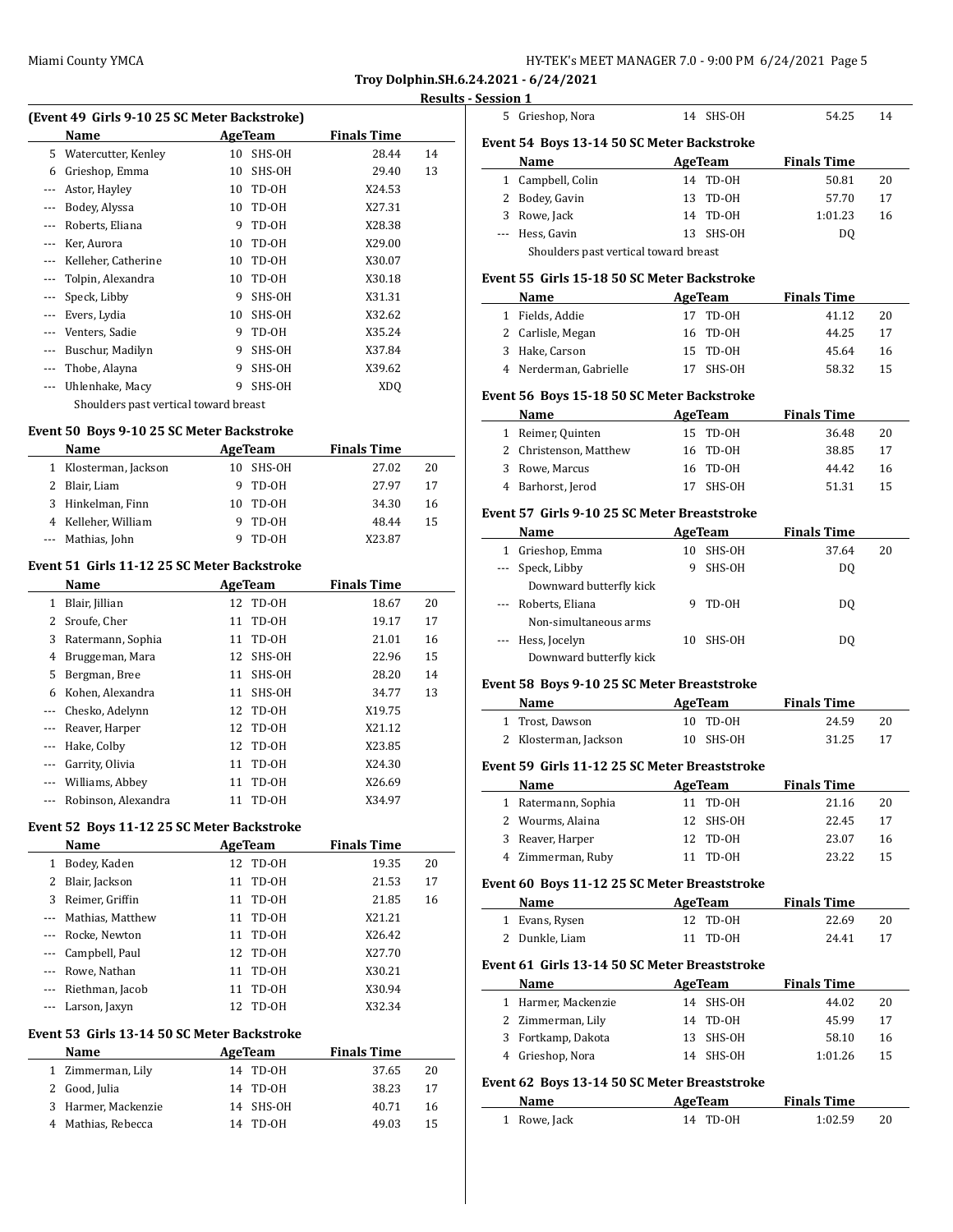**Troy Dolphin.SH.6.24.2021 - 6/24/2021**

**Results - Session 1**

### (Event 49 Girls 9-10 25 SC Meter Backstroke)

| | Name | Age | Team | Finals Time | |
|---|---|---|---|---|---|
| 5 | Watercutter, Kenley | 10 | SHS-OH | 28.44 | 14 |
| 6 | Grieshop, Emma | 10 | SHS-OH | 29.40 | 13 |
| --- | Astor, Hayley | 10 | TD-OH | X24.53 | |
| --- | Bodey, Alyssa | 10 | TD-OH | X27.31 | |
| --- | Roberts, Eliana | 9 | TD-OH | X28.38 | |
| --- | Ker, Aurora | 10 | TD-OH | X29.00 | |
| --- | Kelleher, Catherine | 10 | TD-OH | X30.07 | |
| --- | Tolpin, Alexandra | 10 | TD-OH | X30.18 | |
| --- | Speck, Libby | 9 | SHS-OH | X31.31 | |
| --- | Evers, Lydia | 10 | SHS-OH | X32.62 | |
| --- | Venters, Sadie | 9 | TD-OH | X35.24 | |
| --- | Buschur, Madilyn | 9 | SHS-OH | X37.84 | |
| --- | Thobe, Alayna | 9 | SHS-OH | X39.62 | |
| --- | Uhlenhake, Macy | 9 | SHS-OH | XDQ | |
| | Shoulders past vertical toward breast | | | | |

### Event 50 Boys 9-10 25 SC Meter Backstroke

| | Name | Age | Team | Finals Time | |
|---|---|---|---|---|---|
| 1 | Klosterman, Jackson | 10 | SHS-OH | 27.02 | 20 |
| 2 | Blair, Liam | 9 | TD-OH | 27.97 | 17 |
| 3 | Hinkelman, Finn | 10 | TD-OH | 34.30 | 16 |
| 4 | Kelleher, William | 9 | TD-OH | 48.44 | 15 |
| --- | Mathias, John | 9 | TD-OH | X23.87 | |

### Event 51 Girls 11-12 25 SC Meter Backstroke

| | Name | Age | Team | Finals Time | |
|---|---|---|---|---|---|
| 1 | Blair, Jillian | 12 | TD-OH | 18.67 | 20 |
| 2 | Sroufe, Cher | 11 | TD-OH | 19.17 | 17 |
| 3 | Ratermann, Sophia | 11 | TD-OH | 21.01 | 16 |
| 4 | Bruggeman, Mara | 12 | SHS-OH | 22.96 | 15 |
| 5 | Bergman, Bree | 11 | SHS-OH | 28.20 | 14 |
| 6 | Kohen, Alexandra | 11 | SHS-OH | 34.77 | 13 |
| --- | Chesko, Adelynn | 12 | TD-OH | X19.75 | |
| --- | Reaver, Harper | 12 | TD-OH | X21.12 | |
| --- | Hake, Colby | 12 | TD-OH | X23.85 | |
| --- | Garrity, Olivia | 11 | TD-OH | X24.30 | |
| --- | Williams, Abbey | 11 | TD-OH | X26.69 | |
| --- | Robinson, Alexandra | 11 | TD-OH | X34.97 | |

### Event 52 Boys 11-12 25 SC Meter Backstroke

| | Name | Age | Team | Finals Time | |
|---|---|---|---|---|---|
| 1 | Bodey, Kaden | 12 | TD-OH | 19.35 | 20 |
| 2 | Blair, Jackson | 11 | TD-OH | 21.53 | 17 |
| 3 | Reimer, Griffin | 11 | TD-OH | 21.85 | 16 |
| --- | Mathias, Matthew | 11 | TD-OH | X21.21 | |
| --- | Rocke, Newton | 11 | TD-OH | X26.42 | |
| --- | Campbell, Paul | 12 | TD-OH | X27.70 | |
| --- | Rowe, Nathan | 11 | TD-OH | X30.21 | |
| --- | Riethman, Jacob | 11 | TD-OH | X30.94 | |
| --- | Larson, Jaxyn | 12 | TD-OH | X32.34 | |

### Event 53 Girls 13-14 50 SC Meter Backstroke

| | Name | Age | Team | Finals Time | |
|---|---|---|---|---|---|
| 1 | Zimmerman, Lily | 14 | TD-OH | 37.65 | 20 |
| 2 | Good, Julia | 14 | TD-OH | 38.23 | 17 |
| 3 | Harmer, Mackenzie | 14 | SHS-OH | 40.71 | 16 |
| 4 | Mathias, Rebecca | 14 | TD-OH | 49.03 | 15 |
| 5 | Grieshop, Nora | 14 | SHS-OH | 54.25 | 14 |

### Event 54 Boys 13-14 50 SC Meter Backstroke

| | Name | Age | Team | Finals Time | |
|---|---|---|---|---|---|
| 1 | Campbell, Colin | 14 | TD-OH | 50.81 | 20 |
| 2 | Bodey, Gavin | 13 | TD-OH | 57.70 | 17 |
| 3 | Rowe, Jack | 14 | TD-OH | 1:01.23 | 16 |
| --- | Hess, Gavin | 13 | SHS-OH | DQ | |
| | Shoulders past vertical toward breast | | | | |

### Event 55 Girls 15-18 50 SC Meter Backstroke

| | Name | Age | Team | Finals Time | |
|---|---|---|---|---|---|
| 1 | Fields, Addie | 17 | TD-OH | 41.12 | 20 |
| 2 | Carlisle, Megan | 16 | TD-OH | 44.25 | 17 |
| 3 | Hake, Carson | 15 | TD-OH | 45.64 | 16 |
| 4 | Nerderman, Gabrielle | 17 | SHS-OH | 58.32 | 15 |

### Event 56 Boys 15-18 50 SC Meter Backstroke

| | Name | Age | Team | Finals Time | |
|---|---|---|---|---|---|
| 1 | Reimer, Quinten | 15 | TD-OH | 36.48 | 20 |
| 2 | Christenson, Matthew | 16 | TD-OH | 38.85 | 17 |
| 3 | Rowe, Marcus | 16 | TD-OH | 44.42 | 16 |
| 4 | Barhorst, Jerod | 17 | SHS-OH | 51.31 | 15 |

### Event 57 Girls 9-10 25 SC Meter Breaststroke

| | Name | Age | Team | Finals Time | |
|---|---|---|---|---|---|
| 1 | Grieshop, Emma | 10 | SHS-OH | 37.64 | 20 |
| --- | Speck, Libby | 9 | SHS-OH | DQ | |
| | Downward butterfly kick | | | | |
| --- | Roberts, Eliana | 9 | TD-OH | DQ | |
| | Non-simultaneous arms | | | | |
| --- | Hess, Jocelyn | 10 | SHS-OH | DQ | |
| | Downward butterfly kick | | | | |

### Event 58 Boys 9-10 25 SC Meter Breaststroke

| | Name | Age | Team | Finals Time | |
|---|---|---|---|---|---|
| 1 | Trost, Dawson | 10 | TD-OH | 24.59 | 20 |
| 2 | Klosterman, Jackson | 10 | SHS-OH | 31.25 | 17 |

### Event 59 Girls 11-12 25 SC Meter Breaststroke

| | Name | Age | Team | Finals Time | |
|---|---|---|---|---|---|
| 1 | Ratermann, Sophia | 11 | TD-OH | 21.16 | 20 |
| 2 | Wourms, Alaina | 12 | SHS-OH | 22.45 | 17 |
| 3 | Reaver, Harper | 12 | TD-OH | 23.07 | 16 |
| 4 | Zimmerman, Ruby | 11 | TD-OH | 23.22 | 15 |

### Event 60 Boys 11-12 25 SC Meter Breaststroke

| | Name | Age | Team | Finals Time | |
|---|---|---|---|---|---|
| 1 | Evans, Rysen | 12 | TD-OH | 22.69 | 20 |
| 2 | Dunkle, Liam | 11 | TD-OH | 24.41 | 17 |

### Event 61 Girls 13-14 50 SC Meter Breaststroke

| | Name | Age | Team | Finals Time | |
|---|---|---|---|---|---|
| 1 | Harmer, Mackenzie | 14 | SHS-OH | 44.02 | 20 |
| 2 | Zimmerman, Lily | 14 | TD-OH | 45.99 | 17 |
| 3 | Fortkamp, Dakota | 13 | SHS-OH | 58.10 | 16 |
| 4 | Grieshop, Nora | 14 | SHS-OH | 1:01.26 | 15 |

### Event 62 Boys 13-14 50 SC Meter Breaststroke

| | Name | Age | Team | Finals Time | |
|---|---|---|---|---|---|
| 1 | Rowe, Jack | 14 | TD-OH | 1:02.59 | 20 |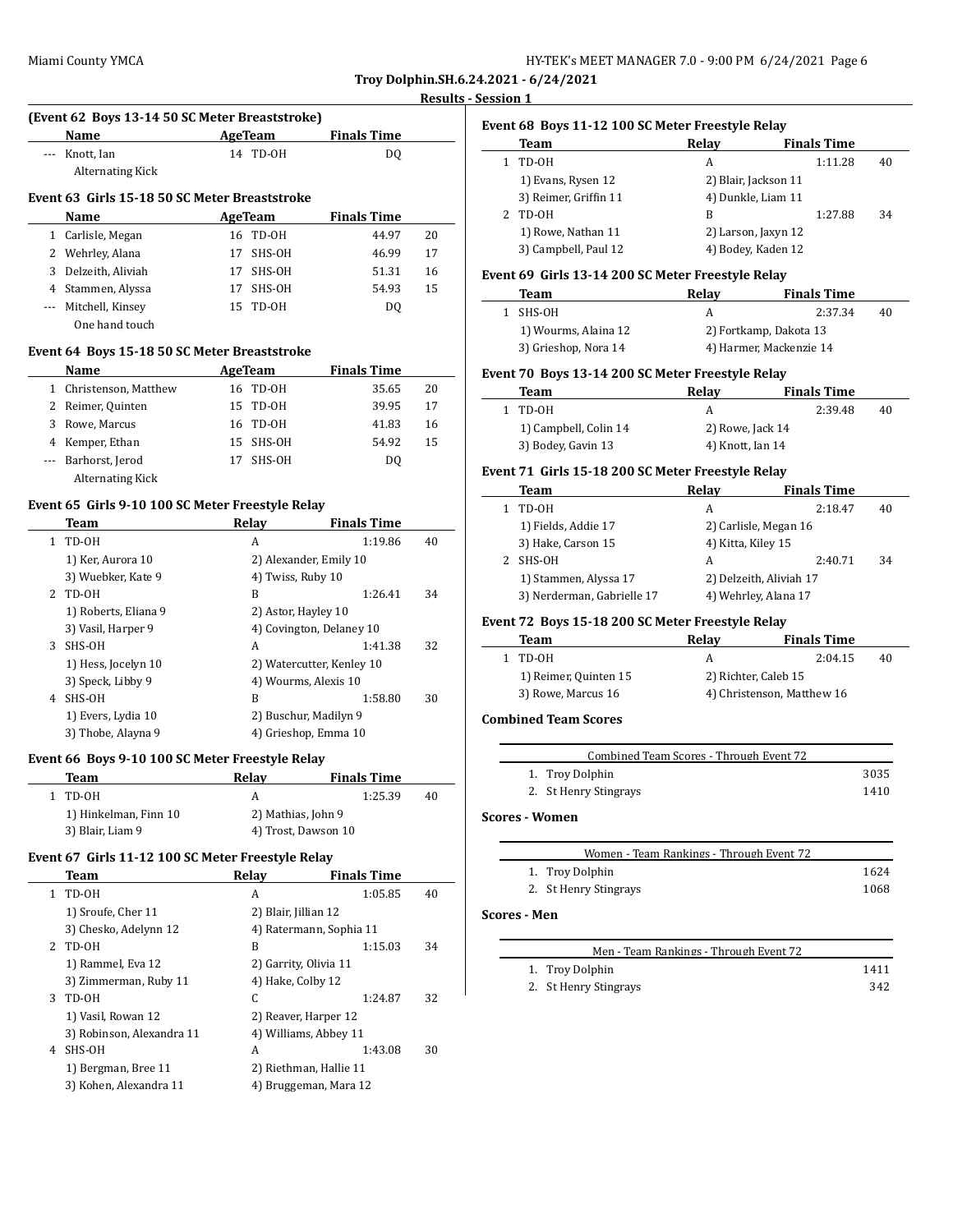**Troy Dolphin.SH.6.24.2021 - 6/24/2021**

**Results - Session 1**

### (Event 62 Boys 13-14 50 SC Meter Breaststroke)

| | Name | Age | Team | Finals Time | |
|---|---|---|---|---|---|
| --- | Knott, Ian | 14 | TD-OH | DQ | |
| | Alternating Kick | | | | |

### Event 63 Girls 15-18 50 SC Meter Breaststroke

| | Name | Age | Team | Finals Time | |
|---|---|---|---|---|---|
| 1 | Carlisle, Megan | 16 | TD-OH | 44.97 | 20 |
| 2 | Wehrley, Alana | 17 | SHS-OH | 46.99 | 17 |
| 3 | Delzeith, Aliviah | 17 | SHS-OH | 51.31 | 16 |
| 4 | Stammen, Alyssa | 17 | SHS-OH | 54.93 | 15 |
| --- | Mitchell, Kinsey | 15 | TD-OH | DQ | |
| | One hand touch | | | | |

### Event 64 Boys 15-18 50 SC Meter Breaststroke

| | Name | Age | Team | Finals Time | |
|---|---|---|---|---|---|
| 1 | Christenson, Matthew | 16 | TD-OH | 35.65 | 20 |
| 2 | Reimer, Quinten | 15 | TD-OH | 39.95 | 17 |
| 3 | Rowe, Marcus | 16 | TD-OH | 41.83 | 16 |
| 4 | Kemper, Ethan | 15 | SHS-OH | 54.92 | 15 |
| --- | Barhorst, Jerod | 17 | SHS-OH | DQ | |
| | Alternating Kick | | | | |

### Event 65 Girls 9-10 100 SC Meter Freestyle Relay

| | Team | Relay | Finals Time | |
|---|---|---|---|---|
| 1 | TD-OH | A | 1:19.86 | 40 |
| | 1) Ker, Aurora 10 | 2) Alexander, Emily 10 | | |
| | 3) Wuebker, Kate 9 | 4) Twiss, Ruby 10 | | |
| 2 | TD-OH | B | 1:26.41 | 34 |
| | 1) Roberts, Eliana 9 | 2) Astor, Hayley 10 | | |
| | 3) Vasil, Harper 9 | 4) Covington, Delaney 10 | | |
| 3 | SHS-OH | A | 1:41.38 | 32 |
| | 1) Hess, Jocelyn 10 | 2) Watercutter, Kenley 10 | | |
| | 3) Speck, Libby 9 | 4) Wourms, Alexis 10 | | |
| 4 | SHS-OH | B | 1:58.80 | 30 |
| | 1) Evers, Lydia 10 | 2) Buschur, Madilyn 9 | | |
| | 3) Thobe, Alayna 9 | 4) Grieshop, Emma 10 | | |

### Event 66 Boys 9-10 100 SC Meter Freestyle Relay

| | Team | Relay | Finals Time | |
|---|---|---|---|---|
| 1 | TD-OH | A | 1:25.39 | 40 |
| | 1) Hinkelman, Finn 10 | 2) Mathias, John 9 | | |
| | 3) Blair, Liam 9 | 4) Trost, Dawson 10 | | |

### Event 67 Girls 11-12 100 SC Meter Freestyle Relay

| | Team | Relay | Finals Time | |
|---|---|---|---|---|
| 1 | TD-OH | A | 1:05.85 | 40 |
| | 1) Sroufe, Cher 11 | 2) Blair, Jillian 12 | | |
| | 3) Chesko, Adelynn 12 | 4) Ratermann, Sophia 11 | | |
| 2 | TD-OH | B | 1:15.03 | 34 |
| | 1) Rammel, Eva 12 | 2) Garrity, Olivia 11 | | |
| | 3) Zimmerman, Ruby 11 | 4) Hake, Colby 12 | | |
| 3 | TD-OH | C | 1:24.87 | 32 |
| | 1) Vasil, Rowan 12 | 2) Reaver, Harper 12 | | |
| | 3) Robinson, Alexandra 11 | 4) Williams, Abbey 11 | | |
| 4 | SHS-OH | A | 1:43.08 | 30 |
| | 1) Bergman, Bree 11 | 2) Riethman, Hallie 11 | | |
| | 3) Kohen, Alexandra 11 | 4) Bruggeman, Mara 12 | | |

### Event 68 Boys 11-12 100 SC Meter Freestyle Relay

| | Team | Relay | Finals Time | |
|---|---|---|---|---|
| 1 | TD-OH | A | 1:11.28 | 40 |
| | 1) Evans, Rysen 12 | 2) Blair, Jackson 11 | | |
| | 3) Reimer, Griffin 11 | 4) Dunkle, Liam 11 | | |
| 2 | TD-OH | B | 1:27.88 | 34 |
| | 1) Rowe, Nathan 11 | 2) Larson, Jaxyn 12 | | |
| | 3) Campbell, Paul 12 | 4) Bodey, Kaden 12 | | |

### Event 69 Girls 13-14 200 SC Meter Freestyle Relay

| | Team | Relay | Finals Time | |
|---|---|---|---|---|
| 1 | SHS-OH | A | 2:37.34 | 40 |
| | 1) Wourms, Alaina 12 | 2) Fortkamp, Dakota 13 | | |
| | 3) Grieshop, Nora 14 | 4) Harmer, Mackenzie 14 | | |

### Event 70 Boys 13-14 200 SC Meter Freestyle Relay

| | Team | Relay | Finals Time | |
|---|---|---|---|---|
| 1 | TD-OH | A | 2:39.48 | 40 |
| | 1) Campbell, Colin 14 | 2) Rowe, Jack 14 | | |
| | 3) Bodey, Gavin 13 | 4) Knott, Ian 14 | | |

### Event 71 Girls 15-18 200 SC Meter Freestyle Relay

| | Team | Relay | Finals Time | |
|---|---|---|---|---|
| 1 | TD-OH | A | 2:18.47 | 40 |
| | 1) Fields, Addie 17 | 2) Carlisle, Megan 16 | | |
| | 3) Hake, Carson 15 | 4) Kitta, Kiley 15 | | |
| 2 | SHS-OH | A | 2:40.71 | 34 |
| | 1) Stammen, Alyssa 17 | 2) Delzeith, Aliviah 17 | | |
| | 3) Nerderman, Gabrielle 17 | 4) Wehrley, Alana 17 | | |

### Event 72 Boys 15-18 200 SC Meter Freestyle Relay

| | Team | Relay | Finals Time | |
|---|---|---|---|---|
| 1 | TD-OH | A | 2:04.15 | 40 |
| | 1) Reimer, Quinten 15 | 2) Richter, Caleb 15 | | |
| | 3) Rowe, Marcus 16 | 4) Christenson, Matthew 16 | | |

### Combined Team Scores

| Combined Team Scores - Through Event 72 | |
|---|---|
| 1. Troy Dolphin | 3035 |
| 2. St Henry Stingrays | 1410 |

### Scores - Women

| Women - Team Rankings - Through Event 72 | |
|---|---|
| 1. Troy Dolphin | 1624 |
| 2. St Henry Stingrays | 1068 |

### Scores - Men

| Men - Team Rankings - Through Event 72 | |
|---|---|
| 1. Troy Dolphin | 1411 |
| 2. St Henry Stingrays | 342 |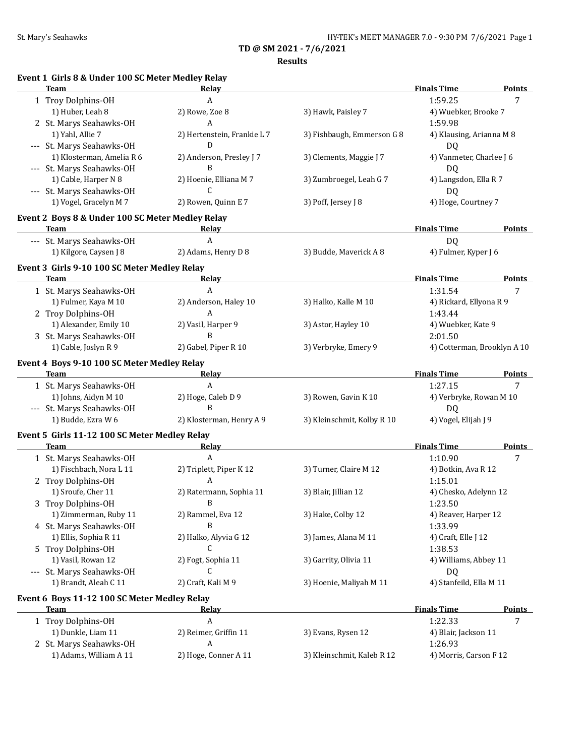**TD @ SM 2021 - 7/6/2021**

**Results**

### Event 1 Girls 8 & Under 100 SC Meter Medley Relay

| | Team | Relay | | Finals Time | Points |
|---|---|---|---|---|---|
| 1 | Troy Dolphins-OH | A | | 1:59.25 | 7 |
| | 1) Huber, Leah 8 | 2) Rowe, Zoe 8 | 3) Hawk, Paisley 7 | 4) Wuebker, Brooke 7 | |
| 2 | St. Marys Seahawks-OH | A | | 1:59.98 | |
| | 1) Yahl, Allie 7 | 2) Hertenstein, Frankie L 7 | 3) Fishbaugh, Emmerson G 8 | 4) Klausing, Arianna M 8 | |
| --- | St. Marys Seahawks-OH | D | | DQ | |
| | 1) Klosterman, Amelia R 6 | 2) Anderson, Presley J 7 | 3) Clements, Maggie J 7 | 4) Vanmeter, Charlee J 6 | |
| --- | St. Marys Seahawks-OH | B | | DQ | |
| | 1) Cable, Harper N 8 | 2) Hoenie, Elliana M 7 | 3) Zumbroegel, Leah G 7 | 4) Langsdon, Ella R 7 | |
| --- | St. Marys Seahawks-OH | C | | DQ | |
| | 1) Vogel, Gracelyn M 7 | 2) Rowen, Quinn E 7 | 3) Poff, Jersey J 8 | 4) Hoge, Courtney 7 | |

### Event 2 Boys 8 & Under 100 SC Meter Medley Relay

| | Team | Relay | | Finals Time | Points |
|---|---|---|---|---|---|
| --- | St. Marys Seahawks-OH | A | | DQ | |
| | 1) Kilgore, Caysen J 8 | 2) Adams, Henry D 8 | 3) Budde, Maverick A 8 | 4) Fulmer, Kyper J 6 | |

### Event 3 Girls 9-10 100 SC Meter Medley Relay

| | Team | Relay | | Finals Time | Points |
|---|---|---|---|---|---|
| 1 | St. Marys Seahawks-OH | A | | 1:31.54 | 7 |
| | 1) Fulmer, Kaya M 10 | 2) Anderson, Haley 10 | 3) Halko, Kalle M 10 | 4) Rickard, Ellyona R 9 | |
| 2 | Troy Dolphins-OH | A | | 1:43.44 | |
| | 1) Alexander, Emily 10 | 2) Vasil, Harper 9 | 3) Astor, Hayley 10 | 4) Wuebker, Kate 9 | |
| 3 | St. Marys Seahawks-OH | B | | 2:01.50 | |
| | 1) Cable, Joslyn R 9 | 2) Gabel, Piper R 10 | 3) Verbryke, Emery 9 | 4) Cotterman, Brooklyn A 10 | |

### Event 4 Boys 9-10 100 SC Meter Medley Relay

| | Team | Relay | | Finals Time | Points |
|---|---|---|---|---|---|
| 1 | St. Marys Seahawks-OH | A | | 1:27.15 | 7 |
| | 1) Johns, Aidyn M 10 | 2) Hoge, Caleb D 9 | 3) Rowen, Gavin K 10 | 4) Verbryke, Rowan M 10 | |
| --- | St. Marys Seahawks-OH | B | | DQ | |
| | 1) Budde, Ezra W 6 | 2) Klosterman, Henry A 9 | 3) Kleinschmit, Kolby R 10 | 4) Vogel, Elijah J 9 | |

### Event 5 Girls 11-12 100 SC Meter Medley Relay

| | Team | Relay | | Finals Time | Points |
|---|---|---|---|---|---|
| 1 | St. Marys Seahawks-OH | A | | 1:10.90 | 7 |
| | 1) Fischbach, Nora L 11 | 2) Triplett, Piper K 12 | 3) Turner, Claire M 12 | 4) Botkin, Ava R 12 | |
| 2 | Troy Dolphins-OH | A | | 1:15.01 | |
| | 1) Sroufe, Cher 11 | 2) Ratermann, Sophia 11 | 3) Blair, Jillian 12 | 4) Chesko, Adelynn 12 | |
| 3 | Troy Dolphins-OH | B | | 1:23.50 | |
| | 1) Zimmerman, Ruby 11 | 2) Rammel, Eva 12 | 3) Hake, Colby 12 | 4) Reaver, Harper 12 | |
| 4 | St. Marys Seahawks-OH | B | | 1:33.99 | |
| | 1) Ellis, Sophia R 11 | 2) Halko, Alyvia G 12 | 3) James, Alana M 11 | 4) Craft, Elle J 12 | |
| 5 | Troy Dolphins-OH | C | | 1:38.53 | |
| | 1) Vasil, Rowan 12 | 2) Fogt, Sophia 11 | 3) Garrity, Olivia 11 | 4) Williams, Abbey 11 | |
| --- | St. Marys Seahawks-OH | C | | DQ | |
| | 1) Brandt, Aleah C 11 | 2) Craft, Kali M 9 | 3) Hoenie, Maliyah M 11 | 4) Stanfeild, Ella M 11 | |

### Event 6 Boys 11-12 100 SC Meter Medley Relay

| | Team | Relay | | Finals Time | Points |
|---|---|---|---|---|---|
| 1 | Troy Dolphins-OH | A | | 1:22.33 | 7 |
| | 1) Dunkle, Liam 11 | 2) Reimer, Griffin 11 | 3) Evans, Rysen 12 | 4) Blair, Jackson 11 | |
| 2 | St. Marys Seahawks-OH | A | | 1:26.93 | |
| | 1) Adams, William A 11 | 2) Hoge, Conner A 11 | 3) Kleinschmit, Kaleb R 12 | 4) Morris, Carson F 12 | |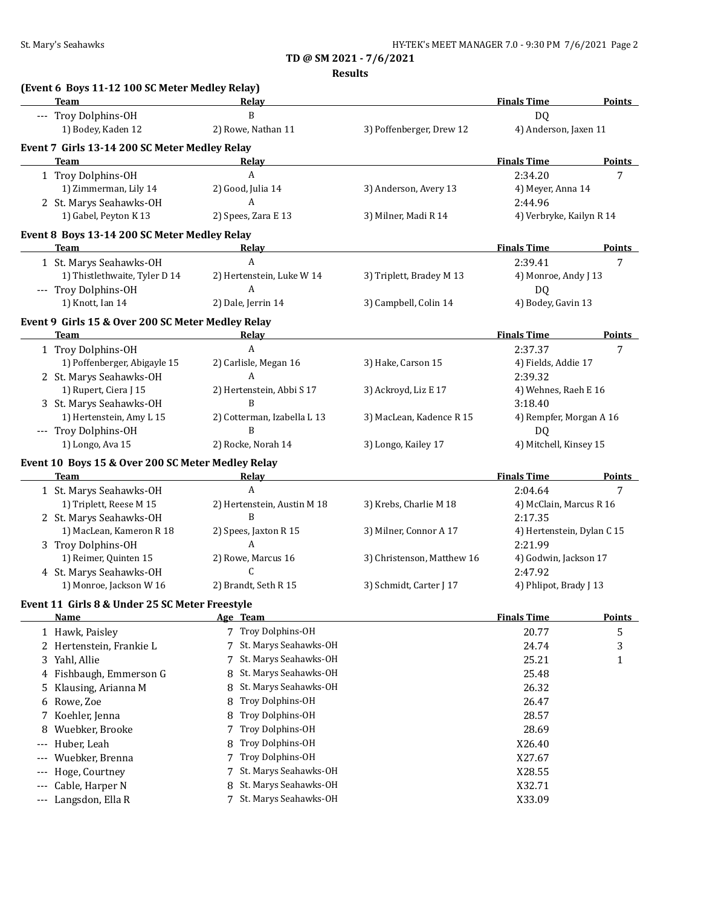**TD @ SM 2021 - 7/6/2021**

**Results**

### (Event 6 Boys 11-12 100 SC Meter Medley Relay)

| | Team | Relay | | Finals Time | Points |
|---|---|---|---|---|---|
| --- | Troy Dolphins-OH | B | | DQ | |
| | 1) Bodey, Kaden 12 | 2) Rowe, Nathan 11 | 3) Poffenberger, Drew 12 | 4) Anderson, Jaxen 11 | |

### Event 7 Girls 13-14 200 SC Meter Medley Relay

| | Team | Relay | | Finals Time | Points |
|---|---|---|---|---|---|
| 1 | Troy Dolphins-OH | A | | 2:34.20 | 7 |
| | 1) Zimmerman, Lily 14 | 2) Good, Julia 14 | 3) Anderson, Avery 13 | 4) Meyer, Anna 14 | |
| 2 | St. Marys Seahawks-OH | A | | 2:44.96 | |
| | 1) Gabel, Peyton K 13 | 2) Spees, Zara E 13 | 3) Milner, Madi R 14 | 4) Verbryke, Kailyn R 14 | |

### Event 8 Boys 13-14 200 SC Meter Medley Relay

| | Team | Relay | | Finals Time | Points |
|---|---|---|---|---|---|
| 1 | St. Marys Seahawks-OH | A | | 2:39.41 | 7 |
| | 1) Thistlethwaite, Tyler D 14 | 2) Hertenstein, Luke W 14 | 3) Triplett, Bradey M 13 | 4) Monroe, Andy J 13 | |
| --- | Troy Dolphins-OH | A | | DQ | |
| | 1) Knott, Ian 14 | 2) Dale, Jerrin 14 | 3) Campbell, Colin 14 | 4) Bodey, Gavin 13 | |

### Event 9 Girls 15 & Over 200 SC Meter Medley Relay

| | Team | Relay | | Finals Time | Points |
|---|---|---|---|---|---|
| 1 | Troy Dolphins-OH | A | | 2:37.37 | 7 |
| | 1) Poffenberger, Abigayle 15 | 2) Carlisle, Megan 16 | 3) Hake, Carson 15 | 4) Fields, Addie 17 | |
| 2 | St. Marys Seahawks-OH | A | | 2:39.32 | |
| | 1) Rupert, Ciera J 15 | 2) Hertenstein, Abbi S 17 | 3) Ackroyd, Liz E 17 | 4) Wehnes, Raeh E 16 | |
| 3 | St. Marys Seahawks-OH | B | | 3:18.40 | |
| | 1) Hertenstein, Amy L 15 | 2) Cotterman, Izabella L 13 | 3) MacLean, Kadence R 15 | 4) Rempfer, Morgan A 16 | |
| --- | Troy Dolphins-OH | B | | DQ | |
| | 1) Longo, Ava 15 | 2) Rocke, Norah 14 | 3) Longo, Kailey 17 | 4) Mitchell, Kinsey 15 | |

### Event 10 Boys 15 & Over 200 SC Meter Medley Relay

| | Team | Relay | | Finals Time | Points |
|---|---|---|---|---|---|
| 1 | St. Marys Seahawks-OH | A | | 2:04.64 | 7 |
| | 1) Triplett, Reese M 15 | 2) Hertenstein, Austin M 18 | 3) Krebs, Charlie M 18 | 4) McClain, Marcus R 16 | |
| 2 | St. Marys Seahawks-OH | B | | 2:17.35 | |
| | 1) MacLean, Kameron R 18 | 2) Spees, Jaxton R 15 | 3) Milner, Connor A 17 | 4) Hertenstein, Dylan C 15 | |
| 3 | Troy Dolphins-OH | A | | 2:21.99 | |
| | 1) Reimer, Quinten 15 | 2) Rowe, Marcus 16 | 3) Christenson, Matthew 16 | 4) Godwin, Jackson 17 | |
| 4 | St. Marys Seahawks-OH | C | | 2:47.92 | |
| | 1) Monroe, Jackson W 16 | 2) Brandt, Seth R 15 | 3) Schmidt, Carter J 17 | 4) Phlipot, Brady J 13 | |

### Event 11 Girls 8 & Under 25 SC Meter Freestyle

| | Name | Age | Team | Finals Time | Points |
|---|---|---|---|---|---|
| 1 | Hawk, Paisley | 7 | Troy Dolphins-OH | 20.77 | 5 |
| 2 | Hertenstein, Frankie L | 7 | St. Marys Seahawks-OH | 24.74 | 3 |
| 3 | Yahl, Allie | 7 | St. Marys Seahawks-OH | 25.21 | 1 |
| 4 | Fishbaugh, Emmerson G | 8 | St. Marys Seahawks-OH | 25.48 | |
| 5 | Klausing, Arianna M | 8 | St. Marys Seahawks-OH | 26.32 | |
| 6 | Rowe, Zoe | 8 | Troy Dolphins-OH | 26.47 | |
| 7 | Koehler, Jenna | 8 | Troy Dolphins-OH | 28.57 | |
| 8 | Wuebker, Brooke | 7 | Troy Dolphins-OH | 28.69 | |
| --- | Huber, Leah | 8 | Troy Dolphins-OH | X26.40 | |
| --- | Wuebker, Brenna | 7 | Troy Dolphins-OH | X27.67 | |
| --- | Hoge, Courtney | 7 | St. Marys Seahawks-OH | X28.55 | |
| --- | Cable, Harper N | 8 | St. Marys Seahawks-OH | X32.71 | |
| --- | Langsdon, Ella R | 7 | St. Marys Seahawks-OH | X33.09 | |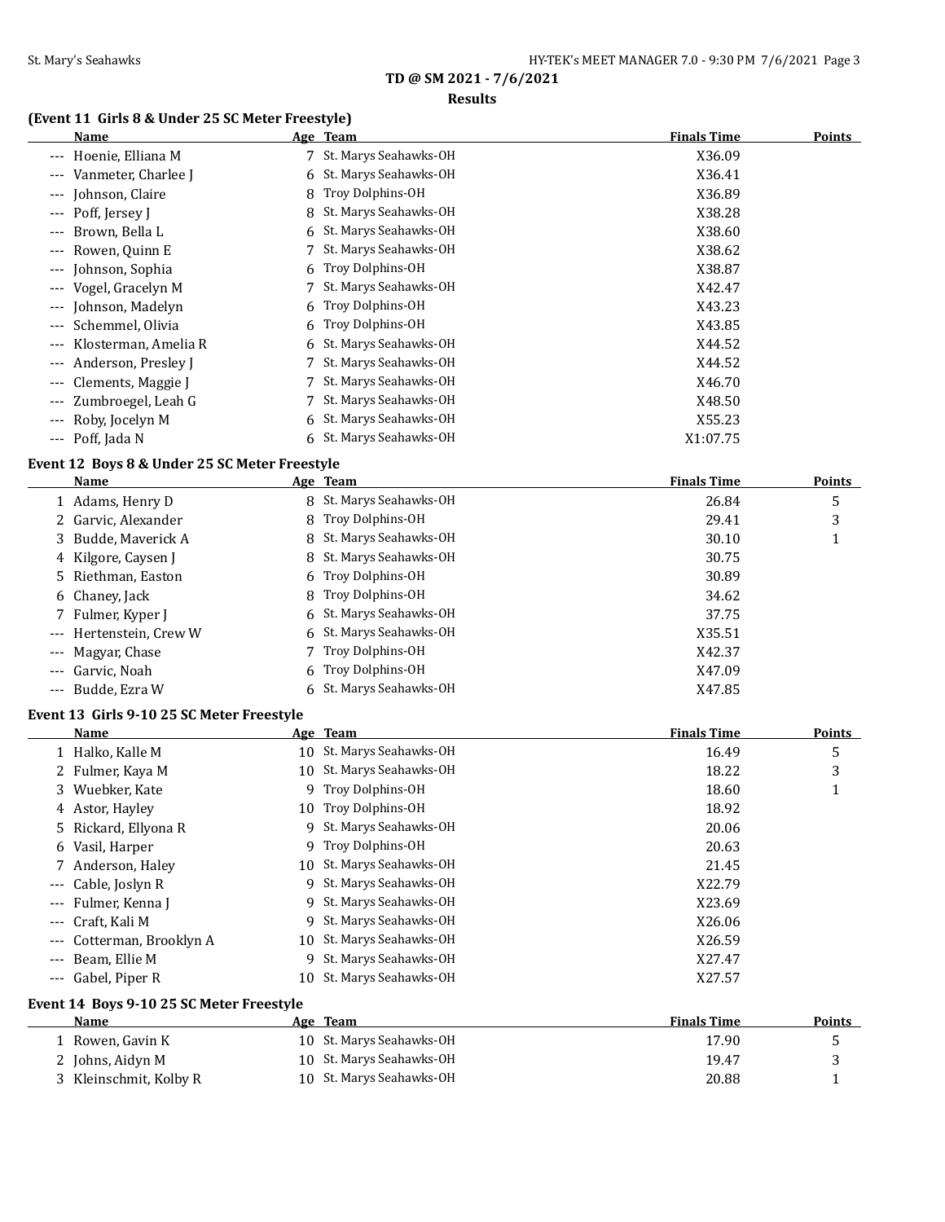**TD @ SM 2021 - 7/6/2021**

**Results**

### (Event 11 Girls 8 & Under 25 SC Meter Freestyle)

| | Name | Age | Team | Finals Time | Points |
|---|---|---|---|---|---|
| --- | Hoenie, Elliana M | 7 | St. Marys Seahawks-OH | X36.09 | |
| --- | Vanmeter, Charlee J | 6 | St. Marys Seahawks-OH | X36.41 | |
| --- | Johnson, Claire | 8 | Troy Dolphins-OH | X36.89 | |
| --- | Poff, Jersey J | 8 | St. Marys Seahawks-OH | X38.28 | |
| --- | Brown, Bella L | 6 | St. Marys Seahawks-OH | X38.60 | |
| --- | Rowen, Quinn E | 7 | St. Marys Seahawks-OH | X38.62 | |
| --- | Johnson, Sophia | 6 | Troy Dolphins-OH | X38.87 | |
| --- | Vogel, Gracelyn M | 7 | St. Marys Seahawks-OH | X42.47 | |
| --- | Johnson, Madelyn | 6 | Troy Dolphins-OH | X43.23 | |
| --- | Schemmel, Olivia | 6 | Troy Dolphins-OH | X43.85 | |
| --- | Klosterman, Amelia R | 6 | St. Marys Seahawks-OH | X44.52 | |
| --- | Anderson, Presley J | 7 | St. Marys Seahawks-OH | X44.52 | |
| --- | Clements, Maggie J | 7 | St. Marys Seahawks-OH | X46.70 | |
| --- | Zumbroegel, Leah G | 7 | St. Marys Seahawks-OH | X48.50 | |
| --- | Roby, Jocelyn M | 6 | St. Marys Seahawks-OH | X55.23 | |
| --- | Poff, Jada N | 6 | St. Marys Seahawks-OH | X1:07.75 | |

### Event 12 Boys 8 & Under 25 SC Meter Freestyle

| | Name | Age | Team | Finals Time | Points |
|---|---|---|---|---|---|
| 1 | Adams, Henry D | 8 | St. Marys Seahawks-OH | 26.84 | 5 |
| 2 | Garvic, Alexander | 8 | Troy Dolphins-OH | 29.41 | 3 |
| 3 | Budde, Maverick A | 8 | St. Marys Seahawks-OH | 30.10 | 1 |
| 4 | Kilgore, Caysen J | 8 | St. Marys Seahawks-OH | 30.75 | |
| 5 | Riethman, Easton | 6 | Troy Dolphins-OH | 30.89 | |
| 6 | Chaney, Jack | 8 | Troy Dolphins-OH | 34.62 | |
| 7 | Fulmer, Kyper J | 6 | St. Marys Seahawks-OH | 37.75 | |
| --- | Hertenstein, Crew W | 6 | St. Marys Seahawks-OH | X35.51 | |
| --- | Magyar, Chase | 7 | Troy Dolphins-OH | X42.37 | |
| --- | Garvic, Noah | 6 | Troy Dolphins-OH | X47.09 | |
| --- | Budde, Ezra W | 6 | St. Marys Seahawks-OH | X47.85 | |

### Event 13 Girls 9-10 25 SC Meter Freestyle

| | Name | Age | Team | Finals Time | Points |
|---|---|---|---|---|---|
| 1 | Halko, Kalle M | 10 | St. Marys Seahawks-OH | 16.49 | 5 |
| 2 | Fulmer, Kaya M | 10 | St. Marys Seahawks-OH | 18.22 | 3 |
| 3 | Wuebker, Kate | 9 | Troy Dolphins-OH | 18.60 | 1 |
| 4 | Astor, Hayley | 10 | Troy Dolphins-OH | 18.92 | |
| 5 | Rickard, Ellyona R | 9 | St. Marys Seahawks-OH | 20.06 | |
| 6 | Vasil, Harper | 9 | Troy Dolphins-OH | 20.63 | |
| 7 | Anderson, Haley | 10 | St. Marys Seahawks-OH | 21.45 | |
| --- | Cable, Joslyn R | 9 | St. Marys Seahawks-OH | X22.79 | |
| --- | Fulmer, Kenna J | 9 | St. Marys Seahawks-OH | X23.69 | |
| --- | Craft, Kali M | 9 | St. Marys Seahawks-OH | X26.06 | |
| --- | Cotterman, Brooklyn A | 10 | St. Marys Seahawks-OH | X26.59 | |
| --- | Beam, Ellie M | 9 | St. Marys Seahawks-OH | X27.47 | |
| --- | Gabel, Piper R | 10 | St. Marys Seahawks-OH | X27.57 | |

### Event 14 Boys 9-10 25 SC Meter Freestyle

| | Name | Age | Team | Finals Time | Points |
|---|---|---|---|---|---|
| 1 | Rowen, Gavin K | 10 | St. Marys Seahawks-OH | 17.90 | 5 |
| 2 | Johns, Aidyn M | 10 | St. Marys Seahawks-OH | 19.47 | 3 |
| 3 | Kleinschmit, Kolby R | 10 | St. Marys Seahawks-OH | 20.88 | 1 |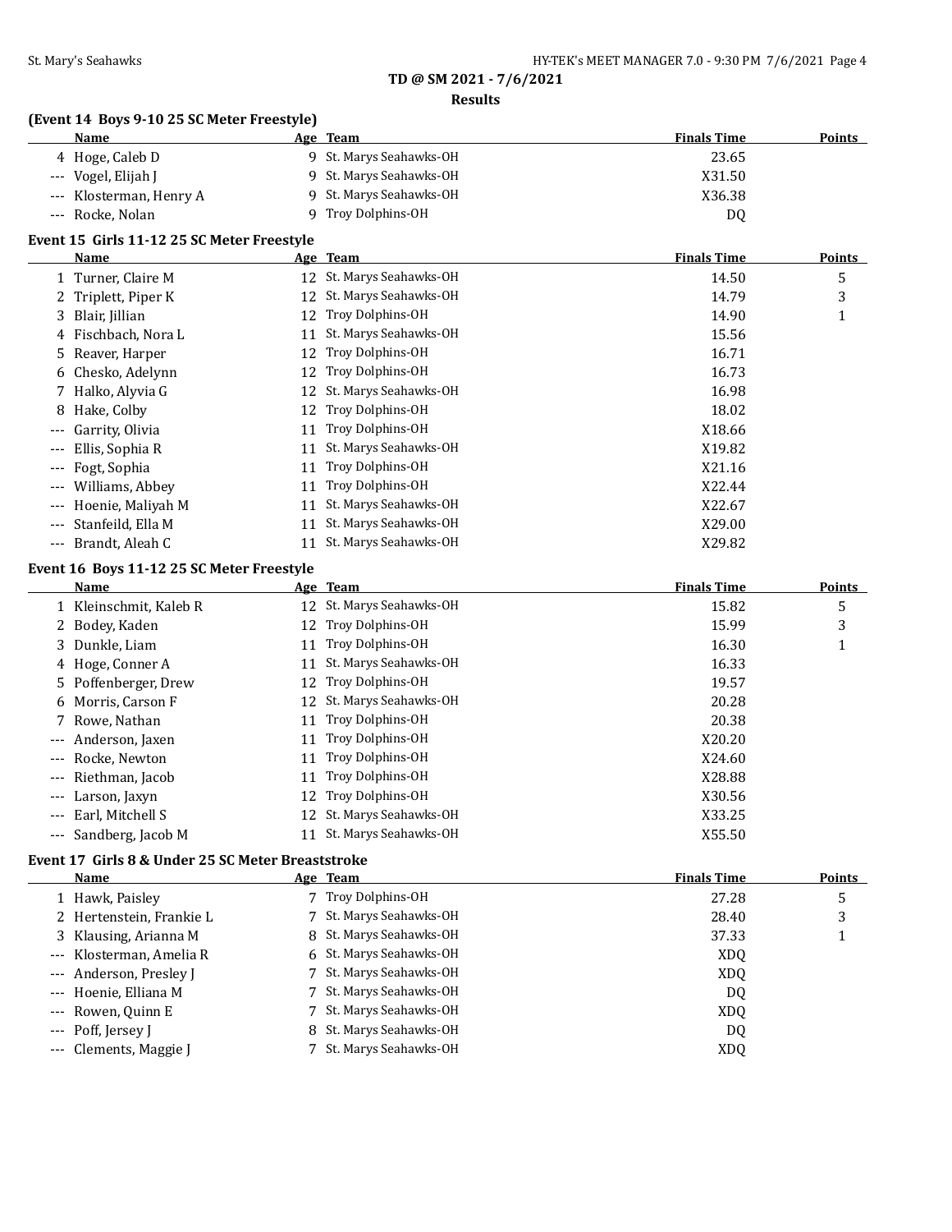**TD @ SM 2021 - 7/6/2021**

**Results**

### (Event 14 Boys 9-10 25 SC Meter Freestyle)

| | Name | Age | Team | Finals Time | Points |
|---|---|---|---|---|---|
| 4 | Hoge, Caleb D | 9 | St. Marys Seahawks-OH | 23.65 | |
| --- | Vogel, Elijah J | 9 | St. Marys Seahawks-OH | X31.50 | |
| --- | Klosterman, Henry A | 9 | St. Marys Seahawks-OH | X36.38 | |
| --- | Rocke, Nolan | 9 | Troy Dolphins-OH | DQ | |

### Event 15 Girls 11-12 25 SC Meter Freestyle

| | Name | Age | Team | Finals Time | Points |
|---|---|---|---|---|---|
| 1 | Turner, Claire M | 12 | St. Marys Seahawks-OH | 14.50 | 5 |
| 2 | Triplett, Piper K | 12 | St. Marys Seahawks-OH | 14.79 | 3 |
| 3 | Blair, Jillian | 12 | Troy Dolphins-OH | 14.90 | 1 |
| 4 | Fischbach, Nora L | 11 | St. Marys Seahawks-OH | 15.56 | |
| 5 | Reaver, Harper | 12 | Troy Dolphins-OH | 16.71 | |
| 6 | Chesko, Adelynn | 12 | Troy Dolphins-OH | 16.73 | |
| 7 | Halko, Alyvia G | 12 | St. Marys Seahawks-OH | 16.98 | |
| 8 | Hake, Colby | 12 | Troy Dolphins-OH | 18.02 | |
| --- | Garrity, Olivia | 11 | Troy Dolphins-OH | X18.66 | |
| --- | Ellis, Sophia R | 11 | St. Marys Seahawks-OH | X19.82 | |
| --- | Fogt, Sophia | 11 | Troy Dolphins-OH | X21.16 | |
| --- | Williams, Abbey | 11 | Troy Dolphins-OH | X22.44 | |
| --- | Hoenie, Maliyah M | 11 | St. Marys Seahawks-OH | X22.67 | |
| --- | Stanfeild, Ella M | 11 | St. Marys Seahawks-OH | X29.00 | |
| --- | Brandt, Aleah C | 11 | St. Marys Seahawks-OH | X29.82 | |

### Event 16 Boys 11-12 25 SC Meter Freestyle

| | Name | Age | Team | Finals Time | Points |
|---|---|---|---|---|---|
| 1 | Kleinschmit, Kaleb R | 12 | St. Marys Seahawks-OH | 15.82 | 5 |
| 2 | Bodey, Kaden | 12 | Troy Dolphins-OH | 15.99 | 3 |
| 3 | Dunkle, Liam | 11 | Troy Dolphins-OH | 16.30 | 1 |
| 4 | Hoge, Conner A | 11 | St. Marys Seahawks-OH | 16.33 | |
| 5 | Poffenberger, Drew | 12 | Troy Dolphins-OH | 19.57 | |
| 6 | Morris, Carson F | 12 | St. Marys Seahawks-OH | 20.28 | |
| 7 | Rowe, Nathan | 11 | Troy Dolphins-OH | 20.38 | |
| --- | Anderson, Jaxen | 11 | Troy Dolphins-OH | X20.20 | |
| --- | Rocke, Newton | 11 | Troy Dolphins-OH | X24.60 | |
| --- | Riethman, Jacob | 11 | Troy Dolphins-OH | X28.88 | |
| --- | Larson, Jaxyn | 12 | Troy Dolphins-OH | X30.56 | |
| --- | Earl, Mitchell S | 12 | St. Marys Seahawks-OH | X33.25 | |
| --- | Sandberg, Jacob M | 11 | St. Marys Seahawks-OH | X55.50 | |

### Event 17 Girls 8 & Under 25 SC Meter Breaststroke

| | Name | Age | Team | Finals Time | Points |
|---|---|---|---|---|---|
| 1 | Hawk, Paisley | 7 | Troy Dolphins-OH | 27.28 | 5 |
| 2 | Hertenstein, Frankie L | 7 | St. Marys Seahawks-OH | 28.40 | 3 |
| 3 | Klausing, Arianna M | 8 | St. Marys Seahawks-OH | 37.33 | 1 |
| --- | Klosterman, Amelia R | 6 | St. Marys Seahawks-OH | XDQ | |
| --- | Anderson, Presley J | 7 | St. Marys Seahawks-OH | XDQ | |
| --- | Hoenie, Elliana M | 7 | St. Marys Seahawks-OH | DQ | |
| --- | Rowen, Quinn E | 7 | St. Marys Seahawks-OH | XDQ | |
| --- | Poff, Jersey J | 8 | St. Marys Seahawks-OH | DQ | |
| --- | Clements, Maggie J | 7 | St. Marys Seahawks-OH | XDQ | |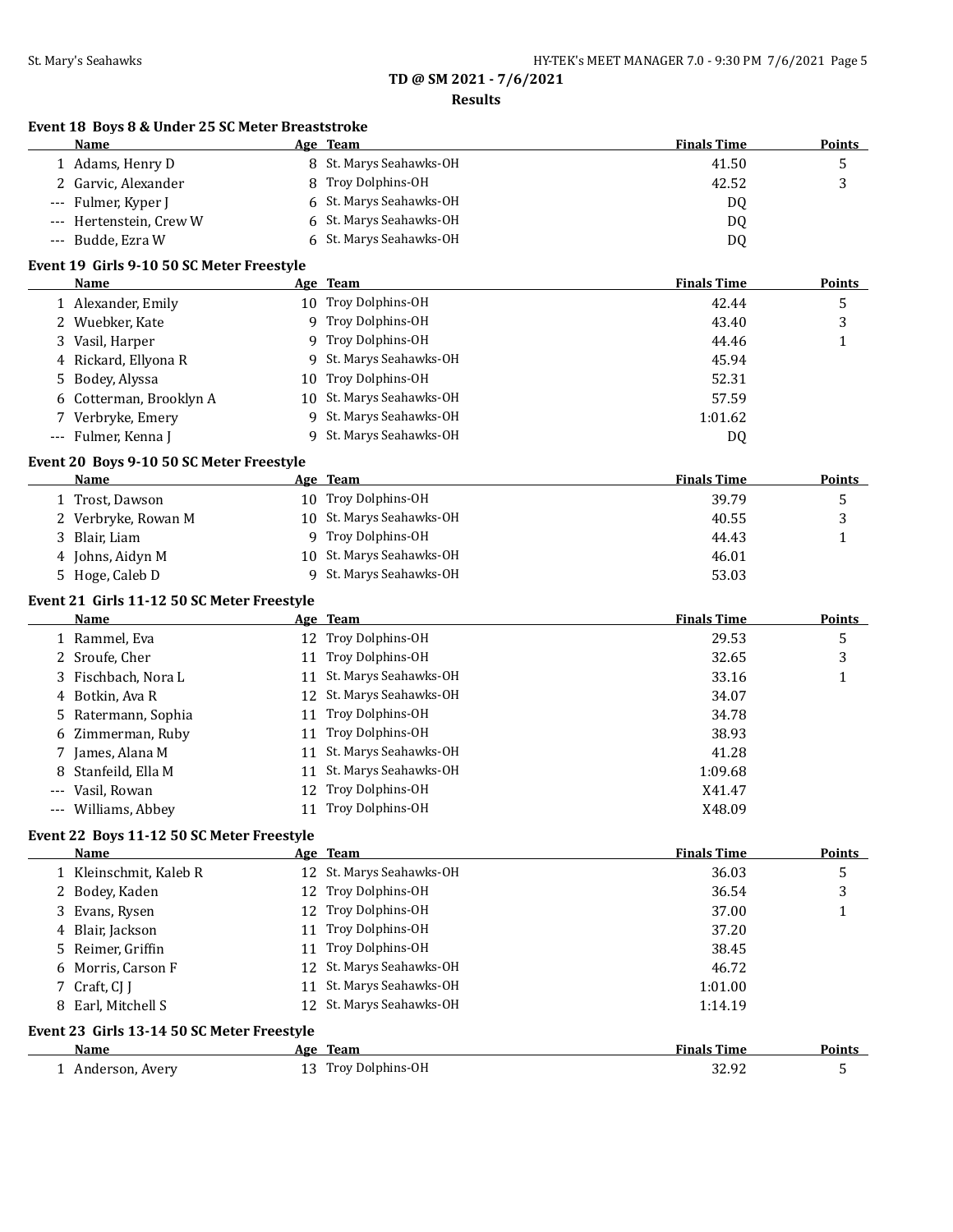**TD @ SM 2021 - 7/6/2021**

**Results**

### Event 18 Boys 8 & Under 25 SC Meter Breaststroke

| | Name | Age | Team | Finals Time | Points |
|---|---|---|---|---|---|
| 1 | Adams, Henry D | 8 | St. Marys Seahawks-OH | 41.50 | 5 |
| 2 | Garvic, Alexander | 8 | Troy Dolphins-OH | 42.52 | 3 |
| --- | Fulmer, Kyper J | 6 | St. Marys Seahawks-OH | DQ | |
| --- | Hertenstein, Crew W | 6 | St. Marys Seahawks-OH | DQ | |
| --- | Budde, Ezra W | 6 | St. Marys Seahawks-OH | DQ | |

### Event 19 Girls 9-10 50 SC Meter Freestyle

| | Name | Age | Team | Finals Time | Points |
|---|---|---|---|---|---|
| 1 | Alexander, Emily | 10 | Troy Dolphins-OH | 42.44 | 5 |
| 2 | Wuebker, Kate | 9 | Troy Dolphins-OH | 43.40 | 3 |
| 3 | Vasil, Harper | 9 | Troy Dolphins-OH | 44.46 | 1 |
| 4 | Rickard, Ellyona R | 9 | St. Marys Seahawks-OH | 45.94 | |
| 5 | Bodey, Alyssa | 10 | Troy Dolphins-OH | 52.31 | |
| 6 | Cotterman, Brooklyn A | 10 | St. Marys Seahawks-OH | 57.59 | |
| 7 | Verbryke, Emery | 9 | St. Marys Seahawks-OH | 1:01.62 | |
| --- | Fulmer, Kenna J | 9 | St. Marys Seahawks-OH | DQ | |

### Event 20 Boys 9-10 50 SC Meter Freestyle

| | Name | Age | Team | Finals Time | Points |
|---|---|---|---|---|---|
| 1 | Trost, Dawson | 10 | Troy Dolphins-OH | 39.79 | 5 |
| 2 | Verbryke, Rowan M | 10 | St. Marys Seahawks-OH | 40.55 | 3 |
| 3 | Blair, Liam | 9 | Troy Dolphins-OH | 44.43 | 1 |
| 4 | Johns, Aidyn M | 10 | St. Marys Seahawks-OH | 46.01 | |
| 5 | Hoge, Caleb D | 9 | St. Marys Seahawks-OH | 53.03 | |

### Event 21 Girls 11-12 50 SC Meter Freestyle

| | Name | Age | Team | Finals Time | Points |
|---|---|---|---|---|---|
| 1 | Rammel, Eva | 12 | Troy Dolphins-OH | 29.53 | 5 |
| 2 | Sroufe, Cher | 11 | Troy Dolphins-OH | 32.65 | 3 |
| 3 | Fischbach, Nora L | 11 | St. Marys Seahawks-OH | 33.16 | 1 |
| 4 | Botkin, Ava R | 12 | St. Marys Seahawks-OH | 34.07 | |
| 5 | Ratermann, Sophia | 11 | Troy Dolphins-OH | 34.78 | |
| 6 | Zimmerman, Ruby | 11 | Troy Dolphins-OH | 38.93 | |
| 7 | James, Alana M | 11 | St. Marys Seahawks-OH | 41.28 | |
| 8 | Stanfeild, Ella M | 11 | St. Marys Seahawks-OH | 1:09.68 | |
| --- | Vasil, Rowan | 12 | Troy Dolphins-OH | X41.47 | |
| --- | Williams, Abbey | 11 | Troy Dolphins-OH | X48.09 | |

### Event 22 Boys 11-12 50 SC Meter Freestyle

| | Name | Age | Team | Finals Time | Points |
|---|---|---|---|---|---|
| 1 | Kleinschmit, Kaleb R | 12 | St. Marys Seahawks-OH | 36.03 | 5 |
| 2 | Bodey, Kaden | 12 | Troy Dolphins-OH | 36.54 | 3 |
| 3 | Evans, Rysen | 12 | Troy Dolphins-OH | 37.00 | 1 |
| 4 | Blair, Jackson | 11 | Troy Dolphins-OH | 37.20 | |
| 5 | Reimer, Griffin | 11 | Troy Dolphins-OH | 38.45 | |
| 6 | Morris, Carson F | 12 | St. Marys Seahawks-OH | 46.72 | |
| 7 | Craft, CJ J | 11 | St. Marys Seahawks-OH | 1:01.00 | |
| 8 | Earl, Mitchell S | 12 | St. Marys Seahawks-OH | 1:14.19 | |

### Event 23 Girls 13-14 50 SC Meter Freestyle

| | Name | Age | Team | Finals Time | Points |
|---|---|---|---|---|---|
| 1 | Anderson, Avery | 13 | Troy Dolphins-OH | 32.92 | 5 |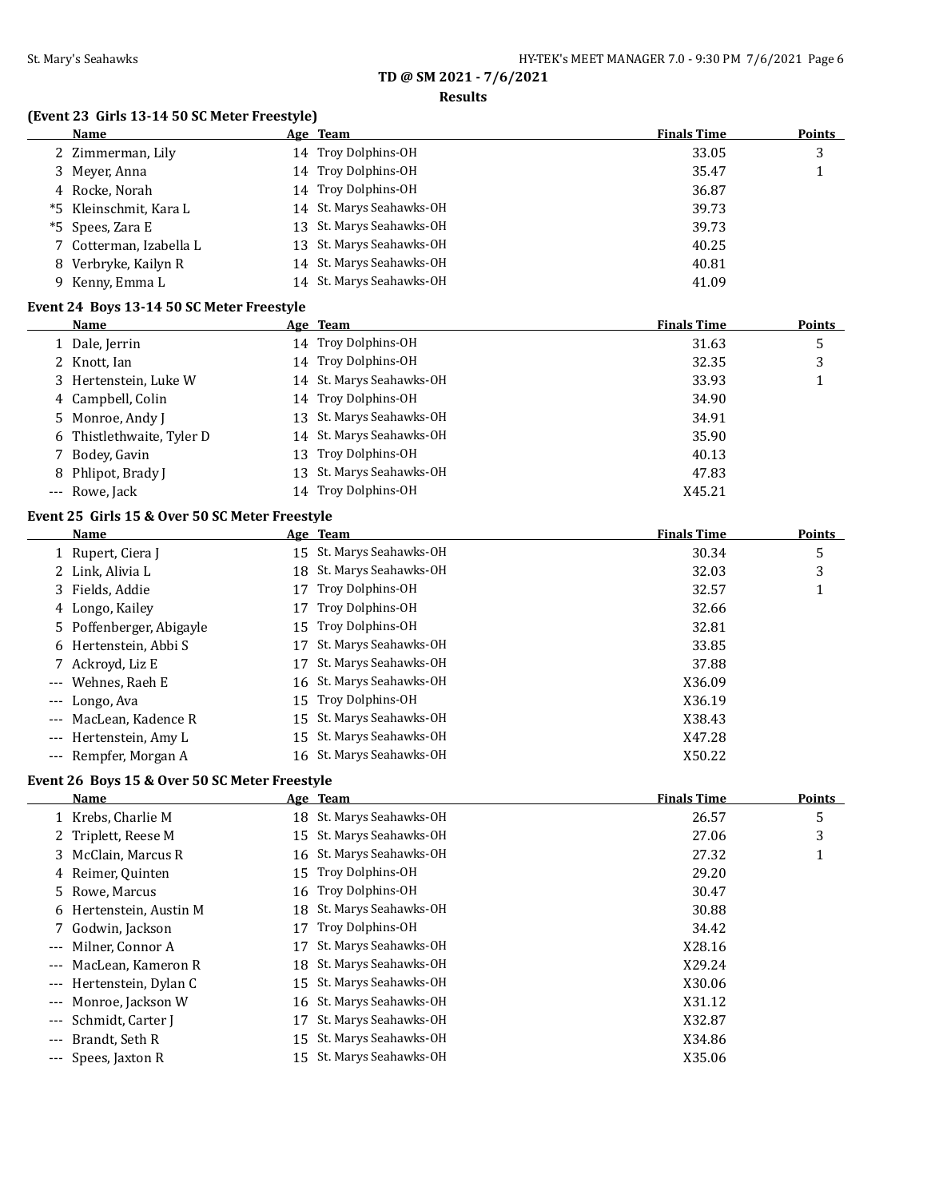**TD @ SM 2021 - 7/6/2021**

**Results**

### (Event 23 Girls 13-14 50 SC Meter Freestyle)

| | Name | Age | Team | Finals Time | Points |
|---|---|---|---|---|---|
| 2 | Zimmerman, Lily | 14 | Troy Dolphins-OH | 33.05 | 3 |
| 3 | Meyer, Anna | 14 | Troy Dolphins-OH | 35.47 | 1 |
| 4 | Rocke, Norah | 14 | Troy Dolphins-OH | 36.87 | |
| *5 | Kleinschmit, Kara L | 14 | St. Marys Seahawks-OH | 39.73 | |
| *5 | Spees, Zara E | 13 | St. Marys Seahawks-OH | 39.73 | |
| 7 | Cotterman, Izabella L | 13 | St. Marys Seahawks-OH | 40.25 | |
| 8 | Verbryke, Kailyn R | 14 | St. Marys Seahawks-OH | 40.81 | |
| 9 | Kenny, Emma L | 14 | St. Marys Seahawks-OH | 41.09 | |

### Event 24 Boys 13-14 50 SC Meter Freestyle

| | Name | Age | Team | Finals Time | Points |
|---|---|---|---|---|---|
| 1 | Dale, Jerrin | 14 | Troy Dolphins-OH | 31.63 | 5 |
| 2 | Knott, Ian | 14 | Troy Dolphins-OH | 32.35 | 3 |
| 3 | Hertenstein, Luke W | 14 | St. Marys Seahawks-OH | 33.93 | 1 |
| 4 | Campbell, Colin | 14 | Troy Dolphins-OH | 34.90 | |
| 5 | Monroe, Andy J | 13 | St. Marys Seahawks-OH | 34.91 | |
| 6 | Thistlethwaite, Tyler D | 14 | St. Marys Seahawks-OH | 35.90 | |
| 7 | Bodey, Gavin | 13 | Troy Dolphins-OH | 40.13 | |
| 8 | Phlipot, Brady J | 13 | St. Marys Seahawks-OH | 47.83 | |
| --- | Rowe, Jack | 14 | Troy Dolphins-OH | X45.21 | |

### Event 25 Girls 15 & Over 50 SC Meter Freestyle

| | Name | Age | Team | Finals Time | Points |
|---|---|---|---|---|---|
| 1 | Rupert, Ciera J | 15 | St. Marys Seahawks-OH | 30.34 | 5 |
| 2 | Link, Alivia L | 18 | St. Marys Seahawks-OH | 32.03 | 3 |
| 3 | Fields, Addie | 17 | Troy Dolphins-OH | 32.57 | 1 |
| 4 | Longo, Kailey | 17 | Troy Dolphins-OH | 32.66 | |
| 5 | Poffenberger, Abigayle | 15 | Troy Dolphins-OH | 32.81 | |
| 6 | Hertenstein, Abbi S | 17 | St. Marys Seahawks-OH | 33.85 | |
| 7 | Ackroyd, Liz E | 17 | St. Marys Seahawks-OH | 37.88 | |
| --- | Wehnes, Raeh E | 16 | St. Marys Seahawks-OH | X36.09 | |
| --- | Longo, Ava | 15 | Troy Dolphins-OH | X36.19 | |
| --- | MacLean, Kadence R | 15 | St. Marys Seahawks-OH | X38.43 | |
| --- | Hertenstein, Amy L | 15 | St. Marys Seahawks-OH | X47.28 | |
| --- | Rempfer, Morgan A | 16 | St. Marys Seahawks-OH | X50.22 | |

### Event 26 Boys 15 & Over 50 SC Meter Freestyle

| | Name | Age | Team | Finals Time | Points |
|---|---|---|---|---|---|
| 1 | Krebs, Charlie M | 18 | St. Marys Seahawks-OH | 26.57 | 5 |
| 2 | Triplett, Reese M | 15 | St. Marys Seahawks-OH | 27.06 | 3 |
| 3 | McClain, Marcus R | 16 | St. Marys Seahawks-OH | 27.32 | 1 |
| 4 | Reimer, Quinten | 15 | Troy Dolphins-OH | 29.20 | |
| 5 | Rowe, Marcus | 16 | Troy Dolphins-OH | 30.47 | |
| 6 | Hertenstein, Austin M | 18 | St. Marys Seahawks-OH | 30.88 | |
| 7 | Godwin, Jackson | 17 | Troy Dolphins-OH | 34.42 | |
| --- | Milner, Connor A | 17 | St. Marys Seahawks-OH | X28.16 | |
| --- | MacLean, Kameron R | 18 | St. Marys Seahawks-OH | X29.24 | |
| --- | Hertenstein, Dylan C | 15 | St. Marys Seahawks-OH | X30.06 | |
| --- | Monroe, Jackson W | 16 | St. Marys Seahawks-OH | X31.12 | |
| --- | Schmidt, Carter J | 17 | St. Marys Seahawks-OH | X32.87 | |
| --- | Brandt, Seth R | 15 | St. Marys Seahawks-OH | X34.86 | |
| --- | Spees, Jaxton R | 15 | St. Marys Seahawks-OH | X35.06 | |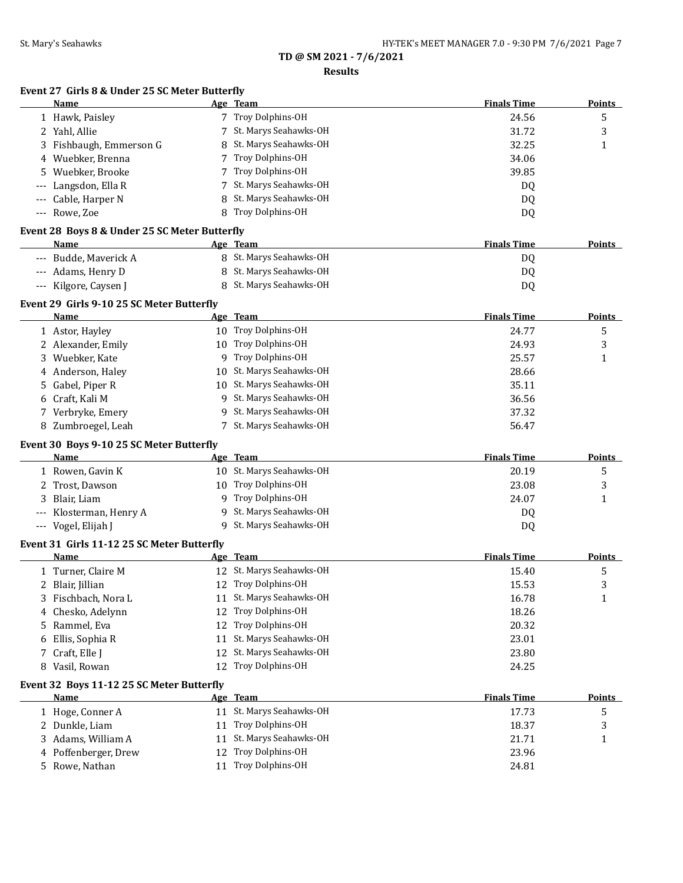## TD @ SM 2021 - 7/6/2021

### Results

#### Event 27 Girls 8 & Under 25 SC Meter Butterfly

| | Name | Age | Team | Finals Time | Points |
|---|---|---|---|---|---|
| 1 | Hawk, Paisley | 7 | Troy Dolphins-OH | 24.56 | 5 |
| 2 | Yahl, Allie | 7 | St. Marys Seahawks-OH | 31.72 | 3 |
| 3 | Fishbaugh, Emmerson G | 8 | St. Marys Seahawks-OH | 32.25 | 1 |
| 4 | Wuebker, Brenna | 7 | Troy Dolphins-OH | 34.06 | |
| 5 | Wuebker, Brooke | 7 | Troy Dolphins-OH | 39.85 | |
| --- | Langsdon, Ella R | 7 | St. Marys Seahawks-OH | DQ | |
| --- | Cable, Harper N | 8 | St. Marys Seahawks-OH | DQ | |
| --- | Rowe, Zoe | 8 | Troy Dolphins-OH | DQ | |

#### Event 28 Boys 8 & Under 25 SC Meter Butterfly

| | Name | Age | Team | Finals Time | Points |
|---|---|---|---|---|---|
| --- | Budde, Maverick A | 8 | St. Marys Seahawks-OH | DQ | |
| --- | Adams, Henry D | 8 | St. Marys Seahawks-OH | DQ | |
| --- | Kilgore, Caysen J | 8 | St. Marys Seahawks-OH | DQ | |

#### Event 29 Girls 9-10 25 SC Meter Butterfly

| | Name | Age | Team | Finals Time | Points |
|---|---|---|---|---|---|
| 1 | Astor, Hayley | 10 | Troy Dolphins-OH | 24.77 | 5 |
| 2 | Alexander, Emily | 10 | Troy Dolphins-OH | 24.93 | 3 |
| 3 | Wuebker, Kate | 9 | Troy Dolphins-OH | 25.57 | 1 |
| 4 | Anderson, Haley | 10 | St. Marys Seahawks-OH | 28.66 | |
| 5 | Gabel, Piper R | 10 | St. Marys Seahawks-OH | 35.11 | |
| 6 | Craft, Kali M | 9 | St. Marys Seahawks-OH | 36.56 | |
| 7 | Verbryke, Emery | 9 | St. Marys Seahawks-OH | 37.32 | |
| 8 | Zumbroegel, Leah | 7 | St. Marys Seahawks-OH | 56.47 | |

#### Event 30 Boys 9-10 25 SC Meter Butterfly

| | Name | Age | Team | Finals Time | Points |
|---|---|---|---|---|---|
| 1 | Rowen, Gavin K | 10 | St. Marys Seahawks-OH | 20.19 | 5 |
| 2 | Trost, Dawson | 10 | Troy Dolphins-OH | 23.08 | 3 |
| 3 | Blair, Liam | 9 | Troy Dolphins-OH | 24.07 | 1 |
| --- | Klosterman, Henry A | 9 | St. Marys Seahawks-OH | DQ | |
| --- | Vogel, Elijah J | 9 | St. Marys Seahawks-OH | DQ | |

#### Event 31 Girls 11-12 25 SC Meter Butterfly

| | Name | Age | Team | Finals Time | Points |
|---|---|---|---|---|---|
| 1 | Turner, Claire M | 12 | St. Marys Seahawks-OH | 15.40 | 5 |
| 2 | Blair, Jillian | 12 | Troy Dolphins-OH | 15.53 | 3 |
| 3 | Fischbach, Nora L | 11 | St. Marys Seahawks-OH | 16.78 | 1 |
| 4 | Chesko, Adelynn | 12 | Troy Dolphins-OH | 18.26 | |
| 5 | Rammel, Eva | 12 | Troy Dolphins-OH | 20.32 | |
| 6 | Ellis, Sophia R | 11 | St. Marys Seahawks-OH | 23.01 | |
| 7 | Craft, Elle J | 12 | St. Marys Seahawks-OH | 23.80 | |
| 8 | Vasil, Rowan | 12 | Troy Dolphins-OH | 24.25 | |

#### Event 32 Boys 11-12 25 SC Meter Butterfly

| | Name | Age | Team | Finals Time | Points |
|---|---|---|---|---|---|
| 1 | Hoge, Conner A | 11 | St. Marys Seahawks-OH | 17.73 | 5 |
| 2 | Dunkle, Liam | 11 | Troy Dolphins-OH | 18.37 | 3 |
| 3 | Adams, William A | 11 | St. Marys Seahawks-OH | 21.71 | 1 |
| 4 | Poffenberger, Drew | 12 | Troy Dolphins-OH | 23.96 | |
| 5 | Rowe, Nathan | 11 | Troy Dolphins-OH | 24.81 | |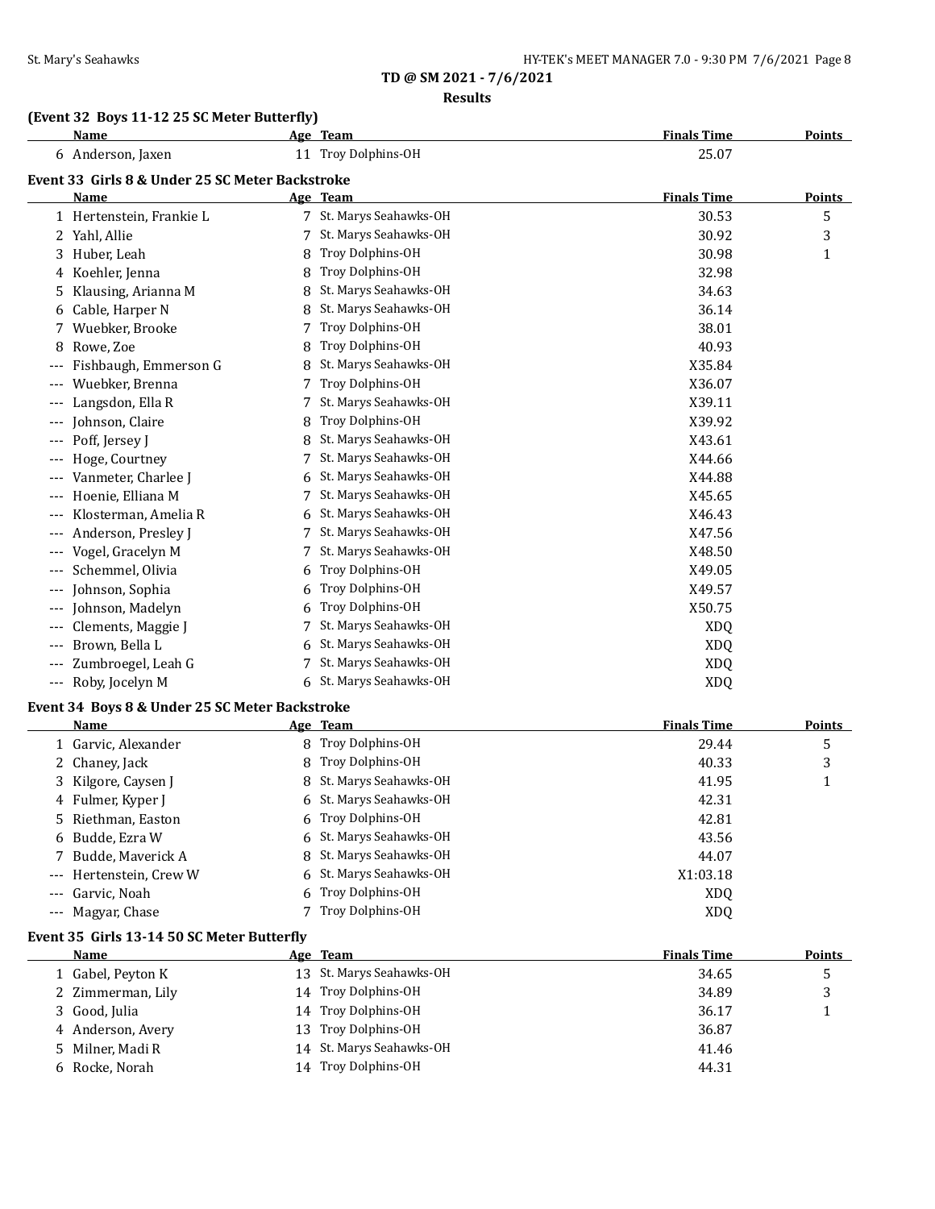**TD @ SM 2021 - 7/6/2021**

**Results**

### (Event 32 Boys 11-12 25 SC Meter Butterfly)

| | Name | Age | Team | Finals Time | Points |
|---|---|---|---|---|---|
| 6 | Anderson, Jaxen | 11 | Troy Dolphins-OH | 25.07 | |

### Event 33 Girls 8 & Under 25 SC Meter Backstroke

| | Name | Age | Team | Finals Time | Points |
|---|---|---|---|---|---|
| 1 | Hertenstein, Frankie L | 7 | St. Marys Seahawks-OH | 30.53 | 5 |
| 2 | Yahl, Allie | 7 | St. Marys Seahawks-OH | 30.92 | 3 |
| 3 | Huber, Leah | 8 | Troy Dolphins-OH | 30.98 | 1 |
| 4 | Koehler, Jenna | 8 | Troy Dolphins-OH | 32.98 | |
| 5 | Klausing, Arianna M | 8 | St. Marys Seahawks-OH | 34.63 | |
| 6 | Cable, Harper N | 8 | St. Marys Seahawks-OH | 36.14 | |
| 7 | Wuebker, Brooke | 7 | Troy Dolphins-OH | 38.01 | |
| 8 | Rowe, Zoe | 8 | Troy Dolphins-OH | 40.93 | |
| --- | Fishbaugh, Emmerson G | 8 | St. Marys Seahawks-OH | X35.84 | |
| --- | Wuebker, Brenna | 7 | Troy Dolphins-OH | X36.07 | |
| --- | Langsdon, Ella R | 7 | St. Marys Seahawks-OH | X39.11 | |
| --- | Johnson, Claire | 8 | Troy Dolphins-OH | X39.92 | |
| --- | Poff, Jersey J | 8 | St. Marys Seahawks-OH | X43.61 | |
| --- | Hoge, Courtney | 7 | St. Marys Seahawks-OH | X44.66 | |
| --- | Vanmeter, Charlee J | 6 | St. Marys Seahawks-OH | X44.88 | |
| --- | Hoenie, Elliana M | 7 | St. Marys Seahawks-OH | X45.65 | |
| --- | Klosterman, Amelia R | 6 | St. Marys Seahawks-OH | X46.43 | |
| --- | Anderson, Presley J | 7 | St. Marys Seahawks-OH | X47.56 | |
| --- | Vogel, Gracelyn M | 7 | St. Marys Seahawks-OH | X48.50 | |
| --- | Schemmel, Olivia | 6 | Troy Dolphins-OH | X49.05 | |
| --- | Johnson, Sophia | 6 | Troy Dolphins-OH | X49.57 | |
| --- | Johnson, Madelyn | 6 | Troy Dolphins-OH | X50.75 | |
| --- | Clements, Maggie J | 7 | St. Marys Seahawks-OH | XDQ | |
| --- | Brown, Bella L | 6 | St. Marys Seahawks-OH | XDQ | |
| --- | Zumbroegel, Leah G | 7 | St. Marys Seahawks-OH | XDQ | |
| --- | Roby, Jocelyn M | 6 | St. Marys Seahawks-OH | XDQ | |

### Event 34 Boys 8 & Under 25 SC Meter Backstroke

| | Name | Age | Team | Finals Time | Points |
|---|---|---|---|---|---|
| 1 | Garvic, Alexander | 8 | Troy Dolphins-OH | 29.44 | 5 |
| 2 | Chaney, Jack | 8 | Troy Dolphins-OH | 40.33 | 3 |
| 3 | Kilgore, Caysen J | 8 | St. Marys Seahawks-OH | 41.95 | 1 |
| 4 | Fulmer, Kyper J | 6 | St. Marys Seahawks-OH | 42.31 | |
| 5 | Riethman, Easton | 6 | Troy Dolphins-OH | 42.81 | |
| 6 | Budde, Ezra W | 6 | St. Marys Seahawks-OH | 43.56 | |
| 7 | Budde, Maverick A | 8 | St. Marys Seahawks-OH | 44.07 | |
| --- | Hertenstein, Crew W | 6 | St. Marys Seahawks-OH | X1:03.18 | |
| --- | Garvic, Noah | 6 | Troy Dolphins-OH | XDQ | |
| --- | Magyar, Chase | 7 | Troy Dolphins-OH | XDQ | |

### Event 35 Girls 13-14 50 SC Meter Butterfly

| | Name | Age | Team | Finals Time | Points |
|---|---|---|---|---|---|
| 1 | Gabel, Peyton K | 13 | St. Marys Seahawks-OH | 34.65 | 5 |
| 2 | Zimmerman, Lily | 14 | Troy Dolphins-OH | 34.89 | 3 |
| 3 | Good, Julia | 14 | Troy Dolphins-OH | 36.17 | 1 |
| 4 | Anderson, Avery | 13 | Troy Dolphins-OH | 36.87 | |
| 5 | Milner, Madi R | 14 | St. Marys Seahawks-OH | 41.46 | |
| 6 | Rocke, Norah | 14 | Troy Dolphins-OH | 44.31 | |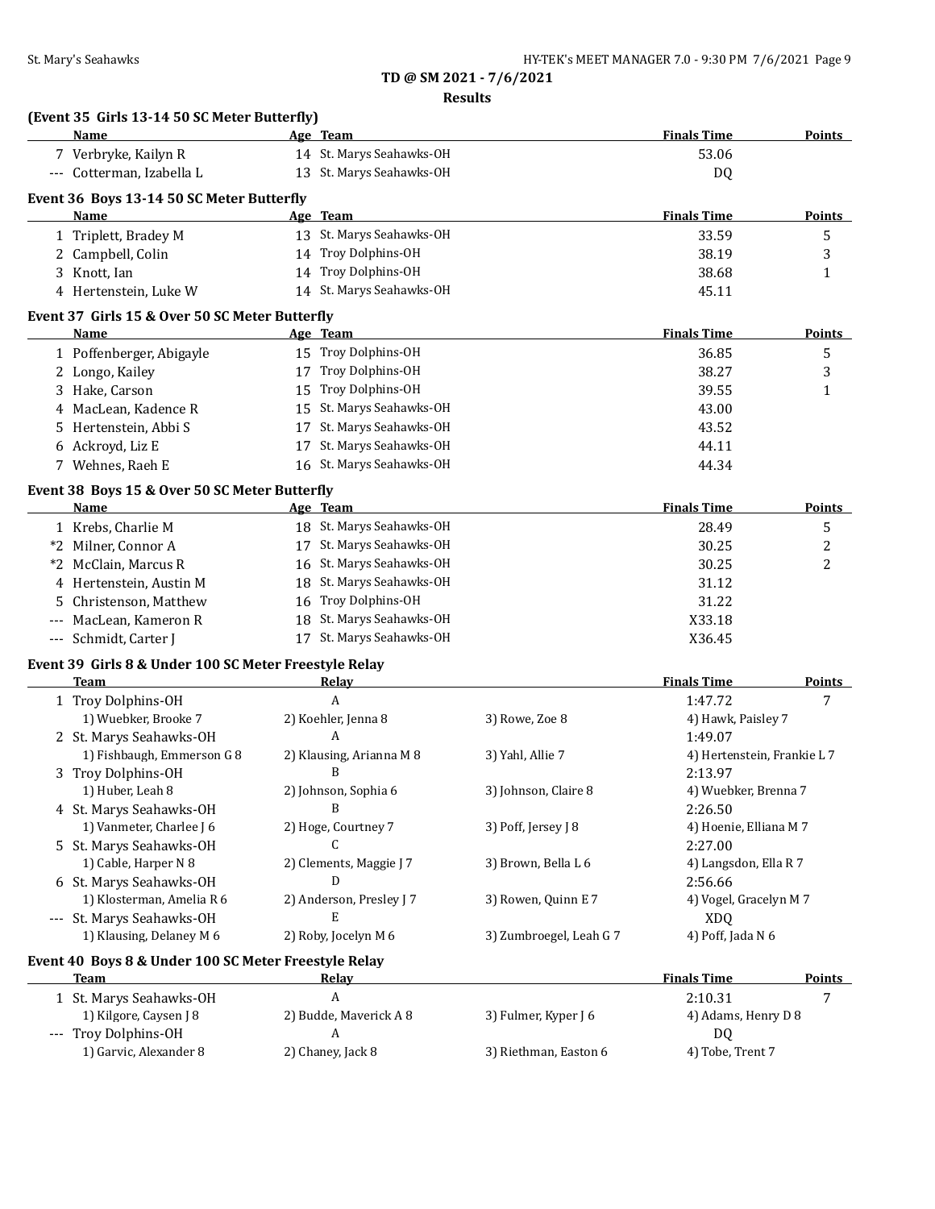**TD @ SM 2021 - 7/6/2021**

**Results**

### (Event 35 Girls 13-14 50 SC Meter Butterfly)

| | Name | Age | Team | Finals Time | Points |
|---|---|---|---|---|---|
| 7 | Verbryke, Kailyn R | 14 | St. Marys Seahawks-OH | 53.06 | |
| --- | Cotterman, Izabella L | 13 | St. Marys Seahawks-OH | DQ | |

### Event 36 Boys 13-14 50 SC Meter Butterfly

| | Name | Age | Team | Finals Time | Points |
|---|---|---|---|---|---|
| 1 | Triplett, Bradey M | 13 | St. Marys Seahawks-OH | 33.59 | 5 |
| 2 | Campbell, Colin | 14 | Troy Dolphins-OH | 38.19 | 3 |
| 3 | Knott, Ian | 14 | Troy Dolphins-OH | 38.68 | 1 |
| 4 | Hertenstein, Luke W | 14 | St. Marys Seahawks-OH | 45.11 | |

### Event 37 Girls 15 & Over 50 SC Meter Butterfly

| | Name | Age | Team | Finals Time | Points |
|---|---|---|---|---|---|
| 1 | Poffenberger, Abigayle | 15 | Troy Dolphins-OH | 36.85 | 5 |
| 2 | Longo, Kailey | 17 | Troy Dolphins-OH | 38.27 | 3 |
| 3 | Hake, Carson | 15 | Troy Dolphins-OH | 39.55 | 1 |
| 4 | MacLean, Kadence R | 15 | St. Marys Seahawks-OH | 43.00 | |
| 5 | Hertenstein, Abbi S | 17 | St. Marys Seahawks-OH | 43.52 | |
| 6 | Ackroyd, Liz E | 17 | St. Marys Seahawks-OH | 44.11 | |
| 7 | Wehnes, Raeh E | 16 | St. Marys Seahawks-OH | 44.34 | |

### Event 38 Boys 15 & Over 50 SC Meter Butterfly

| | Name | Age | Team | Finals Time | Points |
|---|---|---|---|---|---|
| 1 | Krebs, Charlie M | 18 | St. Marys Seahawks-OH | 28.49 | 5 |
| *2 | Milner, Connor A | 17 | St. Marys Seahawks-OH | 30.25 | 2 |
| *2 | McClain, Marcus R | 16 | St. Marys Seahawks-OH | 30.25 | 2 |
| 4 | Hertenstein, Austin M | 18 | St. Marys Seahawks-OH | 31.12 | |
| 5 | Christenson, Matthew | 16 | Troy Dolphins-OH | 31.22 | |
| --- | MacLean, Kameron R | 18 | St. Marys Seahawks-OH | X33.18 | |
| --- | Schmidt, Carter J | 17 | St. Marys Seahawks-OH | X36.45 | |

### Event 39 Girls 8 & Under 100 SC Meter Freestyle Relay

| | Team | Relay | | Finals Time | Points |
|---|---|---|---|---|---|
| 1 | Troy Dolphins-OH | A | | 1:47.72 | 7 |
| | 1) Wuebker, Brooke 7 | 2) Koehler, Jenna 8 | 3) Rowe, Zoe 8 | 4) Hawk, Paisley 7 | |
| 2 | St. Marys Seahawks-OH | A | | 1:49.07 | |
| | 1) Fishbaugh, Emmerson G 8 | 2) Klausing, Arianna M 8 | 3) Yahl, Allie 7 | 4) Hertenstein, Frankie L 7 | |
| 3 | Troy Dolphins-OH | B | | 2:13.97 | |
| | 1) Huber, Leah 8 | 2) Johnson, Sophia 6 | 3) Johnson, Claire 8 | 4) Wuebker, Brenna 7 | |
| 4 | St. Marys Seahawks-OH | B | | 2:26.50 | |
| | 1) Vanmeter, Charlee J 6 | 2) Hoge, Courtney 7 | 3) Poff, Jersey J 8 | 4) Hoenie, Elliana M 7 | |
| 5 | St. Marys Seahawks-OH | C | | 2:27.00 | |
| | 1) Cable, Harper N 8 | 2) Clements, Maggie J 7 | 3) Brown, Bella L 6 | 4) Langsdon, Ella R 7 | |
| 6 | St. Marys Seahawks-OH | D | | 2:56.66 | |
| | 1) Klosterman, Amelia R 6 | 2) Anderson, Presley J 7 | 3) Rowen, Quinn E 7 | 4) Vogel, Gracelyn M 7 | |
| --- | St. Marys Seahawks-OH | E | | XDQ | |
| | 1) Klausing, Delaney M 6 | 2) Roby, Jocelyn M 6 | 3) Zumbroegel, Leah G 7 | 4) Poff, Jada N 6 | |

### Event 40 Boys 8 & Under 100 SC Meter Freestyle Relay

| | Team | Relay | | Finals Time | Points |
|---|---|---|---|---|---|
| 1 | St. Marys Seahawks-OH | A | | 2:10.31 | 7 |
| | 1) Kilgore, Caysen J 8 | 2) Budde, Maverick A 8 | 3) Fulmer, Kyper J 6 | 4) Adams, Henry D 8 | |
| --- | Troy Dolphins-OH | A | | DQ | |
| | 1) Garvic, Alexander 8 | 2) Chaney, Jack 8 | 3) Riethman, Easton 6 | 4) Tobe, Trent 7 | |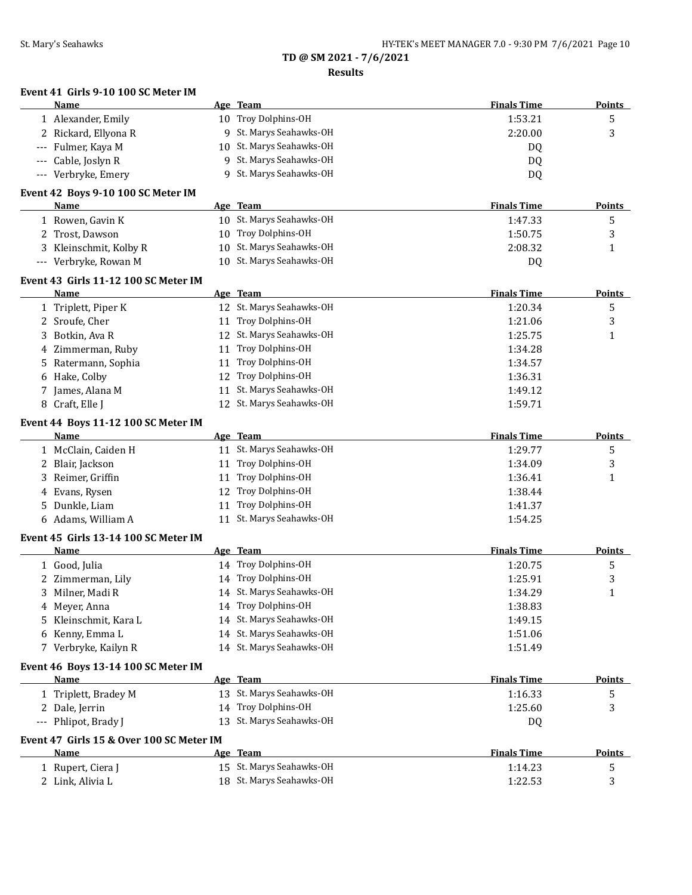**TD @ SM 2021 - 7/6/2021**

**Results**

**Event 41 Girls 9-10 100 SC Meter IM**

| | Name | Age | Team | Finals Time | Points |
|---|---|---|---|---|---|
| 1 | Alexander, Emily | 10 | Troy Dolphins-OH | 1:53.21 | 5 |
| 2 | Rickard, Ellyona R | 9 | St. Marys Seahawks-OH | 2:20.00 | 3 |
| --- | Fulmer, Kaya M | 10 | St. Marys Seahawks-OH | DQ | |
| --- | Cable, Joslyn R | 9 | St. Marys Seahawks-OH | DQ | |
| --- | Verbryke, Emery | 9 | St. Marys Seahawks-OH | DQ | |

**Event 42 Boys 9-10 100 SC Meter IM**

| | Name | Age | Team | Finals Time | Points |
|---|---|---|---|---|---|
| 1 | Rowen, Gavin K | 10 | St. Marys Seahawks-OH | 1:47.33 | 5 |
| 2 | Trost, Dawson | 10 | Troy Dolphins-OH | 1:50.75 | 3 |
| 3 | Kleinschmit, Kolby R | 10 | St. Marys Seahawks-OH | 2:08.32 | 1 |
| --- | Verbryke, Rowan M | 10 | St. Marys Seahawks-OH | DQ | |

**Event 43 Girls 11-12 100 SC Meter IM**

| | Name | Age | Team | Finals Time | Points |
|---|---|---|---|---|---|
| 1 | Triplett, Piper K | 12 | St. Marys Seahawks-OH | 1:20.34 | 5 |
| 2 | Sroufe, Cher | 11 | Troy Dolphins-OH | 1:21.06 | 3 |
| 3 | Botkin, Ava R | 12 | St. Marys Seahawks-OH | 1:25.75 | 1 |
| 4 | Zimmerman, Ruby | 11 | Troy Dolphins-OH | 1:34.28 | |
| 5 | Ratermann, Sophia | 11 | Troy Dolphins-OH | 1:34.57 | |
| 6 | Hake, Colby | 12 | Troy Dolphins-OH | 1:36.31 | |
| 7 | James, Alana M | 11 | St. Marys Seahawks-OH | 1:49.12 | |
| 8 | Craft, Elle J | 12 | St. Marys Seahawks-OH | 1:59.71 | |

**Event 44 Boys 11-12 100 SC Meter IM**

| | Name | Age | Team | Finals Time | Points |
|---|---|---|---|---|---|
| 1 | McClain, Caiden H | 11 | St. Marys Seahawks-OH | 1:29.77 | 5 |
| 2 | Blair, Jackson | 11 | Troy Dolphins-OH | 1:34.09 | 3 |
| 3 | Reimer, Griffin | 11 | Troy Dolphins-OH | 1:36.41 | 1 |
| 4 | Evans, Rysen | 12 | Troy Dolphins-OH | 1:38.44 | |
| 5 | Dunkle, Liam | 11 | Troy Dolphins-OH | 1:41.37 | |
| 6 | Adams, William A | 11 | St. Marys Seahawks-OH | 1:54.25 | |

**Event 45 Girls 13-14 100 SC Meter IM**

| | Name | Age | Team | Finals Time | Points |
|---|---|---|---|---|---|
| 1 | Good, Julia | 14 | Troy Dolphins-OH | 1:20.75 | 5 |
| 2 | Zimmerman, Lily | 14 | Troy Dolphins-OH | 1:25.91 | 3 |
| 3 | Milner, Madi R | 14 | St. Marys Seahawks-OH | 1:34.29 | 1 |
| 4 | Meyer, Anna | 14 | Troy Dolphins-OH | 1:38.83 | |
| 5 | Kleinschmit, Kara L | 14 | St. Marys Seahawks-OH | 1:49.15 | |
| 6 | Kenny, Emma L | 14 | St. Marys Seahawks-OH | 1:51.06 | |
| 7 | Verbryke, Kailyn R | 14 | St. Marys Seahawks-OH | 1:51.49 | |

**Event 46 Boys 13-14 100 SC Meter IM**

| | Name | Age | Team | Finals Time | Points |
|---|---|---|---|---|---|
| 1 | Triplett, Bradey M | 13 | St. Marys Seahawks-OH | 1:16.33 | 5 |
| 2 | Dale, Jerrin | 14 | Troy Dolphins-OH | 1:25.60 | 3 |
| --- | Phlipot, Brady J | 13 | St. Marys Seahawks-OH | DQ | |

**Event 47 Girls 15 & Over 100 SC Meter IM**

| | Name | Age | Team | Finals Time | Points |
|---|---|---|---|---|---|
| 1 | Rupert, Ciera J | 15 | St. Marys Seahawks-OH | 1:14.23 | 5 |
| 2 | Link, Alivia L | 18 | St. Marys Seahawks-OH | 1:22.53 | 3 |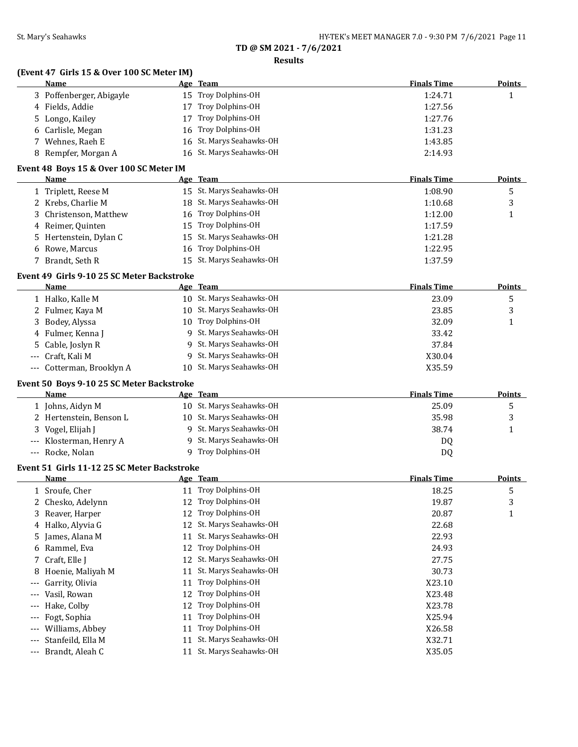**TD @ SM 2021 - 7/6/2021**

**Results**

### (Event 47 Girls 15 & Over 100 SC Meter IM)

| | Name | Age | Team | Finals Time | Points |
|---|---|---|---|---|---|
| 3 | Poffenberger, Abigayle | 15 | Troy Dolphins-OH | 1:24.71 | 1 |
| 4 | Fields, Addie | 17 | Troy Dolphins-OH | 1:27.56 | |
| 5 | Longo, Kailey | 17 | Troy Dolphins-OH | 1:27.76 | |
| 6 | Carlisle, Megan | 16 | Troy Dolphins-OH | 1:31.23 | |
| 7 | Wehnes, Raeh E | 16 | St. Marys Seahawks-OH | 1:43.85 | |
| 8 | Rempfer, Morgan A | 16 | St. Marys Seahawks-OH | 2:14.93 | |

### Event 48 Boys 15 & Over 100 SC Meter IM

| | Name | Age | Team | Finals Time | Points |
|---|---|---|---|---|---|
| 1 | Triplett, Reese M | 15 | St. Marys Seahawks-OH | 1:08.90 | 5 |
| 2 | Krebs, Charlie M | 18 | St. Marys Seahawks-OH | 1:10.68 | 3 |
| 3 | Christenson, Matthew | 16 | Troy Dolphins-OH | 1:12.00 | 1 |
| 4 | Reimer, Quinten | 15 | Troy Dolphins-OH | 1:17.59 | |
| 5 | Hertenstein, Dylan C | 15 | St. Marys Seahawks-OH | 1:21.28 | |
| 6 | Rowe, Marcus | 16 | Troy Dolphins-OH | 1:22.95 | |
| 7 | Brandt, Seth R | 15 | St. Marys Seahawks-OH | 1:37.59 | |

### Event 49 Girls 9-10 25 SC Meter Backstroke

| | Name | Age | Team | Finals Time | Points |
|---|---|---|---|---|---|
| 1 | Halko, Kalle M | 10 | St. Marys Seahawks-OH | 23.09 | 5 |
| 2 | Fulmer, Kaya M | 10 | St. Marys Seahawks-OH | 23.85 | 3 |
| 3 | Bodey, Alyssa | 10 | Troy Dolphins-OH | 32.09 | 1 |
| 4 | Fulmer, Kenna J | 9 | St. Marys Seahawks-OH | 33.42 | |
| 5 | Cable, Joslyn R | 9 | St. Marys Seahawks-OH | 37.84 | |
| --- | Craft, Kali M | 9 | St. Marys Seahawks-OH | X30.04 | |
| --- | Cotterman, Brooklyn A | 10 | St. Marys Seahawks-OH | X35.59 | |

### Event 50 Boys 9-10 25 SC Meter Backstroke

| | Name | Age | Team | Finals Time | Points |
|---|---|---|---|---|---|
| 1 | Johns, Aidyn M | 10 | St. Marys Seahawks-OH | 25.09 | 5 |
| 2 | Hertenstein, Benson L | 10 | St. Marys Seahawks-OH | 35.98 | 3 |
| 3 | Vogel, Elijah J | 9 | St. Marys Seahawks-OH | 38.74 | 1 |
| --- | Klosterman, Henry A | 9 | St. Marys Seahawks-OH | DQ | |
| --- | Rocke, Nolan | 9 | Troy Dolphins-OH | DQ | |

### Event 51 Girls 11-12 25 SC Meter Backstroke

| | Name | Age | Team | Finals Time | Points |
|---|---|---|---|---|---|
| 1 | Sroufe, Cher | 11 | Troy Dolphins-OH | 18.25 | 5 |
| 2 | Chesko, Adelynn | 12 | Troy Dolphins-OH | 19.87 | 3 |
| 3 | Reaver, Harper | 12 | Troy Dolphins-OH | 20.87 | 1 |
| 4 | Halko, Alyvia G | 12 | St. Marys Seahawks-OH | 22.68 | |
| 5 | James, Alana M | 11 | St. Marys Seahawks-OH | 22.93 | |
| 6 | Rammel, Eva | 12 | Troy Dolphins-OH | 24.93 | |
| 7 | Craft, Elle J | 12 | St. Marys Seahawks-OH | 27.75 | |
| 8 | Hoenie, Maliyah M | 11 | St. Marys Seahawks-OH | 30.73 | |
| --- | Garrity, Olivia | 11 | Troy Dolphins-OH | X23.10 | |
| --- | Vasil, Rowan | 12 | Troy Dolphins-OH | X23.48 | |
| --- | Hake, Colby | 12 | Troy Dolphins-OH | X23.78 | |
| --- | Fogt, Sophia | 11 | Troy Dolphins-OH | X25.94 | |
| --- | Williams, Abbey | 11 | Troy Dolphins-OH | X26.58 | |
| --- | Stanfeild, Ella M | 11 | St. Marys Seahawks-OH | X32.71 | |
| --- | Brandt, Aleah C | 11 | St. Marys Seahawks-OH | X35.05 | |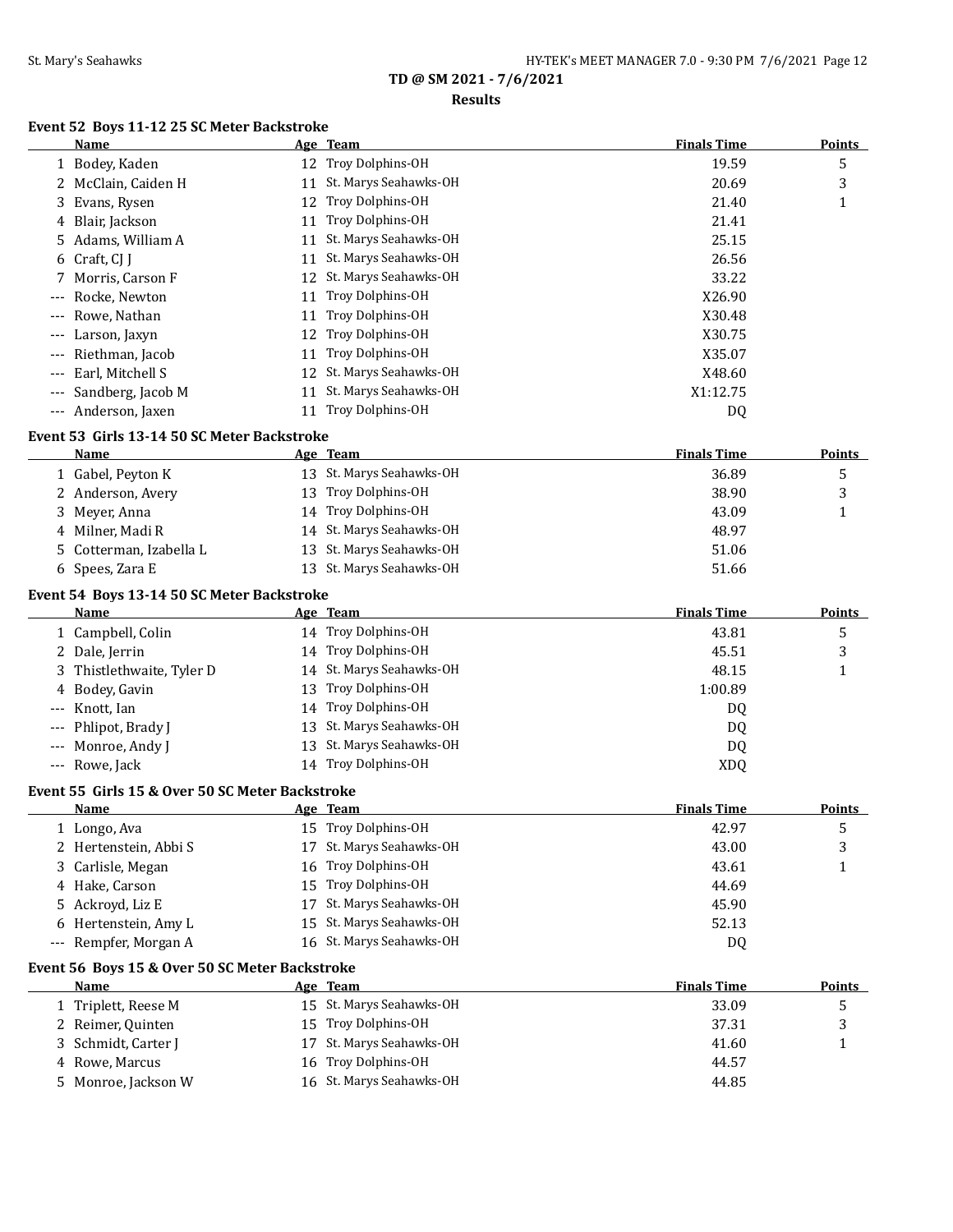**TD @ SM 2021 - 7/6/2021**

**Results**

### Event 52 Boys 11-12 25 SC Meter Backstroke

| | Name | Age | Team | Finals Time | Points |
|---|---|---|---|---|---|
| 1 | Bodey, Kaden | 12 | Troy Dolphins-OH | 19.59 | 5 |
| 2 | McClain, Caiden H | 11 | St. Marys Seahawks-OH | 20.69 | 3 |
| 3 | Evans, Rysen | 12 | Troy Dolphins-OH | 21.40 | 1 |
| 4 | Blair, Jackson | 11 | Troy Dolphins-OH | 21.41 | |
| 5 | Adams, William A | 11 | St. Marys Seahawks-OH | 25.15 | |
| 6 | Craft, CJ J | 11 | St. Marys Seahawks-OH | 26.56 | |
| 7 | Morris, Carson F | 12 | St. Marys Seahawks-OH | 33.22 | |
| --- | Rocke, Newton | 11 | Troy Dolphins-OH | X26.90 | |
| --- | Rowe, Nathan | 11 | Troy Dolphins-OH | X30.48 | |
| --- | Larson, Jaxyn | 12 | Troy Dolphins-OH | X30.75 | |
| --- | Riethman, Jacob | 11 | Troy Dolphins-OH | X35.07 | |
| --- | Earl, Mitchell S | 12 | St. Marys Seahawks-OH | X48.60 | |
| --- | Sandberg, Jacob M | 11 | St. Marys Seahawks-OH | X1:12.75 | |
| --- | Anderson, Jaxen | 11 | Troy Dolphins-OH | DQ | |

### Event 53 Girls 13-14 50 SC Meter Backstroke

| | Name | Age | Team | Finals Time | Points |
|---|---|---|---|---|---|
| 1 | Gabel, Peyton K | 13 | St. Marys Seahawks-OH | 36.89 | 5 |
| 2 | Anderson, Avery | 13 | Troy Dolphins-OH | 38.90 | 3 |
| 3 | Meyer, Anna | 14 | Troy Dolphins-OH | 43.09 | 1 |
| 4 | Milner, Madi R | 14 | St. Marys Seahawks-OH | 48.97 | |
| 5 | Cotterman, Izabella L | 13 | St. Marys Seahawks-OH | 51.06 | |
| 6 | Spees, Zara E | 13 | St. Marys Seahawks-OH | 51.66 | |

### Event 54 Boys 13-14 50 SC Meter Backstroke

| | Name | Age | Team | Finals Time | Points |
|---|---|---|---|---|---|
| 1 | Campbell, Colin | 14 | Troy Dolphins-OH | 43.81 | 5 |
| 2 | Dale, Jerrin | 14 | Troy Dolphins-OH | 45.51 | 3 |
| 3 | Thistlethwaite, Tyler D | 14 | St. Marys Seahawks-OH | 48.15 | 1 |
| 4 | Bodey, Gavin | 13 | Troy Dolphins-OH | 1:00.89 | |
| --- | Knott, Ian | 14 | Troy Dolphins-OH | DQ | |
| --- | Phlipot, Brady J | 13 | St. Marys Seahawks-OH | DQ | |
| --- | Monroe, Andy J | 13 | St. Marys Seahawks-OH | DQ | |
| --- | Rowe, Jack | 14 | Troy Dolphins-OH | XDQ | |

### Event 55 Girls 15 & Over 50 SC Meter Backstroke

| | Name | Age | Team | Finals Time | Points |
|---|---|---|---|---|---|
| 1 | Longo, Ava | 15 | Troy Dolphins-OH | 42.97 | 5 |
| 2 | Hertenstein, Abbi S | 17 | St. Marys Seahawks-OH | 43.00 | 3 |
| 3 | Carlisle, Megan | 16 | Troy Dolphins-OH | 43.61 | 1 |
| 4 | Hake, Carson | 15 | Troy Dolphins-OH | 44.69 | |
| 5 | Ackroyd, Liz E | 17 | St. Marys Seahawks-OH | 45.90 | |
| 6 | Hertenstein, Amy L | 15 | St. Marys Seahawks-OH | 52.13 | |
| --- | Rempfer, Morgan A | 16 | St. Marys Seahawks-OH | DQ | |

### Event 56 Boys 15 & Over 50 SC Meter Backstroke

| | Name | Age | Team | Finals Time | Points |
|---|---|---|---|---|---|
| 1 | Triplett, Reese M | 15 | St. Marys Seahawks-OH | 33.09 | 5 |
| 2 | Reimer, Quinten | 15 | Troy Dolphins-OH | 37.31 | 3 |
| 3 | Schmidt, Carter J | 17 | St. Marys Seahawks-OH | 41.60 | 1 |
| 4 | Rowe, Marcus | 16 | Troy Dolphins-OH | 44.57 | |
| 5 | Monroe, Jackson W | 16 | St. Marys Seahawks-OH | 44.85 | |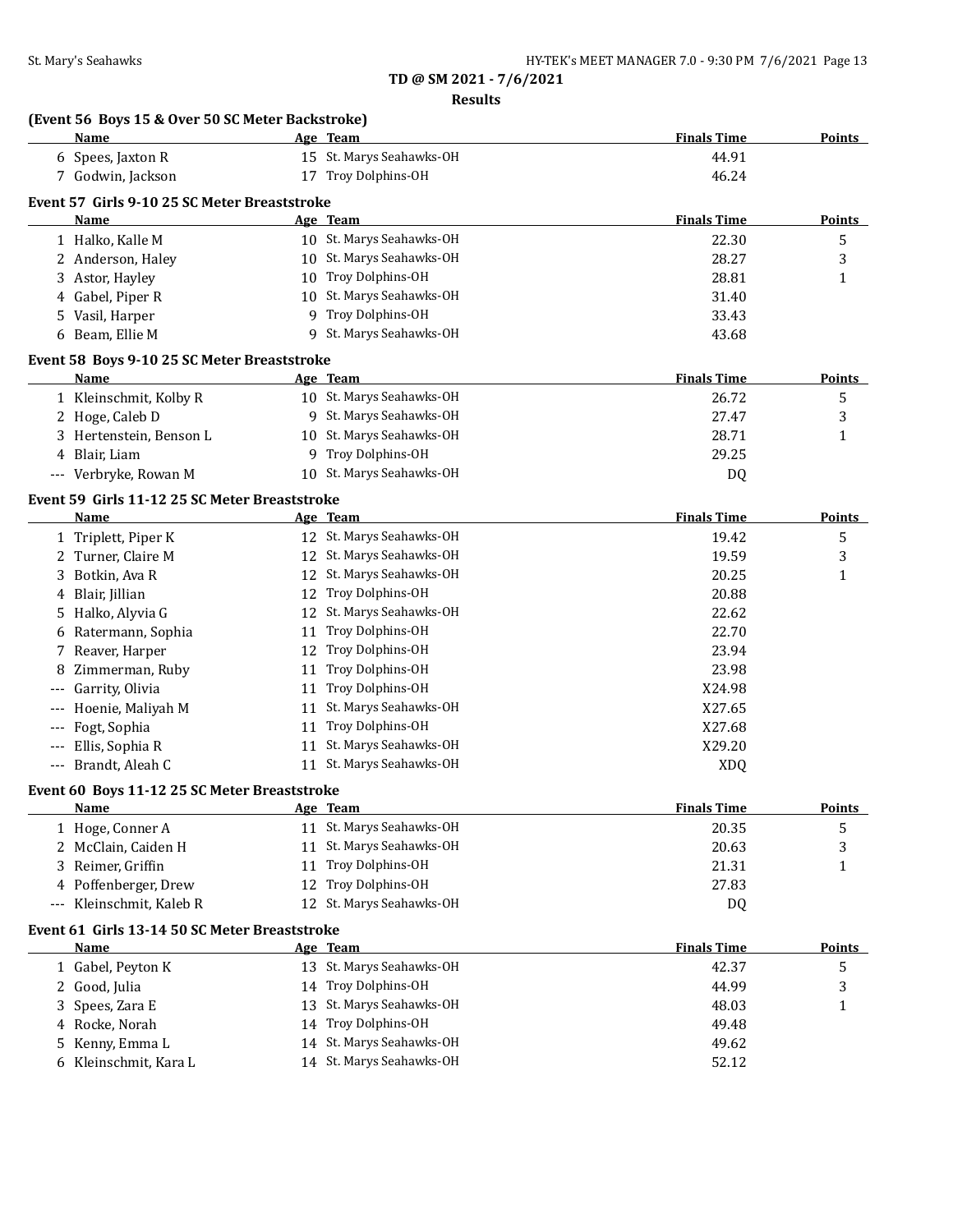**TD @ SM 2021 - 7/6/2021**

**Results**

### (Event 56 Boys 15 & Over 50 SC Meter Backstroke)

| | Name | Age | Team | Finals Time | Points |
|---|---|---|---|---|---|
| 6 | Spees, Jaxton R | 15 | St. Marys Seahawks-OH | 44.91 | |
| 7 | Godwin, Jackson | 17 | Troy Dolphins-OH | 46.24 | |

### Event 57 Girls 9-10 25 SC Meter Breaststroke

| | Name | Age | Team | Finals Time | Points |
|---|---|---|---|---|---|
| 1 | Halko, Kalle M | 10 | St. Marys Seahawks-OH | 22.30 | 5 |
| 2 | Anderson, Haley | 10 | St. Marys Seahawks-OH | 28.27 | 3 |
| 3 | Astor, Hayley | 10 | Troy Dolphins-OH | 28.81 | 1 |
| 4 | Gabel, Piper R | 10 | St. Marys Seahawks-OH | 31.40 | |
| 5 | Vasil, Harper | 9 | Troy Dolphins-OH | 33.43 | |
| 6 | Beam, Ellie M | 9 | St. Marys Seahawks-OH | 43.68 | |

### Event 58 Boys 9-10 25 SC Meter Breaststroke

| | Name | Age | Team | Finals Time | Points |
|---|---|---|---|---|---|
| 1 | Kleinschmit, Kolby R | 10 | St. Marys Seahawks-OH | 26.72 | 5 |
| 2 | Hoge, Caleb D | 9 | St. Marys Seahawks-OH | 27.47 | 3 |
| 3 | Hertenstein, Benson L | 10 | St. Marys Seahawks-OH | 28.71 | 1 |
| 4 | Blair, Liam | 9 | Troy Dolphins-OH | 29.25 | |
| --- | Verbryke, Rowan M | 10 | St. Marys Seahawks-OH | DQ | |

### Event 59 Girls 11-12 25 SC Meter Breaststroke

| | Name | Age | Team | Finals Time | Points |
|---|---|---|---|---|---|
| 1 | Triplett, Piper K | 12 | St. Marys Seahawks-OH | 19.42 | 5 |
| 2 | Turner, Claire M | 12 | St. Marys Seahawks-OH | 19.59 | 3 |
| 3 | Botkin, Ava R | 12 | St. Marys Seahawks-OH | 20.25 | 1 |
| 4 | Blair, Jillian | 12 | Troy Dolphins-OH | 20.88 | |
| 5 | Halko, Alyvia G | 12 | St. Marys Seahawks-OH | 22.62 | |
| 6 | Ratermann, Sophia | 11 | Troy Dolphins-OH | 22.70 | |
| 7 | Reaver, Harper | 12 | Troy Dolphins-OH | 23.94 | |
| 8 | Zimmerman, Ruby | 11 | Troy Dolphins-OH | 23.98 | |
| --- | Garrity, Olivia | 11 | Troy Dolphins-OH | X24.98 | |
| --- | Hoenie, Maliyah M | 11 | St. Marys Seahawks-OH | X27.65 | |
| --- | Fogt, Sophia | 11 | Troy Dolphins-OH | X27.68 | |
| --- | Ellis, Sophia R | 11 | St. Marys Seahawks-OH | X29.20 | |
| --- | Brandt, Aleah C | 11 | St. Marys Seahawks-OH | XDQ | |

### Event 60 Boys 11-12 25 SC Meter Breaststroke

| | Name | Age | Team | Finals Time | Points |
|---|---|---|---|---|---|
| 1 | Hoge, Conner A | 11 | St. Marys Seahawks-OH | 20.35 | 5 |
| 2 | McClain, Caiden H | 11 | St. Marys Seahawks-OH | 20.63 | 3 |
| 3 | Reimer, Griffin | 11 | Troy Dolphins-OH | 21.31 | 1 |
| 4 | Poffenberger, Drew | 12 | Troy Dolphins-OH | 27.83 | |
| --- | Kleinschmit, Kaleb R | 12 | St. Marys Seahawks-OH | DQ | |

### Event 61 Girls 13-14 50 SC Meter Breaststroke

| | Name | Age | Team | Finals Time | Points |
|---|---|---|---|---|---|
| 1 | Gabel, Peyton K | 13 | St. Marys Seahawks-OH | 42.37 | 5 |
| 2 | Good, Julia | 14 | Troy Dolphins-OH | 44.99 | 3 |
| 3 | Spees, Zara E | 13 | St. Marys Seahawks-OH | 48.03 | 1 |
| 4 | Rocke, Norah | 14 | Troy Dolphins-OH | 49.48 | |
| 5 | Kenny, Emma L | 14 | St. Marys Seahawks-OH | 49.62 | |
| 6 | Kleinschmit, Kara L | 14 | St. Marys Seahawks-OH | 52.12 | |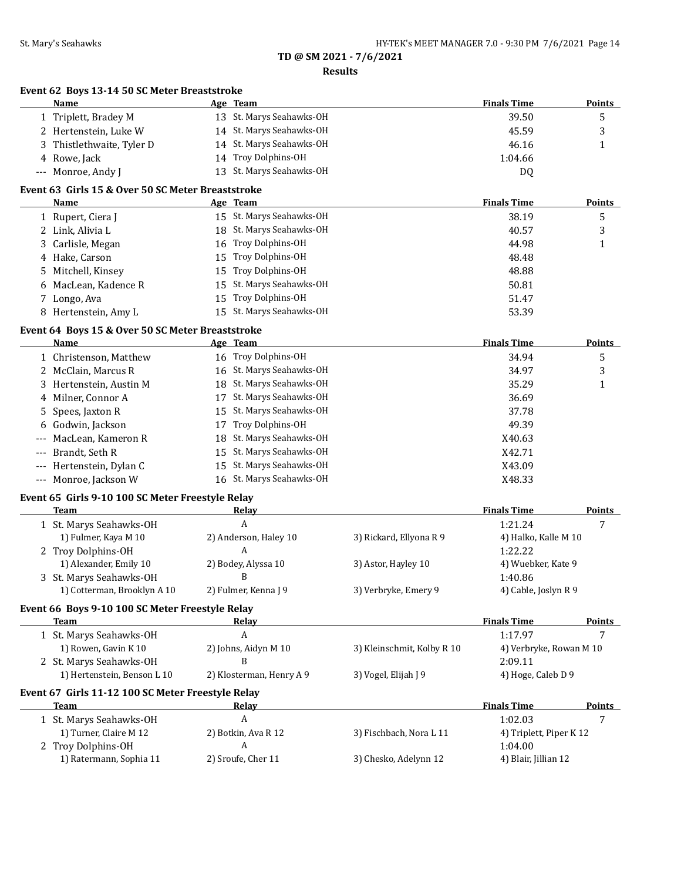**TD @ SM 2021 - 7/6/2021**

**Results**

### Event 62 Boys 13-14 50 SC Meter Breaststroke

| | Name | Age | Team | Finals Time | Points |
|---|---|---|---|---|---|
| 1 | Triplett, Bradey M | 13 | St. Marys Seahawks-OH | 39.50 | 5 |
| 2 | Hertenstein, Luke W | 14 | St. Marys Seahawks-OH | 45.59 | 3 |
| 3 | Thistlethwaite, Tyler D | 14 | St. Marys Seahawks-OH | 46.16 | 1 |
| 4 | Rowe, Jack | 14 | Troy Dolphins-OH | 1:04.66 | |
| --- | Monroe, Andy J | 13 | St. Marys Seahawks-OH | DQ | |

### Event 63 Girls 15 & Over 50 SC Meter Breaststroke

| | Name | Age | Team | Finals Time | Points |
|---|---|---|---|---|---|
| 1 | Rupert, Ciera J | 15 | St. Marys Seahawks-OH | 38.19 | 5 |
| 2 | Link, Alivia L | 18 | St. Marys Seahawks-OH | 40.57 | 3 |
| 3 | Carlisle, Megan | 16 | Troy Dolphins-OH | 44.98 | 1 |
| 4 | Hake, Carson | 15 | Troy Dolphins-OH | 48.48 | |
| 5 | Mitchell, Kinsey | 15 | Troy Dolphins-OH | 48.88 | |
| 6 | MacLean, Kadence R | 15 | St. Marys Seahawks-OH | 50.81 | |
| 7 | Longo, Ava | 15 | Troy Dolphins-OH | 51.47 | |
| 8 | Hertenstein, Amy L | 15 | St. Marys Seahawks-OH | 53.39 | |

### Event 64 Boys 15 & Over 50 SC Meter Breaststroke

| | Name | Age | Team | Finals Time | Points |
|---|---|---|---|---|---|
| 1 | Christenson, Matthew | 16 | Troy Dolphins-OH | 34.94 | 5 |
| 2 | McClain, Marcus R | 16 | St. Marys Seahawks-OH | 34.97 | 3 |
| 3 | Hertenstein, Austin M | 18 | St. Marys Seahawks-OH | 35.29 | 1 |
| 4 | Milner, Connor A | 17 | St. Marys Seahawks-OH | 36.69 | |
| 5 | Spees, Jaxton R | 15 | St. Marys Seahawks-OH | 37.78 | |
| 6 | Godwin, Jackson | 17 | Troy Dolphins-OH | 49.39 | |
| --- | MacLean, Kameron R | 18 | St. Marys Seahawks-OH | X40.63 | |
| --- | Brandt, Seth R | 15 | St. Marys Seahawks-OH | X42.71 | |
| --- | Hertenstein, Dylan C | 15 | St. Marys Seahawks-OH | X43.09 | |
| --- | Monroe, Jackson W | 16 | St. Marys Seahawks-OH | X48.33 | |

### Event 65 Girls 9-10 100 SC Meter Freestyle Relay

| | Team | Relay | | Finals Time | Points |
|---|---|---|---|---|---|
| 1 | St. Marys Seahawks-OH | A | | 1:21.24 | 7 |
| | 1) Fulmer, Kaya M 10 | 2) Anderson, Haley 10 | 3) Rickard, Ellyona R 9 | 4) Halko, Kalle M 10 | |
| 2 | Troy Dolphins-OH | A | | 1:22.22 | |
| | 1) Alexander, Emily 10 | 2) Bodey, Alyssa 10 | 3) Astor, Hayley 10 | 4) Wuebker, Kate 9 | |
| 3 | St. Marys Seahawks-OH | B | | 1:40.86 | |
| | 1) Cotterman, Brooklyn A 10 | 2) Fulmer, Kenna J 9 | 3) Verbryke, Emery 9 | 4) Cable, Joslyn R 9 | |

### Event 66 Boys 9-10 100 SC Meter Freestyle Relay

| | Team | Relay | | Finals Time | Points |
|---|---|---|---|---|---|
| 1 | St. Marys Seahawks-OH | A | | 1:17.97 | 7 |
| | 1) Rowen, Gavin K 10 | 2) Johns, Aidyn M 10 | 3) Kleinschmit, Kolby R 10 | 4) Verbryke, Rowan M 10 | |
| 2 | St. Marys Seahawks-OH | B | | 2:09.11 | |
| | 1) Hertenstein, Benson L 10 | 2) Klosterman, Henry A 9 | 3) Vogel, Elijah J 9 | 4) Hoge, Caleb D 9 | |

### Event 67 Girls 11-12 100 SC Meter Freestyle Relay

| | Team | Relay | | Finals Time | Points |
|---|---|---|---|---|---|
| 1 | St. Marys Seahawks-OH | A | | 1:02.03 | 7 |
| | 1) Turner, Claire M 12 | 2) Botkin, Ava R 12 | 3) Fischbach, Nora L 11 | 4) Triplett, Piper K 12 | |
| 2 | Troy Dolphins-OH | A | | 1:04.00 | |
| | 1) Ratermann, Sophia 11 | 2) Sroufe, Cher 11 | 3) Chesko, Adelynn 12 | 4) Blair, Jillian 12 | |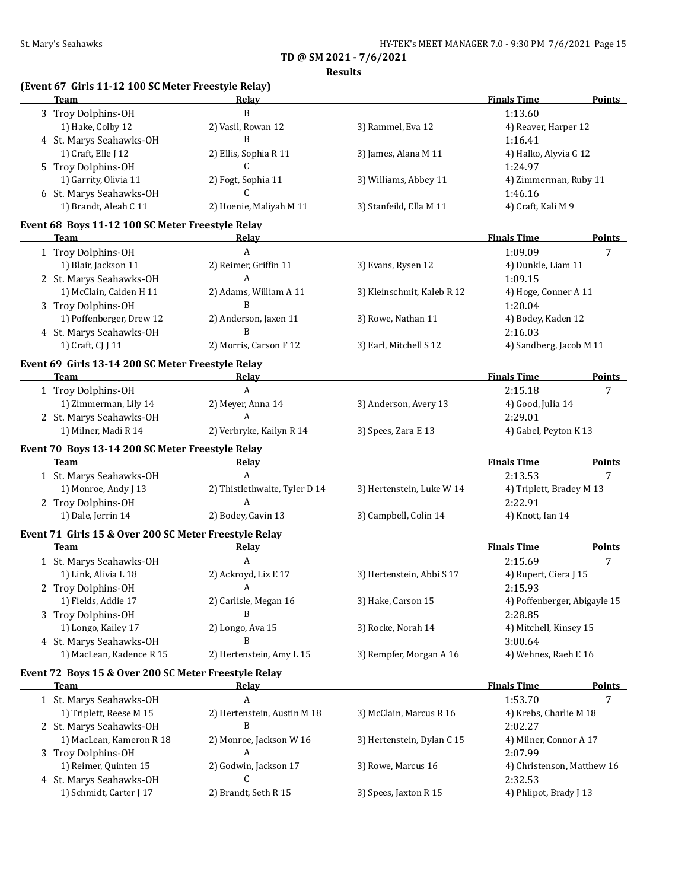**TD @ SM 2021 - 7/6/2021**

**Results**

### (Event 67 Girls 11-12 100 SC Meter Freestyle Relay)

| | Team | Relay | | Finals Time | Points |
|---|---|---|---|---|---|
| 3 | Troy Dolphins-OH | B | | 1:13.60 | |
| | 1) Hake, Colby 12 | 2) Vasil, Rowan 12 | 3) Rammel, Eva 12 | 4) Reaver, Harper 12 | |
| 4 | St. Marys Seahawks-OH | B | | 1:16.41 | |
| | 1) Craft, Elle J 12 | 2) Ellis, Sophia R 11 | 3) James, Alana M 11 | 4) Halko, Alyvia G 12 | |
| 5 | Troy Dolphins-OH | C | | 1:24.97 | |
| | 1) Garrity, Olivia 11 | 2) Fogt, Sophia 11 | 3) Williams, Abbey 11 | 4) Zimmerman, Ruby 11 | |
| 6 | St. Marys Seahawks-OH | C | | 1:46.16 | |
| | 1) Brandt, Aleah C 11 | 2) Hoenie, Maliyah M 11 | 3) Stanfeild, Ella M 11 | 4) Craft, Kali M 9 | |

### Event 68 Boys 11-12 100 SC Meter Freestyle Relay

| | Team | Relay | | Finals Time | Points |
|---|---|---|---|---|---|
| 1 | Troy Dolphins-OH | A | | 1:09.09 | 7 |
| | 1) Blair, Jackson 11 | 2) Reimer, Griffin 11 | 3) Evans, Rysen 12 | 4) Dunkle, Liam 11 | |
| 2 | St. Marys Seahawks-OH | A | | 1:09.15 | |
| | 1) McClain, Caiden H 11 | 2) Adams, William A 11 | 3) Kleinschmit, Kaleb R 12 | 4) Hoge, Conner A 11 | |
| 3 | Troy Dolphins-OH | B | | 1:20.04 | |
| | 1) Poffenberger, Drew 12 | 2) Anderson, Jaxen 11 | 3) Rowe, Nathan 11 | 4) Bodey, Kaden 12 | |
| 4 | St. Marys Seahawks-OH | B | | 2:16.03 | |
| | 1) Craft, CJ J 11 | 2) Morris, Carson F 12 | 3) Earl, Mitchell S 12 | 4) Sandberg, Jacob M 11 | |

### Event 69 Girls 13-14 200 SC Meter Freestyle Relay

| | Team | Relay | | Finals Time | Points |
|---|---|---|---|---|---|
| 1 | Troy Dolphins-OH | A | | 2:15.18 | 7 |
| | 1) Zimmerman, Lily 14 | 2) Meyer, Anna 14 | 3) Anderson, Avery 13 | 4) Good, Julia 14 | |
| 2 | St. Marys Seahawks-OH | A | | 2:29.01 | |
| | 1) Milner, Madi R 14 | 2) Verbryke, Kailyn R 14 | 3) Spees, Zara E 13 | 4) Gabel, Peyton K 13 | |

### Event 70 Boys 13-14 200 SC Meter Freestyle Relay

| | Team | Relay | | Finals Time | Points |
|---|---|---|---|---|---|
| 1 | St. Marys Seahawks-OH | A | | 2:13.53 | 7 |
| | 1) Monroe, Andy J 13 | 2) Thistlethwaite, Tyler D 14 | 3) Hertenstein, Luke W 14 | 4) Triplett, Bradey M 13 | |
| 2 | Troy Dolphins-OH | A | | 2:22.91 | |
| | 1) Dale, Jerrin 14 | 2) Bodey, Gavin 13 | 3) Campbell, Colin 14 | 4) Knott, Ian 14 | |

### Event 71 Girls 15 & Over 200 SC Meter Freestyle Relay

| | Team | Relay | | Finals Time | Points |
|---|---|---|---|---|---|
| 1 | St. Marys Seahawks-OH | A | | 2:15.69 | 7 |
| | 1) Link, Alivia L 18 | 2) Ackroyd, Liz E 17 | 3) Hertenstein, Abbi S 17 | 4) Rupert, Ciera J 15 | |
| 2 | Troy Dolphins-OH | A | | 2:15.93 | |
| | 1) Fields, Addie 17 | 2) Carlisle, Megan 16 | 3) Hake, Carson 15 | 4) Poffenberger, Abigayle 15 | |
| 3 | Troy Dolphins-OH | B | | 2:28.85 | |
| | 1) Longo, Kailey 17 | 2) Longo, Ava 15 | 3) Rocke, Norah 14 | 4) Mitchell, Kinsey 15 | |
| 4 | St. Marys Seahawks-OH | B | | 3:00.64 | |
| | 1) MacLean, Kadence R 15 | 2) Hertenstein, Amy L 15 | 3) Rempfer, Morgan A 16 | 4) Wehnes, Raeh E 16 | |

### Event 72 Boys 15 & Over 200 SC Meter Freestyle Relay

| | Team | Relay | | Finals Time | Points |
|---|---|---|---|---|---|
| 1 | St. Marys Seahawks-OH | A | | 1:53.70 | 7 |
| | 1) Triplett, Reese M 15 | 2) Hertenstein, Austin M 18 | 3) McClain, Marcus R 16 | 4) Krebs, Charlie M 18 | |
| 2 | St. Marys Seahawks-OH | B | | 2:02.27 | |
| | 1) MacLean, Kameron R 18 | 2) Monroe, Jackson W 16 | 3) Hertenstein, Dylan C 15 | 4) Milner, Connor A 17 | |
| 3 | Troy Dolphins-OH | A | | 2:07.99 | |
| | 1) Reimer, Quinten 15 | 2) Godwin, Jackson 17 | 3) Rowe, Marcus 16 | 4) Christenson, Matthew 16 | |
| 4 | St. Marys Seahawks-OH | C | | 2:32.53 | |
| | 1) Schmidt, Carter J 17 | 2) Brandt, Seth R 15 | 3) Spees, Jaxton R 15 | 4) Phlipot, Brady J 13 | |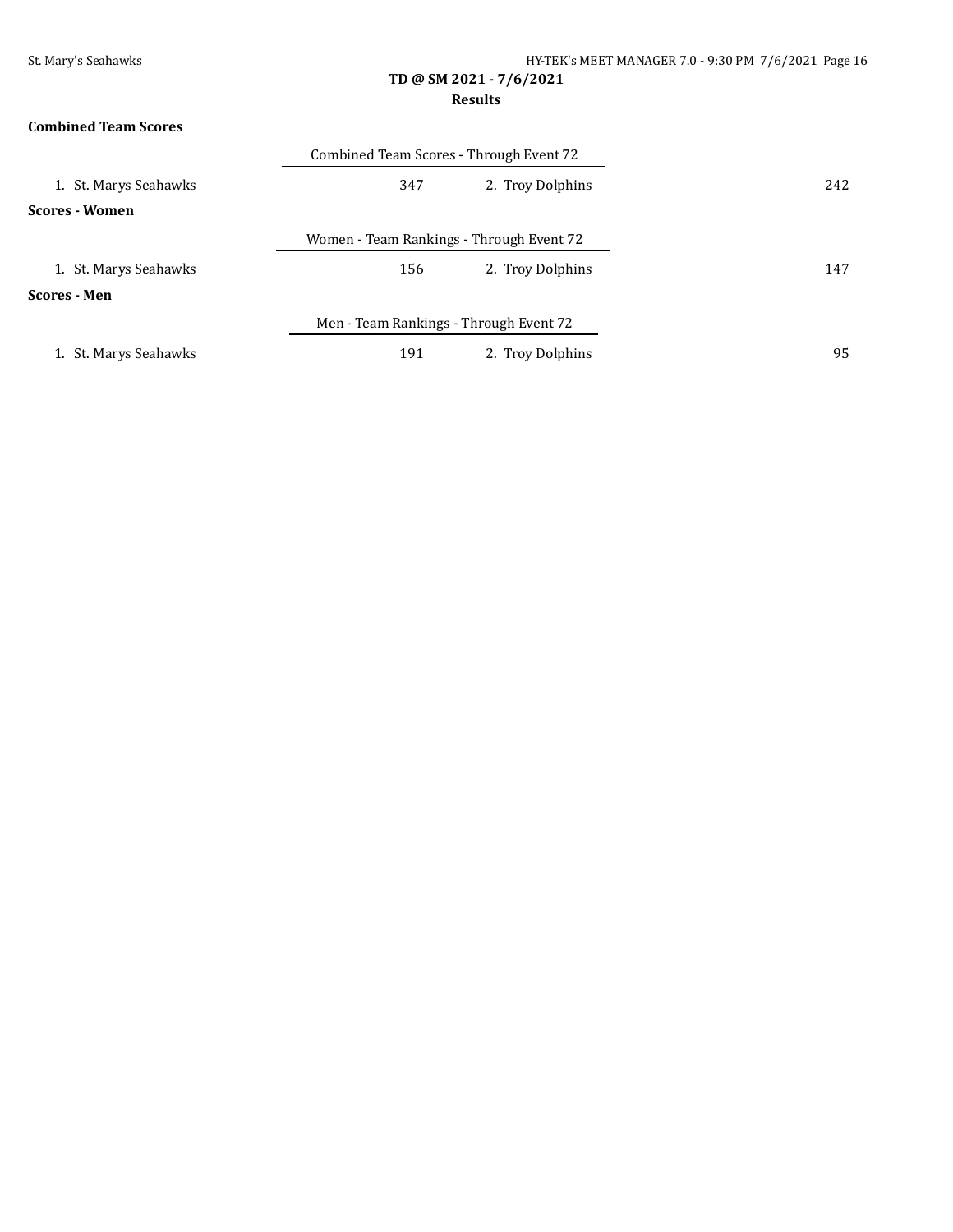**TD @ SM 2021 - 7/6/2021**

**Results**

**Combined Team Scores**

Combined Team Scores - Through Event 72

| | | | |
|---|---|---|---|
| 1. St. Marys Seahawks | 347 | 2. Troy Dolphins | 242 |

**Scores - Women**

Women - Team Rankings - Through Event 72

| | | | |
|---|---|---|---|
| 1. St. Marys Seahawks | 156 | 2. Troy Dolphins | 147 |

**Scores - Men**

Men - Team Rankings - Through Event 72

| | | | |
|---|---|---|---|
| 1. St. Marys Seahawks | 191 | 2. Troy Dolphins | 95 |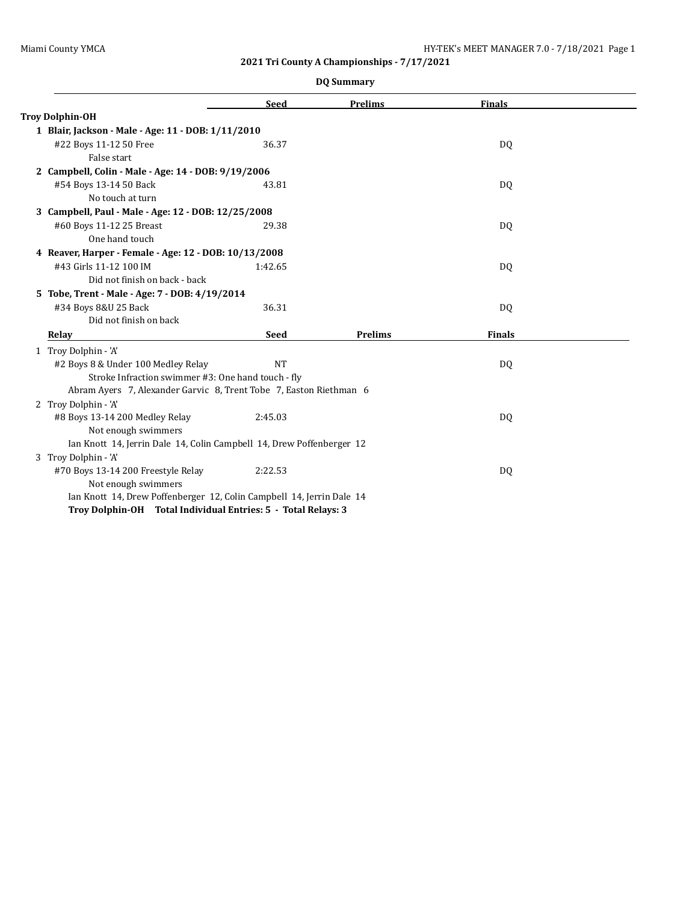## 2021 Tri County A Championships - 7/17/2021

### DQ Summary

| | Seed | Prelims | Finals |
|---|---|---|---|
| **Troy Dolphin-OH** | | | |
| **1 Blair, Jackson - Male - Age: 11 - DOB: 1/11/2010** | | | |
| #22 Boys 11-12 50 Free | 36.37 | | DQ |
| False start | | | |
| **2 Campbell, Colin - Male - Age: 14 - DOB: 9/19/2006** | | | |
| #54 Boys 13-14 50 Back | 43.81 | | DQ |
| No touch at turn | | | |
| **3 Campbell, Paul - Male - Age: 12 - DOB: 12/25/2008** | | | |
| #60 Boys 11-12 25 Breast | 29.38 | | DQ |
| One hand touch | | | |
| **4 Reaver, Harper - Female - Age: 12 - DOB: 10/13/2008** | | | |
| #43 Girls 11-12 100 IM | 1:42.65 | | DQ |
| Did not finish on back - back | | | |
| **5 Tobe, Trent - Male - Age: 7 - DOB: 4/19/2014** | | | |
| #34 Boys 8&U 25 Back | 36.31 | | DQ |
| Did not finish on back | | | |

| **Relay** | **Seed** | **Prelims** | **Finals** |
|---|---|---|---|
| 1 Troy Dolphin - 'A' | | | |
| #2 Boys 8 & Under 100 Medley Relay | NT | | DQ |
| Stroke Infraction swimmer #3: One hand touch - fly | | | |
| Abram Ayers 7, Alexander Garvic 8, Trent Tobe 7, Easton Riethman 6 | | | |
| 2 Troy Dolphin - 'A' | | | |
| #8 Boys 13-14 200 Medley Relay | 2:45.03 | | DQ |
| Not enough swimmers | | | |
| Ian Knott 14, Jerrin Dale 14, Colin Campbell 14, Drew Poffenberger 12 | | | |
| 3 Troy Dolphin - 'A' | | | |
| #70 Boys 13-14 200 Freestyle Relay | 2:22.53 | | DQ |
| Not enough swimmers | | | |
| Ian Knott 14, Drew Poffenberger 12, Colin Campbell 14, Jerrin Dale 14 | | | |

**Troy Dolphin-OH Total Individual Entries: 5 - Total Relays: 3**